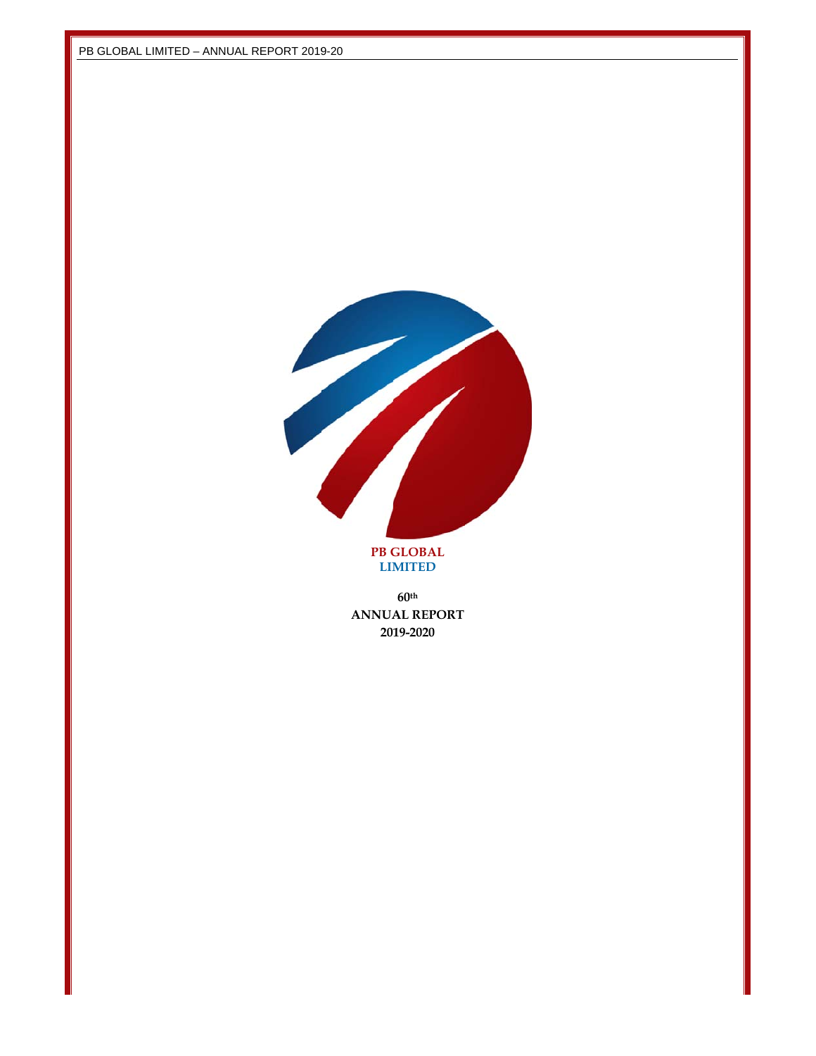PB GLOBAL
LIMITED

60th
ANNUAL REPORT
2019-2020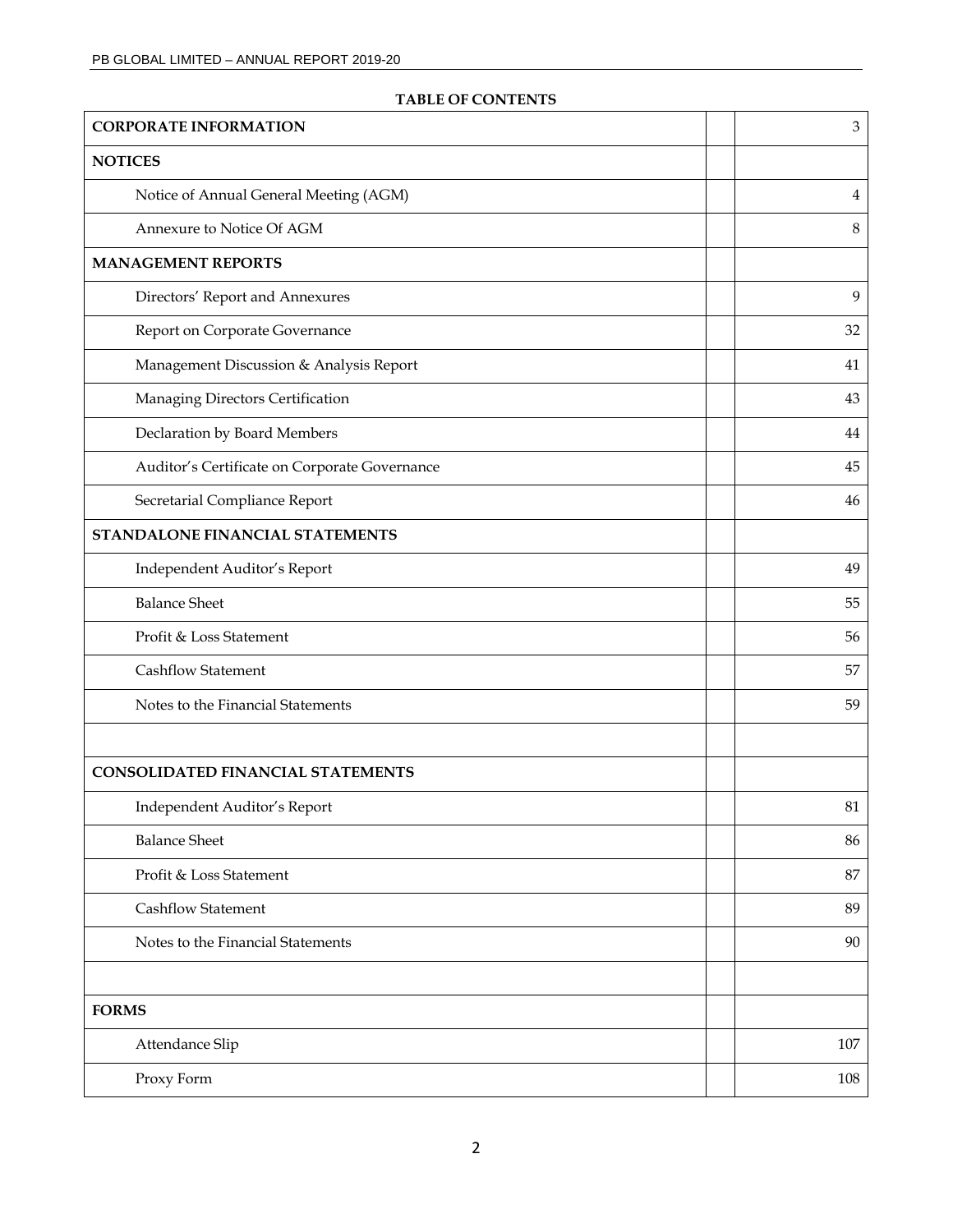**TABLE OF CONTENTS**

| | | |
|---|---|---|
| **CORPORATE INFORMATION** | | 3 |
| **NOTICES** | | |
| Notice of Annual General Meeting (AGM) | | 4 |
| Annexure to Notice Of AGM | | 8 |
| **MANAGEMENT REPORTS** | | |
| Directors' Report and Annexures | | 9 |
| Report on Corporate Governance | | 32 |
| Management Discussion & Analysis Report | | 41 |
| Managing Directors Certification | | 43 |
| Declaration by Board Members | | 44 |
| Auditor's Certificate on Corporate Governance | | 45 |
| Secretarial Compliance Report | | 46 |
| **STANDALONE FINANCIAL STATEMENTS** | | |
| Independent Auditor's Report | | 49 |
| Balance Sheet | | 55 |
| Profit & Loss Statement | | 56 |
| Cashflow Statement | | 57 |
| Notes to the Financial Statements | | 59 |
| | | |
| **CONSOLIDATED FINANCIAL STATEMENTS** | | |
| Independent Auditor's Report | | 81 |
| Balance Sheet | | 86 |
| Profit & Loss Statement | | 87 |
| Cashflow Statement | | 89 |
| Notes to the Financial Statements | | 90 |
| | | |
| **FORMS** | | |
| Attendance Slip | | 107 |
| Proxy Form | | 108 |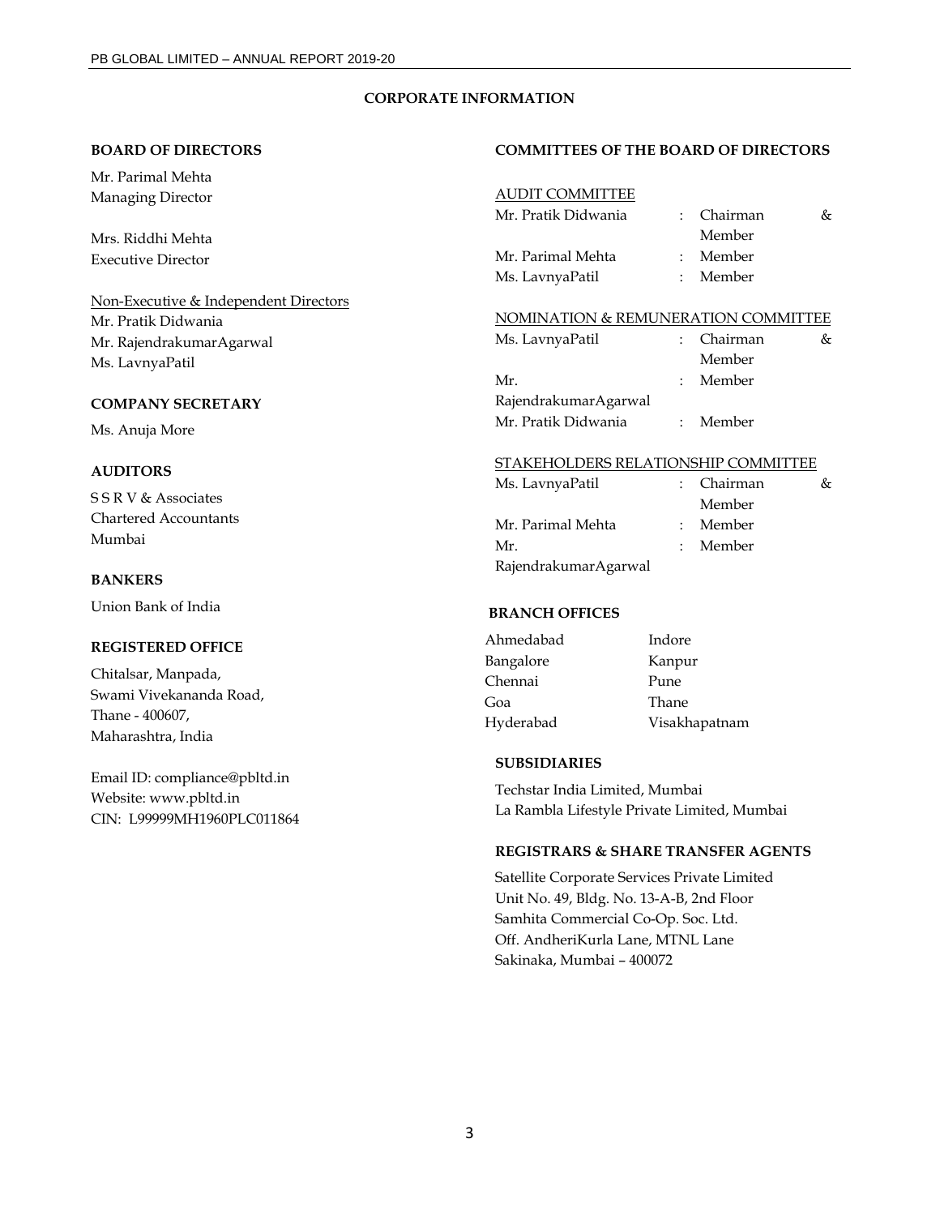# CORPORATE INFORMATION

## BOARD OF DIRECTORS

Mr. Parimal Mehta
Managing Director

Mrs. Riddhi Mehta
Executive Director

Non-Executive & Independent Directors
Mr. Pratik Didwania
Mr. RajendrakumarAgarwal
Ms. LavnyaPatil

## COMPANY SECRETARY

Ms. Anuja More

## AUDITORS

S S R V & Associates
Chartered Accountants
Mumbai

## BANKERS

Union Bank of India

## REGISTERED OFFICE

Chitalsar, Manpada,
Swami Vivekananda Road,
Thane - 400607,
Maharashtra, India

Email ID: compliance@pbltd.in
Website: www.pbltd.in
CIN: L99999MH1960PLC011864

## COMMITTEES OF THE BOARD OF DIRECTORS

AUDIT COMMITTEE

| | | |
|---|---|---|
| Mr. Pratik Didwania | : | Chairman & Member |
| Mr. Parimal Mehta | : | Member |
| Ms. LavnyaPatil | : | Member |

NOMINATION & REMUNERATION COMMITTEE

| | | |
|---|---|---|
| Ms. LavnyaPatil | : | Chairman & Member |
| Mr. RajendrakumarAgarwal | : | Member |
| Mr. Pratik Didwania | : | Member |

STAKEHOLDERS RELATIONSHIP COMMITTEE

| | | |
|---|---|---|
| Ms. LavnyaPatil | : | Chairman & Member |
| Mr. Parimal Mehta | : | Member |
| Mr. RajendrakumarAgarwal | : | Member |

## BRANCH OFFICES

| | |
|---|---|
| Ahmedabad | Indore |
| Bangalore | Kanpur |
| Chennai | Pune |
| Goa | Thane |
| Hyderabad | Visakhapatnam |

## SUBSIDIARIES

Techstar India Limited, Mumbai
La Rambla Lifestyle Private Limited, Mumbai

## REGISTRARS & SHARE TRANSFER AGENTS

Satellite Corporate Services Private Limited
Unit No. 49, Bldg. No. 13-A-B, 2nd Floor
Samhita Commercial Co-Op. Soc. Ltd.
Off. AndheriKurla Lane, MTNL Lane
Sakinaka, Mumbai – 400072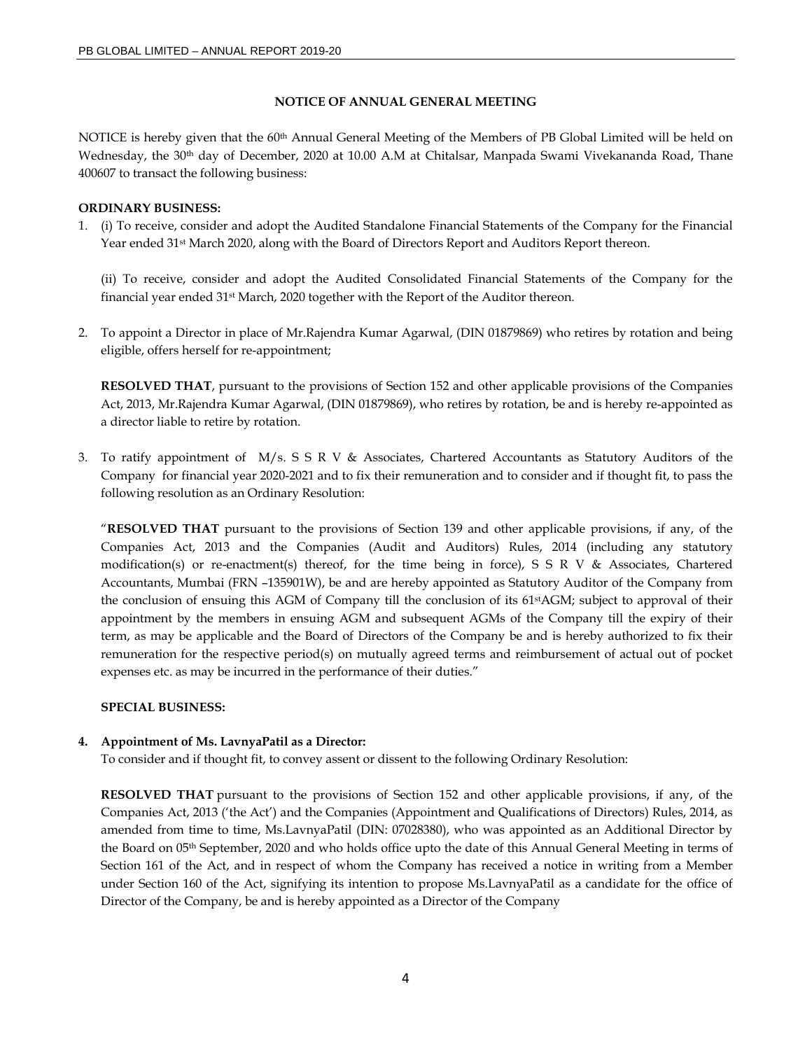## NOTICE OF ANNUAL GENERAL MEETING

NOTICE is hereby given that the 60th Annual General Meeting of the Members of PB Global Limited will be held on Wednesday, the 30th day of December, 2020 at 10.00 A.M at Chitalsar, Manpada Swami Vivekananda Road, Thane 400607 to transact the following business:

**ORDINARY BUSINESS:**

1. (i) To receive, consider and adopt the Audited Standalone Financial Statements of the Company for the Financial Year ended 31st March 2020, along with the Board of Directors Report and Auditors Report thereon.

   (ii) To receive, consider and adopt the Audited Consolidated Financial Statements of the Company for the financial year ended 31st March, 2020 together with the Report of the Auditor thereon.

2. To appoint a Director in place of Mr.Rajendra Kumar Agarwal, (DIN 01879869) who retires by rotation and being eligible, offers herself for re-appointment;

   **RESOLVED THAT**, pursuant to the provisions of Section 152 and other applicable provisions of the Companies Act, 2013, Mr.Rajendra Kumar Agarwal, (DIN 01879869), who retires by rotation, be and is hereby re-appointed as a director liable to retire by rotation.

3. To ratify appointment of M/s. S S R V & Associates, Chartered Accountants as Statutory Auditors of the Company for financial year 2020-2021 and to fix their remuneration and to consider and if thought fit, to pass the following resolution as an Ordinary Resolution:

   "**RESOLVED THAT** pursuant to the provisions of Section 139 and other applicable provisions, if any, of the Companies Act, 2013 and the Companies (Audit and Auditors) Rules, 2014 (including any statutory modification(s) or re-enactment(s) thereof, for the time being in force), S S R V & Associates, Chartered Accountants, Mumbai (FRN –135901W), be and are hereby appointed as Statutory Auditor of the Company from the conclusion of ensuing this AGM of Company till the conclusion of its 61stAGM; subject to approval of their appointment by the members in ensuing AGM and subsequent AGMs of the Company till the expiry of their term, as may be applicable and the Board of Directors of the Company be and is hereby authorized to fix their remuneration for the respective period(s) on mutually agreed terms and reimbursement of actual out of pocket expenses etc. as may be incurred in the performance of their duties."

**SPECIAL BUSINESS:**

4. **Appointment of Ms. LavnyaPatil as a Director:**

   To consider and if thought fit, to convey assent or dissent to the following Ordinary Resolution:

   **RESOLVED THAT** pursuant to the provisions of Section 152 and other applicable provisions, if any, of the Companies Act, 2013 ('the Act') and the Companies (Appointment and Qualifications of Directors) Rules, 2014, as amended from time to time, Ms.LavnyaPatil (DIN: 07028380), who was appointed as an Additional Director by the Board on 05th September, 2020 and who holds office upto the date of this Annual General Meeting in terms of Section 161 of the Act, and in respect of whom the Company has received a notice in writing from a Member under Section 160 of the Act, signifying its intention to propose Ms.LavnyaPatil as a candidate for the office of Director of the Company, be and is hereby appointed as a Director of the Company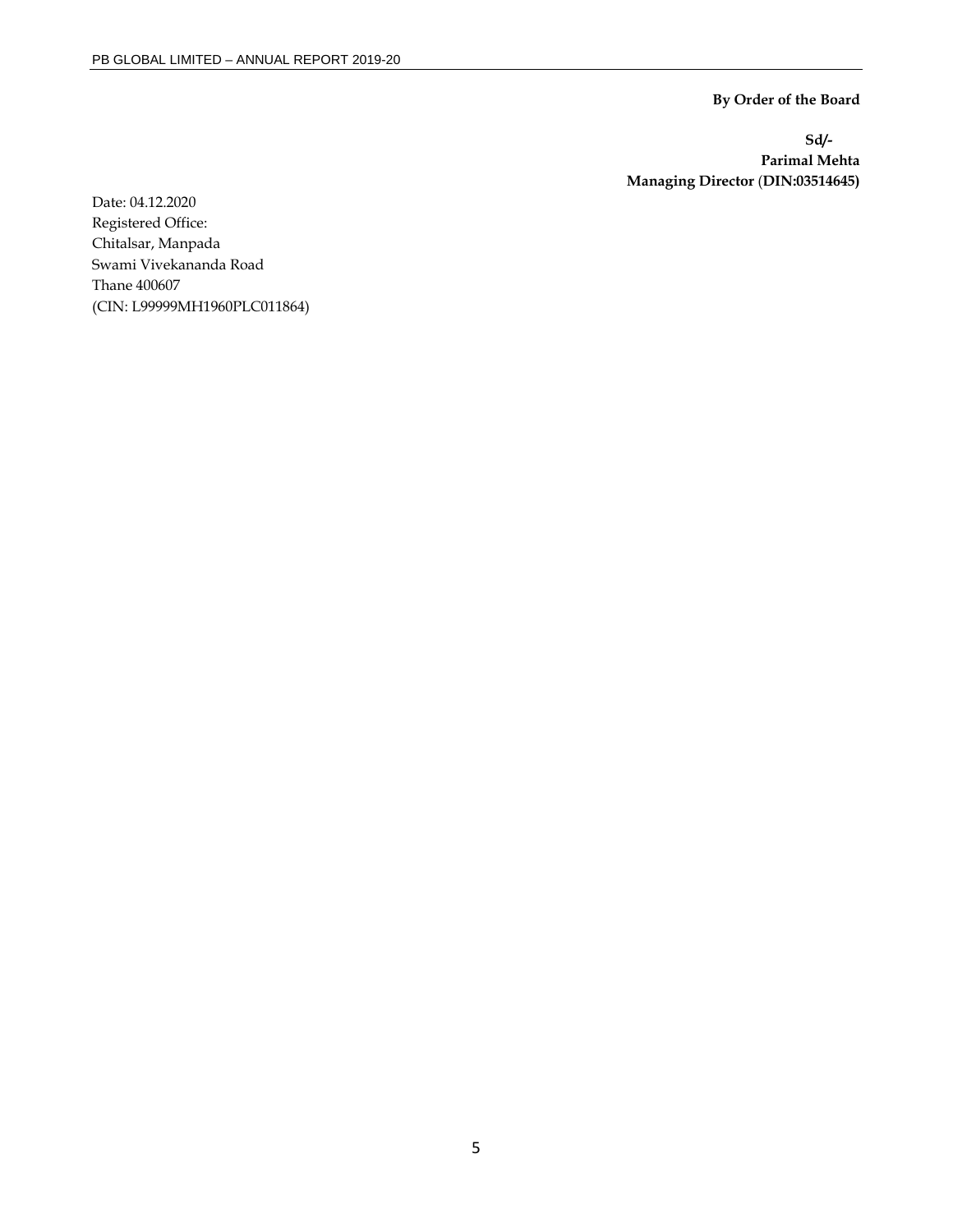**By Order of the Board**

**Sd/-**
**Parimal Mehta**
**Managing Director (DIN:03514645)**

Date: 04.12.2020
Registered Office:
Chitalsar, Manpada
Swami Vivekananda Road
Thane 400607
(CIN: L99999MH1960PLC011864)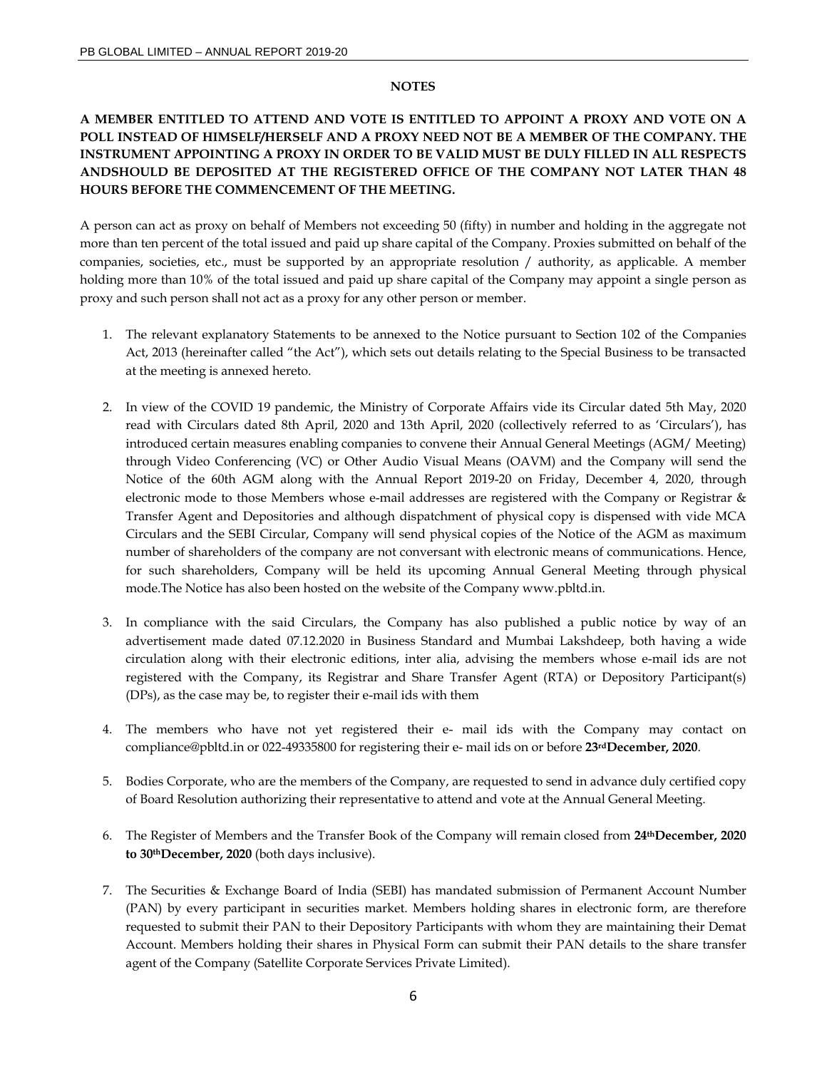## NOTES

**A MEMBER ENTITLED TO ATTEND AND VOTE IS ENTITLED TO APPOINT A PROXY AND VOTE ON A POLL INSTEAD OF HIMSELF/HERSELF AND A PROXY NEED NOT BE A MEMBER OF THE COMPANY. THE INSTRUMENT APPOINTING A PROXY IN ORDER TO BE VALID MUST BE DULY FILLED IN ALL RESPECTS ANDSHOULD BE DEPOSITED AT THE REGISTERED OFFICE OF THE COMPANY NOT LATER THAN 48 HOURS BEFORE THE COMMENCEMENT OF THE MEETING.**

A person can act as proxy on behalf of Members not exceeding 50 (fifty) in number and holding in the aggregate not more than ten percent of the total issued and paid up share capital of the Company. Proxies submitted on behalf of the companies, societies, etc., must be supported by an appropriate resolution / authority, as applicable. A member holding more than 10% of the total issued and paid up share capital of the Company may appoint a single person as proxy and such person shall not act as a proxy for any other person or member.

1. The relevant explanatory Statements to be annexed to the Notice pursuant to Section 102 of the Companies Act, 2013 (hereinafter called "the Act"), which sets out details relating to the Special Business to be transacted at the meeting is annexed hereto.

2. In view of the COVID 19 pandemic, the Ministry of Corporate Affairs vide its Circular dated 5th May, 2020 read with Circulars dated 8th April, 2020 and 13th April, 2020 (collectively referred to as 'Circulars'), has introduced certain measures enabling companies to convene their Annual General Meetings (AGM/ Meeting) through Video Conferencing (VC) or Other Audio Visual Means (OAVM) and the Company will send the Notice of the 60th AGM along with the Annual Report 2019-20 on Friday, December 4, 2020, through electronic mode to those Members whose e-mail addresses are registered with the Company or Registrar & Transfer Agent and Depositories and although dispatchment of physical copy is dispensed with vide MCA Circulars and the SEBI Circular, Company will send physical copies of the Notice of the AGM as maximum number of shareholders of the company are not conversant with electronic means of communications. Hence, for such shareholders, Company will be held its upcoming Annual General Meeting through physical mode.The Notice has also been hosted on the website of the Company www.pbltd.in.

3. In compliance with the said Circulars, the Company has also published a public notice by way of an advertisement made dated 07.12.2020 in Business Standard and Mumbai Lakshdeep, both having a wide circulation along with their electronic editions, inter alia, advising the members whose e-mail ids are not registered with the Company, its Registrar and Share Transfer Agent (RTA) or Depository Participant(s) (DPs), as the case may be, to register their e-mail ids with them

4. The members who have not yet registered their e- mail ids with the Company may contact on compliance@pbltd.in or 022-49335800 for registering their e- mail ids on or before **23rdDecember, 2020**.

5. Bodies Corporate, who are the members of the Company, are requested to send in advance duly certified copy of Board Resolution authorizing their representative to attend and vote at the Annual General Meeting.

6. The Register of Members and the Transfer Book of the Company will remain closed from **24thDecember, 2020 to 30thDecember, 2020** (both days inclusive).

7. The Securities & Exchange Board of India (SEBI) has mandated submission of Permanent Account Number (PAN) by every participant in securities market. Members holding shares in electronic form, are therefore requested to submit their PAN to their Depository Participants with whom they are maintaining their Demat Account. Members holding their shares in Physical Form can submit their PAN details to the share transfer agent of the Company (Satellite Corporate Services Private Limited).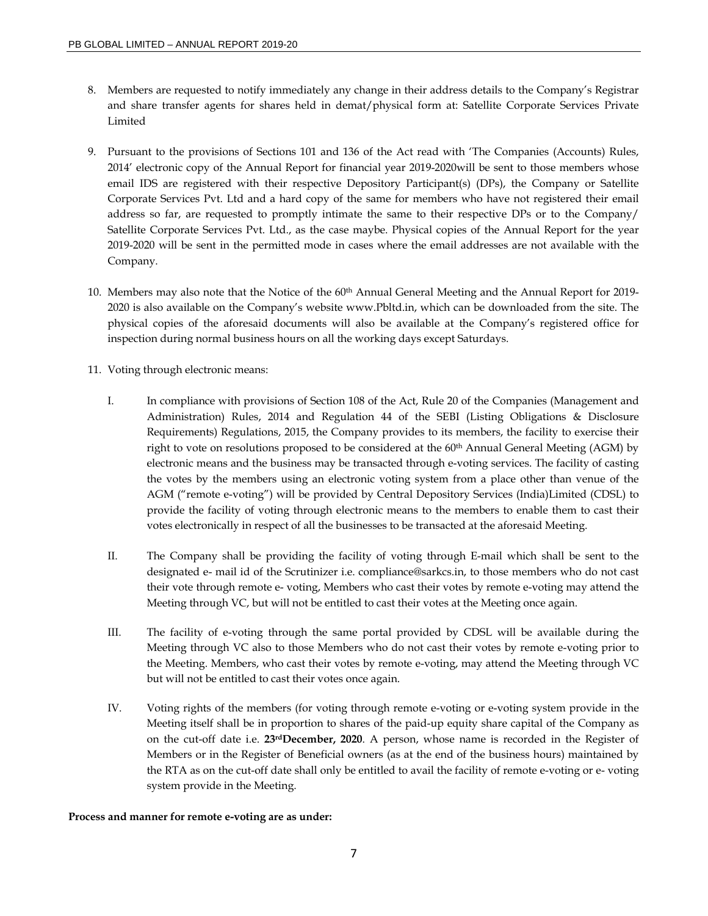8. Members are requested to notify immediately any change in their address details to the Company's Registrar and share transfer agents for shares held in demat/physical form at: Satellite Corporate Services Private Limited

9. Pursuant to the provisions of Sections 101 and 136 of the Act read with 'The Companies (Accounts) Rules, 2014' electronic copy of the Annual Report for financial year 2019-2020will be sent to those members whose email IDS are registered with their respective Depository Participant(s) (DPs), the Company or Satellite Corporate Services Pvt. Ltd and a hard copy of the same for members who have not registered their email address so far, are requested to promptly intimate the same to their respective DPs or to the Company/ Satellite Corporate Services Pvt. Ltd., as the case maybe. Physical copies of the Annual Report for the year 2019-2020 will be sent in the permitted mode in cases where the email addresses are not available with the Company.

10. Members may also note that the Notice of the 60th Annual General Meeting and the Annual Report for 2019-2020 is also available on the Company's website www.Pbltd.in, which can be downloaded from the site. The physical copies of the aforesaid documents will also be available at the Company's registered office for inspection during normal business hours on all the working days except Saturdays.

11. Voting through electronic means:

    I. In compliance with provisions of Section 108 of the Act, Rule 20 of the Companies (Management and Administration) Rules, 2014 and Regulation 44 of the SEBI (Listing Obligations & Disclosure Requirements) Regulations, 2015, the Company provides to its members, the facility to exercise their right to vote on resolutions proposed to be considered at the 60th Annual General Meeting (AGM) by electronic means and the business may be transacted through e-voting services. The facility of casting the votes by the members using an electronic voting system from a place other than venue of the AGM ("remote e-voting") will be provided by Central Depository Services (India)Limited (CDSL) to provide the facility of voting through electronic means to the members to enable them to cast their votes electronically in respect of all the businesses to be transacted at the aforesaid Meeting.

    II. The Company shall be providing the facility of voting through E-mail which shall be sent to the designated e- mail id of the Scrutinizer i.e. compliance@sarkcs.in, to those members who do not cast their vote through remote e- voting, Members who cast their votes by remote e-voting may attend the Meeting through VC, but will not be entitled to cast their votes at the Meeting once again.

    III. The facility of e-voting through the same portal provided by CDSL will be available during the Meeting through VC also to those Members who do not cast their votes by remote e-voting prior to the Meeting. Members, who cast their votes by remote e-voting, may attend the Meeting through VC but will not be entitled to cast their votes once again.

    IV. Voting rights of the members (for voting through remote e-voting or e-voting system provide in the Meeting itself shall be in proportion to shares of the paid-up equity share capital of the Company as on the cut-off date i.e. **23rdDecember, 2020**. A person, whose name is recorded in the Register of Members or in the Register of Beneficial owners (as at the end of the business hours) maintained by the RTA as on the cut-off date shall only be entitled to avail the facility of remote e-voting or e- voting system provide in the Meeting.

**Process and manner for remote e-voting are as under:**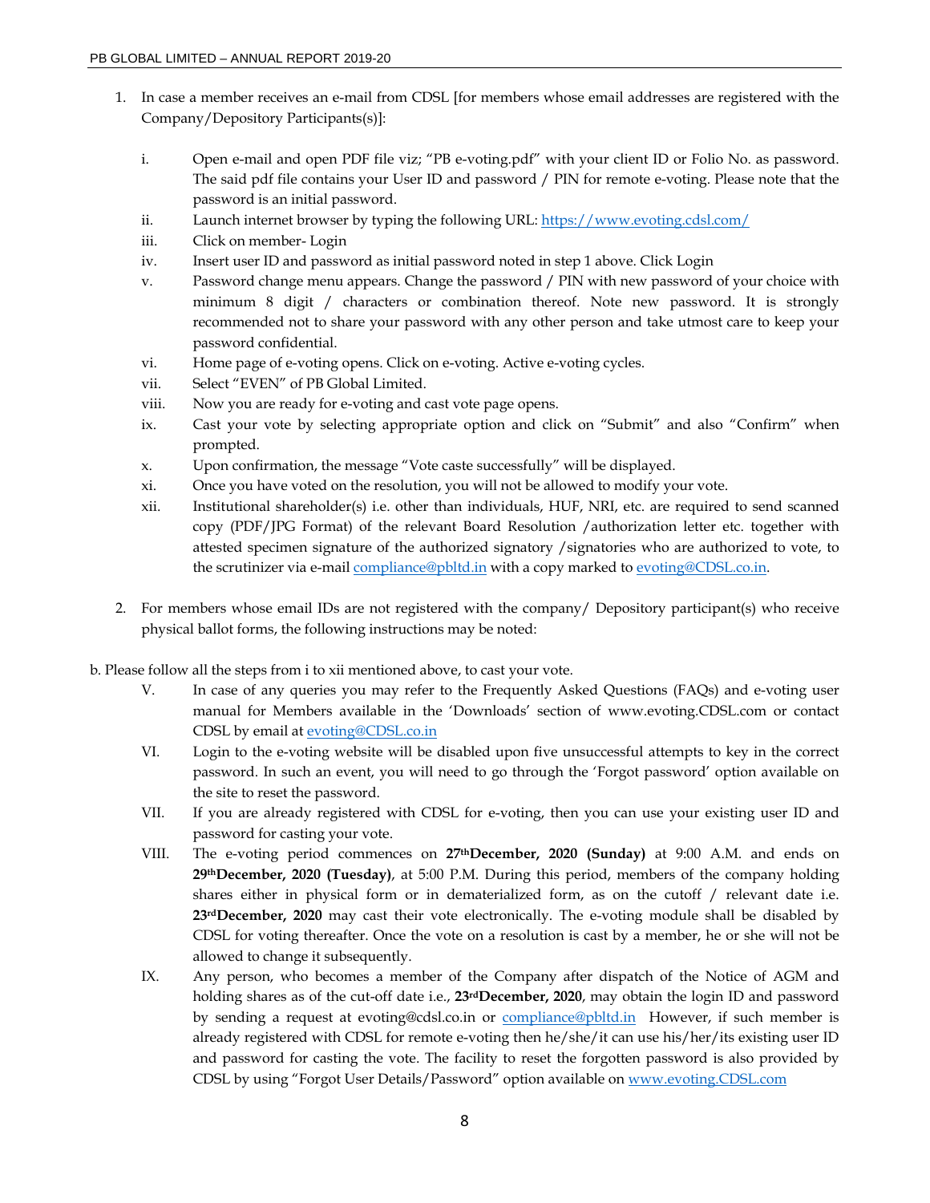1. In case a member receives an e-mail from CDSL [for members whose email addresses are registered with the Company/Depository Participants(s)]:

   i. Open e-mail and open PDF file viz; "PB e-voting.pdf" with your client ID or Folio No. as password. The said pdf file contains your User ID and password / PIN for remote e-voting. Please note that the password is an initial password.
   ii. Launch internet browser by typing the following URL: https://www.evoting.cdsl.com/
   iii. Click on member- Login
   iv. Insert user ID and password as initial password noted in step 1 above. Click Login
   v. Password change menu appears. Change the password / PIN with new password of your choice with minimum 8 digit / characters or combination thereof. Note new password. It is strongly recommended not to share your password with any other person and take utmost care to keep your password confidential.
   vi. Home page of e-voting opens. Click on e-voting. Active e-voting cycles.
   vii. Select "EVEN" of PB Global Limited.
   viii. Now you are ready for e-voting and cast vote page opens.
   ix. Cast your vote by selecting appropriate option and click on "Submit" and also "Confirm" when prompted.
   x. Upon confirmation, the message "Vote caste successfully" will be displayed.
   xi. Once you have voted on the resolution, you will not be allowed to modify your vote.
   xii. Institutional shareholder(s) i.e. other than individuals, HUF, NRI, etc. are required to send scanned copy (PDF/JPG Format) of the relevant Board Resolution /authorization letter etc. together with attested specimen signature of the authorized signatory /signatories who are authorized to vote, to the scrutinizer via e-mail compliance@pbltd.in with a copy marked to evoting@CDSL.co.in.

2. For members whose email IDs are not registered with the company/ Depository participant(s) who receive physical ballot forms, the following instructions may be noted:

b. Please follow all the steps from i to xii mentioned above, to cast your vote.

V. In case of any queries you may refer to the Frequently Asked Questions (FAQs) and e-voting user manual for Members available in the 'Downloads' section of www.evoting.CDSL.com or contact CDSL by email at evoting@CDSL.co.in

VI. Login to the e-voting website will be disabled upon five unsuccessful attempts to key in the correct password. In such an event, you will need to go through the 'Forgot password' option available on the site to reset the password.

VII. If you are already registered with CDSL for e-voting, then you can use your existing user ID and password for casting your vote.

VIII. The e-voting period commences on **27th December, 2020 (Sunday)** at 9:00 A.M. and ends on **29th December, 2020 (Tuesday)**, at 5:00 P.M. During this period, members of the company holding shares either in physical form or in dematerialized form, as on the cutoff / relevant date i.e. **23rd December, 2020** may cast their vote electronically. The e-voting module shall be disabled by CDSL for voting thereafter. Once the vote on a resolution is cast by a member, he or she will not be allowed to change it subsequently.

IX. Any person, who becomes a member of the Company after dispatch of the Notice of AGM and holding shares as of the cut-off date i.e., **23rd December, 2020**, may obtain the login ID and password by sending a request at evoting@cdsl.co.in or compliance@pbltd.in However, if such member is already registered with CDSL for remote e-voting then he/she/it can use his/her/its existing user ID and password for casting the vote. The facility to reset the forgotten password is also provided by CDSL by using "Forgot User Details/Password" option available on www.evoting.CDSL.com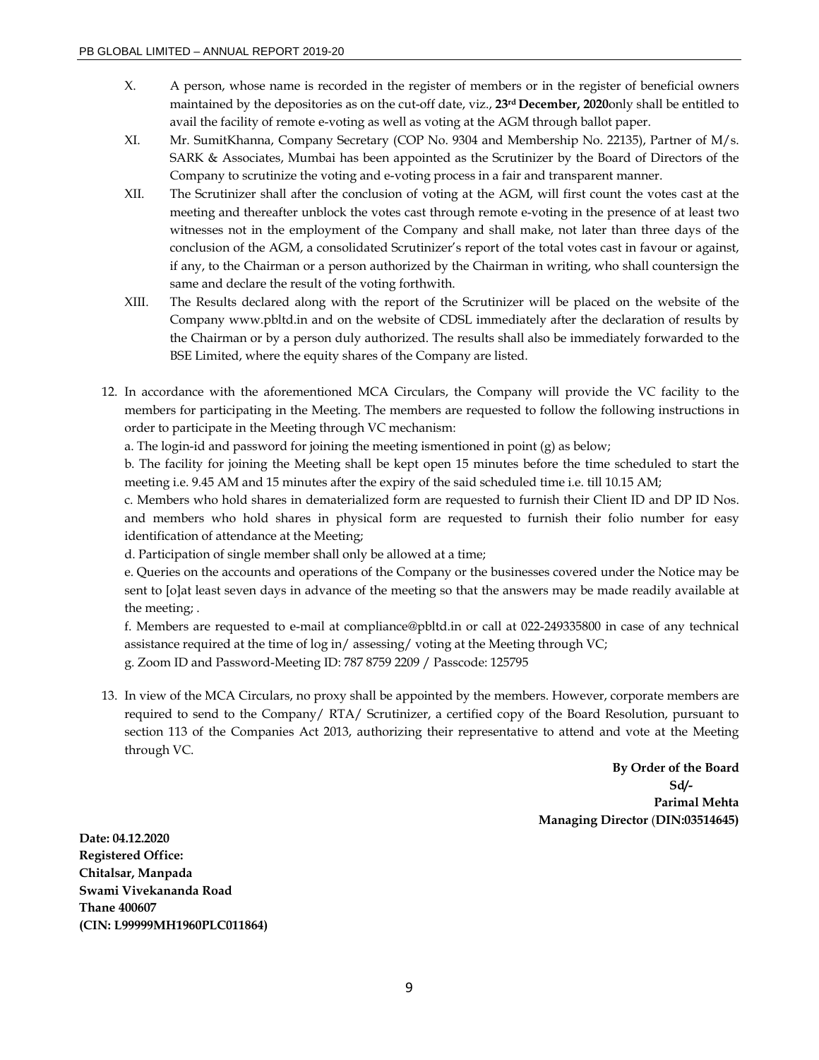X. A person, whose name is recorded in the register of members or in the register of beneficial owners maintained by the depositories as on the cut-off date, viz., **23rd December, 2020**only shall be entitled to avail the facility of remote e-voting as well as voting at the AGM through ballot paper.

XI. Mr. SumitKhanna, Company Secretary (COP No. 9304 and Membership No. 22135), Partner of M/s. SARK & Associates, Mumbai has been appointed as the Scrutinizer by the Board of Directors of the Company to scrutinize the voting and e-voting process in a fair and transparent manner.

XII. The Scrutinizer shall after the conclusion of voting at the AGM, will first count the votes cast at the meeting and thereafter unblock the votes cast through remote e-voting in the presence of at least two witnesses not in the employment of the Company and shall make, not later than three days of the conclusion of the AGM, a consolidated Scrutinizer's report of the total votes cast in favour or against, if any, to the Chairman or a person authorized by the Chairman in writing, who shall countersign the same and declare the result of the voting forthwith.

XIII. The Results declared along with the report of the Scrutinizer will be placed on the website of the Company www.pbltd.in and on the website of CDSL immediately after the declaration of results by the Chairman or by a person duly authorized. The results shall also be immediately forwarded to the BSE Limited, where the equity shares of the Company are listed.

12. In accordance with the aforementioned MCA Circulars, the Company will provide the VC facility to the members for participating in the Meeting. The members are requested to follow the following instructions in order to participate in the Meeting through VC mechanism:

a. The login-id and password for joining the meeting ismentioned in point (g) as below;

b. The facility for joining the Meeting shall be kept open 15 minutes before the time scheduled to start the meeting i.e. 9.45 AM and 15 minutes after the expiry of the said scheduled time i.e. till 10.15 AM;

c. Members who hold shares in dematerialized form are requested to furnish their Client ID and DP ID Nos. and members who hold shares in physical form are requested to furnish their folio number for easy identification of attendance at the Meeting;

d. Participation of single member shall only be allowed at a time;

e. Queries on the accounts and operations of the Company or the businesses covered under the Notice may be sent to [o]at least seven days in advance of the meeting so that the answers may be made readily available at the meeting; .

f. Members are requested to e-mail at compliance@pbltd.in or call at 022-249335800 in case of any technical assistance required at the time of log in/ assessing/ voting at the Meeting through VC;

g. Zoom ID and Password-Meeting ID: 787 8759 2209 / Passcode: 125795

13. In view of the MCA Circulars, no proxy shall be appointed by the members. However, corporate members are required to send to the Company/ RTA/ Scrutinizer, a certified copy of the Board Resolution, pursuant to section 113 of the Companies Act 2013, authorizing their representative to attend and vote at the Meeting through VC.

**By Order of the Board**
**Sd/-**
**Parimal Mehta**
**Managing Director (DIN:03514645)**

**Date: 04.12.2020**
**Registered Office:**
**Chitalsar, Manpada**
**Swami Vivekananda Road**
**Thane 400607**
**(CIN: L99999MH1960PLC011864)**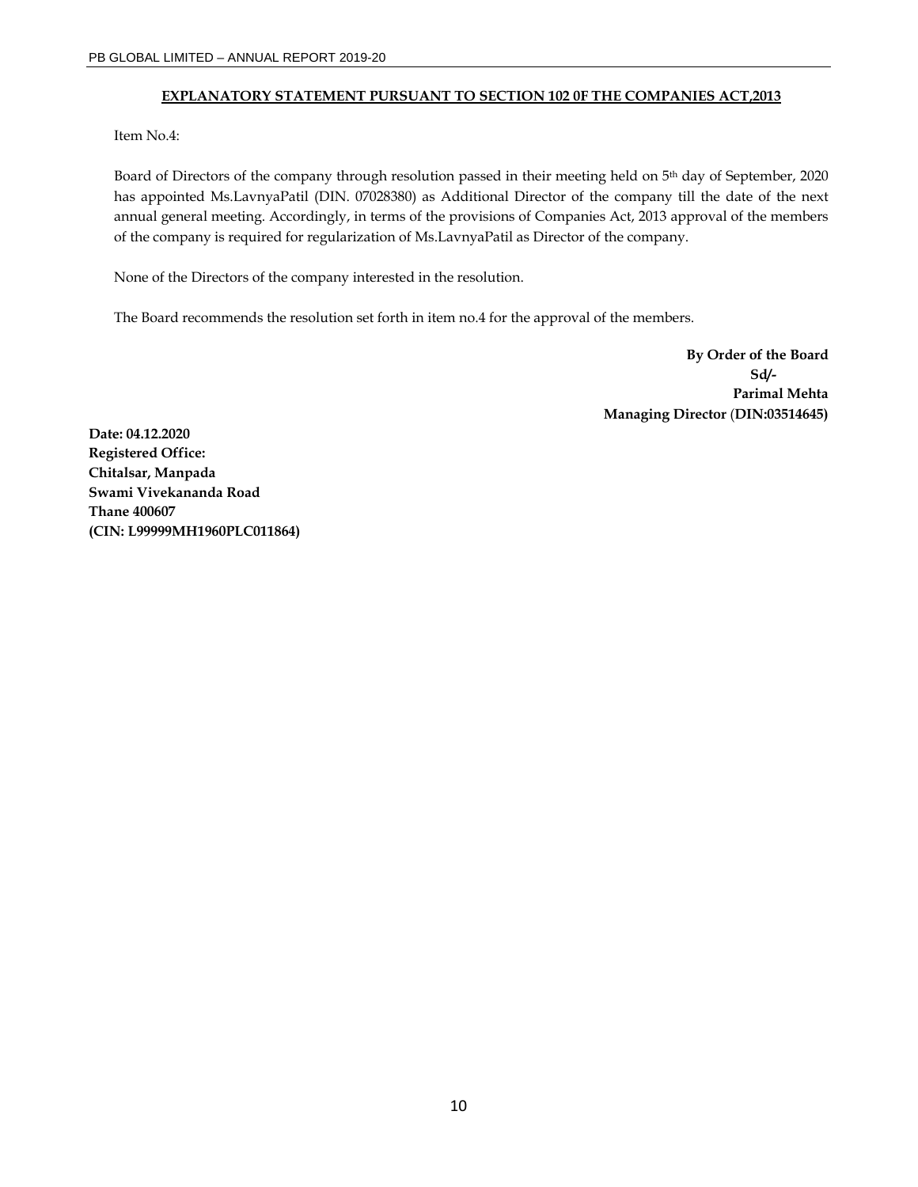## EXPLANATORY STATEMENT PURSUANT TO SECTION 102 0F THE COMPANIES ACT,2013

Item No.4:

Board of Directors of the company through resolution passed in their meeting held on 5th day of September, 2020 has appointed Ms.LavnyaPatil (DIN. 07028380) as Additional Director of the company till the date of the next annual general meeting. Accordingly, in terms of the provisions of Companies Act, 2013 approval of the members of the company is required for regularization of Ms.LavnyaPatil as Director of the company.

None of the Directors of the company interested in the resolution.

The Board recommends the resolution set forth in item no.4 for the approval of the members.

**By Order of the Board**
**Sd/-**
**Parimal Mehta**
**Managing Director (DIN:03514645)**

**Date: 04.12.2020**
**Registered Office:**
**Chitalsar, Manpada**
**Swami Vivekananda Road**
**Thane 400607**
**(CIN: L99999MH1960PLC011864)**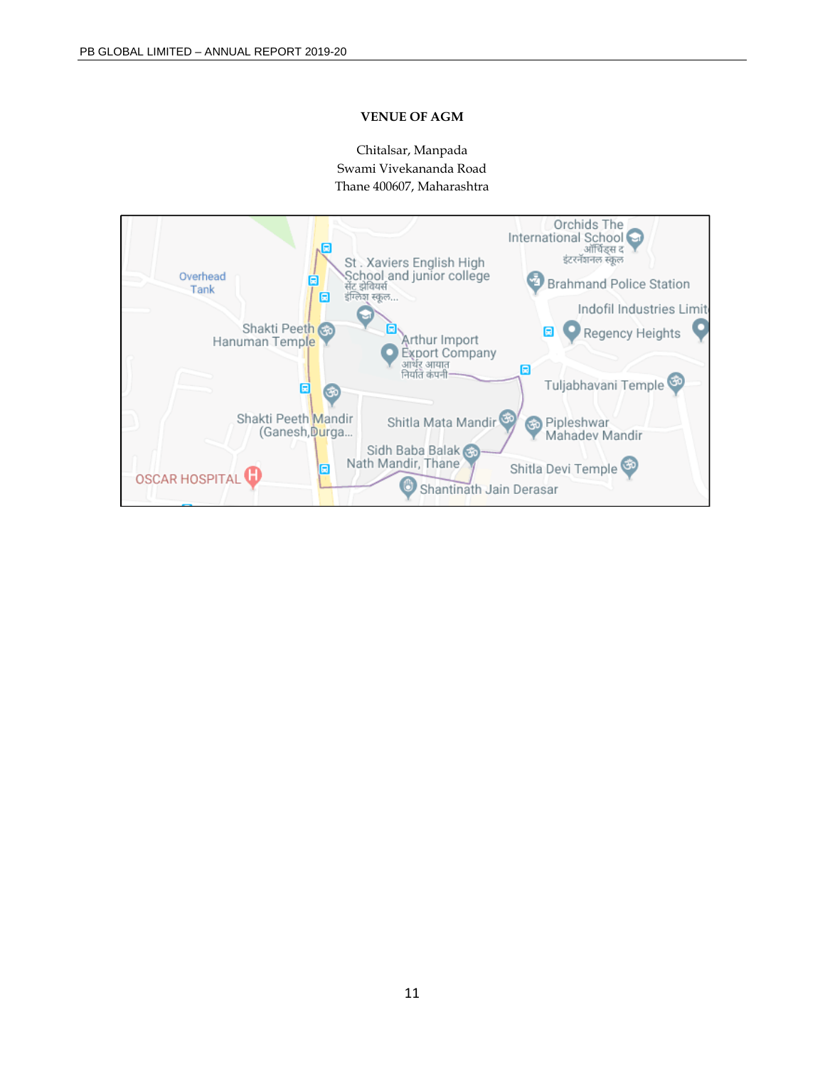**VENUE OF AGM**

Chitalsar, Manpada
Swami Vivekananda Road
Thane 400607, Maharashtra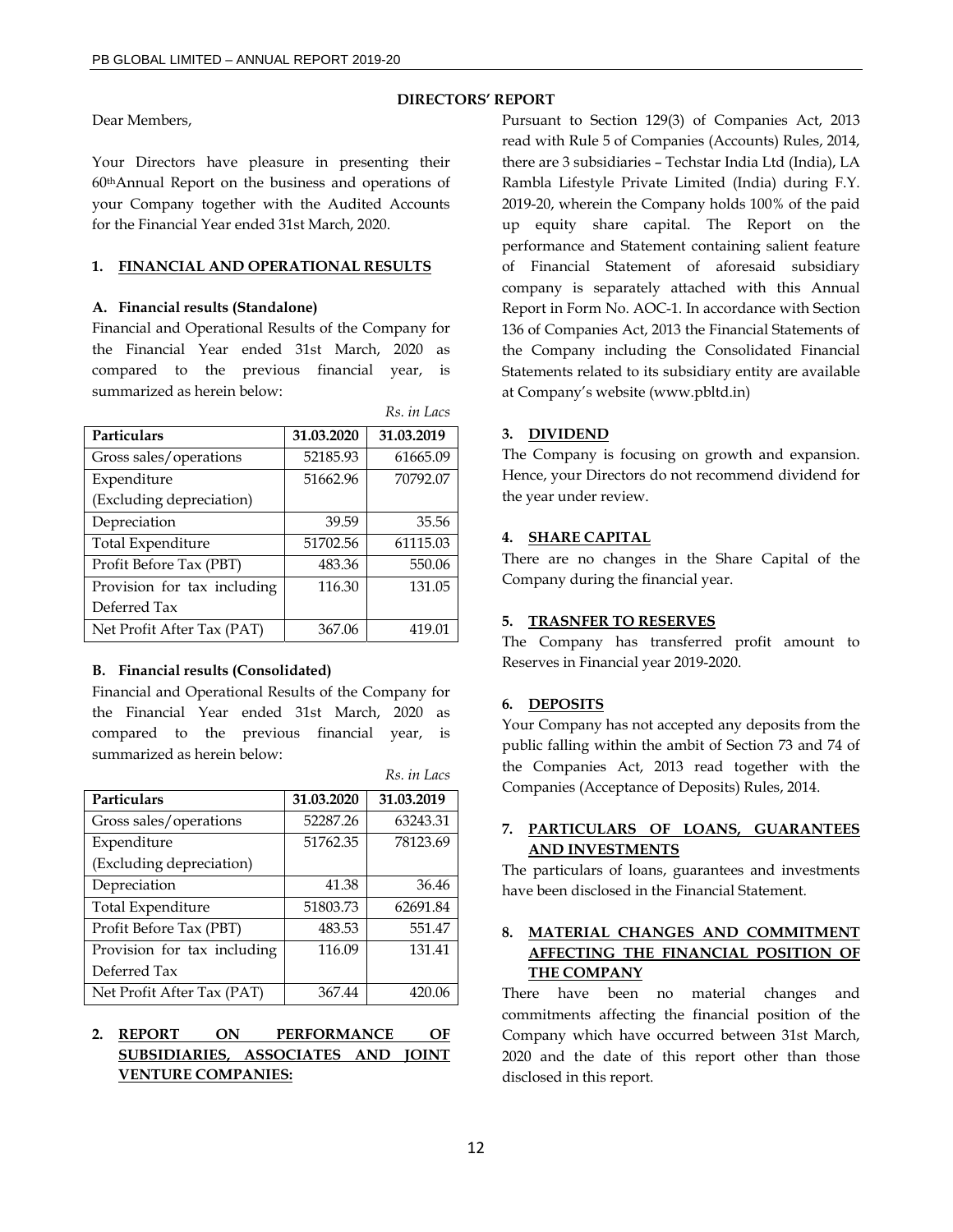## DIRECTORS' REPORT

Dear Members,

Your Directors have pleasure in presenting their 60th Annual Report on the business and operations of your Company together with the Audited Accounts for the Financial Year ended 31st March, 2020.

### 1. FINANCIAL AND OPERATIONAL RESULTS

#### A. Financial results (Standalone)

Financial and Operational Results of the Company for the Financial Year ended 31st March, 2020 as compared to the previous financial year, is summarized as herein below:

*Rs. in Lacs*

| Particulars | 31.03.2020 | 31.03.2019 |
|---|---|---|
| Gross sales/operations | 52185.93 | 61665.09 |
| Expenditure (Excluding depreciation) | 51662.96 | 70792.07 |
| Depreciation | 39.59 | 35.56 |
| Total Expenditure | 51702.56 | 61115.03 |
| Profit Before Tax (PBT) | 483.36 | 550.06 |
| Provision for tax including Deferred Tax | 116.30 | 131.05 |
| Net Profit After Tax (PAT) | 367.06 | 419.01 |

#### B. Financial results (Consolidated)

Financial and Operational Results of the Company for the Financial Year ended 31st March, 2020 as compared to the previous financial year, is summarized as herein below:

*Rs. in Lacs*

| Particulars | 31.03.2020 | 31.03.2019 |
|---|---|---|
| Gross sales/operations | 52287.26 | 63243.31 |
| Expenditure (Excluding depreciation) | 51762.35 | 78123.69 |
| Depreciation | 41.38 | 36.46 |
| Total Expenditure | 51803.73 | 62691.84 |
| Profit Before Tax (PBT) | 483.53 | 551.47 |
| Provision for tax including Deferred Tax | 116.09 | 131.41 |
| Net Profit After Tax (PAT) | 367.44 | 420.06 |

### 2. REPORT ON PERFORMANCE OF SUBSIDIARIES, ASSOCIATES AND JOINT VENTURE COMPANIES:

Pursuant to Section 129(3) of Companies Act, 2013 read with Rule 5 of Companies (Accounts) Rules, 2014, there are 3 subsidiaries – Techstar India Ltd (India), LA Rambla Lifestyle Private Limited (India) during F.Y. 2019-20, wherein the Company holds 100% of the paid up equity share capital. The Report on the performance and Statement containing salient feature of Financial Statement of aforesaid subsidiary company is separately attached with this Annual Report in Form No. AOC-1. In accordance with Section 136 of Companies Act, 2013 the Financial Statements of the Company including the Consolidated Financial Statements related to its subsidiary entity are available at Company's website (www.pbltd.in)

### 3. DIVIDEND

The Company is focusing on growth and expansion. Hence, your Directors do not recommend dividend for the year under review.

### 4. SHARE CAPITAL

There are no changes in the Share Capital of the Company during the financial year.

### 5. TRASNFER TO RESERVES

The Company has transferred profit amount to Reserves in Financial year 2019-2020.

### 6. DEPOSITS

Your Company has not accepted any deposits from the public falling within the ambit of Section 73 and 74 of the Companies Act, 2013 read together with the Companies (Acceptance of Deposits) Rules, 2014.

### 7. PARTICULARS OF LOANS, GUARANTEES AND INVESTMENTS

The particulars of loans, guarantees and investments have been disclosed in the Financial Statement.

### 8. MATERIAL CHANGES AND COMMITMENT AFFECTING THE FINANCIAL POSITION OF THE COMPANY

There have been no material changes and commitments affecting the financial position of the Company which have occurred between 31st March, 2020 and the date of this report other than those disclosed in this report.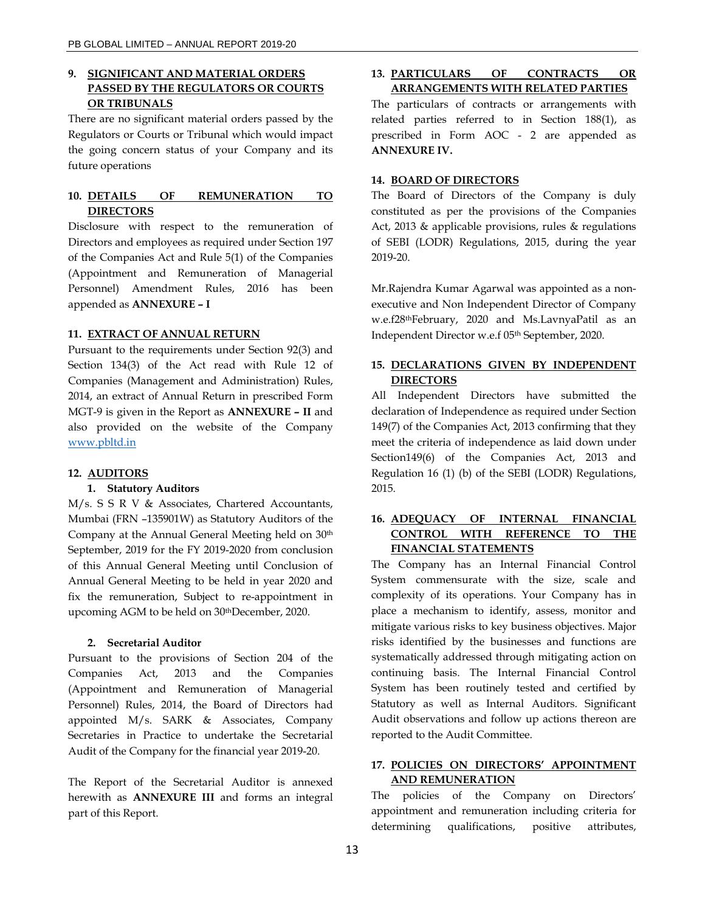## 9. SIGNIFICANT AND MATERIAL ORDERS PASSED BY THE REGULATORS OR COURTS OR TRIBUNALS

There are no significant material orders passed by the Regulators or Courts or Tribunal which would impact the going concern status of your Company and its future operations

## 10. DETAILS OF REMUNERATION TO DIRECTORS

Disclosure with respect to the remuneration of Directors and employees as required under Section 197 of the Companies Act and Rule 5(1) of the Companies (Appointment and Remuneration of Managerial Personnel) Amendment Rules, 2016 has been appended as **ANNEXURE – I**

## 11. EXTRACT OF ANNUAL RETURN

Pursuant to the requirements under Section 92(3) and Section 134(3) of the Act read with Rule 12 of Companies (Management and Administration) Rules, 2014, an extract of Annual Return in prescribed Form MGT-9 is given in the Report as **ANNEXURE – II** and also provided on the website of the Company www.pbltd.in

## 12. AUDITORS

### 1. Statutory Auditors

M/s. S S R V & Associates, Chartered Accountants, Mumbai (FRN –135901W) as Statutory Auditors of the Company at the Annual General Meeting held on 30th September, 2019 for the FY 2019-2020 from conclusion of this Annual General Meeting until Conclusion of Annual General Meeting to be held in year 2020 and fix the remuneration, Subject to re-appointment in upcoming AGM to be held on 30thDecember, 2020.

### 2. Secretarial Auditor

Pursuant to the provisions of Section 204 of the Companies Act, 2013 and the Companies (Appointment and Remuneration of Managerial Personnel) Rules, 2014, the Board of Directors had appointed M/s. SARK & Associates, Company Secretaries in Practice to undertake the Secretarial Audit of the Company for the financial year 2019-20.

The Report of the Secretarial Auditor is annexed herewith as **ANNEXURE III** and forms an integral part of this Report.

## 13. PARTICULARS OF CONTRACTS OR ARRANGEMENTS WITH RELATED PARTIES

The particulars of contracts or arrangements with related parties referred to in Section 188(1), as prescribed in Form AOC - 2 are appended as **ANNEXURE IV.**

## 14. BOARD OF DIRECTORS

The Board of Directors of the Company is duly constituted as per the provisions of the Companies Act, 2013 & applicable provisions, rules & regulations of SEBI (LODR) Regulations, 2015, during the year 2019-20.

Mr.Rajendra Kumar Agarwal was appointed as a non-executive and Non Independent Director of Company w.e.f28thFebruary, 2020 and Ms.LavnyaPatil as an Independent Director w.e.f 05th September, 2020.

## 15. DECLARATIONS GIVEN BY INDEPENDENT DIRECTORS

All Independent Directors have submitted the declaration of Independence as required under Section 149(7) of the Companies Act, 2013 confirming that they meet the criteria of independence as laid down under Section149(6) of the Companies Act, 2013 and Regulation 16 (1) (b) of the SEBI (LODR) Regulations, 2015.

## 16. ADEQUACY OF INTERNAL FINANCIAL CONTROL WITH REFERENCE TO THE FINANCIAL STATEMENTS

The Company has an Internal Financial Control System commensurate with the size, scale and complexity of its operations. Your Company has in place a mechanism to identify, assess, monitor and mitigate various risks to key business objectives. Major risks identified by the businesses and functions are systematically addressed through mitigating action on continuing basis. The Internal Financial Control System has been routinely tested and certified by Statutory as well as Internal Auditors. Significant Audit observations and follow up actions thereon are reported to the Audit Committee.

## 17. POLICIES ON DIRECTORS' APPOINTMENT AND REMUNERATION

The policies of the Company on Directors' appointment and remuneration including criteria for determining qualifications, positive attributes,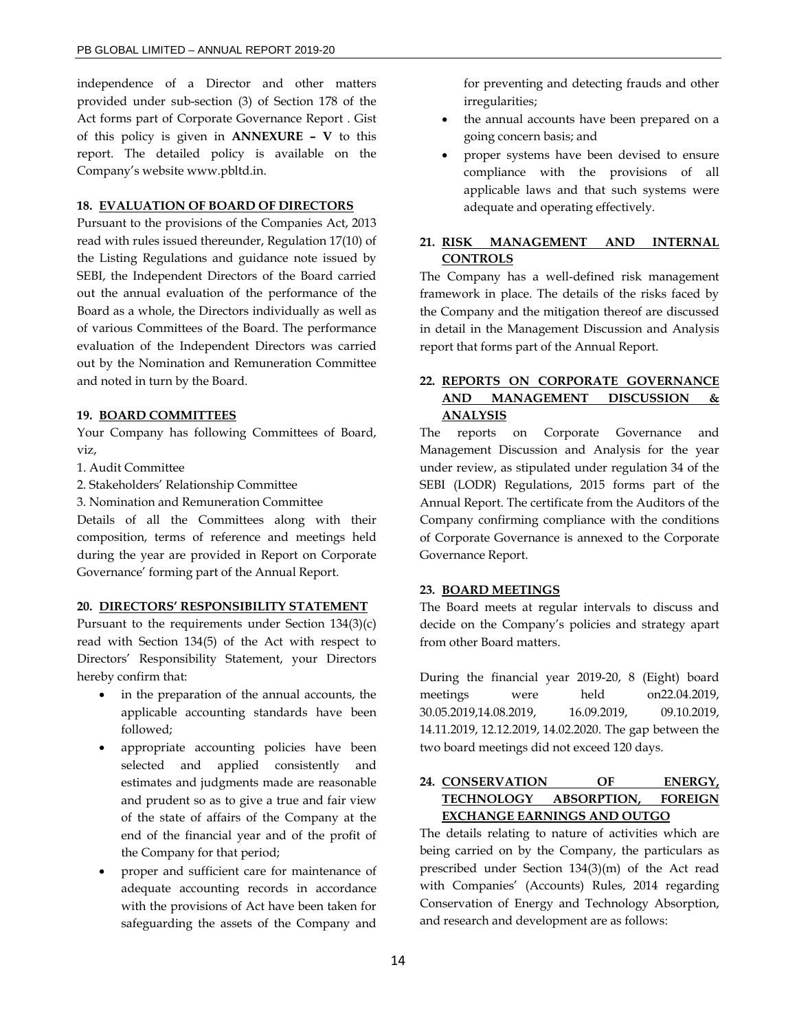independence of a Director and other matters provided under sub-section (3) of Section 178 of the Act forms part of Corporate Governance Report . Gist of this policy is given in **ANNEXURE – V** to this report. The detailed policy is available on the Company's website www.pbltd.in.

### 18. EVALUATION OF BOARD OF DIRECTORS

Pursuant to the provisions of the Companies Act, 2013 read with rules issued thereunder, Regulation 17(10) of the Listing Regulations and guidance note issued by SEBI, the Independent Directors of the Board carried out the annual evaluation of the performance of the Board as a whole, the Directors individually as well as of various Committees of the Board. The performance evaluation of the Independent Directors was carried out by the Nomination and Remuneration Committee and noted in turn by the Board.

### 19. BOARD COMMITTEES

Your Company has following Committees of Board, viz,

1. Audit Committee
2. Stakeholders' Relationship Committee
3. Nomination and Remuneration Committee

Details of all the Committees along with their composition, terms of reference and meetings held during the year are provided in Report on Corporate Governance' forming part of the Annual Report.

### 20. DIRECTORS' RESPONSIBILITY STATEMENT

Pursuant to the requirements under Section 134(3)(c) read with Section 134(5) of the Act with respect to Directors' Responsibility Statement, your Directors hereby confirm that:

- in the preparation of the annual accounts, the applicable accounting standards have been followed;
- appropriate accounting policies have been selected and applied consistently and estimates and judgments made are reasonable and prudent so as to give a true and fair view of the state of affairs of the Company at the end of the financial year and of the profit of the Company for that period;
- proper and sufficient care for maintenance of adequate accounting records in accordance with the provisions of Act have been taken for safeguarding the assets of the Company and for preventing and detecting frauds and other irregularities;
- the annual accounts have been prepared on a going concern basis; and
- proper systems have been devised to ensure compliance with the provisions of all applicable laws and that such systems were adequate and operating effectively.

### 21. RISK MANAGEMENT AND INTERNAL CONTROLS

The Company has a well-defined risk management framework in place. The details of the risks faced by the Company and the mitigation thereof are discussed in detail in the Management Discussion and Analysis report that forms part of the Annual Report.

### 22. REPORTS ON CORPORATE GOVERNANCE AND MANAGEMENT DISCUSSION & ANALYSIS

The reports on Corporate Governance and Management Discussion and Analysis for the year under review, as stipulated under regulation 34 of the SEBI (LODR) Regulations, 2015 forms part of the Annual Report. The certificate from the Auditors of the Company confirming compliance with the conditions of Corporate Governance is annexed to the Corporate Governance Report.

### 23. BOARD MEETINGS

The Board meets at regular intervals to discuss and decide on the Company's policies and strategy apart from other Board matters.

During the financial year 2019-20, 8 (Eight) board meetings were held on22.04.2019, 30.05.2019,14.08.2019, 16.09.2019, 09.10.2019, 14.11.2019, 12.12.2019, 14.02.2020. The gap between the two board meetings did not exceed 120 days.

### 24. CONSERVATION OF ENERGY, TECHNOLOGY ABSORPTION, FOREIGN EXCHANGE EARNINGS AND OUTGO

The details relating to nature of activities which are being carried on by the Company, the particulars as prescribed under Section 134(3)(m) of the Act read with Companies' (Accounts) Rules, 2014 regarding Conservation of Energy and Technology Absorption, and research and development are as follows: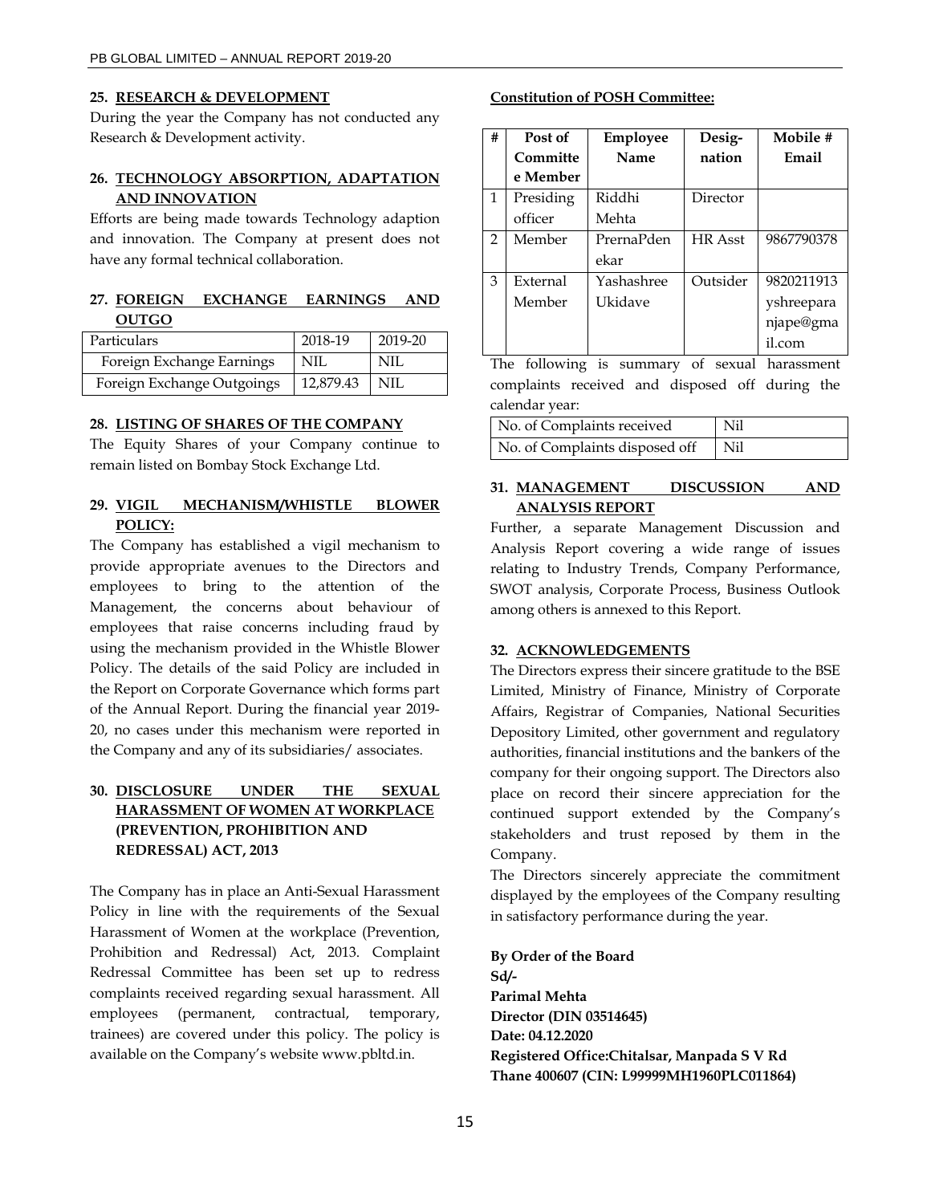## 25. RESEARCH & DEVELOPMENT

During the year the Company has not conducted any Research & Development activity.

## 26. TECHNOLOGY ABSORPTION, ADAPTATION AND INNOVATION

Efforts are being made towards Technology adaption and innovation. The Company at present does not have any formal technical collaboration.

## 27. FOREIGN EXCHANGE EARNINGS AND OUTGO

| Particulars | 2018-19 | 2019-20 |
|---|---|---|
| Foreign Exchange Earnings | NIL | NIL |
| Foreign Exchange Outgoings | 12,879.43 | NIL |

## 28. LISTING OF SHARES OF THE COMPANY

The Equity Shares of your Company continue to remain listed on Bombay Stock Exchange Ltd.

## 29. VIGIL MECHANISM/WHISTLE BLOWER POLICY:

The Company has established a vigil mechanism to provide appropriate avenues to the Directors and employees to bring to the attention of the Management, the concerns about behaviour of employees that raise concerns including fraud by using the mechanism provided in the Whistle Blower Policy. The details of the said Policy are included in the Report on Corporate Governance which forms part of the Annual Report. During the financial year 2019-20, no cases under this mechanism were reported in the Company and any of its subsidiaries/ associates.

## 30. DISCLOSURE UNDER THE SEXUAL HARASSMENT OF WOMEN AT WORKPLACE (PREVENTION, PROHIBITION AND REDRESSAL) ACT, 2013

The Company has in place an Anti-Sexual Harassment Policy in line with the requirements of the Sexual Harassment of Women at the workplace (Prevention, Prohibition and Redressal) Act, 2013. Complaint Redressal Committee has been set up to redress complaints received regarding sexual harassment. All employees (permanent, contractual, temporary, trainees) are covered under this policy. The policy is available on the Company's website www.pbltd.in.

**Constitution of POSH Committee:**

| # | Post of Committee Member | Employee Name | Desig-nation | Mobile # Email |
|---|---|---|---|---|
| 1 | Presiding officer | Riddhi Mehta | Director | |
| 2 | Member | PrernaPdenekar | HR Asst | 9867790378 |
| 3 | External Member | Yashashree Ukidave | Outsider | 9820211913 yshreeparanjape@gmail.com |

The following is summary of sexual harassment complaints received and disposed off during the calendar year:

| No. of Complaints received | Nil |
|---|---|
| No. of Complaints disposed off | Nil |

## 31. MANAGEMENT DISCUSSION AND ANALYSIS REPORT

Further, a separate Management Discussion and Analysis Report covering a wide range of issues relating to Industry Trends, Company Performance, SWOT analysis, Corporate Process, Business Outlook among others is annexed to this Report.

## 32. ACKNOWLEDGEMENTS

The Directors express their sincere gratitude to the BSE Limited, Ministry of Finance, Ministry of Corporate Affairs, Registrar of Companies, National Securities Depository Limited, other government and regulatory authorities, financial institutions and the bankers of the company for their ongoing support. The Directors also place on record their sincere appreciation for the continued support extended by the Company's stakeholders and trust reposed by them in the Company.

The Directors sincerely appreciate the commitment displayed by the employees of the Company resulting in satisfactory performance during the year.

**By Order of the Board**
**Sd/-**
**Parimal Mehta**
**Director (DIN 03514645)**
**Date: 04.12.2020**
**Registered Office:Chitalsar, Manpada S V Rd**
**Thane 400607 (CIN: L99999MH1960PLC011864)**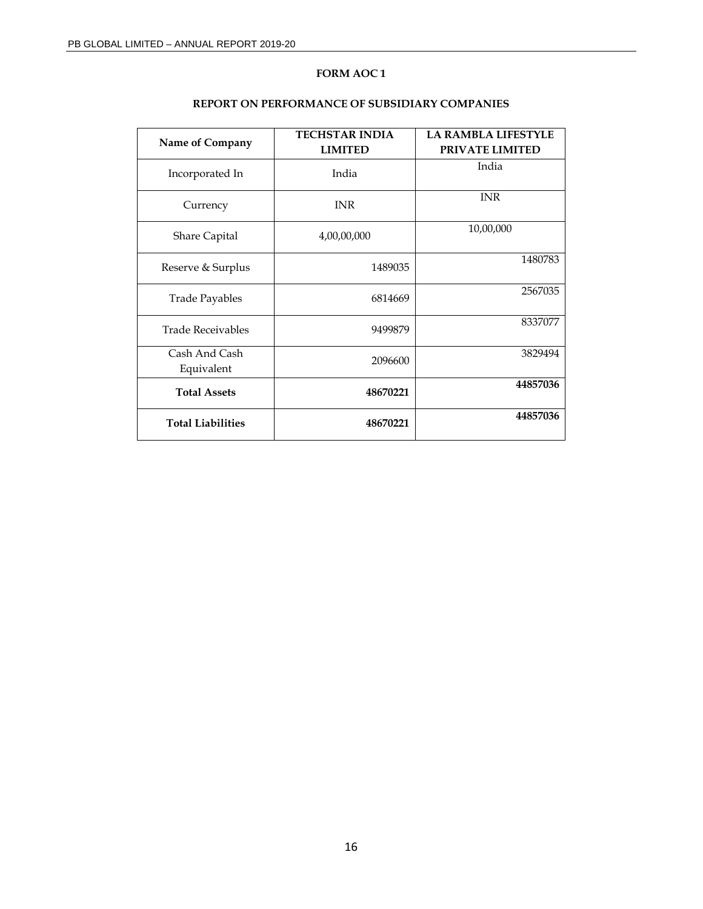# FORM AOC 1

## REPORT ON PERFORMANCE OF SUBSIDIARY COMPANIES

| Name of Company | TECHSTAR INDIA LIMITED | LA RAMBLA LIFESTYLE PRIVATE LIMITED |
|---|---|---|
| Incorporated In | India | India |
| Currency | INR | INR |
| Share Capital | 4,00,00,000 | 10,00,000 |
| Reserve & Surplus | 1489035 | 1480783 |
| Trade Payables | 6814669 | 2567035 |
| Trade Receivables | 9499879 | 8337077 |
| Cash And Cash Equivalent | 2096600 | 3829494 |
| **Total Assets** | **48670221** | **44857036** |
| **Total Liabilities** | **48670221** | **44857036** |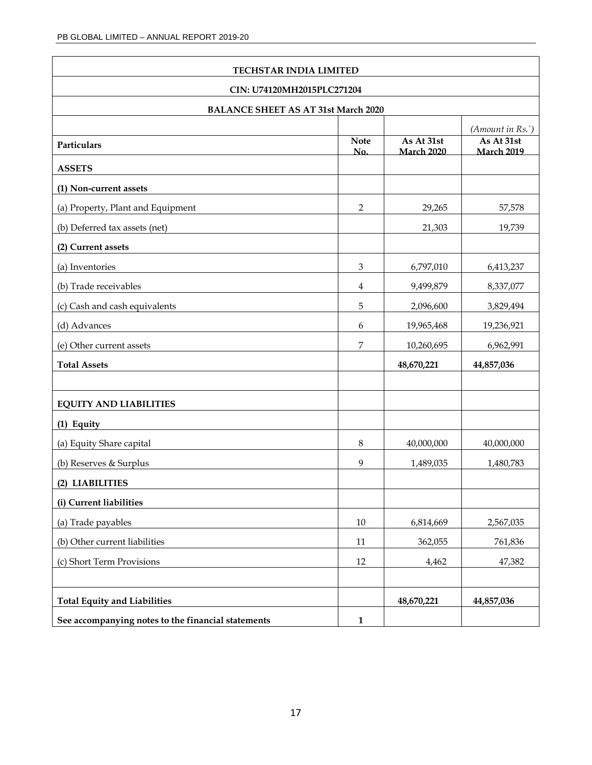**TECHSTAR INDIA LIMITED**

**CIN: U74120MH2015PLC271204**

**BALANCE SHEET AS AT 31st March 2020**

| | | | *(Amount in Rs.`)* |
|---|---|---|---|
| **Particulars** | **Note No.** | **As At 31st March 2020** | **As At 31st March 2019** |
| **ASSETS** | | | |
| **(1) Non-current assets** | | | |
| (a) Property, Plant and Equipment | 2 | 29,265 | 57,578 |
| (b) Deferred tax assets (net) | | 21,303 | 19,739 |
| **(2) Current assets** | | | |
| (a) Inventories | 3 | 6,797,010 | 6,413,237 |
| (b) Trade receivables | 4 | 9,499,879 | 8,337,077 |
| (c) Cash and cash equivalents | 5 | 2,096,600 | 3,829,494 |
| (d) Advances | 6 | 19,965,468 | 19,236,921 |
| (e) Other current assets | 7 | 10,260,695 | 6,962,991 |
| **Total Assets** | | **48,670,221** | **44,857,036** |
| | | | |
| **EQUITY AND LIABILITIES** | | | |
| **(1) Equity** | | | |
| (a) Equity Share capital | 8 | 40,000,000 | 40,000,000 |
| (b) Reserves & Surplus | 9 | 1,489,035 | 1,480,783 |
| **(2) LIABILITIES** | | | |
| **(i) Current liabilities** | | | |
| (a) Trade payables | 10 | 6,814,669 | 2,567,035 |
| (b) Other current liabilities | 11 | 362,055 | 761,836 |
| (c) Short Term Provisions | 12 | 4,462 | 47,382 |
| | | | |
| **Total Equity and Liabilities** | | **48,670,221** | **44,857,036** |
| **See accompanying notes to the financial statements** | **1** | | |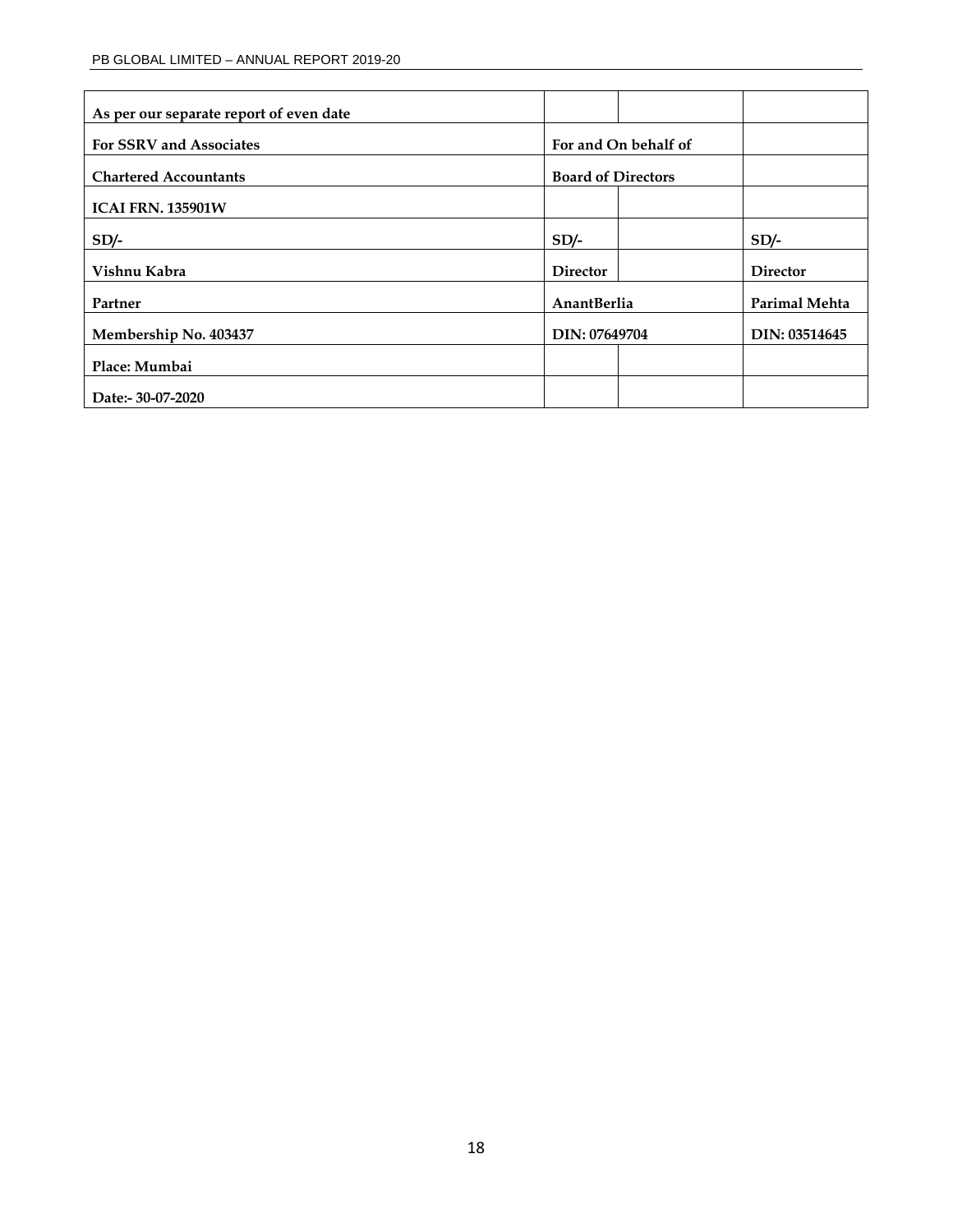| As per our separate report of even date | | | |
|---|---|---|---|
| For SSRV and Associates | For and On behalf of | | |
| Chartered Accountants | Board of Directors | | |
| ICAI FRN. 135901W | | | |
| SD/- | SD/- | | SD/- |
| Vishnu Kabra | Director | | Director |
| Partner | AnantBerlia | | Parimal Mehta |
| Membership No. 403437 | DIN: 07649704 | | DIN: 03514645 |
| Place: Mumbai | | | |
| Date:- 30-07-2020 | | | |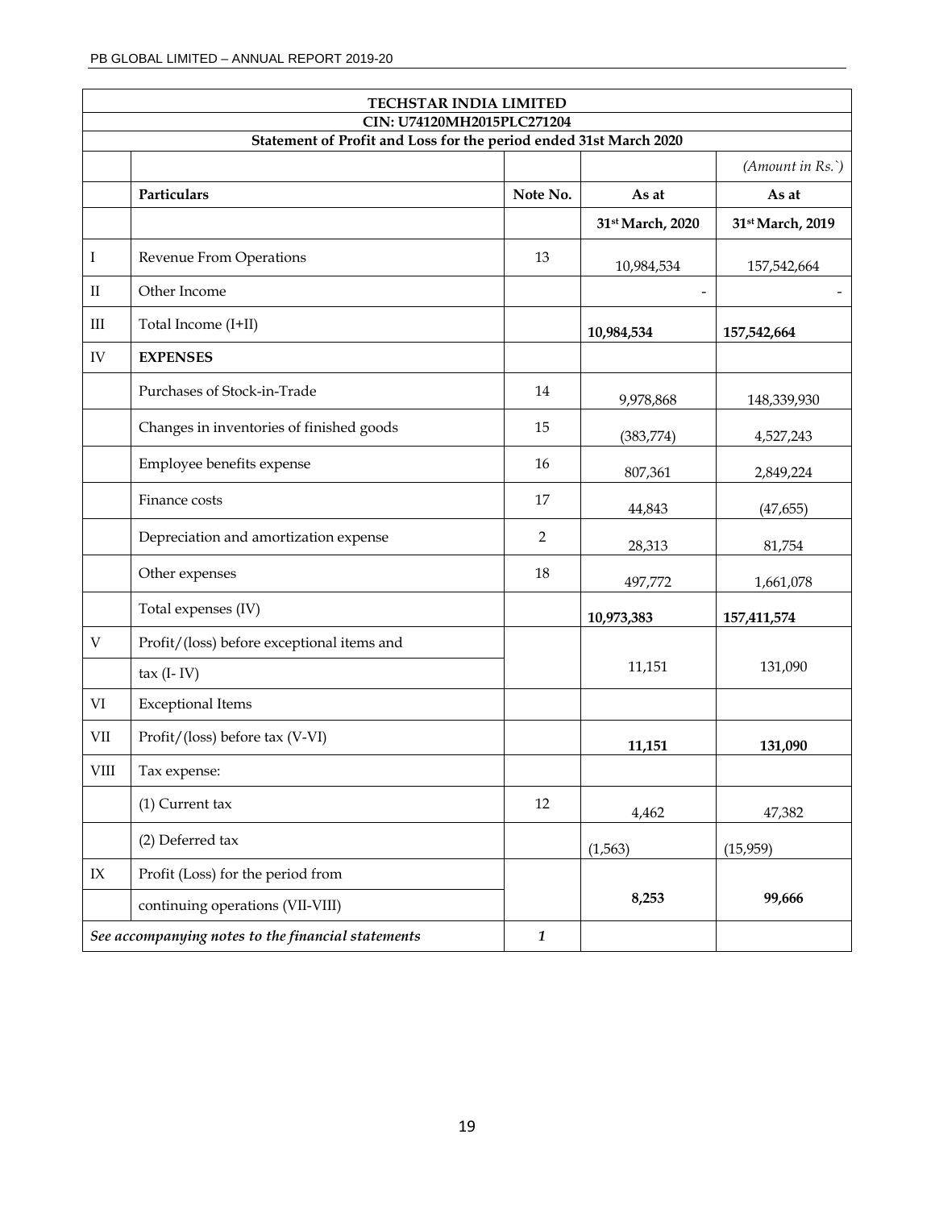| TECHSTAR INDIA LIMITED | | | | |
|---|---|---|---|---|
| CIN: U74120MH2015PLC271204 | | | | |
| Statement of Profit and Loss for the period ended 31st March 2020 | | | | |
| | | | | *(Amount in Rs.`)* |
| | **Particulars** | **Note No.** | **As at** | **As at** |
| | | | **31st March, 2020** | **31st March, 2019** |
| I | Revenue From Operations | 13 | 10,984,534 | 157,542,664 |
| II | Other Income | | - | - |
| III | Total Income (I+II) | | **10,984,534** | **157,542,664** |
| IV | **EXPENSES** | | | |
| | Purchases of Stock-in-Trade | 14 | 9,978,868 | 148,339,930 |
| | Changes in inventories of finished goods | 15 | (383,774) | 4,527,243 |
| | Employee benefits expense | 16 | 807,361 | 2,849,224 |
| | Finance costs | 17 | 44,843 | (47,655) |
| | Depreciation and amortization expense | 2 | 28,313 | 81,754 |
| | Other expenses | 18 | 497,772 | 1,661,078 |
| | Total expenses (IV) | | **10,973,383** | **157,411,574** |
| V | Profit/(loss) before exceptional items and tax (I- IV) | | 11,151 | 131,090 |
| VI | Exceptional Items | | | |
| VII | Profit/(loss) before tax (V-VI) | | **11,151** | **131,090** |
| VIII | Tax expense: | | | |
| | (1) Current tax | 12 | 4,462 | 47,382 |
| | (2) Deferred tax | | (1,563) | (15,959) |
| IX | Profit (Loss) for the period from continuing operations (VII-VIII) | | **8,253** | **99,666** |
| *See accompanying notes to the financial statements* | | ***1*** | | |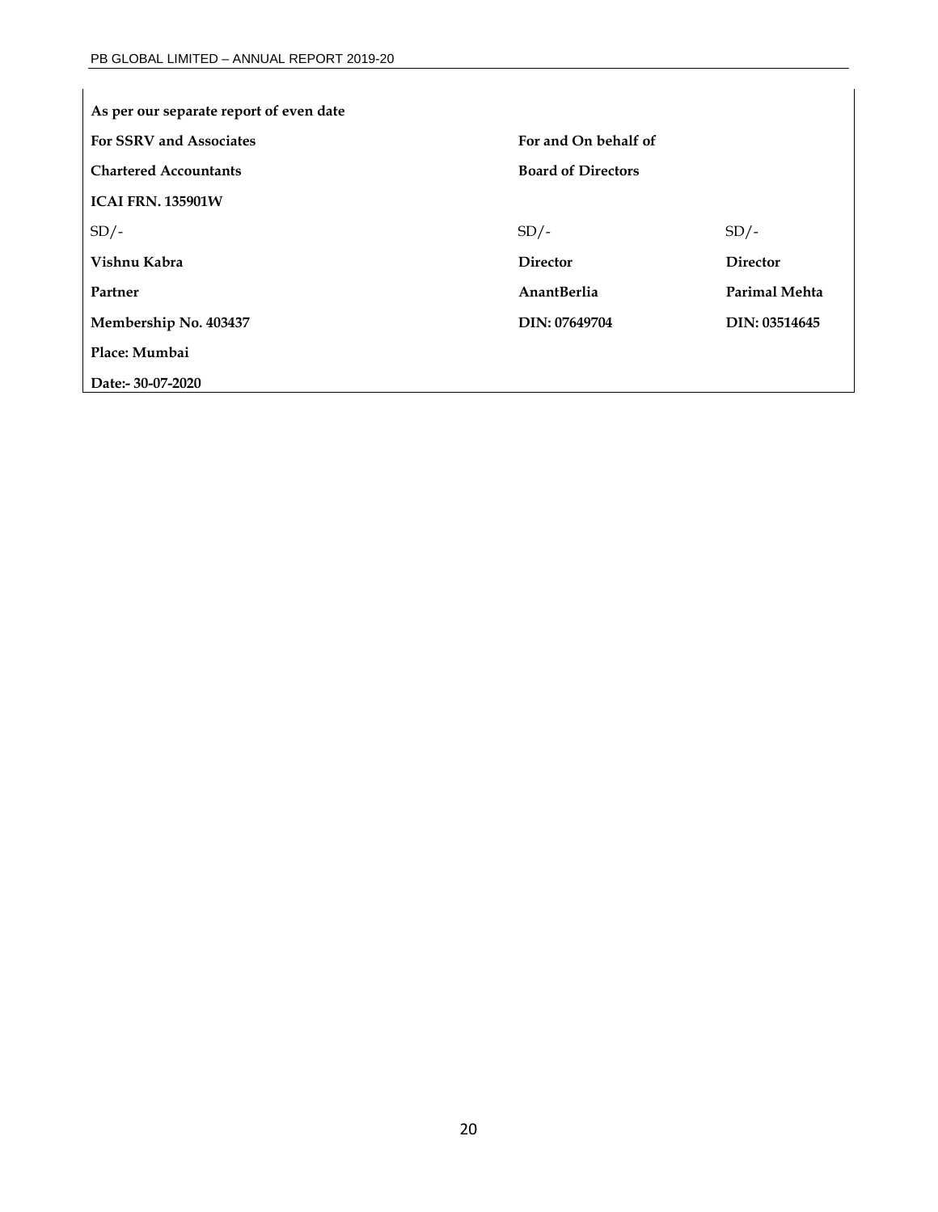| | | |
|---|---|---|
| **As per our separate report of even date** | | |
| **For SSRV and Associates** | **For and On behalf of** | |
| **Chartered Accountants** | **Board of Directors** | |
| **ICAI FRN. 135901W** | | |
| SD/- | SD/- | SD/- |
| **Vishnu Kabra** | **Director** | **Director** |
| **Partner** | **AnantBerlia** | **Parimal Mehta** |
| **Membership No. 403437** | **DIN: 07649704** | **DIN: 03514645** |
| **Place: Mumbai** | | |
| **Date:- 30-07-2020** | | |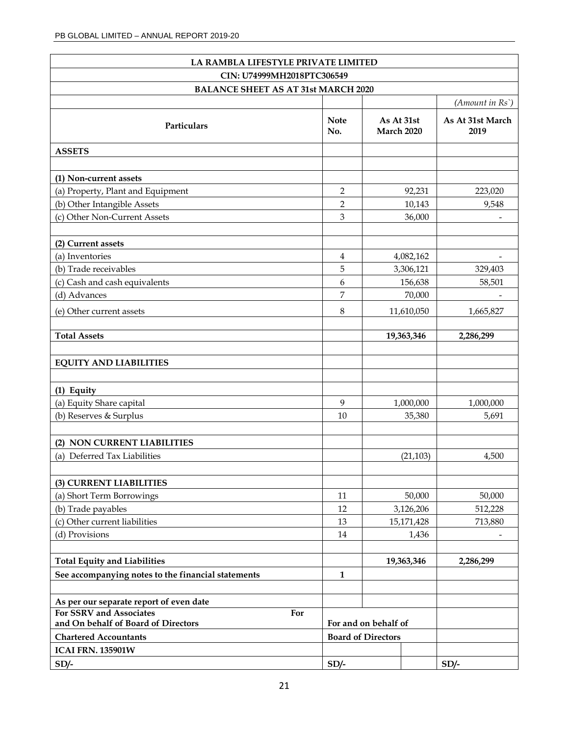| LA RAMBLA LIFESTYLE PRIVATE LIMITED | | | |
|---|---|---|---|
| CIN: U74999MH2018PTC306549 | | | |
| BALANCE SHEET AS AT 31st MARCH 2020 | | | |
| | | | *(Amount in Rs`)* |
| **Particulars** | **Note No.** | **As At 31st March 2020** | **As At 31st March 2019** |
| **ASSETS** | | | |
| | | | |
| **(1) Non-current assets** | | | |
| (a) Property, Plant and Equipment | 2 | 92,231 | 223,020 |
| (b) Other Intangible Assets | 2 | 10,143 | 9,548 |
| (c) Other Non-Current Assets | 3 | 36,000 | - |
| | | | |
| **(2) Current assets** | | | |
| (a) Inventories | 4 | 4,082,162 | - |
| (b) Trade receivables | 5 | 3,306,121 | 329,403 |
| (c) Cash and cash equivalents | 6 | 156,638 | 58,501 |
| (d) Advances | 7 | 70,000 | - |
| (e) Other current assets | 8 | 11,610,050 | 1,665,827 |
| | | | |
| **Total Assets** | | **19,363,346** | **2,286,299** |
| | | | |
| **EQUITY AND LIABILITIES** | | | |
| | | | |
| **(1) Equity** | | | |
| (a) Equity Share capital | 9 | 1,000,000 | 1,000,000 |
| (b) Reserves & Surplus | 10 | 35,380 | 5,691 |
| | | | |
| **(2) NON CURRENT LIABILITIES** | | | |
| (a) Deferred Tax Liabilities | | (21,103) | 4,500 |
| | | | |
| **(3) CURRENT LIABILITIES** | | | |
| (a) Short Term Borrowings | 11 | 50,000 | 50,000 |
| (b) Trade payables | 12 | 3,126,206 | 512,228 |
| (c) Other current liabilities | 13 | 15,171,428 | 713,880 |
| (d) Provisions | 14 | 1,436 | - |
| | | | |
| **Total Equity and Liabilities** | | **19,363,346** | **2,286,299** |
| **See accompanying notes to the financial statements** | **1** | | |
| | | | |
| **As per our separate report of even date** | | | |
| **For SSRV and Associates For and On behalf of Board of Directors** | **For and on behalf of** | | |
| **Chartered Accountants** | **Board of Directors** | | |
| **ICAI FRN. 135901W** | | | |
| **SD/-** | **SD/-** | | **SD/-** |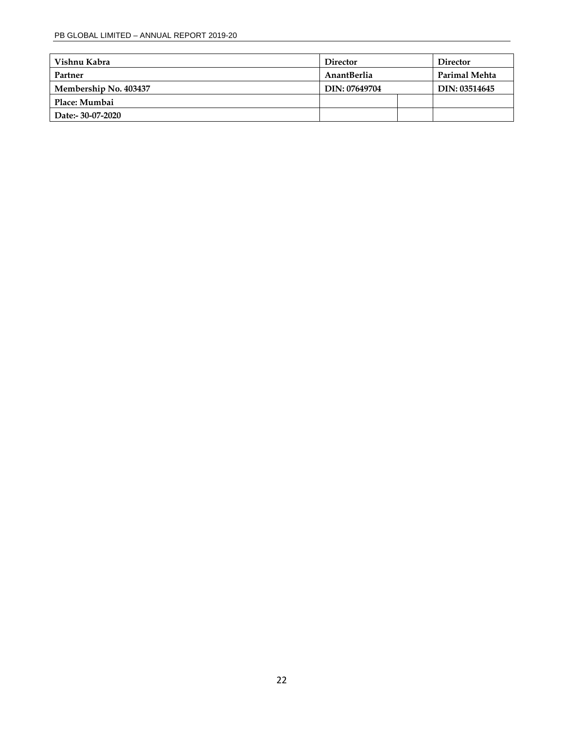| Vishnu Kabra | Director | | Director |
|---|---|---|---|
| Partner | AnantBerlia | | Parimal Mehta |
| Membership No. 403437 | DIN: 07649704 | | DIN: 03514645 |
| Place: Mumbai | | | |
| Date:- 30-07-2020 | | | |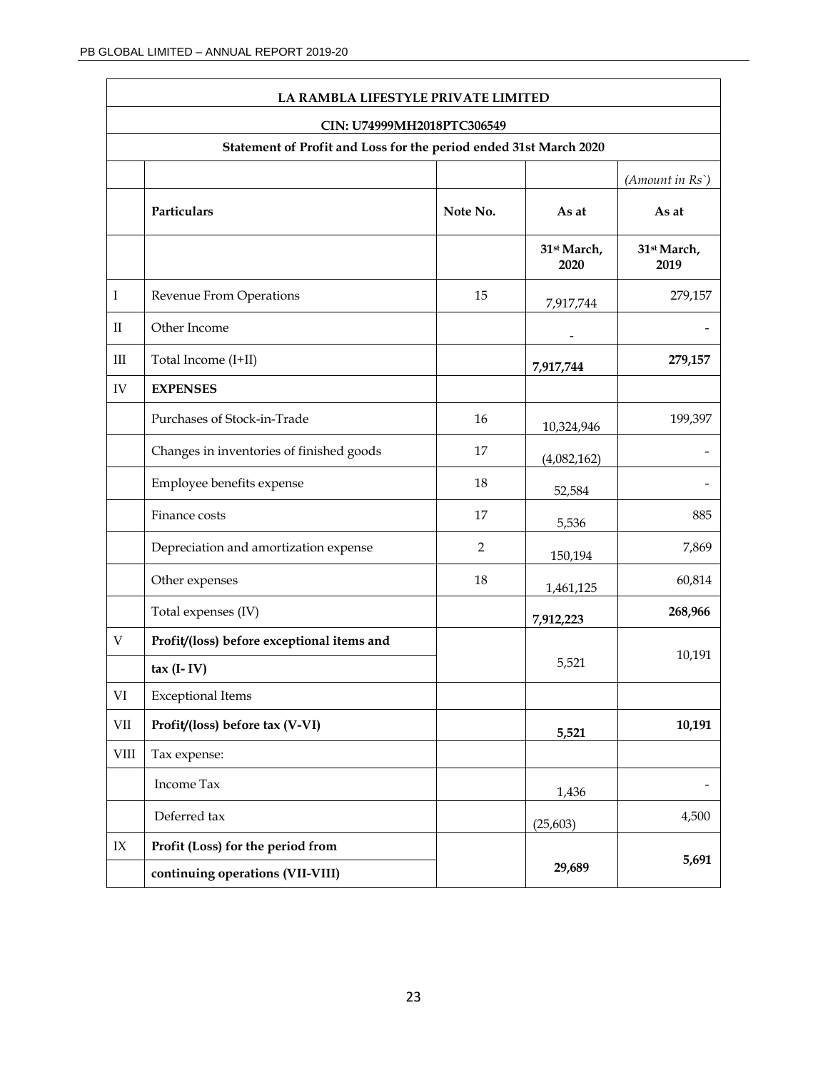| LA RAMBLA LIFESTYLE PRIVATE LIMITED | | | | |
|---|---|---|---|---|
| CIN: U74999MH2018PTC306549 | | | | |
| Statement of Profit and Loss for the period ended 31st March 2020 | | | | |
| | | | | *(Amount in Rs`)* |
| | **Particulars** | **Note No.** | **As at** | **As at** |
| | | | **31st March, 2020** | **31st March, 2019** |
| I | Revenue From Operations | 15 | 7,917,744 | 279,157 |
| II | Other Income | | - | - |
| III | Total Income (I+II) | | **7,917,744** | **279,157** |
| IV | **EXPENSES** | | | |
| | Purchases of Stock-in-Trade | 16 | 10,324,946 | 199,397 |
| | Changes in inventories of finished goods | 17 | (4,082,162) | - |
| | Employee benefits expense | 18 | 52,584 | - |
| | Finance costs | 17 | 5,536 | 885 |
| | Depreciation and amortization expense | 2 | 150,194 | 7,869 |
| | Other expenses | 18 | 1,461,125 | 60,814 |
| | Total expenses (IV) | | **7,912,223** | **268,966** |
| V | **Profit/(loss) before exceptional items and tax (I- IV)** | | 5,521 | 10,191 |
| VI | Exceptional Items | | | |
| VII | **Profit/(loss) before tax (V-VI)** | | **5,521** | **10,191** |
| VIII | Tax expense: | | | |
| | Income Tax | | 1,436 | - |
| | Deferred tax | | (25,603) | 4,500 |
| IX | **Profit (Loss) for the period from continuing operations (VII-VIII)** | | **29,689** | **5,691** |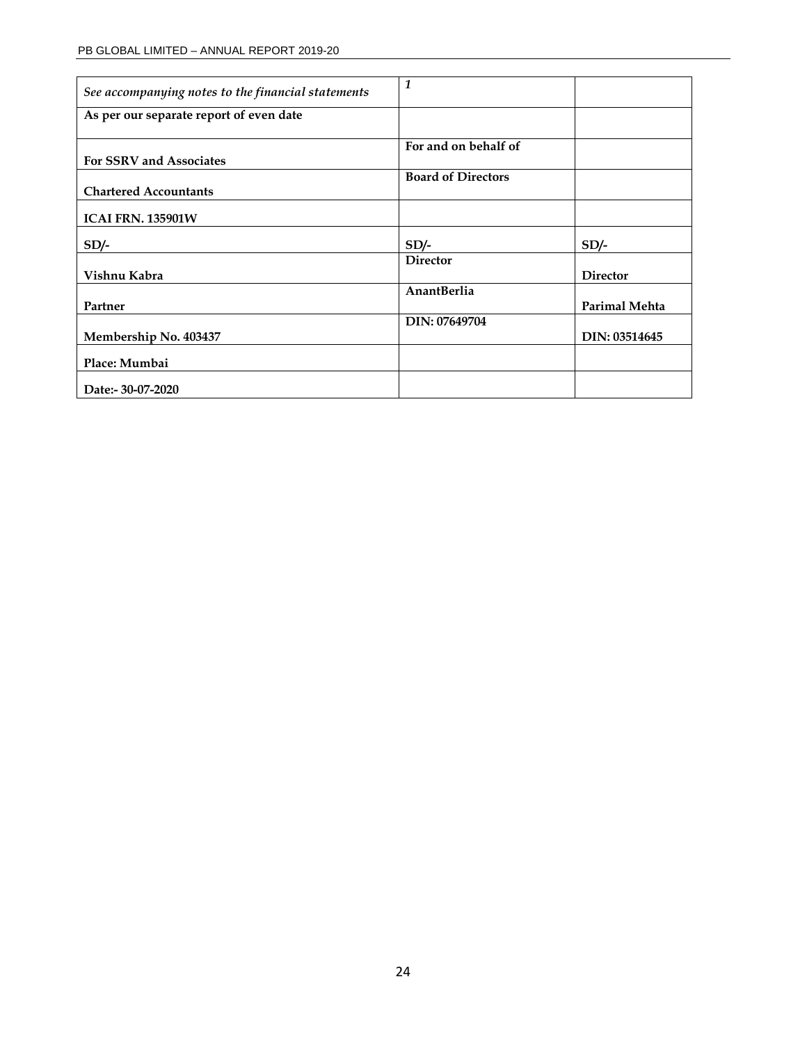| *See accompanying notes to the financial statements* | *1* | |
|---|---|---|
| **As per our separate report of even date** | | |
| **For SSRV and Associates** | **For and on behalf of** | |
| **Chartered Accountants** | **Board of Directors** | |
| **ICAI FRN. 135901W** | | |
| **SD/-** | **SD/-** | **SD/-** |
| **Vishnu Kabra** | **Director** | **Director** |
| **Partner** | **AnantBerlia** | **Parimal Mehta** |
| **Membership No. 403437** | **DIN: 07649704** | **DIN: 03514645** |
| **Place: Mumbai** | | |
| **Date:- 30-07-2020** | | |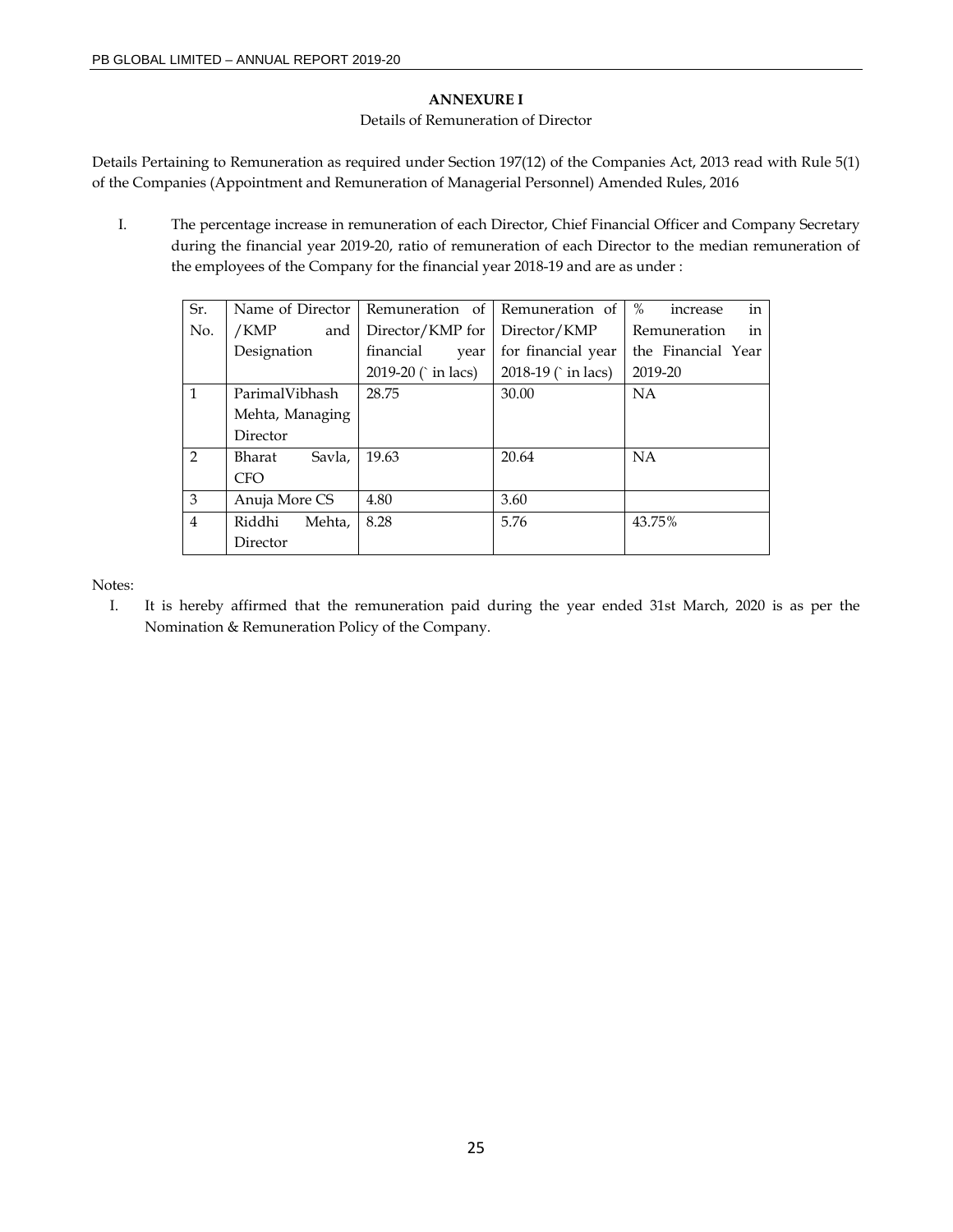**ANNEXURE I**

Details of Remuneration of Director

Details Pertaining to Remuneration as required under Section 197(12) of the Companies Act, 2013 read with Rule 5(1) of the Companies (Appointment and Remuneration of Managerial Personnel) Amended Rules, 2016

I. The percentage increase in remuneration of each Director, Chief Financial Officer and Company Secretary during the financial year 2019-20, ratio of remuneration of each Director to the median remuneration of the employees of the Company for the financial year 2018-19 and are as under :

| Sr. No. | Name of Director /KMP and Designation | Remuneration of Director/KMP for financial year 2019-20 (` in lacs) | Remuneration of Director/KMP for financial year 2018-19 (` in lacs) | % increase in Remuneration in the Financial Year 2019-20 |
|---|---|---|---|---|
| 1 | ParimalVibhash Mehta, Managing Director | 28.75 | 30.00 | NA |
| 2 | Bharat Savla, CFO | 19.63 | 20.64 | NA |
| 3 | Anuja More CS | 4.80 | 3.60 | |
| 4 | Riddhi Mehta, Director | 8.28 | 5.76 | 43.75% |

Notes:

I. It is hereby affirmed that the remuneration paid during the year ended 31st March, 2020 is as per the Nomination & Remuneration Policy of the Company.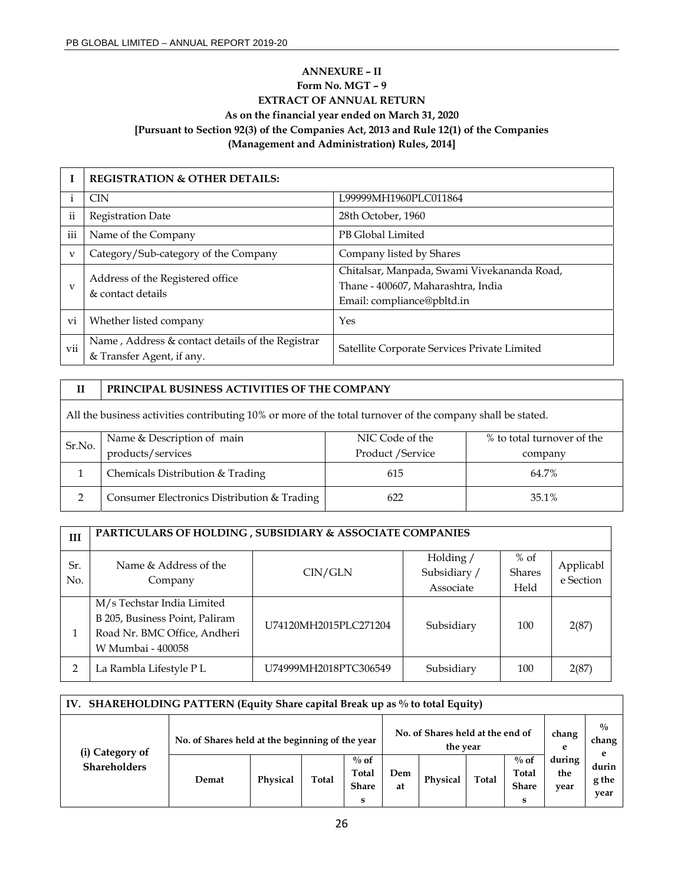**ANNEXURE – II**

**Form No. MGT – 9**

**EXTRACT OF ANNUAL RETURN**

**As on the financial year ended on March 31, 2020**

**[Pursuant to Section 92(3) of the Companies Act, 2013 and Rule 12(1) of the Companies (Management and Administration) Rules, 2014]**

| I | REGISTRATION & OTHER DETAILS: | |
|---|---|---|
| i | CIN | L99999MH1960PLC011864 |
| ii | Registration Date | 28th October, 1960 |
| iii | Name of the Company | PB Global Limited |
| v | Category/Sub-category of the Company | Company listed by Shares |
| v | Address of the Registered office & contact details | Chitalsar, Manpada, Swami Vivekananda Road, Thane - 400607, Maharashtra, India Email: compliance@pbltd.in |
| vi | Whether listed company | Yes |
| vii | Name , Address & contact details of the Registrar & Transfer Agent, if any. | Satellite Corporate Services Private Limited |

| II | PRINCIPAL BUSINESS ACTIVITIES OF THE COMPANY | | |
|---|---|---|---|
| All the business activities contributing 10% or more of the total turnover of the company shall be stated. | | | |
| Sr.No. | Name & Description of main products/services | NIC Code of the Product /Service | % to total turnover of the company |
| 1 | Chemicals Distribution & Trading | 615 | 64.7% |
| 2 | Consumer Electronics Distribution & Trading | 622 | 35.1% |

| III | PARTICULARS OF HOLDING , SUBSIDIARY & ASSOCIATE COMPANIES | | | | |
|---|---|---|---|---|---|
| Sr. No. | Name & Address of the Company | CIN/GLN | Holding / Subsidiary / Associate | % of Shares Held | Applicable Section |
| 1 | M/s Techstar India Limited B 205, Business Point, Paliram Road Nr. BMC Office, Andheri W Mumbai - 400058 | U74120MH2015PLC271204 | Subsidiary | 100 | 2(87) |
| 2 | La Rambla Lifestyle P L | U74999MH2018PTC306549 | Subsidiary | 100 | 2(87) |

**IV. SHAREHOLDING PATTERN (Equity Share capital Break up as % to total Equity)**

| (i) Category of Shareholders | No. of Shares held at the beginning of the year | | | | No. of Shares held at the end of the year | | | | change during the year | % change during the year |
|---|---|---|---|---|---|---|---|---|---|---|
| | Demat | Physical | Total | % of Total Shares | Demat | Physical | Total | % of Total Shares | | |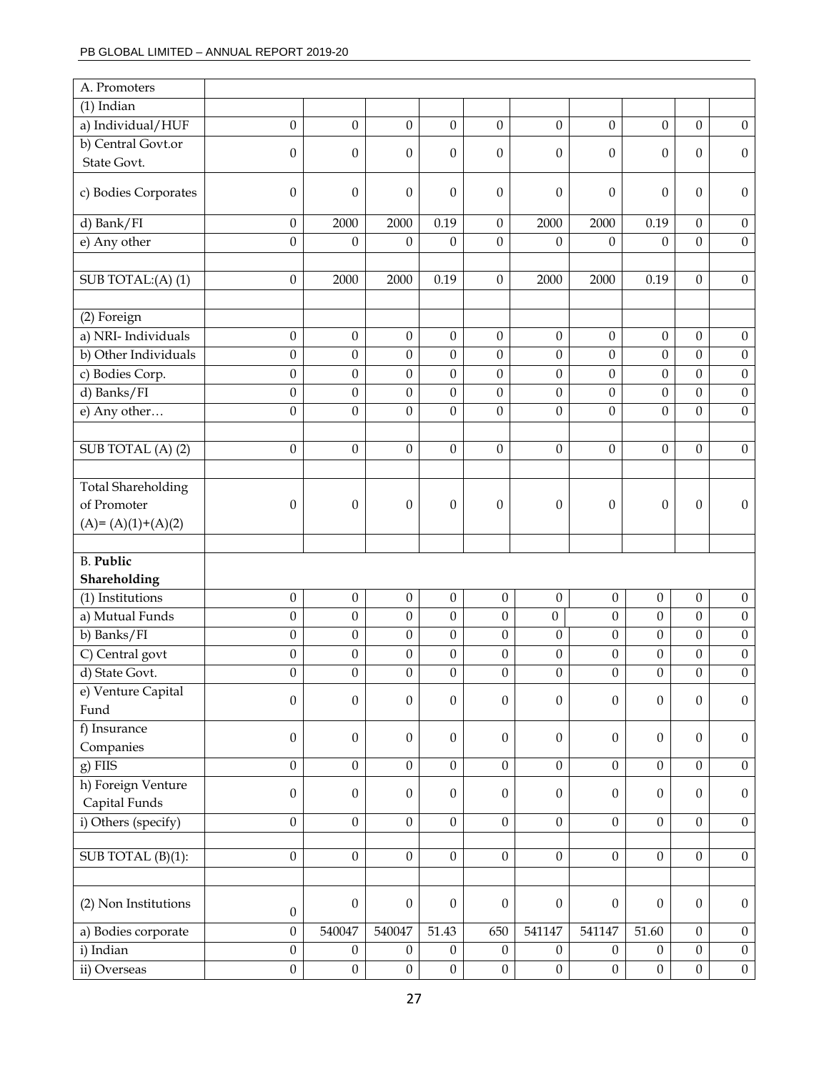| A. Promoters | | | | | | | | | | |
|---|---|---|---|---|---|---|---|---|---|---|
| (1) Indian | | | | | | | | | | |
| a) Individual/HUF | 0 | 0 | 0 | 0 | 0 | 0 | 0 | 0 | 0 | 0 |
| b) Central Govt.or State Govt. | 0 | 0 | 0 | 0 | 0 | 0 | 0 | 0 | 0 | 0 |
| c) Bodies Corporates | 0 | 0 | 0 | 0 | 0 | 0 | 0 | 0 | 0 | 0 |
| d) Bank/FI | 0 | 2000 | 2000 | 0.19 | 0 | 2000 | 2000 | 0.19 | 0 | 0 |
| e) Any other | 0 | 0 | 0 | 0 | 0 | 0 | 0 | 0 | 0 | 0 |
| | | | | | | | | | | |
| SUB TOTAL:(A) (1) | 0 | 2000 | 2000 | 0.19 | 0 | 2000 | 2000 | 0.19 | 0 | 0 |
| | | | | | | | | | | |
| (2) Foreign | | | | | | | | | | |
| a) NRI- Individuals | 0 | 0 | 0 | 0 | 0 | 0 | 0 | 0 | 0 | 0 |
| b) Other Individuals | 0 | 0 | 0 | 0 | 0 | 0 | 0 | 0 | 0 | 0 |
| c) Bodies Corp. | 0 | 0 | 0 | 0 | 0 | 0 | 0 | 0 | 0 | 0 |
| d) Banks/FI | 0 | 0 | 0 | 0 | 0 | 0 | 0 | 0 | 0 | 0 |
| e) Any other… | 0 | 0 | 0 | 0 | 0 | 0 | 0 | 0 | 0 | 0 |
| | | | | | | | | | | |
| SUB TOTAL (A) (2) | 0 | 0 | 0 | 0 | 0 | 0 | 0 | 0 | 0 | 0 |
| | | | | | | | | | | |
| Total Shareholding of Promoter (A)= (A)(1)+(A)(2) | 0 | 0 | 0 | 0 | 0 | 0 | 0 | 0 | 0 | 0 |
| | | | | | | | | | | |
| **B. Public Shareholding** | | | | | | | | | | |
| (1) Institutions | 0 | 0 | 0 | 0 | 0 | 0 | 0 | 0 | 0 | 0 |
| a) Mutual Funds | 0 | 0 | 0 | 0 | 0 | 0 | 0 | 0 | 0 | 0 |
| b) Banks/FI | 0 | 0 | 0 | 0 | 0 | 0 | 0 | 0 | 0 | 0 |
| C) Central govt | 0 | 0 | 0 | 0 | 0 | 0 | 0 | 0 | 0 | 0 |
| d) State Govt. | 0 | 0 | 0 | 0 | 0 | 0 | 0 | 0 | 0 | 0 |
| e) Venture Capital Fund | 0 | 0 | 0 | 0 | 0 | 0 | 0 | 0 | 0 | 0 |
| f) Insurance Companies | 0 | 0 | 0 | 0 | 0 | 0 | 0 | 0 | 0 | 0 |
| g) FIIS | 0 | 0 | 0 | 0 | 0 | 0 | 0 | 0 | 0 | 0 |
| h) Foreign Venture Capital Funds | 0 | 0 | 0 | 0 | 0 | 0 | 0 | 0 | 0 | 0 |
| i) Others (specify) | 0 | 0 | 0 | 0 | 0 | 0 | 0 | 0 | 0 | 0 |
| | | | | | | | | | | |
| SUB TOTAL (B)(1): | 0 | 0 | 0 | 0 | 0 | 0 | 0 | 0 | 0 | 0 |
| | | | | | | | | | | |
| (2) Non Institutions | 0 | 0 | 0 | 0 | 0 | 0 | 0 | 0 | 0 | 0 |
| a) Bodies corporate | 0 | 540047 | 540047 | 51.43 | 650 | 541147 | 541147 | 51.60 | 0 | 0 |
| i) Indian | 0 | 0 | 0 | 0 | 0 | 0 | 0 | 0 | 0 | 0 |
| ii) Overseas | 0 | 0 | 0 | 0 | 0 | 0 | 0 | 0 | 0 | 0 |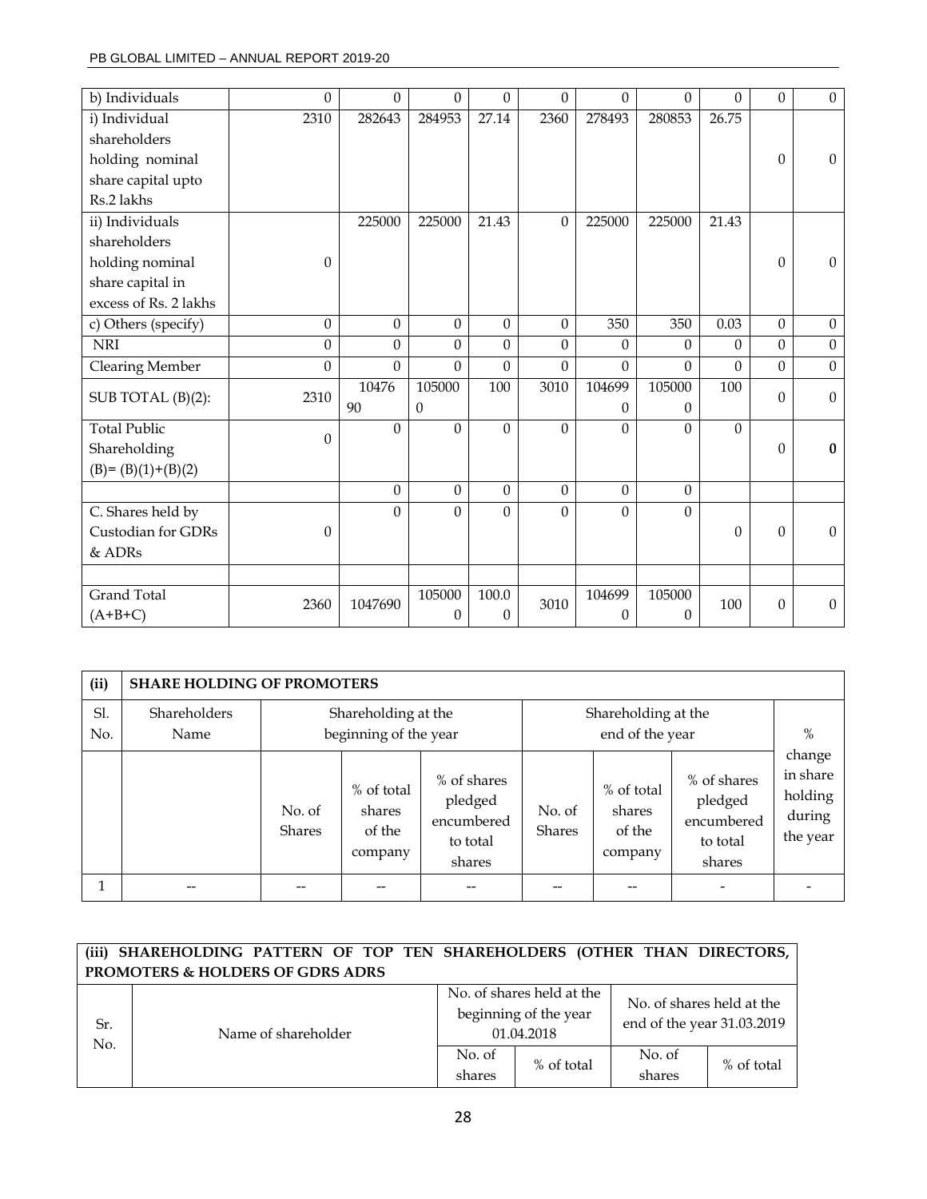| b) Individuals | 0 | 0 | 0 | 0 | 0 | 0 | 0 | 0 | 0 | 0 |
|---|---|---|---|---|---|---|---|---|---|---|
| i) Individual shareholders holding nominal share capital upto Rs.2 lakhs | 2310 | 282643 | 284953 | 27.14 | 2360 | 278493 | 280853 | 26.75 | 0 | 0 |
| ii) Individuals shareholders holding nominal share capital in excess of Rs. 2 lakhs | 0 | 225000 | 225000 | 21.43 | 0 | 225000 | 225000 | 21.43 | 0 | 0 |
| c) Others (specify) | 0 | 0 | 0 | 0 | 0 | 350 | 350 | 0.03 | 0 | 0 |
| NRI | 0 | 0 | 0 | 0 | 0 | 0 | 0 | 0 | 0 | 0 |
| Clearing Member | 0 | 0 | 0 | 0 | 0 | 0 | 0 | 0 | 0 | 0 |
| SUB TOTAL (B)(2): | 2310 | 1047690 | 1050000 | 100 | 3010 | 1046990 | 1050000 | 100 | 0 | 0 |
| Total Public Shareholding (B)= (B)(1)+(B)(2) | 0 | 0 | 0 | 0 | 0 | 0 | 0 | 0 | 0 | **0** |
| | | 0 | 0 | 0 | 0 | 0 | 0 | | | |
| C. Shares held by Custodian for GDRs & ADRs | 0 | 0 | 0 | 0 | 0 | 0 | 0 | 0 | 0 | 0 |
| | | | | | | | | | | |
| Grand Total (A+B+C) | 2360 | 1047690 | 1050000 | 100.00 | 3010 | 1046990 | 1050000 | 100 | 0 | 0 |

| (ii) | SHARE HOLDING OF PROMOTERS | | | | | | | |
|---|---|---|---|---|---|---|---|---|
| Sl. No. | Shareholders Name | Shareholding at the beginning of the year | | | Shareholding at the end of the year | | | % change in share holding during the year |
| | | No. of Shares | % of total shares of the company | % of shares pledged encumbered to total shares | No. of Shares | % of total shares of the company | % of shares pledged encumbered to total shares | |
| 1 | -- | -- | -- | -- | -- | -- | - | - |

| (iii) SHAREHOLDING PATTERN OF TOP TEN SHAREHOLDERS (OTHER THAN DIRECTORS, PROMOTERS & HOLDERS OF GDRS ADRS | | | | | |
|---|---|---|---|---|---|
| Sr. No. | Name of shareholder | No. of shares held at the beginning of the year 01.04.2018 | | No. of shares held at the end of the year 31.03.2019 | |
| | | No. of shares | % of total | No. of shares | % of total |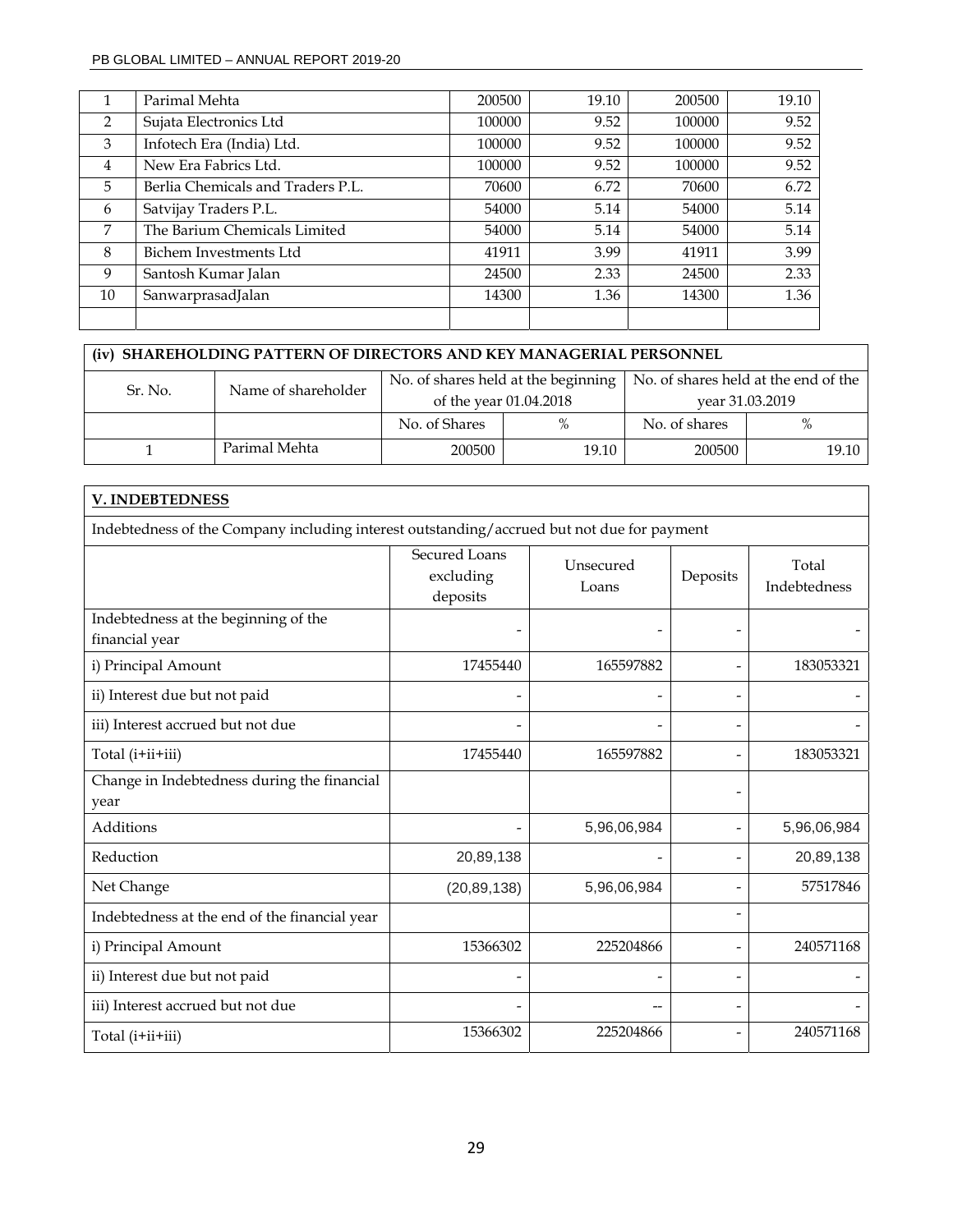| | | | | | |
|---|---|---|---|---|---|
| 1 | Parimal Mehta | 200500 | 19.10 | 200500 | 19.10 |
| 2 | Sujata Electronics Ltd | 100000 | 9.52 | 100000 | 9.52 |
| 3 | Infotech Era (India) Ltd. | 100000 | 9.52 | 100000 | 9.52 |
| 4 | New Era Fabrics Ltd. | 100000 | 9.52 | 100000 | 9.52 |
| 5 | Berlia Chemicals and Traders P.L. | 70600 | 6.72 | 70600 | 6.72 |
| 6 | Satvijay Traders P.L. | 54000 | 5.14 | 54000 | 5.14 |
| 7 | The Barium Chemicals Limited | 54000 | 5.14 | 54000 | 5.14 |
| 8 | Bichem Investments Ltd | 41911 | 3.99 | 41911 | 3.99 |
| 9 | Santosh Kumar Jalan | 24500 | 2.33 | 24500 | 2.33 |
| 10 | SanwarprasadJalan | 14300 | 1.36 | 14300 | 1.36 |
| | | | | | |

**(iv) SHAREHOLDING PATTERN OF DIRECTORS AND KEY MANAGERIAL PERSONNEL**

| Sr. No. | Name of shareholder | No. of shares held at the beginning of the year 01.04.2018 | | No. of shares held at the end of the year 31.03.2019 | |
|---|---|---|---|---|---|
| | | No. of Shares | % | No. of shares | % |
| 1 | Parimal Mehta | 200500 | 19.10 | 200500 | 19.10 |

**V. INDEBTEDNESS**

Indebtedness of the Company including interest outstanding/accrued but not due for payment

| | Secured Loans excluding deposits | Unsecured Loans | Deposits | Total Indebtedness |
|---|---|---|---|---|
| Indebtedness at the beginning of the financial year | - | - | - | - |
| i) Principal Amount | 17455440 | 165597882 | - | 183053321 |
| ii) Interest due but not paid | - | - | - | - |
| iii) Interest accrued but not due | - | - | - | - |
| Total (i+ii+iii) | 17455440 | 165597882 | - | 183053321 |
| Change in Indebtedness during the financial year | | | - | |
| Additions | - | 5,96,06,984 | - | 5,96,06,984 |
| Reduction | 20,89,138 | - | - | 20,89,138 |
| Net Change | (20,89,138) | 5,96,06,984 | - | 57517846 |
| Indebtedness at the end of the financial year | | | - | |
| i) Principal Amount | 15366302 | 225204866 | - | 240571168 |
| ii) Interest due but not paid | - | - | - | - |
| iii) Interest accrued but not due | - | -- | - | - |
| Total (i+ii+iii) | 15366302 | 225204866 | - | 240571168 |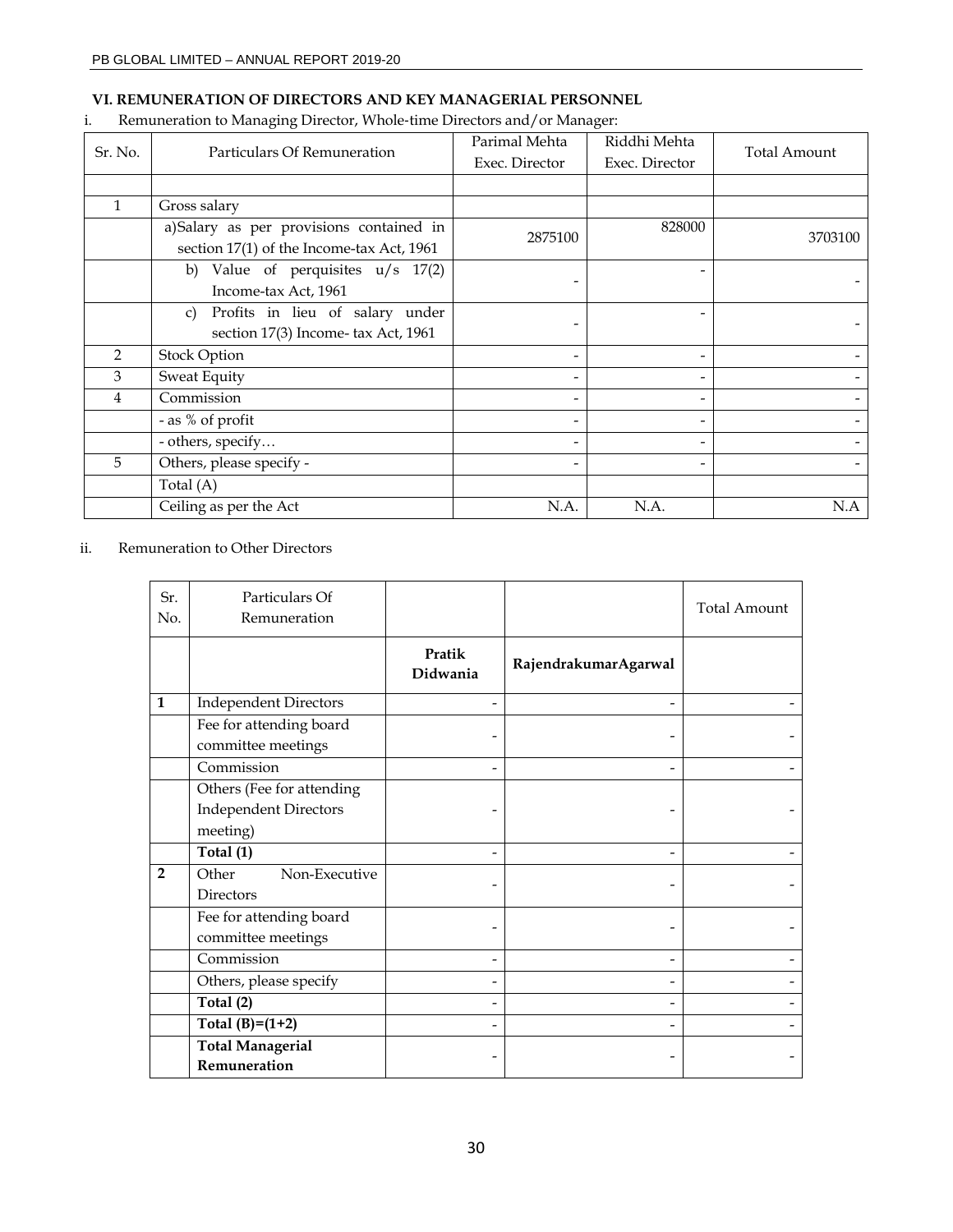### VI. REMUNERATION OF DIRECTORS AND KEY MANAGERIAL PERSONNEL

i. Remuneration to Managing Director, Whole-time Directors and/or Manager:

| Sr. No. | Particulars Of Remuneration | Parimal Mehta Exec. Director | Riddhi Mehta Exec. Director | Total Amount |
|---|---|---|---|---|
| | | | | |
| 1 | Gross salary | | | |
| | a)Salary as per provisions contained in section 17(1) of the Income-tax Act, 1961 | 2875100 | 828000 | 3703100 |
| | b) Value of perquisites u/s 17(2) Income-tax Act, 1961 | - | - | - |
| | c) Profits in lieu of salary under section 17(3) Income- tax Act, 1961 | - | - | - |
| 2 | Stock Option | - | - | - |
| 3 | Sweat Equity | - | - | - |
| 4 | Commission | - | - | - |
| | - as % of profit | - | - | - |
| | - others, specify… | - | - | - |
| 5 | Others, please specify - | - | - | - |
| | Total (A) | | | |
| | Ceiling as per the Act | N.A. | N.A. | N.A |

ii. Remuneration to Other Directors

| Sr. No. | Particulars Of Remuneration | | | Total Amount |
|---|---|---|---|---|
| | | **Pratik Didwania** | **RajendrakumarAgarwal** | |
| **1** | Independent Directors | - | - | - |
| | Fee for attending board committee meetings | - | - | - |
| | Commission | - | - | - |
| | Others (Fee for attending Independent Directors meeting) | - | - | - |
| | **Total (1)** | - | - | - |
| **2** | Other Non-Executive Directors | - | - | - |
| | Fee for attending board committee meetings | - | - | - |
| | Commission | - | - | - |
| | Others, please specify | - | - | - |
| | **Total (2)** | - | - | - |
| | **Total (B)=(1+2)** | - | - | - |
| | **Total Managerial Remuneration** | - | - | - |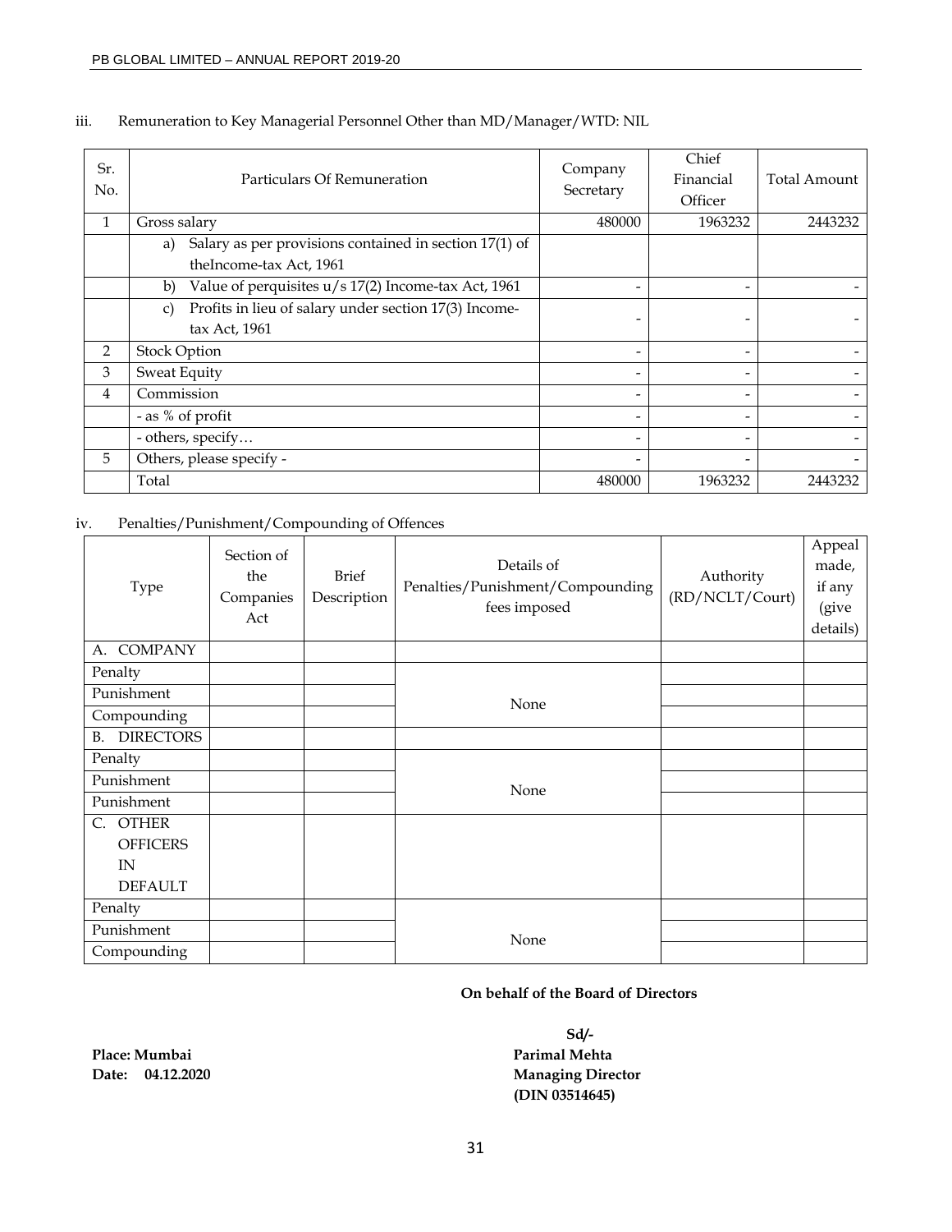iii. Remuneration to Key Managerial Personnel Other than MD/Manager/WTD: NIL

| Sr. No. | Particulars Of Remuneration | Company Secretary | Chief Financial Officer | Total Amount |
|---|---|---|---|---|
| 1 | Gross salary | 480000 | 1963232 | 2443232 |
| | a) Salary as per provisions contained in section 17(1) of theIncome-tax Act, 1961 | | | |
| | b) Value of perquisites u/s 17(2) Income-tax Act, 1961 | - | - | - |
| | c) Profits in lieu of salary under section 17(3) Income-tax Act, 1961 | - | - | - |
| 2 | Stock Option | - | - | - |
| 3 | Sweat Equity | - | - | - |
| 4 | Commission | - | - | - |
| | - as % of profit | - | - | - |
| | - others, specify… | - | - | - |
| 5 | Others, please specify - | - | - | - |
| | Total | 480000 | 1963232 | 2443232 |

iv. Penalties/Punishment/Compounding of Offences

| Type | Section of the Companies Act | Brief Description | Details of Penalties/Punishment/Compounding fees imposed | Authority (RD/NCLT/Court) | Appeal made, if any (give details) |
|---|---|---|---|---|---|
| A. COMPANY | | | | | |
| Penalty | | | None | | |
| Punishment | | | | | |
| Compounding | | | | | |
| B. DIRECTORS | | | | | |
| Penalty | | | None | | |
| Punishment | | | | | |
| Punishment | | | | | |
| C. OTHER OFFICERS IN DEFAULT | | | | | |
| Penalty | | | None | | |
| Punishment | | | | | |
| Compounding | | | | | |

**On behalf of the Board of Directors**

**Sd/-**
**Parimal Mehta**
**Managing Director**
**(DIN 03514645)**

**Place: Mumbai**
**Date: 04.12.2020**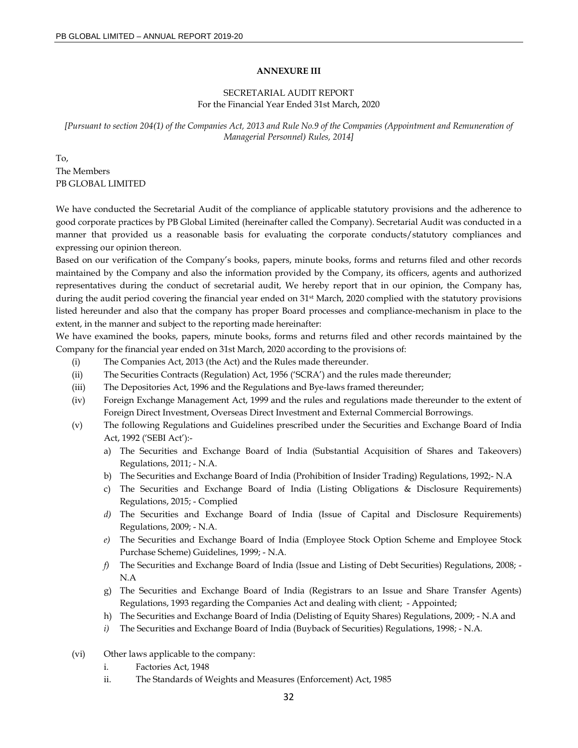**ANNEXURE III**

SECRETARIAL AUDIT REPORT
For the Financial Year Ended 31st March, 2020

*[Pursuant to section 204(1) of the Companies Act, 2013 and Rule No.9 of the Companies (Appointment and Remuneration of Managerial Personnel) Rules, 2014]*

To,
The Members
PB GLOBAL LIMITED

We have conducted the Secretarial Audit of the compliance of applicable statutory provisions and the adherence to good corporate practices by PB Global Limited (hereinafter called the Company). Secretarial Audit was conducted in a manner that provided us a reasonable basis for evaluating the corporate conducts/statutory compliances and expressing our opinion thereon.

Based on our verification of the Company's books, papers, minute books, forms and returns filed and other records maintained by the Company and also the information provided by the Company, its officers, agents and authorized representatives during the conduct of secretarial audit, We hereby report that in our opinion, the Company has, during the audit period covering the financial year ended on 31st March, 2020 complied with the statutory provisions listed hereunder and also that the company has proper Board processes and compliance-mechanism in place to the extent, in the manner and subject to the reporting made hereinafter:

We have examined the books, papers, minute books, forms and returns filed and other records maintained by the Company for the financial year ended on 31st March, 2020 according to the provisions of:

(i) The Companies Act, 2013 (the Act) and the Rules made thereunder.

(ii) The Securities Contracts (Regulation) Act, 1956 ('SCRA') and the rules made thereunder;

(iii) The Depositories Act, 1996 and the Regulations and Bye-laws framed thereunder;

(iv) Foreign Exchange Management Act, 1999 and the rules and regulations made thereunder to the extent of Foreign Direct Investment, Overseas Direct Investment and External Commercial Borrowings.

(v) The following Regulations and Guidelines prescribed under the Securities and Exchange Board of India Act, 1992 ('SEBI Act'):-

   a) The Securities and Exchange Board of India (Substantial Acquisition of Shares and Takeovers) Regulations, 2011; - N.A.
   b) The Securities and Exchange Board of India (Prohibition of Insider Trading) Regulations, 1992;- N.A
   c) The Securities and Exchange Board of India (Listing Obligations & Disclosure Requirements) Regulations, 2015; - Complied
   *d)* The Securities and Exchange Board of India (Issue of Capital and Disclosure Requirements) Regulations, 2009; - N.A.
   *e)* The Securities and Exchange Board of India (Employee Stock Option Scheme and Employee Stock Purchase Scheme) Guidelines, 1999; - N.A.
   *f)* The Securities and Exchange Board of India (Issue and Listing of Debt Securities) Regulations, 2008; - N.A
   g) The Securities and Exchange Board of India (Registrars to an Issue and Share Transfer Agents) Regulations, 1993 regarding the Companies Act and dealing with client; - Appointed;
   h) The Securities and Exchange Board of India (Delisting of Equity Shares) Regulations, 2009; - N.A and
   *i)* The Securities and Exchange Board of India (Buyback of Securities) Regulations, 1998; - N.A.

(vi) Other laws applicable to the company:

   i. Factories Act, 1948
   ii. The Standards of Weights and Measures (Enforcement) Act, 1985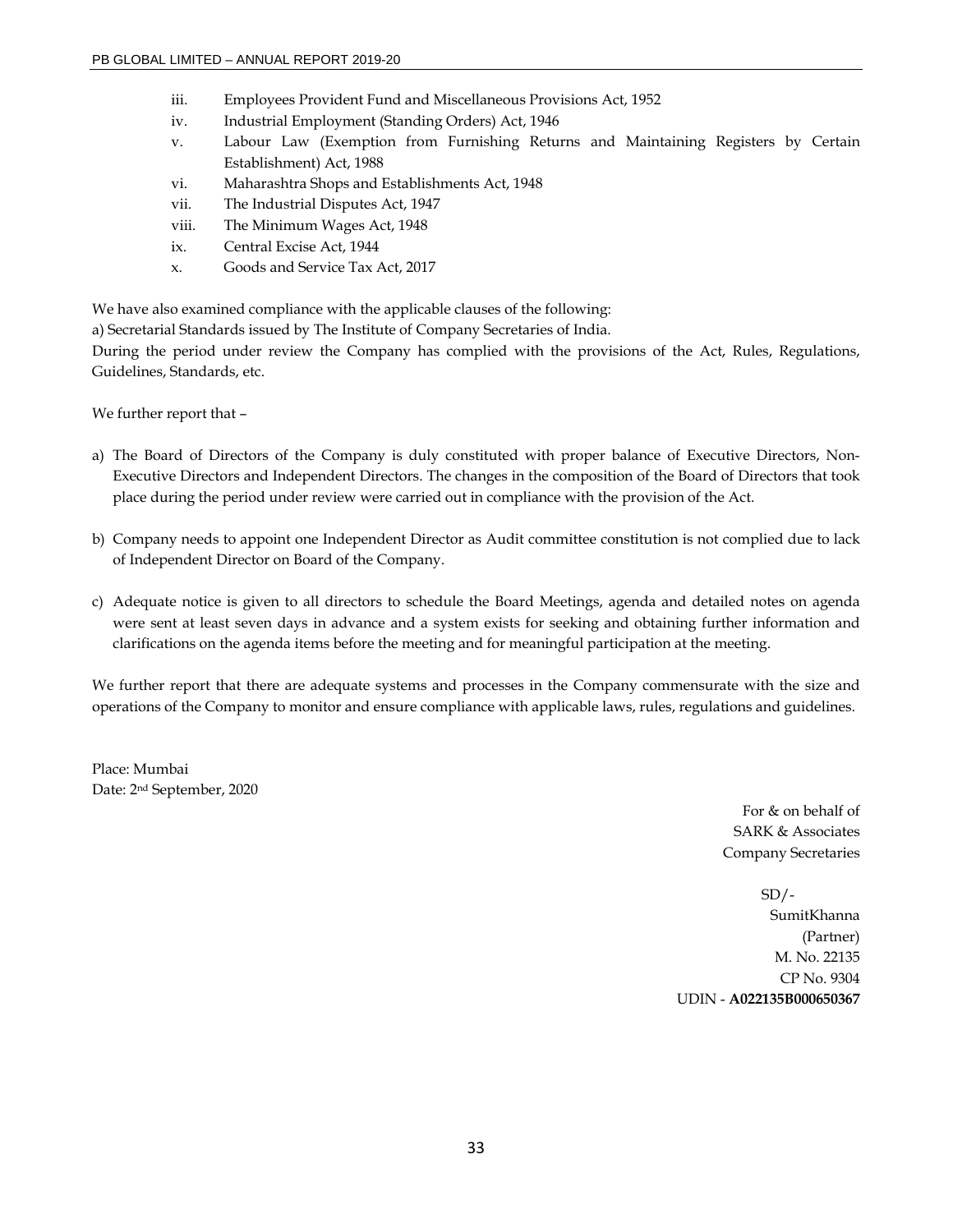iii. Employees Provident Fund and Miscellaneous Provisions Act, 1952
iv. Industrial Employment (Standing Orders) Act, 1946
v. Labour Law (Exemption from Furnishing Returns and Maintaining Registers by Certain Establishment) Act, 1988
vi. Maharashtra Shops and Establishments Act, 1948
vii. The Industrial Disputes Act, 1947
viii. The Minimum Wages Act, 1948
ix. Central Excise Act, 1944
x. Goods and Service Tax Act, 2017

We have also examined compliance with the applicable clauses of the following:

a) Secretarial Standards issued by The Institute of Company Secretaries of India.

During the period under review the Company has complied with the provisions of the Act, Rules, Regulations, Guidelines, Standards, etc.

We further report that –

a) The Board of Directors of the Company is duly constituted with proper balance of Executive Directors, Non-Executive Directors and Independent Directors. The changes in the composition of the Board of Directors that took place during the period under review were carried out in compliance with the provision of the Act.

b) Company needs to appoint one Independent Director as Audit committee constitution is not complied due to lack of Independent Director on Board of the Company.

c) Adequate notice is given to all directors to schedule the Board Meetings, agenda and detailed notes on agenda were sent at least seven days in advance and a system exists for seeking and obtaining further information and clarifications on the agenda items before the meeting and for meaningful participation at the meeting.

We further report that there are adequate systems and processes in the Company commensurate with the size and operations of the Company to monitor and ensure compliance with applicable laws, rules, regulations and guidelines.

Place: Mumbai
Date: 2nd September, 2020

For & on behalf of
SARK & Associates
Company Secretaries

SD/-
SumitKhanna
(Partner)
M. No. 22135
CP No. 9304
UDIN - **A022135B000650367**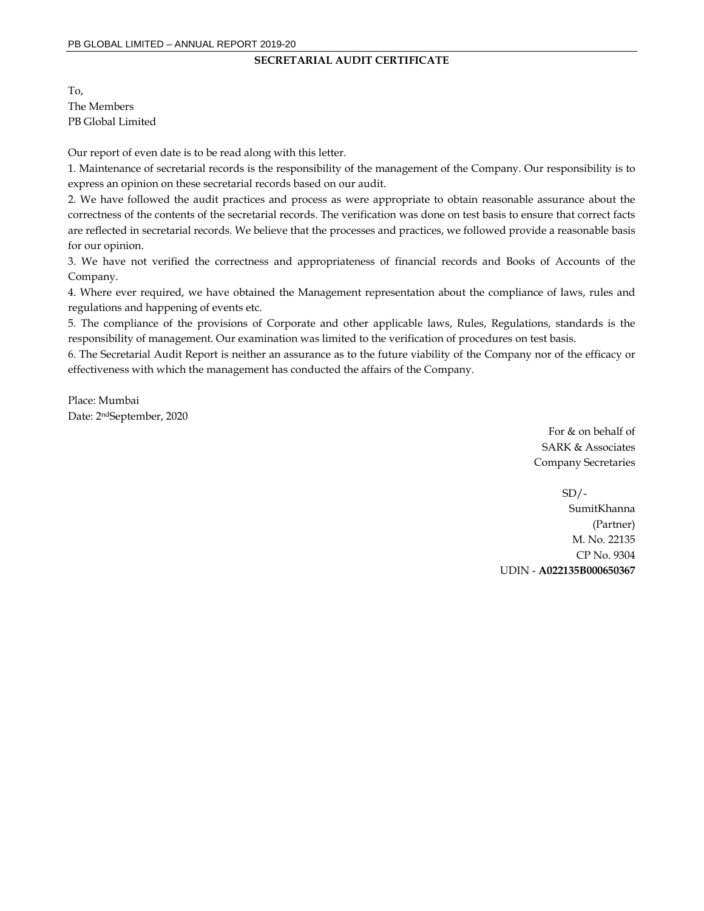## SECRETARIAL AUDIT CERTIFICATE

To,
The Members
PB Global Limited

Our report of even date is to be read along with this letter.

1. Maintenance of secretarial records is the responsibility of the management of the Company. Our responsibility is to express an opinion on these secretarial records based on our audit.
2. We have followed the audit practices and process as were appropriate to obtain reasonable assurance about the correctness of the contents of the secretarial records. The verification was done on test basis to ensure that correct facts are reflected in secretarial records. We believe that the processes and practices, we followed provide a reasonable basis for our opinion.
3. We have not verified the correctness and appropriateness of financial records and Books of Accounts of the Company.
4. Where ever required, we have obtained the Management representation about the compliance of laws, rules and regulations and happening of events etc.
5. The compliance of the provisions of Corporate and other applicable laws, Rules, Regulations, standards is the responsibility of management. Our examination was limited to the verification of procedures on test basis.
6. The Secretarial Audit Report is neither an assurance as to the future viability of the Company nor of the efficacy or effectiveness with which the management has conducted the affairs of the Company.

Place: Mumbai
Date: 2nd September, 2020

For & on behalf of
SARK & Associates
Company Secretaries

SD/-
SumitKhanna
(Partner)
M. No. 22135
CP No. 9304
UDIN - **A022135B000650367**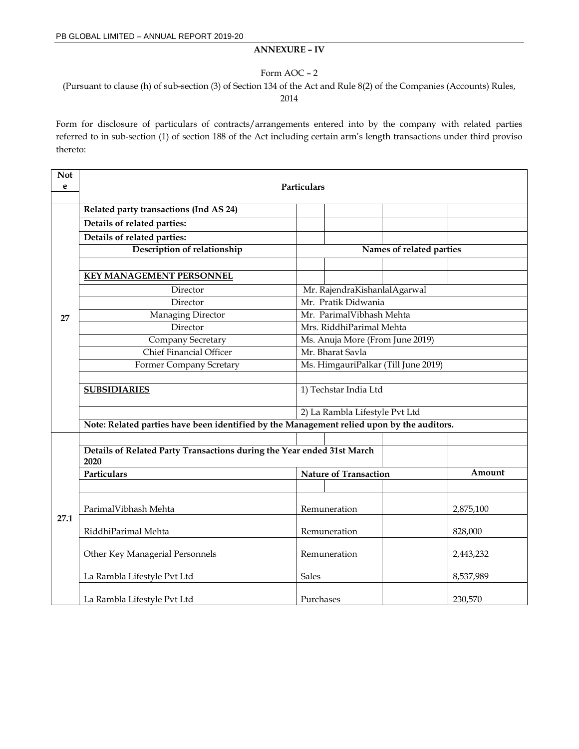**ANNEXURE – IV**

Form AOC – 2

(Pursuant to clause (h) of sub-section (3) of Section 134 of the Act and Rule 8(2) of the Companies (Accounts) Rules, 2014

Form for disclosure of particulars of contracts/arrangements entered into by the company with related parties referred to in sub-section (1) of section 188 of the Act including certain arm's length transactions under third proviso thereto:

| Note | Particulars | | | | |
|---|---|---|---|---|---|
| 27 | **Related party transactions (Ind AS 24)** | | | | |
| | **Details of related parties:** | | | | |
| | **Details of related parties:** | | | | |
| | **Description of relationship** | **Names of related parties** | | | |
| | **KEY MANAGEMENT PERSONNEL** | | | | |
| | Director | Mr. RajendraKishanlalAgarwal | | | |
| | Director | Mr. Pratik Didwania | | | |
| | Managing Director | Mr. ParimalVibhash Mehta | | | |
| | Director | Mrs. RiddhiParimal Mehta | | | |
| | Company Secretary | Ms. Anuja More (From June 2019) | | | |
| | Chief Financial Officer | Mr. Bharat Savla | | | |
| | Former Company Scretary | Ms. HimgauriPalkar (Till June 2019) | | | |
| | **SUBSIDIARIES** | 1) Techstar India Ltd | | | |
| | | 2) La Rambla Lifestyle Pvt Ltd | | | |
| | **Note: Related parties have been identified by the Management relied upon by the auditors.** | | | | |
| 27.1 | **Details of Related Party Transactions during the Year ended 31st March 2020** | | | | |
| | **Particulars** | **Nature of Transaction** | | | **Amount** |
| | ParimalVibhash Mehta | Remuneration | | | 2,875,100 |
| | RiddhiParimal Mehta | Remuneration | | | 828,000 |
| | Other Key Managerial Personnels | Remuneration | | | 2,443,232 |
| | La Rambla Lifestyle Pvt Ltd | Sales | | | 8,537,989 |
| | La Rambla Lifestyle Pvt Ltd | Purchases | | | 230,570 |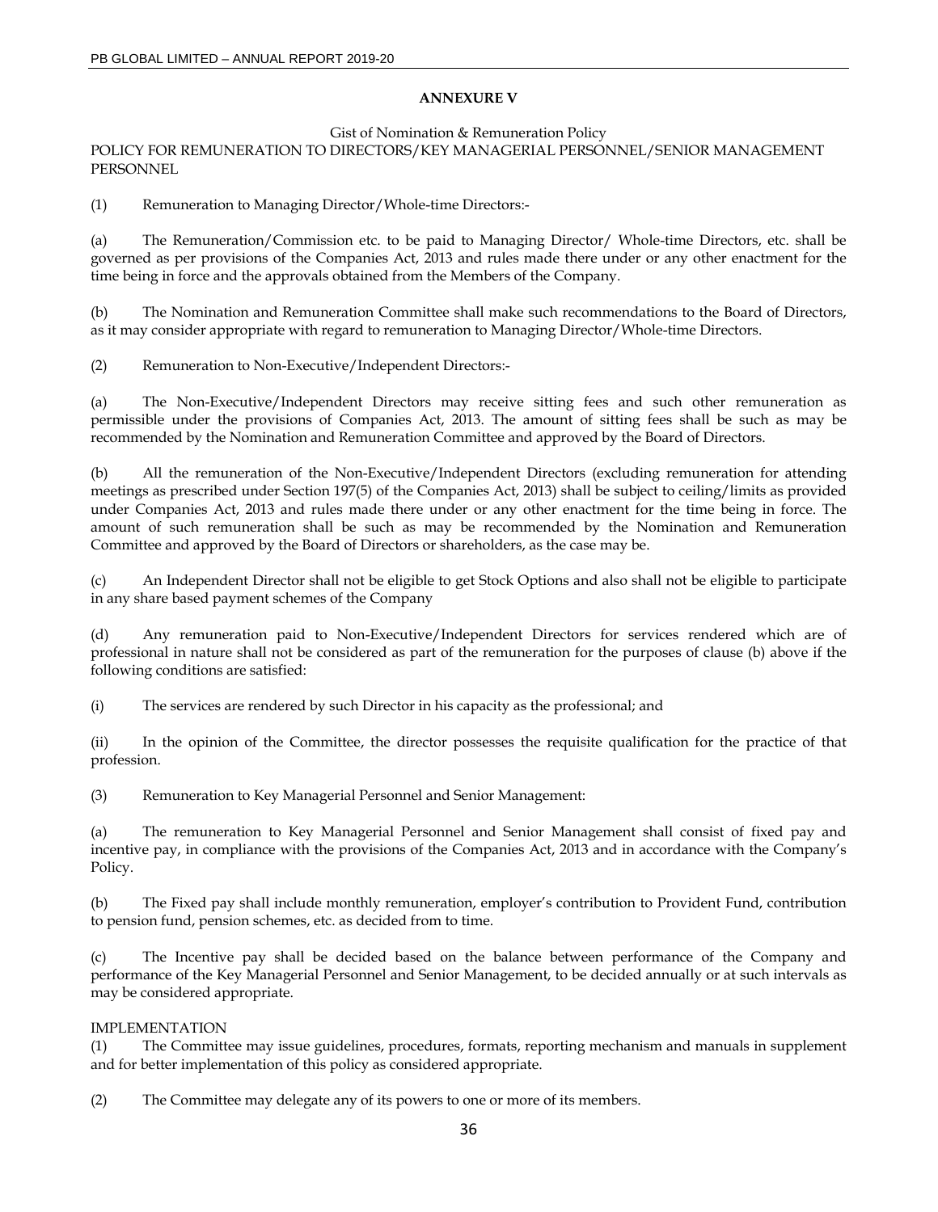## ANNEXURE V

Gist of Nomination & Remuneration Policy

POLICY FOR REMUNERATION TO DIRECTORS/KEY MANAGERIAL PERSONNEL/SENIOR MANAGEMENT PERSONNEL

(1) Remuneration to Managing Director/Whole-time Directors:-

(a) The Remuneration/Commission etc. to be paid to Managing Director/ Whole-time Directors, etc. shall be governed as per provisions of the Companies Act, 2013 and rules made there under or any other enactment for the time being in force and the approvals obtained from the Members of the Company.

(b) The Nomination and Remuneration Committee shall make such recommendations to the Board of Directors, as it may consider appropriate with regard to remuneration to Managing Director/Whole-time Directors.

(2) Remuneration to Non-Executive/Independent Directors:-

(a) The Non-Executive/Independent Directors may receive sitting fees and such other remuneration as permissible under the provisions of Companies Act, 2013. The amount of sitting fees shall be such as may be recommended by the Nomination and Remuneration Committee and approved by the Board of Directors.

(b) All the remuneration of the Non-Executive/Independent Directors (excluding remuneration for attending meetings as prescribed under Section 197(5) of the Companies Act, 2013) shall be subject to ceiling/limits as provided under Companies Act, 2013 and rules made there under or any other enactment for the time being in force. The amount of such remuneration shall be such as may be recommended by the Nomination and Remuneration Committee and approved by the Board of Directors or shareholders, as the case may be.

(c) An Independent Director shall not be eligible to get Stock Options and also shall not be eligible to participate in any share based payment schemes of the Company

(d) Any remuneration paid to Non-Executive/Independent Directors for services rendered which are of professional in nature shall not be considered as part of the remuneration for the purposes of clause (b) above if the following conditions are satisfied:

(i) The services are rendered by such Director in his capacity as the professional; and

(ii) In the opinion of the Committee, the director possesses the requisite qualification for the practice of that profession.

(3) Remuneration to Key Managerial Personnel and Senior Management:

(a) The remuneration to Key Managerial Personnel and Senior Management shall consist of fixed pay and incentive pay, in compliance with the provisions of the Companies Act, 2013 and in accordance with the Company's Policy.

(b) The Fixed pay shall include monthly remuneration, employer's contribution to Provident Fund, contribution to pension fund, pension schemes, etc. as decided from to time.

(c) The Incentive pay shall be decided based on the balance between performance of the Company and performance of the Key Managerial Personnel and Senior Management, to be decided annually or at such intervals as may be considered appropriate.

IMPLEMENTATION

(1) The Committee may issue guidelines, procedures, formats, reporting mechanism and manuals in supplement and for better implementation of this policy as considered appropriate.

(2) The Committee may delegate any of its powers to one or more of its members.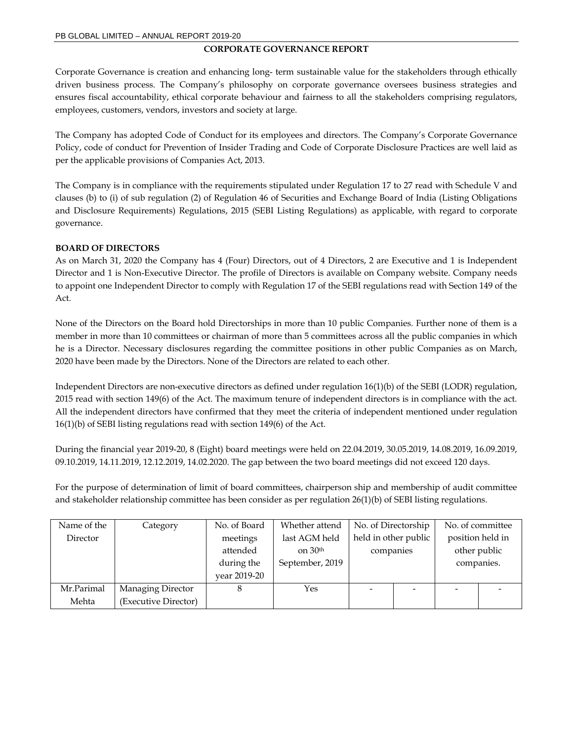## CORPORATE GOVERNANCE REPORT

Corporate Governance is creation and enhancing long- term sustainable value for the stakeholders through ethically driven business process. The Company's philosophy on corporate governance oversees business strategies and ensures fiscal accountability, ethical corporate behaviour and fairness to all the stakeholders comprising regulators, employees, customers, vendors, investors and society at large.

The Company has adopted Code of Conduct for its employees and directors. The Company's Corporate Governance Policy, code of conduct for Prevention of Insider Trading and Code of Corporate Disclosure Practices are well laid as per the applicable provisions of Companies Act, 2013.

The Company is in compliance with the requirements stipulated under Regulation 17 to 27 read with Schedule V and clauses (b) to (i) of sub regulation (2) of Regulation 46 of Securities and Exchange Board of India (Listing Obligations and Disclosure Requirements) Regulations, 2015 (SEBI Listing Regulations) as applicable, with regard to corporate governance.

**BOARD OF DIRECTORS**

As on March 31, 2020 the Company has 4 (Four) Directors, out of 4 Directors, 2 are Executive and 1 is Independent Director and 1 is Non-Executive Director. The profile of Directors is available on Company website. Company needs to appoint one Independent Director to comply with Regulation 17 of the SEBI regulations read with Section 149 of the Act.

None of the Directors on the Board hold Directorships in more than 10 public Companies. Further none of them is a member in more than 10 committees or chairman of more than 5 committees across all the public companies in which he is a Director. Necessary disclosures regarding the committee positions in other public Companies as on March, 2020 have been made by the Directors. None of the Directors are related to each other.

Independent Directors are non-executive directors as defined under regulation 16(1)(b) of the SEBI (LODR) regulation, 2015 read with section 149(6) of the Act. The maximum tenure of independent directors is in compliance with the act. All the independent directors have confirmed that they meet the criteria of independent mentioned under regulation 16(1)(b) of SEBI listing regulations read with section 149(6) of the Act.

During the financial year 2019-20, 8 (Eight) board meetings were held on 22.04.2019, 30.05.2019, 14.08.2019, 16.09.2019, 09.10.2019, 14.11.2019, 12.12.2019, 14.02.2020. The gap between the two board meetings did not exceed 120 days.

For the purpose of determination of limit of board committees, chairperson ship and membership of audit committee and stakeholder relationship committee has been consider as per regulation 26(1)(b) of SEBI listing regulations.

| Name of the Director | Category | No. of Board meetings attended during the year 2019-20 | Whether attend last AGM held on 30th September, 2019 | No. of Directorship held in other public companies | | No. of committee position held in other public companies. | |
|---|---|---|---|---|---|---|---|
| Mr.Parimal Mehta | Managing Director (Executive Director) | 8 | Yes | - | - | - | - |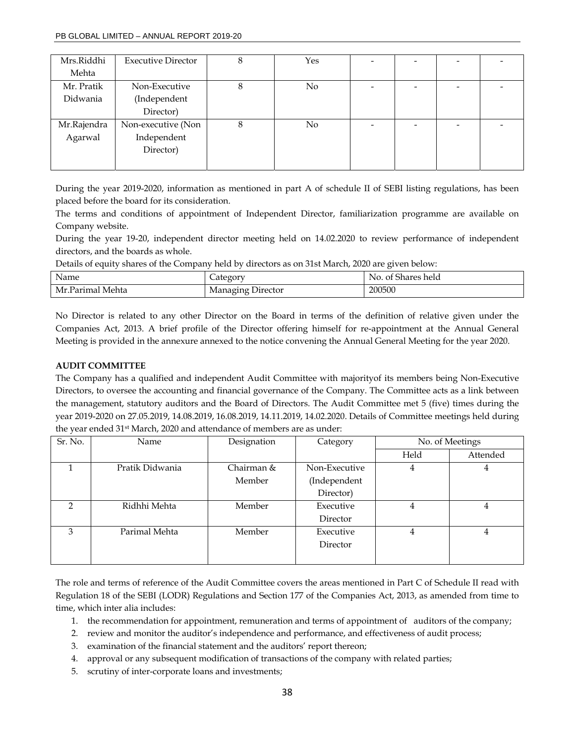| Mrs.Riddhi Mehta | Executive Director | 8 | Yes | - | - | - | - |
|---|---|---|---|---|---|---|---|
| Mr. Pratik Didwania | Non-Executive (Independent Director) | 8 | No | - | - | - | - |
| Mr.Rajendra Agarwal | Non-executive (Non Independent Director) | 8 | No | - | - | - | - |

During the year 2019-2020, information as mentioned in part A of schedule II of SEBI listing regulations, has been placed before the board for its consideration.

The terms and conditions of appointment of Independent Director, familiarization programme are available on Company website.

During the year 19-20, independent director meeting held on 14.02.2020 to review performance of independent directors, and the boards as whole.

Details of equity shares of the Company held by directors as on 31st March, 2020 are given below:

| Name | Category | No. of Shares held |
|---|---|---|
| Mr.Parimal Mehta | Managing Director | 200500 |

No Director is related to any other Director on the Board in terms of the definition of relative given under the Companies Act, 2013. A brief profile of the Director offering himself for re-appointment at the Annual General Meeting is provided in the annexure annexed to the notice convening the Annual General Meeting for the year 2020.

**AUDIT COMMITTEE**

The Company has a qualified and independent Audit Committee with majorityof its members being Non-Executive Directors, to oversee the accounting and financial governance of the Company. The Committee acts as a link between the management, statutory auditors and the Board of Directors. The Audit Committee met 5 (five) times during the year 2019-2020 on 27.05.2019, 14.08.2019, 16.08.2019, 14.11.2019, 14.02.2020. Details of Committee meetings held during the year ended 31st March, 2020 and attendance of members are as under:

| Sr. No. | Name | Designation | Category | No. of Meetings | |
|---|---|---|---|---|---|
| | | | | Held | Attended |
| 1 | Pratik Didwania | Chairman & Member | Non-Executive (Independent Director) | 4 | 4 |
| 2 | Ridhhi Mehta | Member | Executive Director | 4 | 4 |
| 3 | Parimal Mehta | Member | Executive Director | 4 | 4 |

The role and terms of reference of the Audit Committee covers the areas mentioned in Part C of Schedule II read with Regulation 18 of the SEBI (LODR) Regulations and Section 177 of the Companies Act, 2013, as amended from time to time, which inter alia includes:

1. the recommendation for appointment, remuneration and terms of appointment of auditors of the company;
2. review and monitor the auditor's independence and performance, and effectiveness of audit process;
3. examination of the financial statement and the auditors' report thereon;
4. approval or any subsequent modification of transactions of the company with related parties;
5. scrutiny of inter-corporate loans and investments;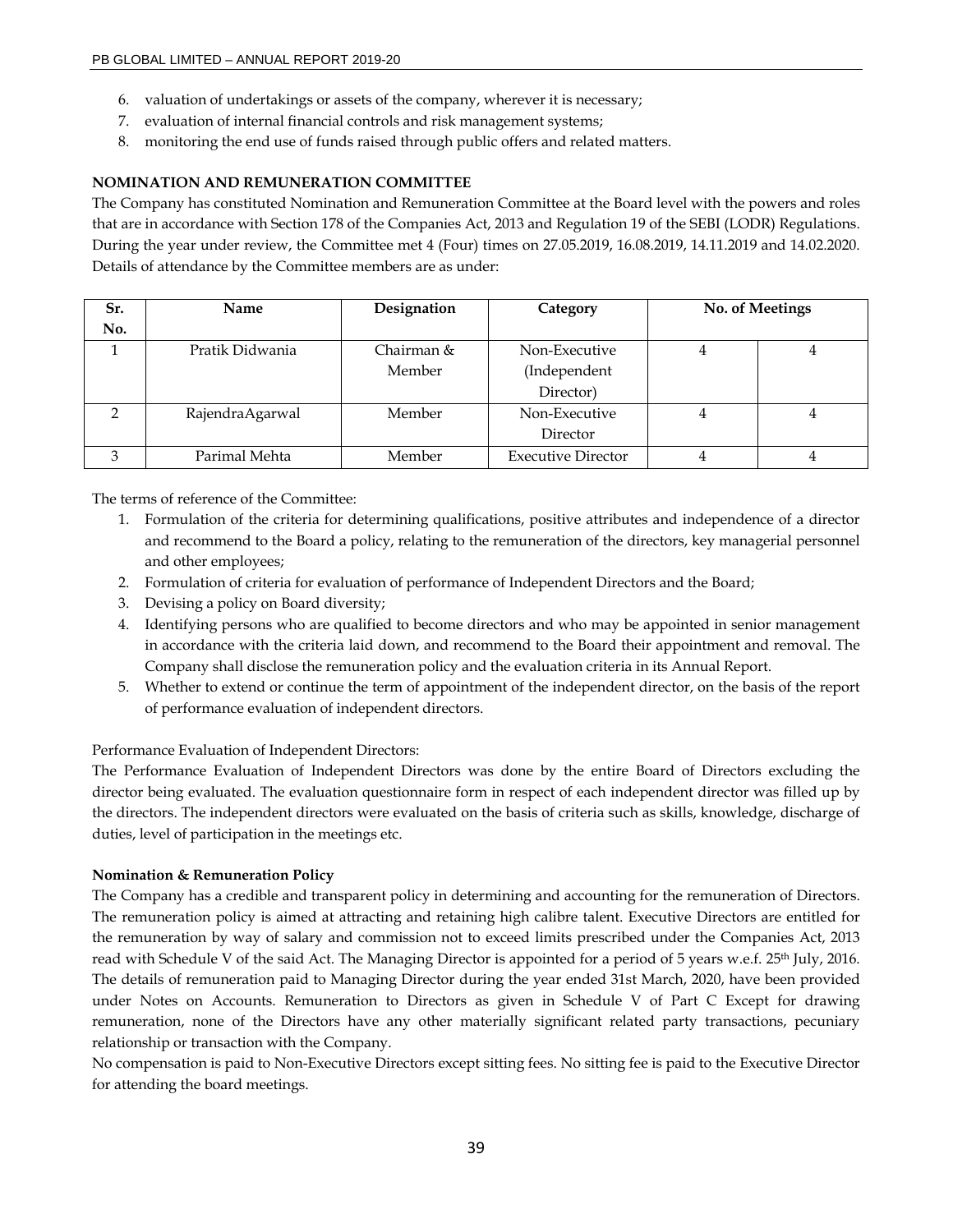6. valuation of undertakings or assets of the company, wherever it is necessary;
7. evaluation of internal financial controls and risk management systems;
8. monitoring the end use of funds raised through public offers and related matters.

**NOMINATION AND REMUNERATION COMMITTEE**

The Company has constituted Nomination and Remuneration Committee at the Board level with the powers and roles that are in accordance with Section 178 of the Companies Act, 2013 and Regulation 19 of the SEBI (LODR) Regulations. During the year under review, the Committee met 4 (Four) times on 27.05.2019, 16.08.2019, 14.11.2019 and 14.02.2020. Details of attendance by the Committee members are as under:

| Sr. No. | Name | Designation | Category | No. of Meetings | |
|---|---|---|---|---|---|
| 1 | Pratik Didwania | Chairman & Member | Non-Executive (Independent Director) | 4 | 4 |
| 2 | RajendraAgarwal | Member | Non-Executive Director | 4 | 4 |
| 3 | Parimal Mehta | Member | Executive Director | 4 | 4 |

The terms of reference of the Committee:

1. Formulation of the criteria for determining qualifications, positive attributes and independence of a director and recommend to the Board a policy, relating to the remuneration of the directors, key managerial personnel and other employees;
2. Formulation of criteria for evaluation of performance of Independent Directors and the Board;
3. Devising a policy on Board diversity;
4. Identifying persons who are qualified to become directors and who may be appointed in senior management in accordance with the criteria laid down, and recommend to the Board their appointment and removal. The Company shall disclose the remuneration policy and the evaluation criteria in its Annual Report.
5. Whether to extend or continue the term of appointment of the independent director, on the basis of the report of performance evaluation of independent directors.

Performance Evaluation of Independent Directors:

The Performance Evaluation of Independent Directors was done by the entire Board of Directors excluding the director being evaluated. The evaluation questionnaire form in respect of each independent director was filled up by the directors. The independent directors were evaluated on the basis of criteria such as skills, knowledge, discharge of duties, level of participation in the meetings etc.

**Nomination & Remuneration Policy**

The Company has a credible and transparent policy in determining and accounting for the remuneration of Directors. The remuneration policy is aimed at attracting and retaining high calibre talent. Executive Directors are entitled for the remuneration by way of salary and commission not to exceed limits prescribed under the Companies Act, 2013 read with Schedule V of the said Act. The Managing Director is appointed for a period of 5 years w.e.f. 25th July, 2016. The details of remuneration paid to Managing Director during the year ended 31st March, 2020, have been provided under Notes on Accounts. Remuneration to Directors as given in Schedule V of Part C Except for drawing remuneration, none of the Directors have any other materially significant related party transactions, pecuniary relationship or transaction with the Company.

No compensation is paid to Non-Executive Directors except sitting fees. No sitting fee is paid to the Executive Director for attending the board meetings.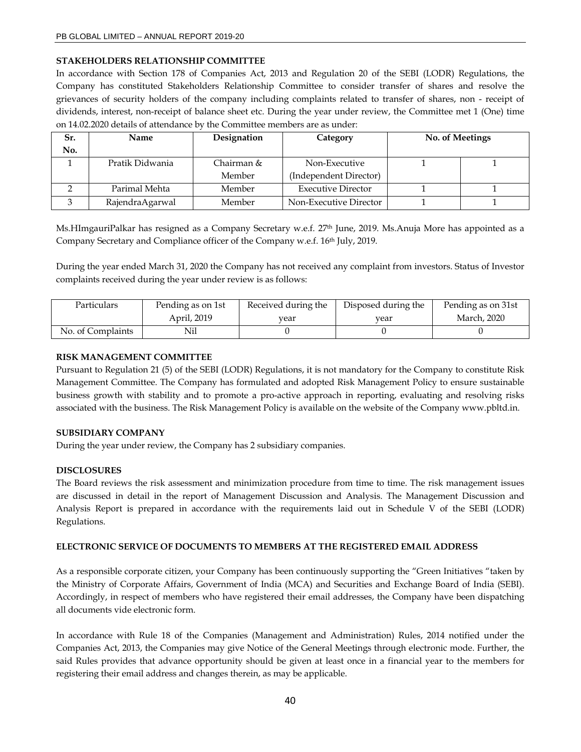**STAKEHOLDERS RELATIONSHIP COMMITTEE**

In accordance with Section 178 of Companies Act, 2013 and Regulation 20 of the SEBI (LODR) Regulations, the Company has constituted Stakeholders Relationship Committee to consider transfer of shares and resolve the grievances of security holders of the company including complaints related to transfer of shares, non - receipt of dividends, interest, non-receipt of balance sheet etc. During the year under review, the Committee met 1 (One) time on 14.02.2020 details of attendance by the Committee members are as under:

| Sr. No. | Name | Designation | Category | No. of Meetings | |
|---|---|---|---|---|---|
| 1 | Pratik Didwania | Chairman & Member | Non-Executive (Independent Director) | 1 | 1 |
| 2 | Parimal Mehta | Member | Executive Director | 1 | 1 |
| 3 | RajendraAgarwal | Member | Non-Executive Director | 1 | 1 |

Ms.HImgauriPalkar has resigned as a Company Secretary w.e.f. 27th June, 2019. Ms.Anuja More has appointed as a Company Secretary and Compliance officer of the Company w.e.f. 16th July, 2019.

During the year ended March 31, 2020 the Company has not received any complaint from investors. Status of Investor complaints received during the year under review is as follows:

| Particulars | Pending as on 1st April, 2019 | Received during the year | Disposed during the year | Pending as on 31st March, 2020 |
|---|---|---|---|---|
| No. of Complaints | Nil | 0 | 0 | 0 |

**RISK MANAGEMENT COMMITTEE**

Pursuant to Regulation 21 (5) of the SEBI (LODR) Regulations, it is not mandatory for the Company to constitute Risk Management Committee. The Company has formulated and adopted Risk Management Policy to ensure sustainable business growth with stability and to promote a pro-active approach in reporting, evaluating and resolving risks associated with the business. The Risk Management Policy is available on the website of the Company www.pbltd.in.

**SUBSIDIARY COMPANY**

During the year under review, the Company has 2 subsidiary companies.

**DISCLOSURES**

The Board reviews the risk assessment and minimization procedure from time to time. The risk management issues are discussed in detail in the report of Management Discussion and Analysis. The Management Discussion and Analysis Report is prepared in accordance with the requirements laid out in Schedule V of the SEBI (LODR) Regulations.

**ELECTRONIC SERVICE OF DOCUMENTS TO MEMBERS AT THE REGISTERED EMAIL ADDRESS**

As a responsible corporate citizen, your Company has been continuously supporting the "Green Initiatives "taken by the Ministry of Corporate Affairs, Government of India (MCA) and Securities and Exchange Board of India (SEBI). Accordingly, in respect of members who have registered their email addresses, the Company have been dispatching all documents vide electronic form.

In accordance with Rule 18 of the Companies (Management and Administration) Rules, 2014 notified under the Companies Act, 2013, the Companies may give Notice of the General Meetings through electronic mode. Further, the said Rules provides that advance opportunity should be given at least once in a financial year to the members for registering their email address and changes therein, as may be applicable.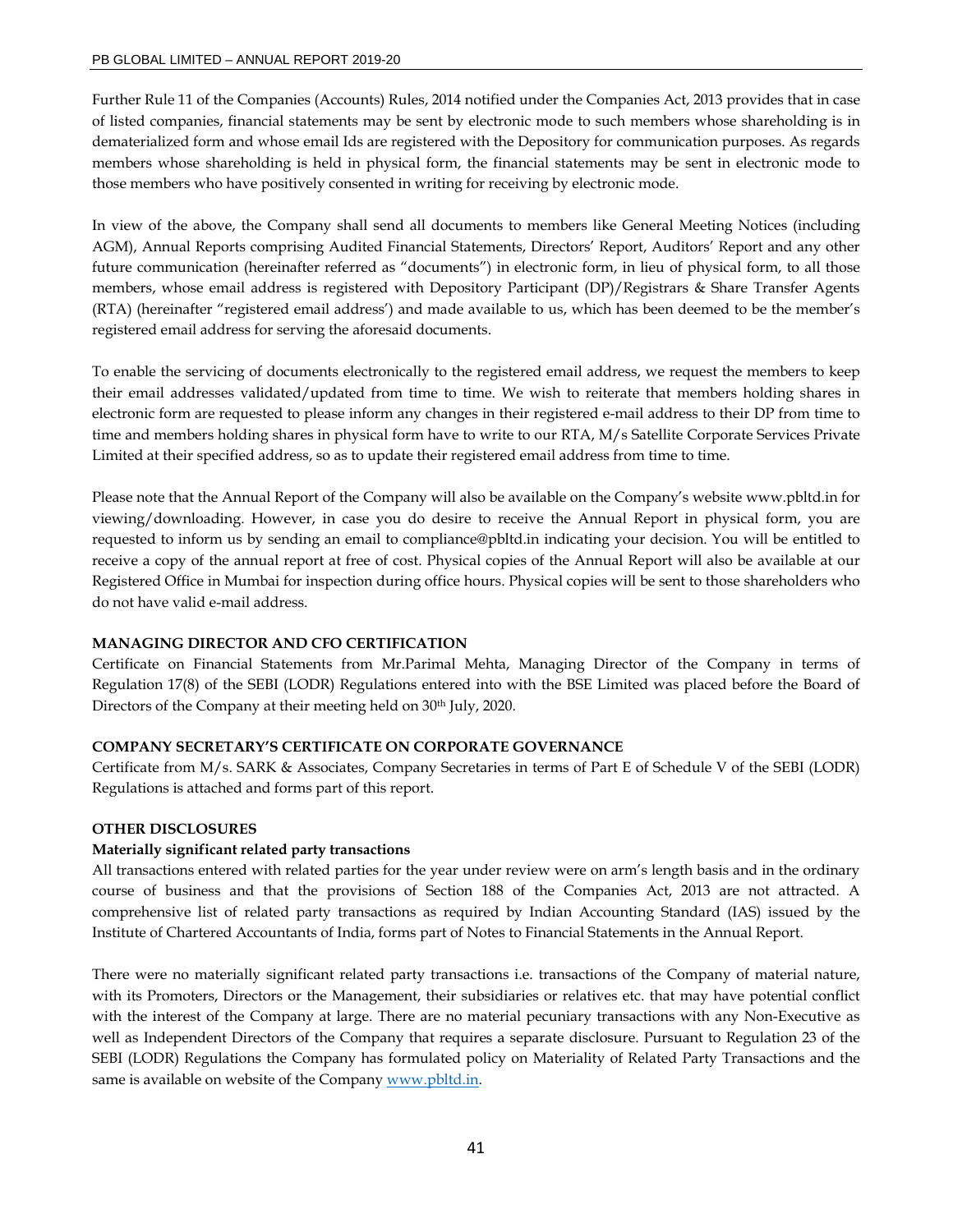Further Rule 11 of the Companies (Accounts) Rules, 2014 notified under the Companies Act, 2013 provides that in case of listed companies, financial statements may be sent by electronic mode to such members whose shareholding is in dematerialized form and whose email Ids are registered with the Depository for communication purposes. As regards members whose shareholding is held in physical form, the financial statements may be sent in electronic mode to those members who have positively consented in writing for receiving by electronic mode.

In view of the above, the Company shall send all documents to members like General Meeting Notices (including AGM), Annual Reports comprising Audited Financial Statements, Directors' Report, Auditors' Report and any other future communication (hereinafter referred as "documents") in electronic form, in lieu of physical form, to all those members, whose email address is registered with Depository Participant (DP)/Registrars & Share Transfer Agents (RTA) (hereinafter "registered email address') and made available to us, which has been deemed to be the member's registered email address for serving the aforesaid documents.

To enable the servicing of documents electronically to the registered email address, we request the members to keep their email addresses validated/updated from time to time. We wish to reiterate that members holding shares in electronic form are requested to please inform any changes in their registered e-mail address to their DP from time to time and members holding shares in physical form have to write to our RTA, M/s Satellite Corporate Services Private Limited at their specified address, so as to update their registered email address from time to time.

Please note that the Annual Report of the Company will also be available on the Company's website www.pbltd.in for viewing/downloading. However, in case you do desire to receive the Annual Report in physical form, you are requested to inform us by sending an email to compliance@pbltd.in indicating your decision. You will be entitled to receive a copy of the annual report at free of cost. Physical copies of the Annual Report will also be available at our Registered Office in Mumbai for inspection during office hours. Physical copies will be sent to those shareholders who do not have valid e-mail address.

**MANAGING DIRECTOR AND CFO CERTIFICATION**

Certificate on Financial Statements from Mr.Parimal Mehta, Managing Director of the Company in terms of Regulation 17(8) of the SEBI (LODR) Regulations entered into with the BSE Limited was placed before the Board of Directors of the Company at their meeting held on 30th July, 2020.

**COMPANY SECRETARY'S CERTIFICATE ON CORPORATE GOVERNANCE**

Certificate from M/s. SARK & Associates, Company Secretaries in terms of Part E of Schedule V of the SEBI (LODR) Regulations is attached and forms part of this report.

**OTHER DISCLOSURES**

**Materially significant related party transactions**

All transactions entered with related parties for the year under review were on arm's length basis and in the ordinary course of business and that the provisions of Section 188 of the Companies Act, 2013 are not attracted. A comprehensive list of related party transactions as required by Indian Accounting Standard (IAS) issued by the Institute of Chartered Accountants of India, forms part of Notes to Financial Statements in the Annual Report.

There were no materially significant related party transactions i.e. transactions of the Company of material nature, with its Promoters, Directors or the Management, their subsidiaries or relatives etc. that may have potential conflict with the interest of the Company at large. There are no material pecuniary transactions with any Non-Executive as well as Independent Directors of the Company that requires a separate disclosure. Pursuant to Regulation 23 of the SEBI (LODR) Regulations the Company has formulated policy on Materiality of Related Party Transactions and the same is available on website of the Company www.pbltd.in.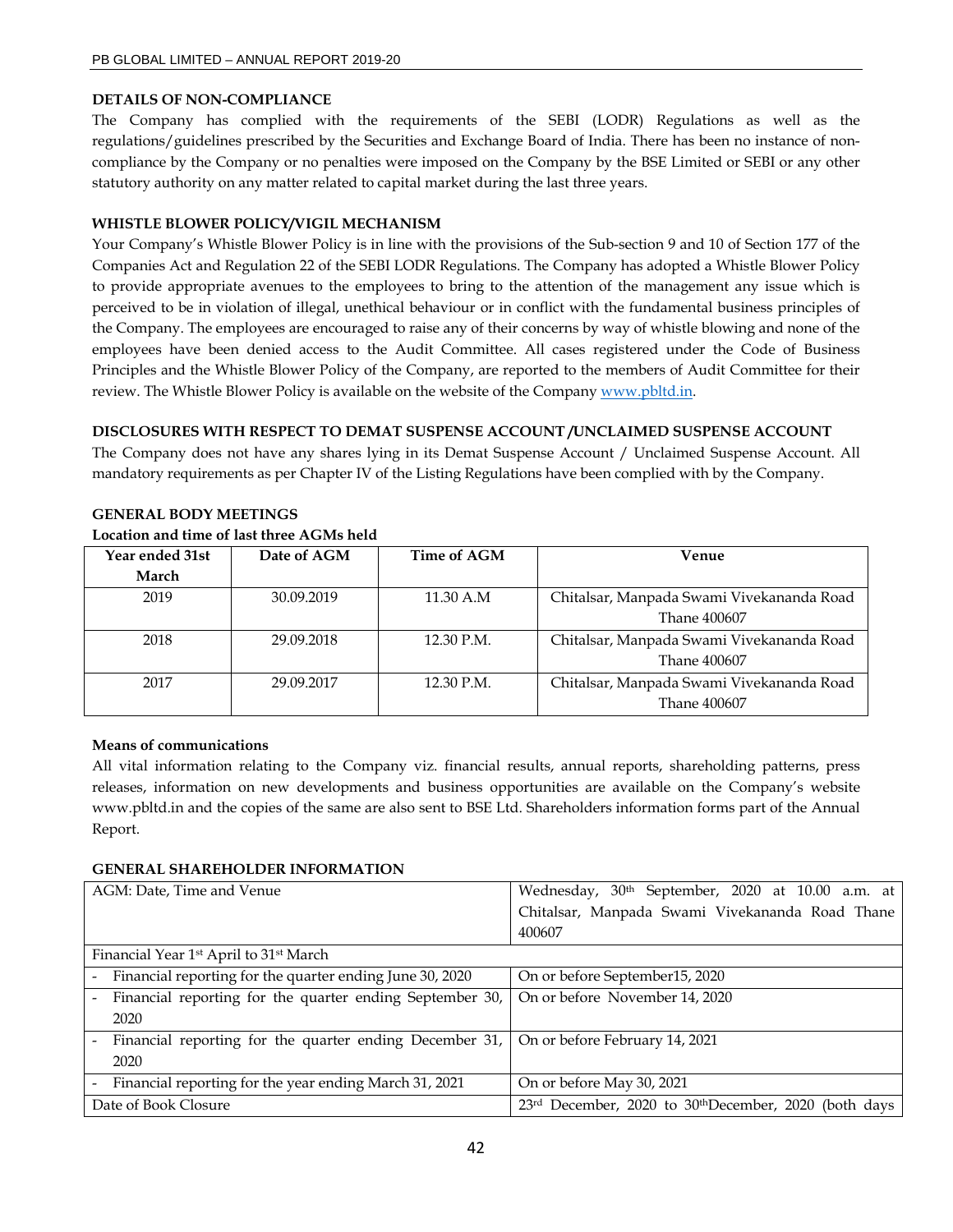**DETAILS OF NON-COMPLIANCE**

The Company has complied with the requirements of the SEBI (LODR) Regulations as well as the regulations/guidelines prescribed by the Securities and Exchange Board of India. There has been no instance of non-compliance by the Company or no penalties were imposed on the Company by the BSE Limited or SEBI or any other statutory authority on any matter related to capital market during the last three years.

**WHISTLE BLOWER POLICY/VIGIL MECHANISM**

Your Company's Whistle Blower Policy is in line with the provisions of the Sub-section 9 and 10 of Section 177 of the Companies Act and Regulation 22 of the SEBI LODR Regulations. The Company has adopted a Whistle Blower Policy to provide appropriate avenues to the employees to bring to the attention of the management any issue which is perceived to be in violation of illegal, unethical behaviour or in conflict with the fundamental business principles of the Company. The employees are encouraged to raise any of their concerns by way of whistle blowing and none of the employees have been denied access to the Audit Committee. All cases registered under the Code of Business Principles and the Whistle Blower Policy of the Company, are reported to the members of Audit Committee for their review. The Whistle Blower Policy is available on the website of the Company www.pbltd.in.

**DISCLOSURES WITH RESPECT TO DEMAT SUSPENSE ACCOUNT /UNCLAIMED SUSPENSE ACCOUNT**

The Company does not have any shares lying in its Demat Suspense Account / Unclaimed Suspense Account. All mandatory requirements as per Chapter IV of the Listing Regulations have been complied with by the Company.

**GENERAL BODY MEETINGS**

**Location and time of last three AGMs held**

| Year ended 31st March | Date of AGM | Time of AGM | Venue |
|---|---|---|---|
| 2019 | 30.09.2019 | 11.30 A.M | Chitalsar, Manpada Swami Vivekananda Road Thane 400607 |
| 2018 | 29.09.2018 | 12.30 P.M. | Chitalsar, Manpada Swami Vivekananda Road Thane 400607 |
| 2017 | 29.09.2017 | 12.30 P.M. | Chitalsar, Manpada Swami Vivekananda Road Thane 400607 |

**Means of communications**

All vital information relating to the Company viz. financial results, annual reports, shareholding patterns, press releases, information on new developments and business opportunities are available on the Company's website www.pbltd.in and the copies of the same are also sent to BSE Ltd. Shareholders information forms part of the Annual Report.

**GENERAL SHAREHOLDER INFORMATION**

| AGM: Date, Time and Venue | Wednesday, 30th September, 2020 at 10.00 a.m. at Chitalsar, Manpada Swami Vivekananda Road Thane 400607 |
|---|---|
| Financial Year 1st April to 31st March | |
| - Financial reporting for the quarter ending June 30, 2020 | On or before September15, 2020 |
| - Financial reporting for the quarter ending September 30, 2020 | On or before November 14, 2020 |
| - Financial reporting for the quarter ending December 31, 2020 | On or before February 14, 2021 |
| - Financial reporting for the year ending March 31, 2021 | On or before May 30, 2021 |
| Date of Book Closure | 23rd December, 2020 to 30thDecember, 2020 (both days |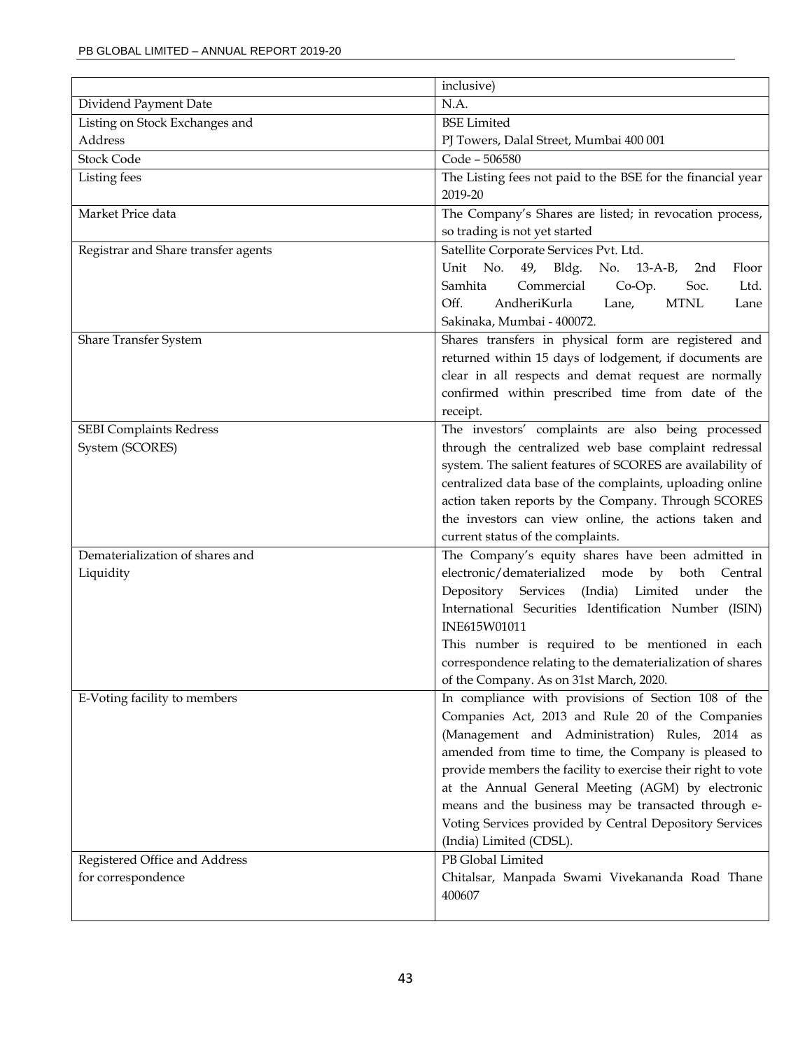| | |
|---|---|
| | inclusive) |
| Dividend Payment Date | N.A. |
| Listing on Stock Exchanges and Address | BSE Limited<br>PJ Towers, Dalal Street, Mumbai 400 001 |
| Stock Code | Code – 506580 |
| Listing fees | The Listing fees not paid to the BSE for the financial year 2019-20 |
| Market Price data | The Company's Shares are listed; in revocation process, so trading is not yet started |
| Registrar and Share transfer agents | Satellite Corporate Services Pvt. Ltd.<br>Unit No. 49, Bldg. No. 13-A-B, 2nd Floor Samhita Commercial Co-Op. Soc. Ltd. Off. AndheriKurla Lane, MTNL Lane Sakinaka, Mumbai - 400072. |
| Share Transfer System | Shares transfers in physical form are registered and returned within 15 days of lodgement, if documents are clear in all respects and demat request are normally confirmed within prescribed time from date of the receipt. |
| SEBI Complaints Redress System (SCORES) | The investors' complaints are also being processed through the centralized web base complaint redressal system. The salient features of SCORES are availability of centralized data base of the complaints, uploading online action taken reports by the Company. Through SCORES the investors can view online, the actions taken and current status of the complaints. |
| Dematerialization of shares and Liquidity | The Company's equity shares have been admitted in electronic/dematerialized mode by both Central Depository Services (India) Limited under the International Securities Identification Number (ISIN) INE615W01011<br>This number is required to be mentioned in each correspondence relating to the dematerialization of shares of the Company. As on 31st March, 2020. |
| E-Voting facility to members | In compliance with provisions of Section 108 of the Companies Act, 2013 and Rule 20 of the Companies (Management and Administration) Rules, 2014 as amended from time to time, the Company is pleased to provide members the facility to exercise their right to vote at the Annual General Meeting (AGM) by electronic means and the business may be transacted through e-Voting Services provided by Central Depository Services (India) Limited (CDSL). |
| Registered Office and Address for correspondence | PB Global Limited<br>Chitalsar, Manpada Swami Vivekananda Road Thane 400607 |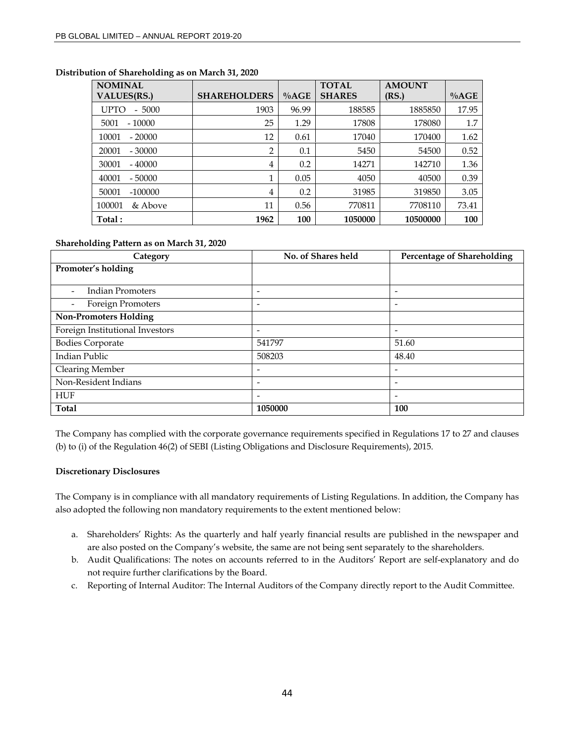**Distribution of Shareholding as on March 31, 2020**

| NOMINAL VALUES(RS.) | SHAREHOLDERS | %AGE | TOTAL SHARES | AMOUNT (RS.) | %AGE |
|---|---|---|---|---|---|
| UPTO - 5000 | 1903 | 96.99 | 188585 | 1885850 | 17.95 |
| 5001 - 10000 | 25 | 1.29 | 17808 | 178080 | 1.7 |
| 10001 - 20000 | 12 | 0.61 | 17040 | 170400 | 1.62 |
| 20001 - 30000 | 2 | 0.1 | 5450 | 54500 | 0.52 |
| 30001 - 40000 | 4 | 0.2 | 14271 | 142710 | 1.36 |
| 40001 - 50000 | 1 | 0.05 | 4050 | 40500 | 0.39 |
| 50001 -100000 | 4 | 0.2 | 31985 | 319850 | 3.05 |
| 100001 & Above | 11 | 0.56 | 770811 | 7708110 | 73.41 |
| **Total :** | **1962** | **100** | **1050000** | **10500000** | **100** |

**Shareholding Pattern as on March 31, 2020**

| Category | No. of Shares held | Percentage of Shareholding |
|---|---|---|
| **Promoter's holding** | | |
| - Indian Promoters | - | - |
| - Foreign Promoters | - | - |
| **Non-Promoters Holding** | | |
| Foreign Institutional Investors | - | - |
| Bodies Corporate | 541797 | 51.60 |
| Indian Public | 508203 | 48.40 |
| Clearing Member | - | - |
| Non-Resident Indians | - | - |
| HUF | - | - |
| **Total** | **1050000** | **100** |

The Company has complied with the corporate governance requirements specified in Regulations 17 to 27 and clauses (b) to (i) of the Regulation 46(2) of SEBI (Listing Obligations and Disclosure Requirements), 2015.

**Discretionary Disclosures**

The Company is in compliance with all mandatory requirements of Listing Regulations. In addition, the Company has also adopted the following non mandatory requirements to the extent mentioned below:

a. Shareholders' Rights: As the quarterly and half yearly financial results are published in the newspaper and are also posted on the Company's website, the same are not being sent separately to the shareholders.
b. Audit Qualifications: The notes on accounts referred to in the Auditors' Report are self-explanatory and do not require further clarifications by the Board.
c. Reporting of Internal Auditor: The Internal Auditors of the Company directly report to the Audit Committee.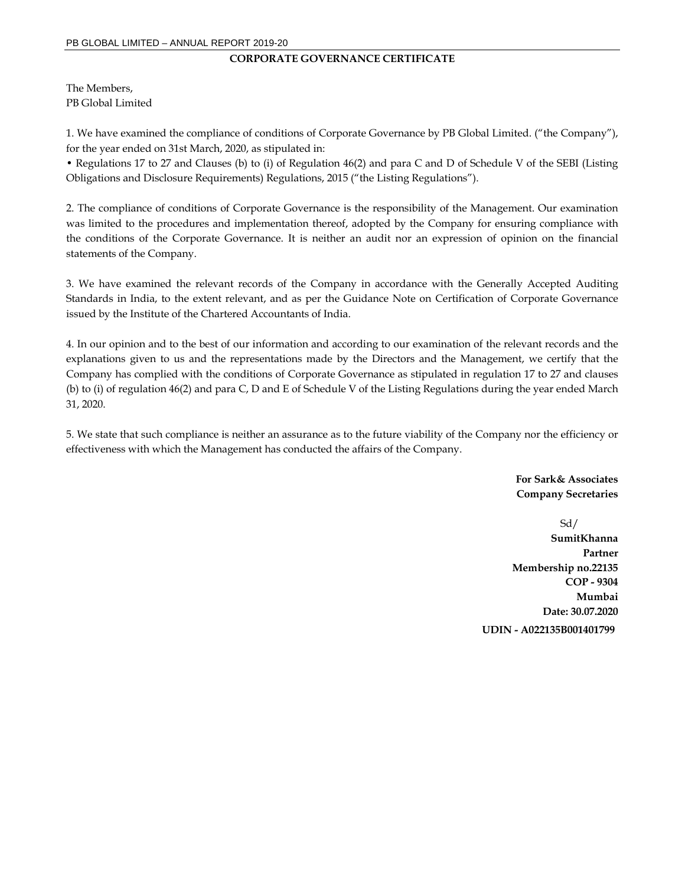## CORPORATE GOVERNANCE CERTIFICATE

The Members,
PB Global Limited

1. We have examined the compliance of conditions of Corporate Governance by PB Global Limited. ("the Company"), for the year ended on 31st March, 2020, as stipulated in:

• Regulations 17 to 27 and Clauses (b) to (i) of Regulation 46(2) and para C and D of Schedule V of the SEBI (Listing Obligations and Disclosure Requirements) Regulations, 2015 ("the Listing Regulations").

2. The compliance of conditions of Corporate Governance is the responsibility of the Management. Our examination was limited to the procedures and implementation thereof, adopted by the Company for ensuring compliance with the conditions of the Corporate Governance. It is neither an audit nor an expression of opinion on the financial statements of the Company.

3. We have examined the relevant records of the Company in accordance with the Generally Accepted Auditing Standards in India, to the extent relevant, and as per the Guidance Note on Certification of Corporate Governance issued by the Institute of the Chartered Accountants of India.

4. In our opinion and to the best of our information and according to our examination of the relevant records and the explanations given to us and the representations made by the Directors and the Management, we certify that the Company has complied with the conditions of Corporate Governance as stipulated in regulation 17 to 27 and clauses (b) to (i) of regulation 46(2) and para C, D and E of Schedule V of the Listing Regulations during the year ended March 31, 2020.

5. We state that such compliance is neither an assurance as to the future viability of the Company nor the efficiency or effectiveness with which the Management has conducted the affairs of the Company.

**For Sark& Associates**
**Company Secretaries**

Sd/
**SumitKhanna**
**Partner**
**Membership no.22135**
**COP - 9304**
**Mumbai**
**Date: 30.07.2020**
**UDIN - A022135B001401799**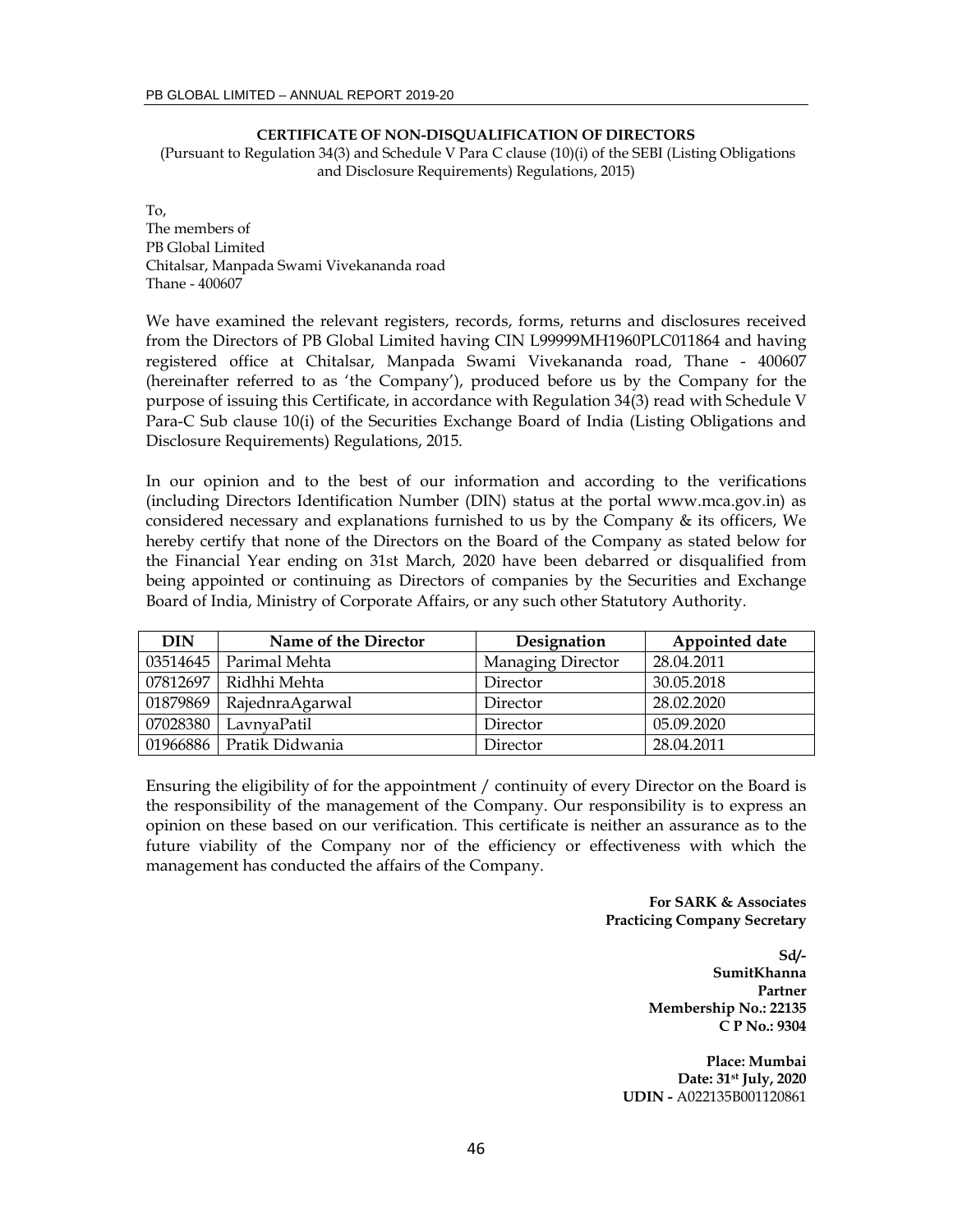## CERTIFICATE OF NON-DISQUALIFICATION OF DIRECTORS

(Pursuant to Regulation 34(3) and Schedule V Para C clause (10)(i) of the SEBI (Listing Obligations and Disclosure Requirements) Regulations, 2015)

To,
The members of
PB Global Limited
Chitalsar, Manpada Swami Vivekananda road
Thane - 400607

We have examined the relevant registers, records, forms, returns and disclosures received from the Directors of PB Global Limited having CIN L99999MH1960PLC011864 and having registered office at Chitalsar, Manpada Swami Vivekananda road, Thane - 400607 (hereinafter referred to as 'the Company'), produced before us by the Company for the purpose of issuing this Certificate, in accordance with Regulation 34(3) read with Schedule V Para-C Sub clause 10(i) of the Securities Exchange Board of India (Listing Obligations and Disclosure Requirements) Regulations, 2015.

In our opinion and to the best of our information and according to the verifications (including Directors Identification Number (DIN) status at the portal www.mca.gov.in) as considered necessary and explanations furnished to us by the Company & its officers, We hereby certify that none of the Directors on the Board of the Company as stated below for the Financial Year ending on 31st March, 2020 have been debarred or disqualified from being appointed or continuing as Directors of companies by the Securities and Exchange Board of India, Ministry of Corporate Affairs, or any such other Statutory Authority.

| DIN | Name of the Director | Designation | Appointed date |
|---|---|---|---|
| 03514645 | Parimal Mehta | Managing Director | 28.04.2011 |
| 07812697 | Ridhhi Mehta | Director | 30.05.2018 |
| 01879869 | RajednraAgarwal | Director | 28.02.2020 |
| 07028380 | LavnyaPatil | Director | 05.09.2020 |
| 01966886 | Pratik Didwania | Director | 28.04.2011 |

Ensuring the eligibility of for the appointment / continuity of every Director on the Board is the responsibility of the management of the Company. Our responsibility is to express an opinion on these based on our verification. This certificate is neither an assurance as to the future viability of the Company nor of the efficiency or effectiveness with which the management has conducted the affairs of the Company.

**For SARK & Associates**
**Practicing Company Secretary**

**Sd/-**
**SumitKhanna**
**Partner**
**Membership No.: 22135**
**C P No.: 9304**

**Place: Mumbai**
**Date: 31st July, 2020**
**UDIN -** A022135B001120861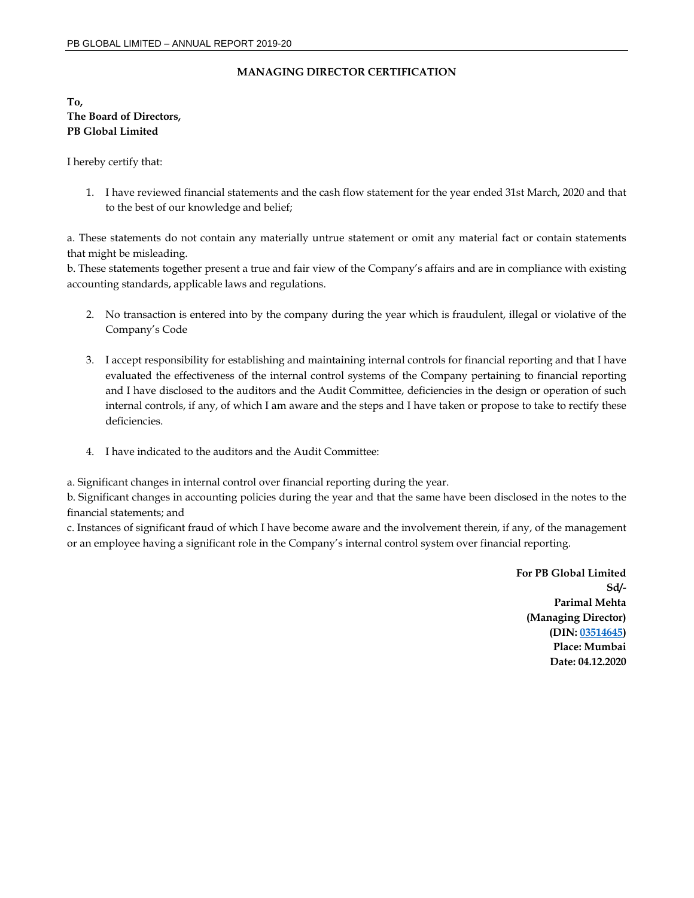## MANAGING DIRECTOR CERTIFICATION

**To,**
**The Board of Directors,**
**PB Global Limited**

I hereby certify that:

1. I have reviewed financial statements and the cash flow statement for the year ended 31st March, 2020 and that to the best of our knowledge and belief;

a. These statements do not contain any materially untrue statement or omit any material fact or contain statements that might be misleading.
b. These statements together present a true and fair view of the Company's affairs and are in compliance with existing accounting standards, applicable laws and regulations.

2. No transaction is entered into by the company during the year which is fraudulent, illegal or violative of the Company's Code

3. I accept responsibility for establishing and maintaining internal controls for financial reporting and that I have evaluated the effectiveness of the internal control systems of the Company pertaining to financial reporting and I have disclosed to the auditors and the Audit Committee, deficiencies in the design or operation of such internal controls, if any, of which I am aware and the steps and I have taken or propose to take to rectify these deficiencies.

4. I have indicated to the auditors and the Audit Committee:

a. Significant changes in internal control over financial reporting during the year.
b. Significant changes in accounting policies during the year and that the same have been disclosed in the notes to the financial statements; and
c. Instances of significant fraud of which I have become aware and the involvement therein, if any, of the management or an employee having a significant role in the Company's internal control system over financial reporting.

**For PB Global Limited**
**Sd/-**
**Parimal Mehta**
**(Managing Director)**
**(DIN: 03514645)**
**Place: Mumbai**
**Date: 04.12.2020**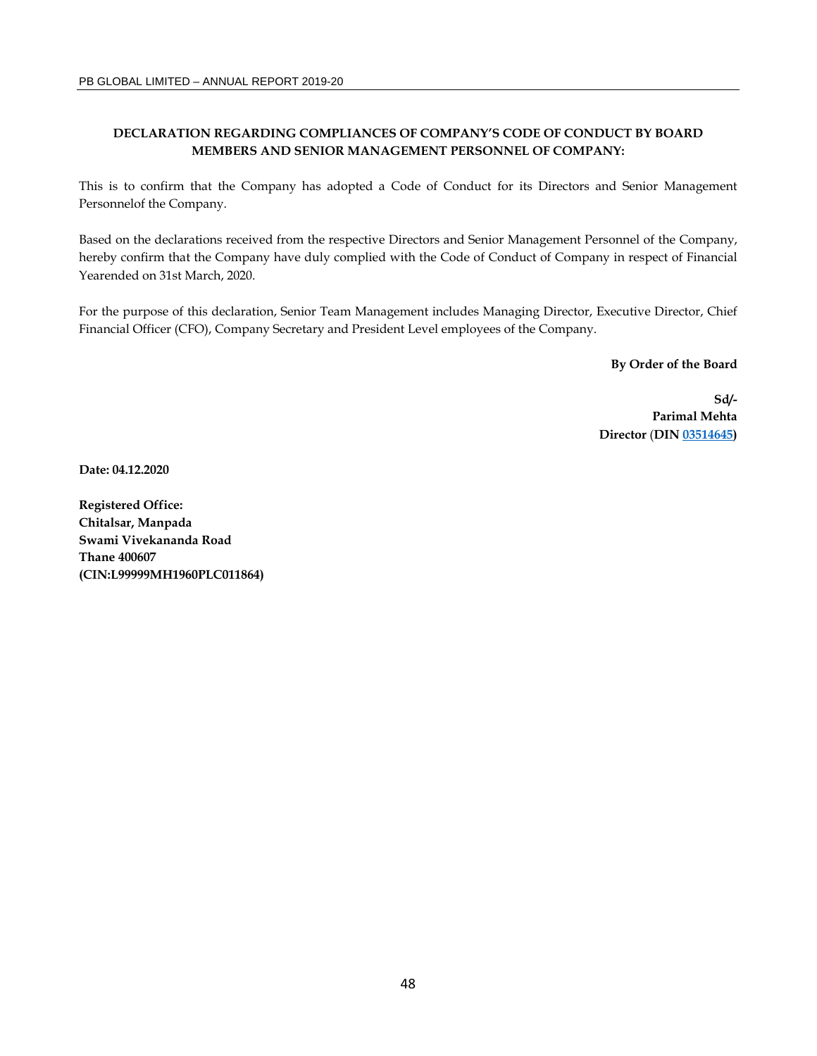**DECLARATION REGARDING COMPLIANCES OF COMPANY'S CODE OF CONDUCT BY BOARD MEMBERS AND SENIOR MANAGEMENT PERSONNEL OF COMPANY:**

This is to confirm that the Company has adopted a Code of Conduct for its Directors and Senior Management Personnelof the Company.

Based on the declarations received from the respective Directors and Senior Management Personnel of the Company, hereby confirm that the Company have duly complied with the Code of Conduct of Company in respect of Financial Yearended on 31st March, 2020.

For the purpose of this declaration, Senior Team Management includes Managing Director, Executive Director, Chief Financial Officer (CFO), Company Secretary and President Level employees of the Company.

**By Order of the Board**

**Sd/-**
**Parimal Mehta**
**Director (DIN 03514645)**

**Date: 04.12.2020**

**Registered Office:**
**Chitalsar, Manpada**
**Swami Vivekananda Road**
**Thane 400607**
**(CIN:L99999MH1960PLC011864)**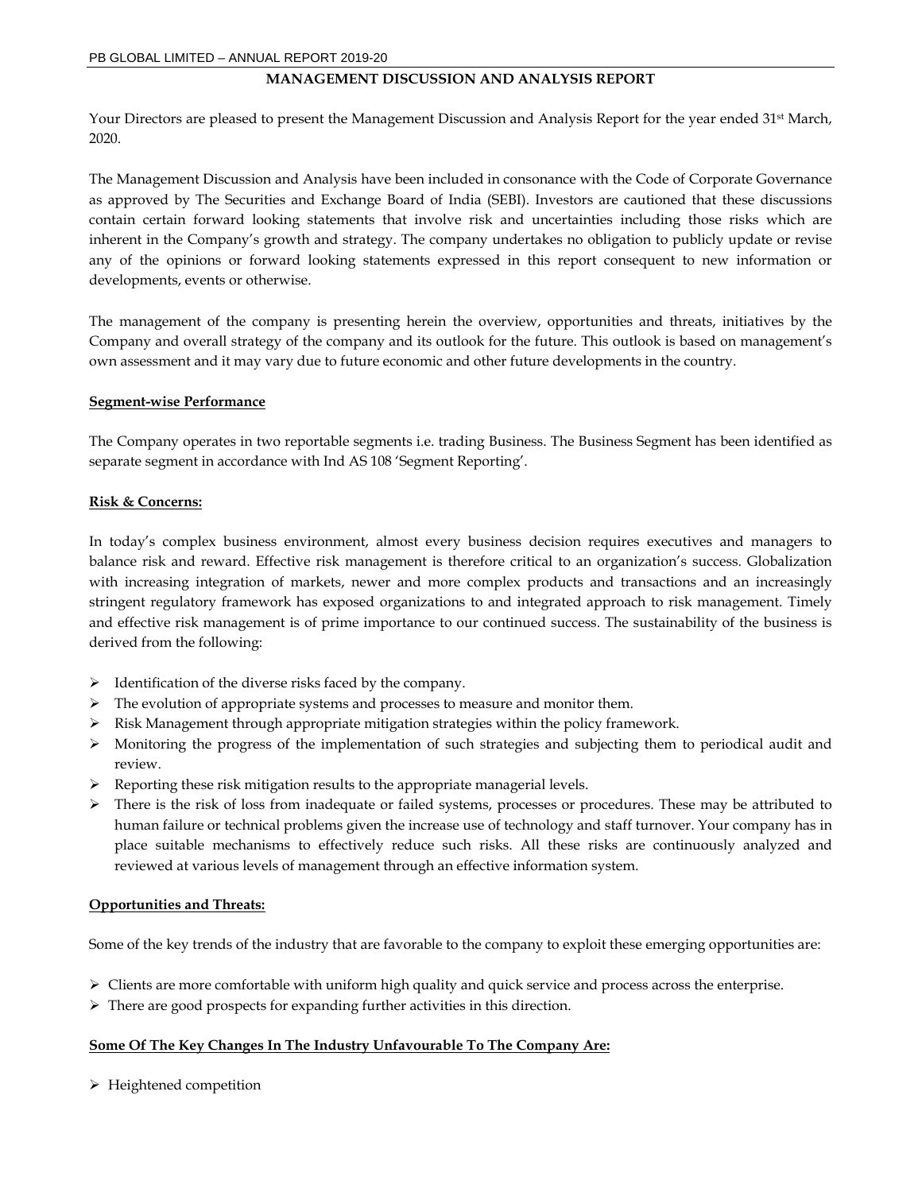## MANAGEMENT DISCUSSION AND ANALYSIS REPORT

Your Directors are pleased to present the Management Discussion and Analysis Report for the year ended 31st March, 2020.

The Management Discussion and Analysis have been included in consonance with the Code of Corporate Governance as approved by The Securities and Exchange Board of India (SEBI). Investors are cautioned that these discussions contain certain forward looking statements that involve risk and uncertainties including those risks which are inherent in the Company's growth and strategy. The company undertakes no obligation to publicly update or revise any of the opinions or forward looking statements expressed in this report consequent to new information or developments, events or otherwise.

The management of the company is presenting herein the overview, opportunities and threats, initiatives by the Company and overall strategy of the company and its outlook for the future. This outlook is based on management's own assessment and it may vary due to future economic and other future developments in the country.

**Segment-wise Performance**

The Company operates in two reportable segments i.e. trading Business. The Business Segment has been identified as separate segment in accordance with Ind AS 108 'Segment Reporting'.

**Risk & Concerns:**

In today's complex business environment, almost every business decision requires executives and managers to balance risk and reward. Effective risk management is therefore critical to an organization's success. Globalization with increasing integration of markets, newer and more complex products and transactions and an increasingly stringent regulatory framework has exposed organizations to and integrated approach to risk management. Timely and effective risk management is of prime importance to our continued success. The sustainability of the business is derived from the following:

- Identification of the diverse risks faced by the company.
- The evolution of appropriate systems and processes to measure and monitor them.
- Risk Management through appropriate mitigation strategies within the policy framework.
- Monitoring the progress of the implementation of such strategies and subjecting them to periodical audit and review.
- Reporting these risk mitigation results to the appropriate managerial levels.
- There is the risk of loss from inadequate or failed systems, processes or procedures. These may be attributed to human failure or technical problems given the increase use of technology and staff turnover. Your company has in place suitable mechanisms to effectively reduce such risks. All these risks are continuously analyzed and reviewed at various levels of management through an effective information system.

**Opportunities and Threats:**

Some of the key trends of the industry that are favorable to the company to exploit these emerging opportunities are:

- Clients are more comfortable with uniform high quality and quick service and process across the enterprise.
- There are good prospects for expanding further activities in this direction.

**Some Of The Key Changes In The Industry Unfavourable To The Company Are:**

- Heightened competition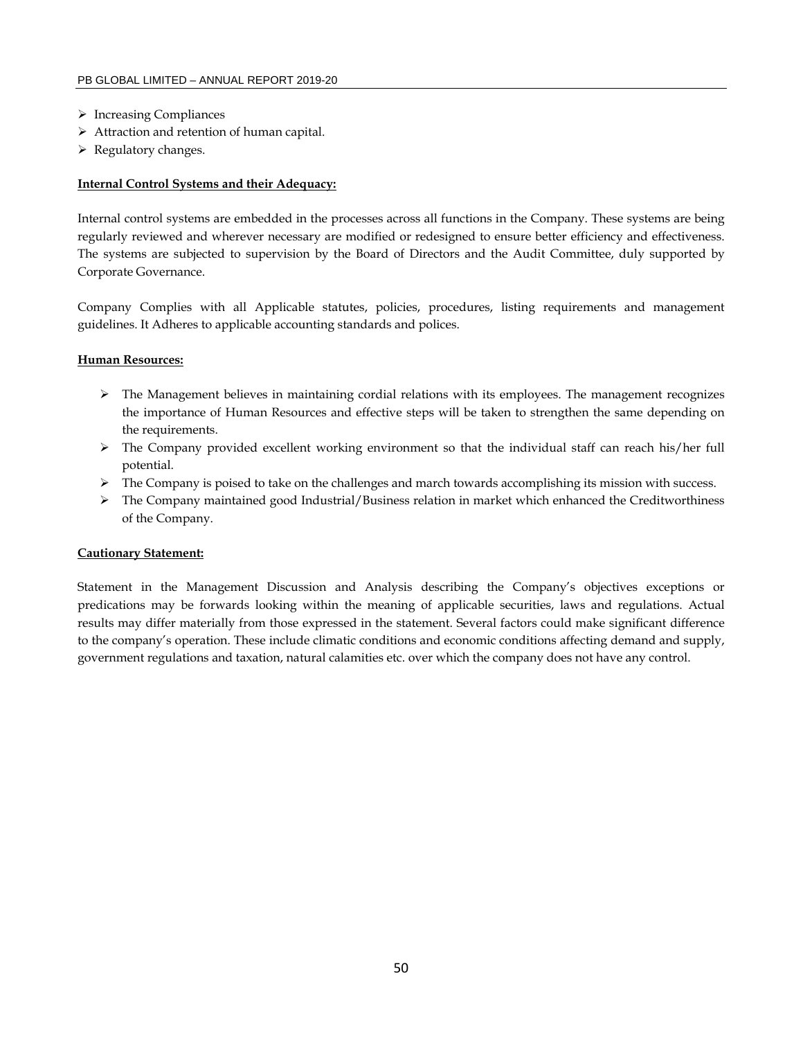- Increasing Compliances
- Attraction and retention of human capital.
- Regulatory changes.

**Internal Control Systems and their Adequacy:**

Internal control systems are embedded in the processes across all functions in the Company. These systems are being regularly reviewed and wherever necessary are modified or redesigned to ensure better efficiency and effectiveness. The systems are subjected to supervision by the Board of Directors and the Audit Committee, duly supported by Corporate Governance.

Company Complies with all Applicable statutes, policies, procedures, listing requirements and management guidelines. It Adheres to applicable accounting standards and polices.

**Human Resources:**

- The Management believes in maintaining cordial relations with its employees. The management recognizes the importance of Human Resources and effective steps will be taken to strengthen the same depending on the requirements.
- The Company provided excellent working environment so that the individual staff can reach his/her full potential.
- The Company is poised to take on the challenges and march towards accomplishing its mission with success.
- The Company maintained good Industrial/Business relation in market which enhanced the Creditworthiness of the Company.

**Cautionary Statement:**

Statement in the Management Discussion and Analysis describing the Company's objectives exceptions or predications may be forwards looking within the meaning of applicable securities, laws and regulations. Actual results may differ materially from those expressed in the statement. Several factors could make significant difference to the company's operation. These include climatic conditions and economic conditions affecting demand and supply, government regulations and taxation, natural calamities etc. over which the company does not have any control.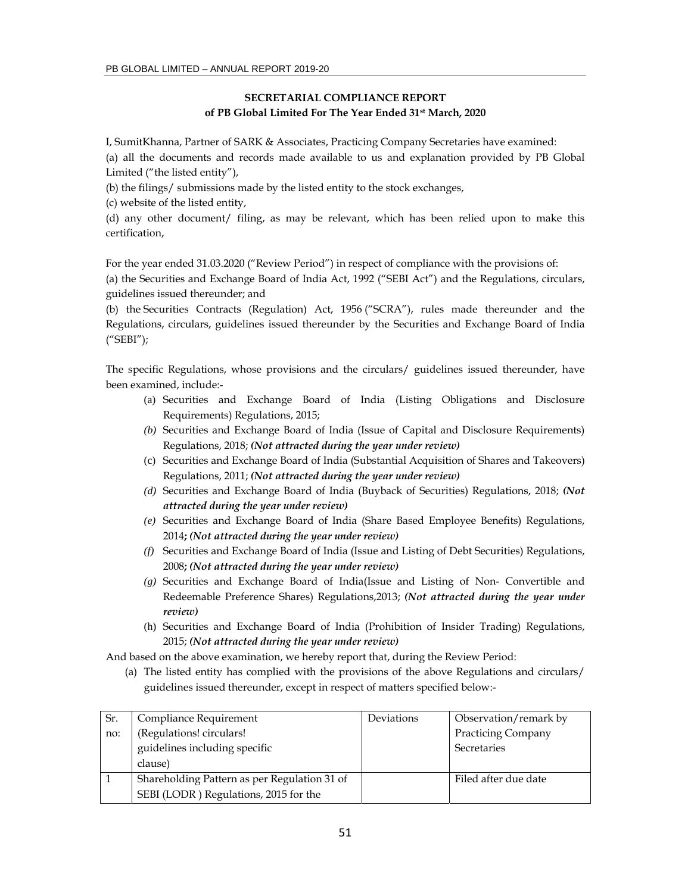**SECRETARIAL COMPLIANCE REPORT**
**of PB Global Limited For The Year Ended 31st March, 2020**

I, SumitKhanna, Partner of SARK & Associates, Practicing Company Secretaries have examined:

(a) all the documents and records made available to us and explanation provided by PB Global Limited ("the listed entity"),

(b) the filings/ submissions made by the listed entity to the stock exchanges,

(c) website of the listed entity,

(d) any other document/ filing, as may be relevant, which has been relied upon to make this certification,

For the year ended 31.03.2020 ("Review Period") in respect of compliance with the provisions of:

(a) the Securities and Exchange Board of India Act, 1992 ("SEBI Act") and the Regulations, circulars, guidelines issued thereunder; and

(b) the Securities Contracts (Regulation) Act, 1956 ("SCRA"), rules made thereunder and the Regulations, circulars, guidelines issued thereunder by the Securities and Exchange Board of India ("SEBI");

The specific Regulations, whose provisions and the circulars/ guidelines issued thereunder, have been examined, include:-

(a) Securities and Exchange Board of India (Listing Obligations and Disclosure Requirements) Regulations, 2015;

*(b)* Securities and Exchange Board of India (Issue of Capital and Disclosure Requirements) Regulations, 2018; ***(Not attracted during the year under review)***

(c) Securities and Exchange Board of India (Substantial Acquisition of Shares and Takeovers) Regulations, 2011; ***(Not attracted during the year under review)***

*(d)* Securities and Exchange Board of India (Buyback of Securities) Regulations, 2018; ***(Not attracted during the year under review)***

*(e)* Securities and Exchange Board of India (Share Based Employee Benefits) Regulations, 2014***; (Not attracted during the year under review)***

*(f)* Securities and Exchange Board of India (Issue and Listing of Debt Securities) Regulations, 2008***; (Not attracted during the year under review)***

*(g)* Securities and Exchange Board of India(Issue and Listing of Non- Convertible and Redeemable Preference Shares) Regulations,2013; ***(Not attracted during the year under review)***

(h) Securities and Exchange Board of India (Prohibition of Insider Trading) Regulations, 2015; ***(Not attracted during the year under review)***

And based on the above examination, we hereby report that, during the Review Period:

(a) The listed entity has complied with the provisions of the above Regulations and circulars/ guidelines issued thereunder, except in respect of matters specified below:-

| Sr. no: | Compliance Requirement (Regulations! circulars! guidelines including specific clause) | Deviations | Observation/remark by Practicing Company Secretaries |
|---|---|---|---|
| 1 | Shareholding Pattern as per Regulation 31 of SEBI (LODR ) Regulations, 2015 for the | | Filed after due date |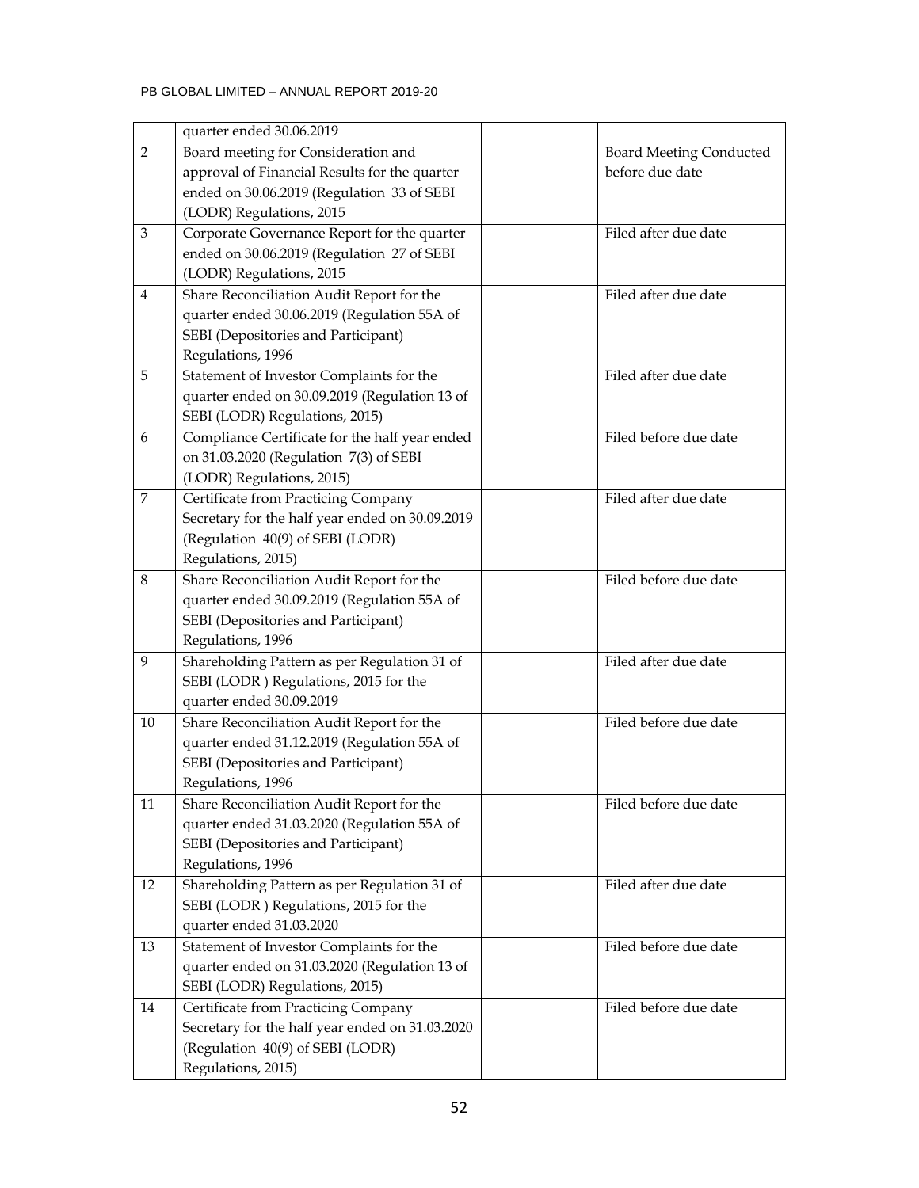| | quarter ended 30.06.2019 | | |
|---|---|---|---|
| 2 | Board meeting for Consideration and approval of Financial Results for the quarter ended on 30.06.2019 (Regulation 33 of SEBI (LODR) Regulations, 2015 | | Board Meeting Conducted before due date |
| 3 | Corporate Governance Report for the quarter ended on 30.06.2019 (Regulation 27 of SEBI (LODR) Regulations, 2015 | | Filed after due date |
| 4 | Share Reconciliation Audit Report for the quarter ended 30.06.2019 (Regulation 55A of SEBI (Depositories and Participant) Regulations, 1996 | | Filed after due date |
| 5 | Statement of Investor Complaints for the quarter ended on 30.09.2019 (Regulation 13 of SEBI (LODR) Regulations, 2015) | | Filed after due date |
| 6 | Compliance Certificate for the half year ended on 31.03.2020 (Regulation 7(3) of SEBI (LODR) Regulations, 2015) | | Filed before due date |
| 7 | Certificate from Practicing Company Secretary for the half year ended on 30.09.2019 (Regulation 40(9) of SEBI (LODR) Regulations, 2015) | | Filed after due date |
| 8 | Share Reconciliation Audit Report for the quarter ended 30.09.2019 (Regulation 55A of SEBI (Depositories and Participant) Regulations, 1996 | | Filed before due date |
| 9 | Shareholding Pattern as per Regulation 31 of SEBI (LODR ) Regulations, 2015 for the quarter ended 30.09.2019 | | Filed after due date |
| 10 | Share Reconciliation Audit Report for the quarter ended 31.12.2019 (Regulation 55A of SEBI (Depositories and Participant) Regulations, 1996 | | Filed before due date |
| 11 | Share Reconciliation Audit Report for the quarter ended 31.03.2020 (Regulation 55A of SEBI (Depositories and Participant) Regulations, 1996 | | Filed before due date |
| 12 | Shareholding Pattern as per Regulation 31 of SEBI (LODR ) Regulations, 2015 for the quarter ended 31.03.2020 | | Filed after due date |
| 13 | Statement of Investor Complaints for the quarter ended on 31.03.2020 (Regulation 13 of SEBI (LODR) Regulations, 2015) | | Filed before due date |
| 14 | Certificate from Practicing Company Secretary for the half year ended on 31.03.2020 (Regulation 40(9) of SEBI (LODR) Regulations, 2015) | | Filed before due date |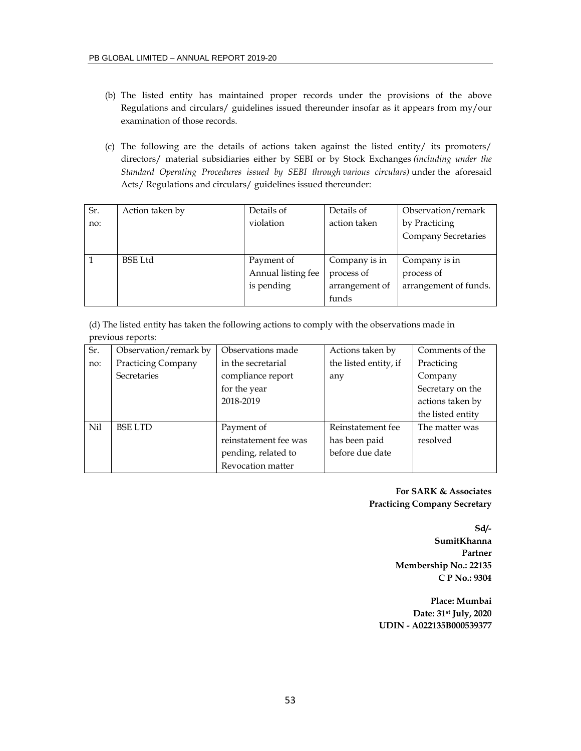(b) The listed entity has maintained proper records under the provisions of the above Regulations and circulars/ guidelines issued thereunder insofar as it appears from my/our examination of those records.

(c) The following are the details of actions taken against the listed entity/ its promoters/ directors/ material subsidiaries either by SEBI or by Stock Exchanges *(including under the Standard Operating Procedures issued by SEBI through various circulars)* under the aforesaid Acts/ Regulations and circulars/ guidelines issued thereunder:

| Sr. no: | Action taken by | Details of violation | Details of action taken | Observation/remark by Practicing Company Secretaries |
|---|---|---|---|---|
| 1 | BSE Ltd | Payment of Annual listing fee is pending | Company is in process of arrangement of funds | Company is in process of arrangement of funds. |

(d) The listed entity has taken the following actions to comply with the observations made in previous reports:

| Sr. no: | Observation/remark by Practicing Company Secretaries | Observations made in the secretarial compliance report for the year 2018-2019 | Actions taken by the listed entity, if any | Comments of the Practicing Company Secretary on the actions taken by the listed entity |
|---|---|---|---|---|
| Nil | BSE LTD | Payment of reinstatement fee was pending, related to Revocation matter | Reinstatement fee has been paid before due date | The matter was resolved |

**For SARK & Associates**
**Practicing Company Secretary**

**Sd/-**
**SumitKhanna**
**Partner**
**Membership No.: 22135**
**C P No.: 9304**

**Place: Mumbai**
**Date: 31st July, 2020**
**UDIN - A022135B000539377**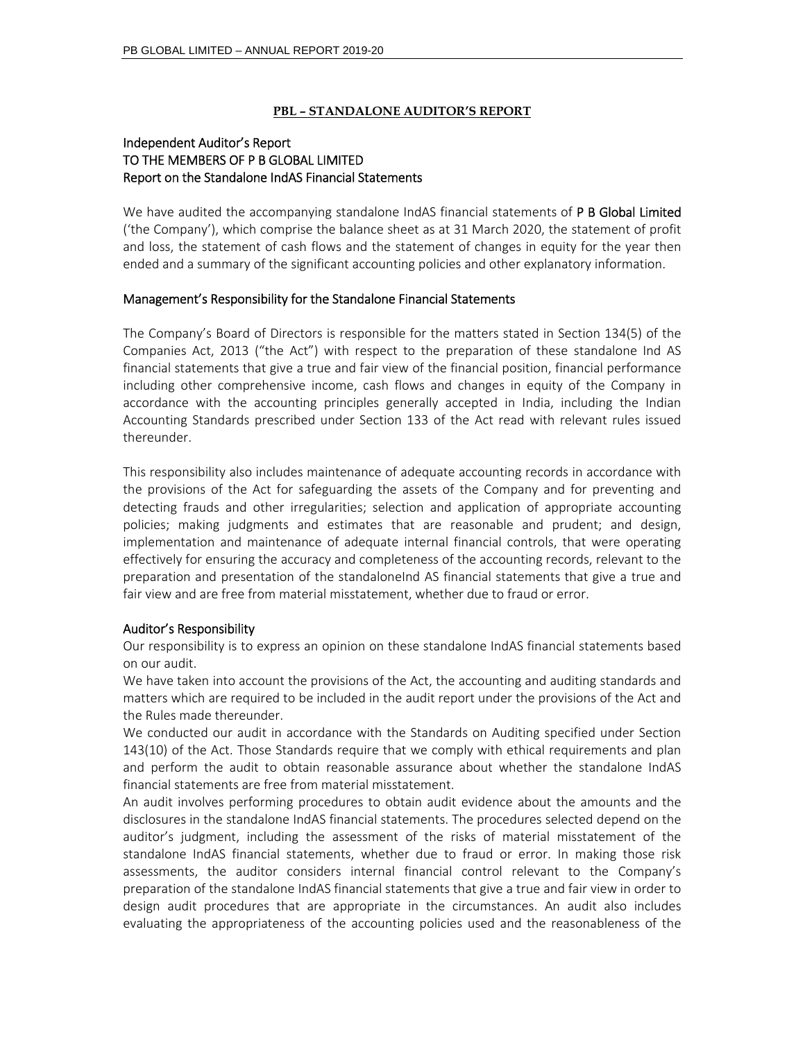## PBL – STANDALONE AUDITOR'S REPORT

### Independent Auditor's Report
### TO THE MEMBERS OF P B GLOBAL LIMITED
### Report on the Standalone IndAS Financial Statements

We have audited the accompanying standalone IndAS financial statements of **P B Global Limited** ('the Company'), which comprise the balance sheet as at 31 March 2020, the statement of profit and loss, the statement of cash flows and the statement of changes in equity for the year then ended and a summary of the significant accounting policies and other explanatory information.

### Management's Responsibility for the Standalone Financial Statements

The Company's Board of Directors is responsible for the matters stated in Section 134(5) of the Companies Act, 2013 ("the Act") with respect to the preparation of these standalone Ind AS financial statements that give a true and fair view of the financial position, financial performance including other comprehensive income, cash flows and changes in equity of the Company in accordance with the accounting principles generally accepted in India, including the Indian Accounting Standards prescribed under Section 133 of the Act read with relevant rules issued thereunder.

This responsibility also includes maintenance of adequate accounting records in accordance with the provisions of the Act for safeguarding the assets of the Company and for preventing and detecting frauds and other irregularities; selection and application of appropriate accounting policies; making judgments and estimates that are reasonable and prudent; and design, implementation and maintenance of adequate internal financial controls, that were operating effectively for ensuring the accuracy and completeness of the accounting records, relevant to the preparation and presentation of the standaloneInd AS financial statements that give a true and fair view and are free from material misstatement, whether due to fraud or error.

### Auditor's Responsibility

Our responsibility is to express an opinion on these standalone IndAS financial statements based on our audit.

We have taken into account the provisions of the Act, the accounting and auditing standards and matters which are required to be included in the audit report under the provisions of the Act and the Rules made thereunder.

We conducted our audit in accordance with the Standards on Auditing specified under Section 143(10) of the Act. Those Standards require that we comply with ethical requirements and plan and perform the audit to obtain reasonable assurance about whether the standalone IndAS financial statements are free from material misstatement.

An audit involves performing procedures to obtain audit evidence about the amounts and the disclosures in the standalone IndAS financial statements. The procedures selected depend on the auditor's judgment, including the assessment of the risks of material misstatement of the standalone IndAS financial statements, whether due to fraud or error. In making those risk assessments, the auditor considers internal financial control relevant to the Company's preparation of the standalone IndAS financial statements that give a true and fair view in order to design audit procedures that are appropriate in the circumstances. An audit also includes evaluating the appropriateness of the accounting policies used and the reasonableness of the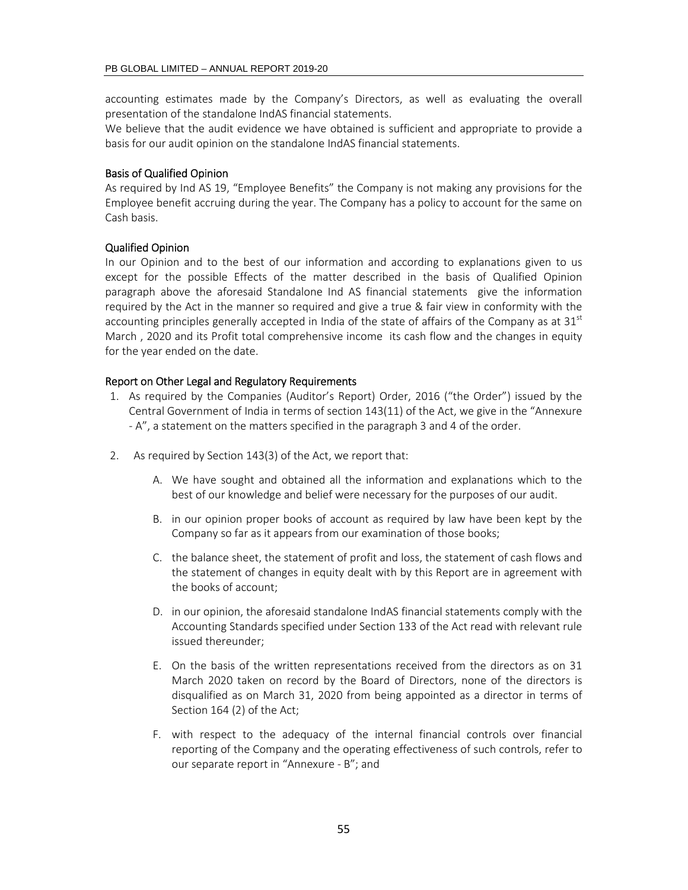accounting estimates made by the Company's Directors, as well as evaluating the overall presentation of the standalone IndAS financial statements.

We believe that the audit evidence we have obtained is sufficient and appropriate to provide a basis for our audit opinion on the standalone IndAS financial statements.

## Basis of Qualified Opinion

As required by Ind AS 19, "Employee Benefits" the Company is not making any provisions for the Employee benefit accruing during the year. The Company has a policy to account for the same on Cash basis.

## Qualified Opinion

In our Opinion and to the best of our information and according to explanations given to us except for the possible Effects of the matter described in the basis of Qualified Opinion paragraph above the aforesaid Standalone Ind AS financial statements give the information required by the Act in the manner so required and give a true & fair view in conformity with the accounting principles generally accepted in India of the state of affairs of the Company as at 31st March , 2020 and its Profit total comprehensive income its cash flow and the changes in equity for the year ended on the date.

## Report on Other Legal and Regulatory Requirements

1. As required by the Companies (Auditor's Report) Order, 2016 ("the Order") issued by the Central Government of India in terms of section 143(11) of the Act, we give in the "Annexure - A", a statement on the matters specified in the paragraph 3 and 4 of the order.

2. As required by Section 143(3) of the Act, we report that:

   A. We have sought and obtained all the information and explanations which to the best of our knowledge and belief were necessary for the purposes of our audit.

   B. in our opinion proper books of account as required by law have been kept by the Company so far as it appears from our examination of those books;

   C. the balance sheet, the statement of profit and loss, the statement of cash flows and the statement of changes in equity dealt with by this Report are in agreement with the books of account;

   D. in our opinion, the aforesaid standalone IndAS financial statements comply with the Accounting Standards specified under Section 133 of the Act read with relevant rule issued thereunder;

   E. On the basis of the written representations received from the directors as on 31 March 2020 taken on record by the Board of Directors, none of the directors is disqualified as on March 31, 2020 from being appointed as a director in terms of Section 164 (2) of the Act;

   F. with respect to the adequacy of the internal financial controls over financial reporting of the Company and the operating effectiveness of such controls, refer to our separate report in "Annexure - B"; and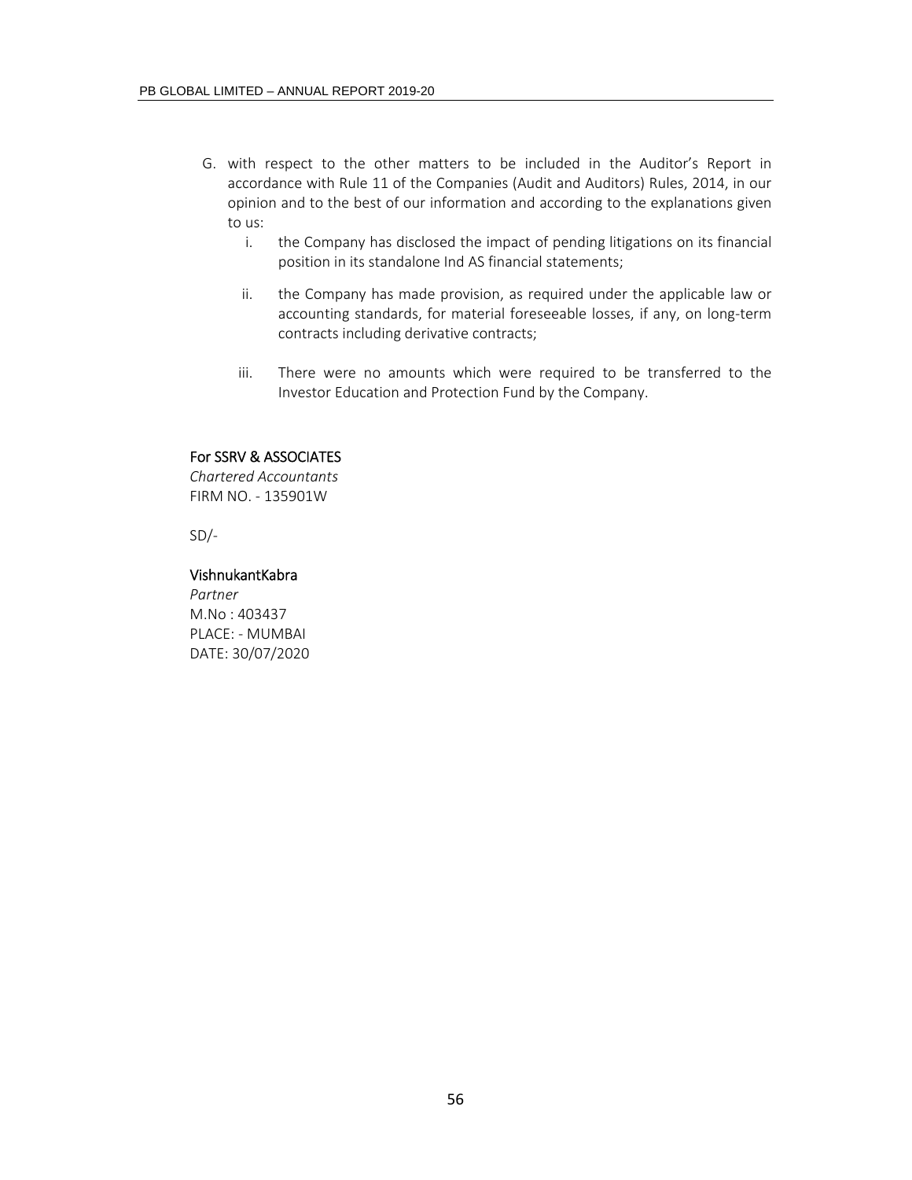G. with respect to the other matters to be included in the Auditor's Report in accordance with Rule 11 of the Companies (Audit and Auditors) Rules, 2014, in our opinion and to the best of our information and according to the explanations given to us:

   i. the Company has disclosed the impact of pending litigations on its financial position in its standalone Ind AS financial statements;

   ii. the Company has made provision, as required under the applicable law or accounting standards, for material foreseeable losses, if any, on long-term contracts including derivative contracts;

   iii. There were no amounts which were required to be transferred to the Investor Education and Protection Fund by the Company.

For SSRV & ASSOCIATES
*Chartered Accountants*
FIRM NO. - 135901W

SD/-

VishnukantKabra
*Partner*
M.No : 403437
PLACE: - MUMBAI
DATE: 30/07/2020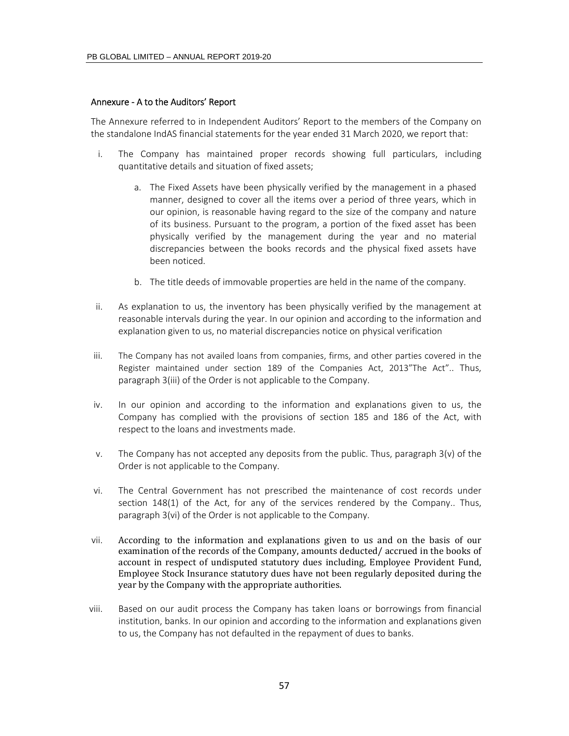## Annexure - A to the Auditors' Report

The Annexure referred to in Independent Auditors' Report to the members of the Company on the standalone IndAS financial statements for the year ended 31 March 2020, we report that:

i. The Company has maintained proper records showing full particulars, including quantitative details and situation of fixed assets;

   a. The Fixed Assets have been physically verified by the management in a phased manner, designed to cover all the items over a period of three years, which in our opinion, is reasonable having regard to the size of the company and nature of its business. Pursuant to the program, a portion of the fixed asset has been physically verified by the management during the year and no material discrepancies between the books records and the physical fixed assets have been noticed.

   b. The title deeds of immovable properties are held in the name of the company.

ii. As explanation to us, the inventory has been physically verified by the management at reasonable intervals during the year. In our opinion and according to the information and explanation given to us, no material discrepancies notice on physical verification

iii. The Company has not availed loans from companies, firms, and other parties covered in the Register maintained under section 189 of the Companies Act, 2013"The Act".. Thus, paragraph 3(iii) of the Order is not applicable to the Company.

iv. In our opinion and according to the information and explanations given to us, the Company has complied with the provisions of section 185 and 186 of the Act, with respect to the loans and investments made.

v. The Company has not accepted any deposits from the public. Thus, paragraph 3(v) of the Order is not applicable to the Company.

vi. The Central Government has not prescribed the maintenance of cost records under section 148(1) of the Act, for any of the services rendered by the Company.. Thus, paragraph 3(vi) of the Order is not applicable to the Company.

vii. According to the information and explanations given to us and on the basis of our examination of the records of the Company, amounts deducted/ accrued in the books of account in respect of undisputed statutory dues including, Employee Provident Fund, Employee Stock Insurance statutory dues have not been regularly deposited during the year by the Company with the appropriate authorities.

viii. Based on our audit process the Company has taken loans or borrowings from financial institution, banks. In our opinion and according to the information and explanations given to us, the Company has not defaulted in the repayment of dues to banks.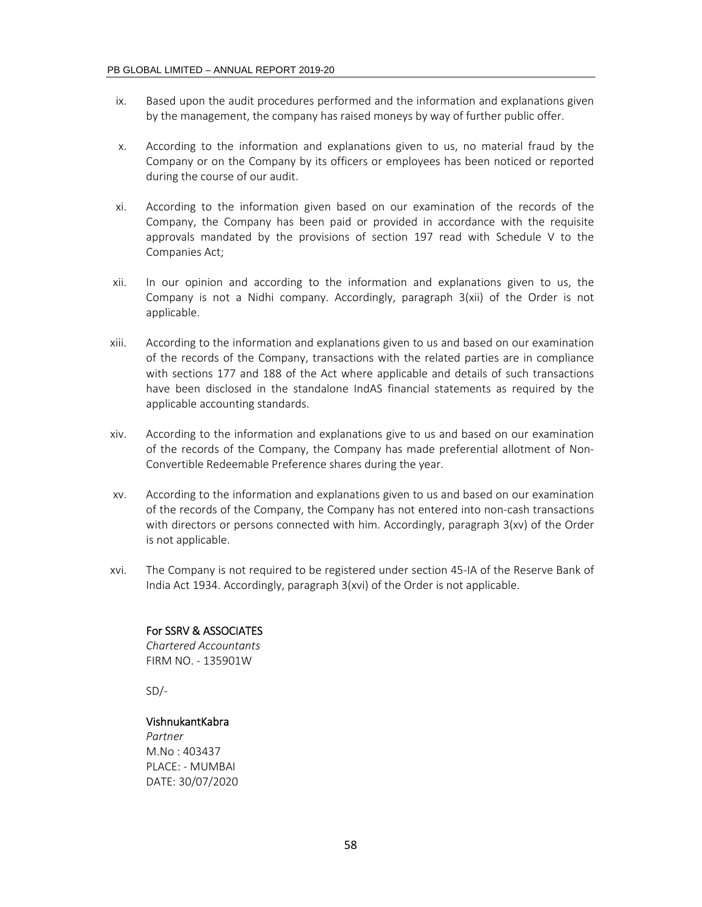ix. Based upon the audit procedures performed and the information and explanations given by the management, the company has raised moneys by way of further public offer.

x. According to the information and explanations given to us, no material fraud by the Company or on the Company by its officers or employees has been noticed or reported during the course of our audit.

xi. According to the information given based on our examination of the records of the Company, the Company has been paid or provided in accordance with the requisite approvals mandated by the provisions of section 197 read with Schedule V to the Companies Act;

xii. In our opinion and according to the information and explanations given to us, the Company is not a Nidhi company. Accordingly, paragraph 3(xii) of the Order is not applicable.

xiii. According to the information and explanations given to us and based on our examination of the records of the Company, transactions with the related parties are in compliance with sections 177 and 188 of the Act where applicable and details of such transactions have been disclosed in the standalone IndAS financial statements as required by the applicable accounting standards.

xiv. According to the information and explanations give to us and based on our examination of the records of the Company, the Company has made preferential allotment of Non-Convertible Redeemable Preference shares during the year.

xv. According to the information and explanations given to us and based on our examination of the records of the Company, the Company has not entered into non-cash transactions with directors or persons connected with him. Accordingly, paragraph 3(xv) of the Order is not applicable.

xvi. The Company is not required to be registered under section 45-IA of the Reserve Bank of India Act 1934. Accordingly, paragraph 3(xvi) of the Order is not applicable.

For SSRV & ASSOCIATES
*Chartered Accountants*
FIRM NO. - 135901W

SD/-

VishnukantKabra
*Partner*
M.No : 403437
PLACE: - MUMBAI
DATE: 30/07/2020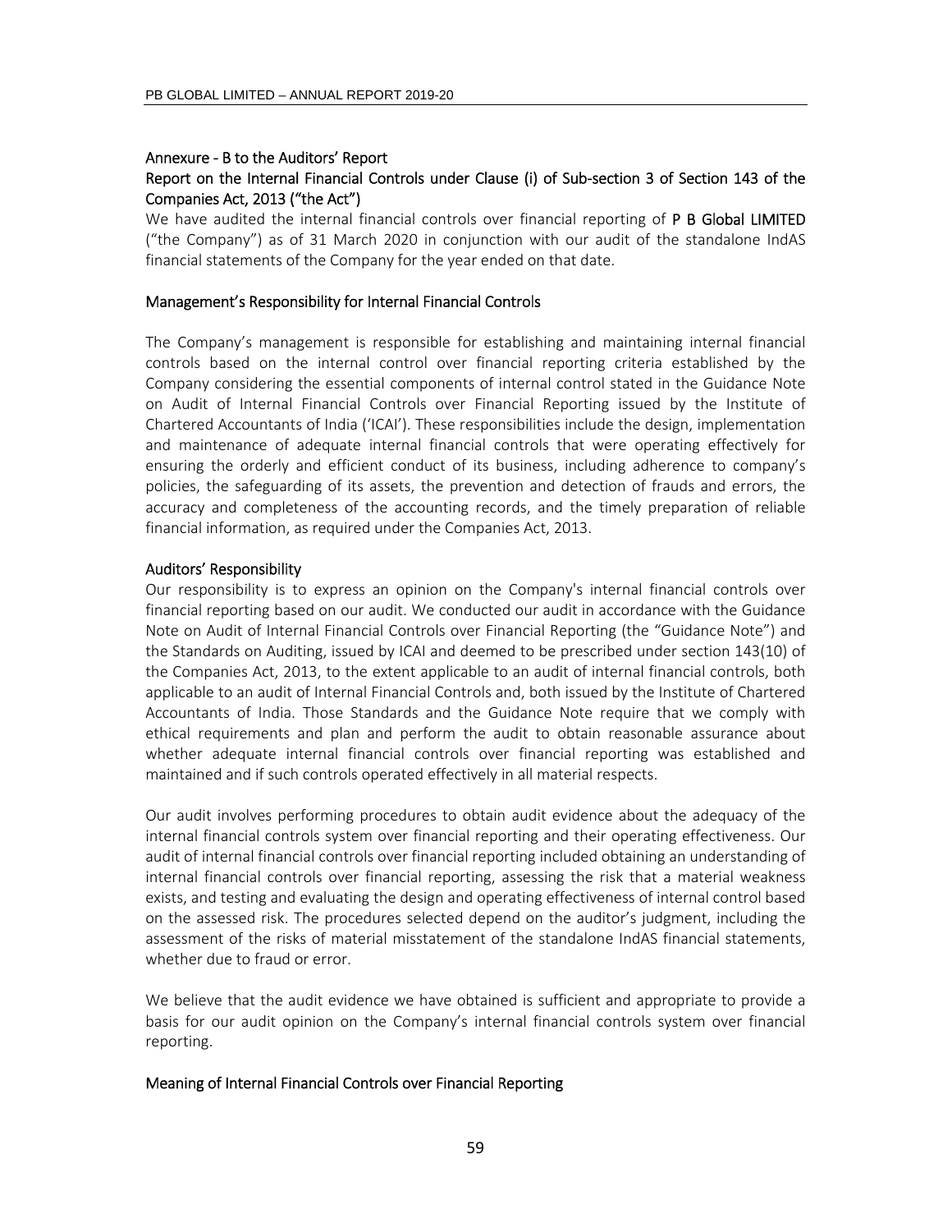## Annexure - B to the Auditors' Report

## Report on the Internal Financial Controls under Clause (i) of Sub-section 3 of Section 143 of the Companies Act, 2013 ("the Act")

We have audited the internal financial controls over financial reporting of **P B Global LIMITED** ("the Company") as of 31 March 2020 in conjunction with our audit of the standalone IndAS financial statements of the Company for the year ended on that date.

### Management's Responsibility for Internal Financial Controls

The Company's management is responsible for establishing and maintaining internal financial controls based on the internal control over financial reporting criteria established by the Company considering the essential components of internal control stated in the Guidance Note on Audit of Internal Financial Controls over Financial Reporting issued by the Institute of Chartered Accountants of India ('ICAI'). These responsibilities include the design, implementation and maintenance of adequate internal financial controls that were operating effectively for ensuring the orderly and efficient conduct of its business, including adherence to company's policies, the safeguarding of its assets, the prevention and detection of frauds and errors, the accuracy and completeness of the accounting records, and the timely preparation of reliable financial information, as required under the Companies Act, 2013.

### Auditors' Responsibility

Our responsibility is to express an opinion on the Company's internal financial controls over financial reporting based on our audit. We conducted our audit in accordance with the Guidance Note on Audit of Internal Financial Controls over Financial Reporting (the "Guidance Note") and the Standards on Auditing, issued by ICAI and deemed to be prescribed under section 143(10) of the Companies Act, 2013, to the extent applicable to an audit of internal financial controls, both applicable to an audit of Internal Financial Controls and, both issued by the Institute of Chartered Accountants of India. Those Standards and the Guidance Note require that we comply with ethical requirements and plan and perform the audit to obtain reasonable assurance about whether adequate internal financial controls over financial reporting was established and maintained and if such controls operated effectively in all material respects.

Our audit involves performing procedures to obtain audit evidence about the adequacy of the internal financial controls system over financial reporting and their operating effectiveness. Our audit of internal financial controls over financial reporting included obtaining an understanding of internal financial controls over financial reporting, assessing the risk that a material weakness exists, and testing and evaluating the design and operating effectiveness of internal control based on the assessed risk. The procedures selected depend on the auditor's judgment, including the assessment of the risks of material misstatement of the standalone IndAS financial statements, whether due to fraud or error.

We believe that the audit evidence we have obtained is sufficient and appropriate to provide a basis for our audit opinion on the Company's internal financial controls system over financial reporting.

### Meaning of Internal Financial Controls over Financial Reporting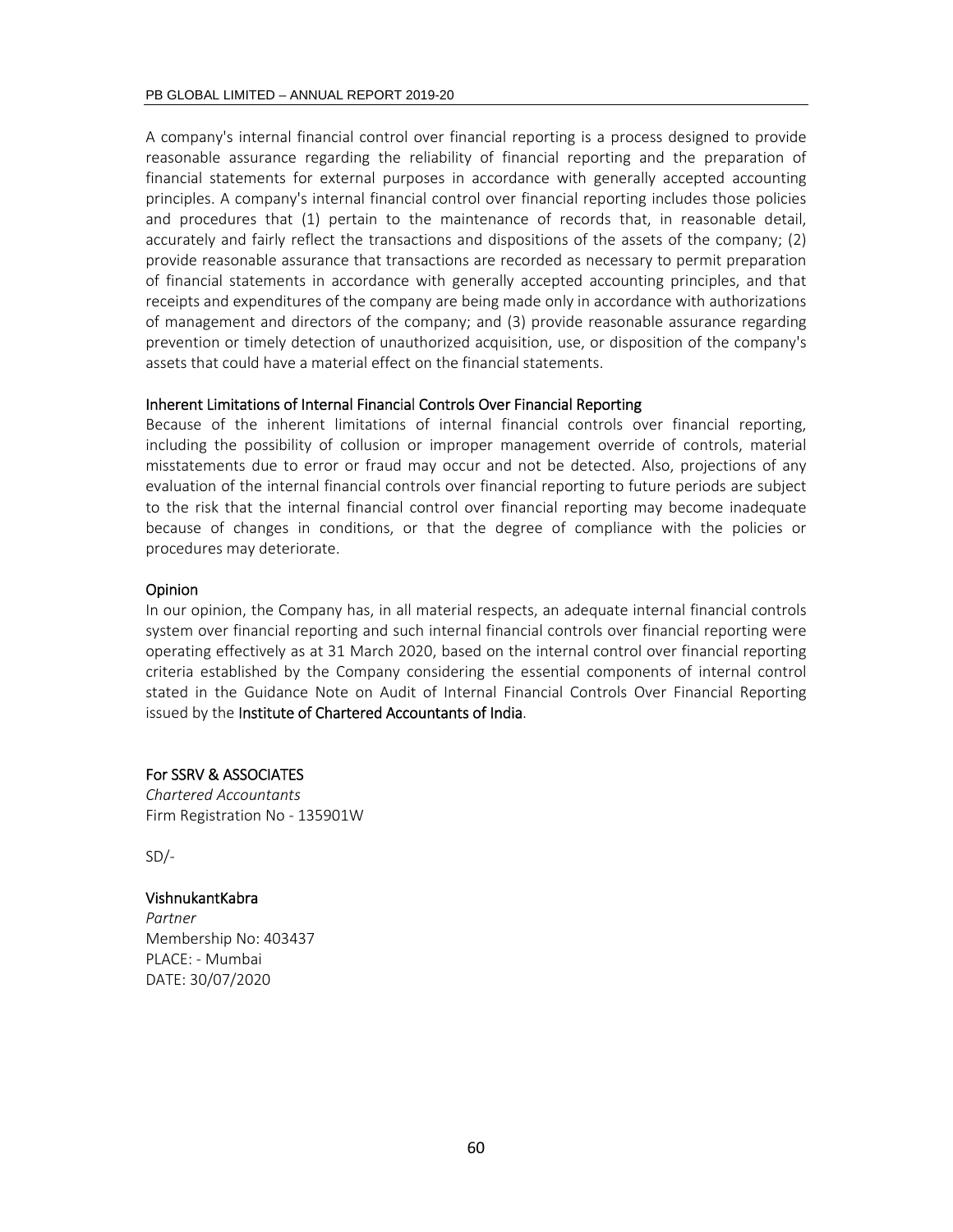A company's internal financial control over financial reporting is a process designed to provide reasonable assurance regarding the reliability of financial reporting and the preparation of financial statements for external purposes in accordance with generally accepted accounting principles. A company's internal financial control over financial reporting includes those policies and procedures that (1) pertain to the maintenance of records that, in reasonable detail, accurately and fairly reflect the transactions and dispositions of the assets of the company; (2) provide reasonable assurance that transactions are recorded as necessary to permit preparation of financial statements in accordance with generally accepted accounting principles, and that receipts and expenditures of the company are being made only in accordance with authorizations of management and directors of the company; and (3) provide reasonable assurance regarding prevention or timely detection of unauthorized acquisition, use, or disposition of the company's assets that could have a material effect on the financial statements.

#### Inherent Limitations of Internal Financial Controls Over Financial Reporting

Because of the inherent limitations of internal financial controls over financial reporting, including the possibility of collusion or improper management override of controls, material misstatements due to error or fraud may occur and not be detected. Also, projections of any evaluation of the internal financial controls over financial reporting to future periods are subject to the risk that the internal financial control over financial reporting may become inadequate because of changes in conditions, or that the degree of compliance with the policies or procedures may deteriorate.

#### Opinion

In our opinion, the Company has, in all material respects, an adequate internal financial controls system over financial reporting and such internal financial controls over financial reporting were operating effectively as at 31 March 2020, based on the internal control over financial reporting criteria established by the Company considering the essential components of internal control stated in the Guidance Note on Audit of Internal Financial Controls Over Financial Reporting issued by the Institute of Chartered Accountants of India.

For SSRV & ASSOCIATES
*Chartered Accountants*
Firm Registration No - 135901W

SD/-

VishnukantKabra
*Partner*
Membership No: 403437
PLACE: - Mumbai
DATE: 30/07/2020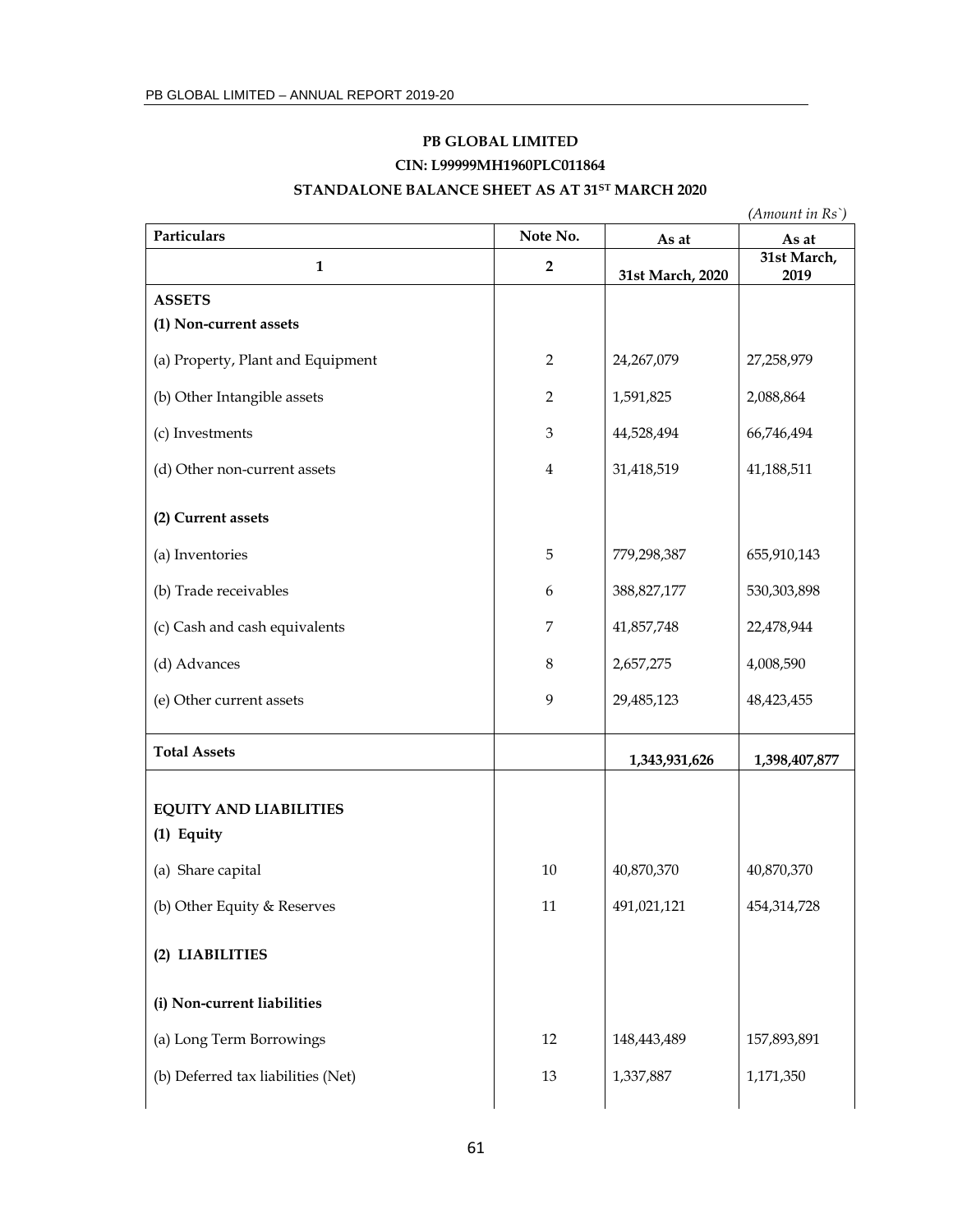**PB GLOBAL LIMITED**

**CIN: L99999MH1960PLC011864**

**STANDALONE BALANCE SHEET AS AT 31ST MARCH 2020**

*(Amount in Rs`)*

| Particulars | Note No. | As at | As at |
|---|---|---|---|
| **1** | **2** | **31st March, 2020** | **31st March, 2019** |
| **ASSETS** | | | |
| **(1) Non-current assets** | | | |
| (a) Property, Plant and Equipment | 2 | 24,267,079 | 27,258,979 |
| (b) Other Intangible assets | 2 | 1,591,825 | 2,088,864 |
| (c) Investments | 3 | 44,528,494 | 66,746,494 |
| (d) Other non-current assets | 4 | 31,418,519 | 41,188,511 |
| **(2) Current assets** | | | |
| (a) Inventories | 5 | 779,298,387 | 655,910,143 |
| (b) Trade receivables | 6 | 388,827,177 | 530,303,898 |
| (c) Cash and cash equivalents | 7 | 41,857,748 | 22,478,944 |
| (d) Advances | 8 | 2,657,275 | 4,008,590 |
| (e) Other current assets | 9 | 29,485,123 | 48,423,455 |
| **Total Assets** | | **1,343,931,626** | **1,398,407,877** |
| **EQUITY AND LIABILITIES** | | | |
| **(1) Equity** | | | |
| (a) Share capital | 10 | 40,870,370 | 40,870,370 |
| (b) Other Equity & Reserves | 11 | 491,021,121 | 454,314,728 |
| **(2) LIABILITIES** | | | |
| **(i) Non-current liabilities** | | | |
| (a) Long Term Borrowings | 12 | 148,443,489 | 157,893,891 |
| (b) Deferred tax liabilities (Net) | 13 | 1,337,887 | 1,171,350 |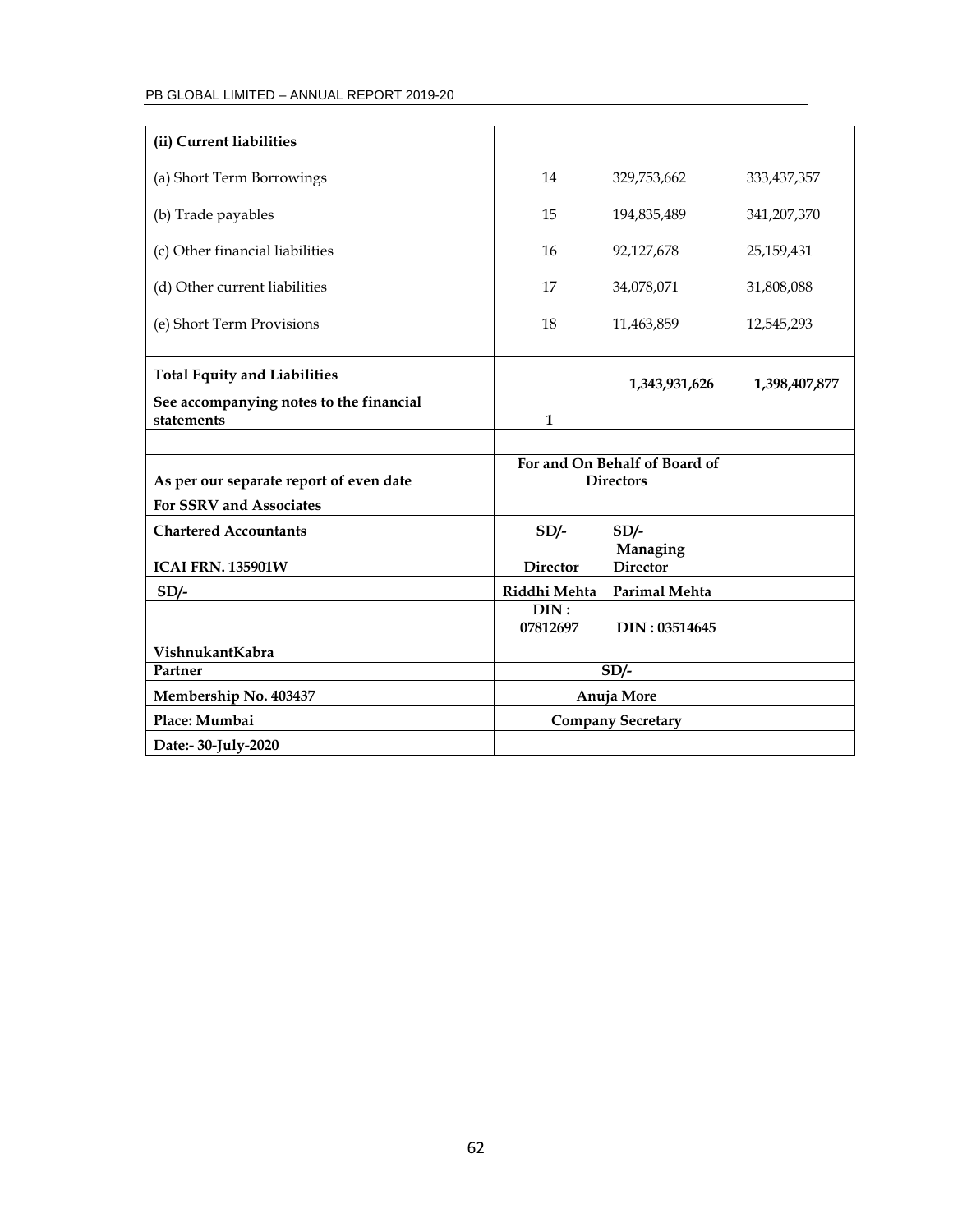| | | | |
|---|---|---|---|
| **(ii) Current liabilities** | | | |
| (a) Short Term Borrowings | 14 | 329,753,662 | 333,437,357 |
| (b) Trade payables | 15 | 194,835,489 | 341,207,370 |
| (c) Other financial liabilities | 16 | 92,127,678 | 25,159,431 |
| (d) Other current liabilities | 17 | 34,078,071 | 31,808,088 |
| (e) Short Term Provisions | 18 | 11,463,859 | 12,545,293 |
| **Total Equity and Liabilities** | | **1,343,931,626** | **1,398,407,877** |
| **See accompanying notes to the financial statements** | **1** | | |
| | | | |
| **As per our separate report of even date** | **For and On Behalf of Board of Directors** | | |
| **For SSRV and Associates** | | | |
| **Chartered Accountants** | **SD/-** | **SD/-** | |
| **ICAI FRN. 135901W** | **Director** | **Managing Director** | |
| **SD/-** | **Riddhi Mehta** | **Parimal Mehta** | |
| | **DIN : 07812697** | **DIN : 03514645** | |
| **VishnukantKabra** | | | |
| **Partner** | **SD/-** | | |
| **Membership No. 403437** | **Anuja More** | | |
| **Place: Mumbai** | **Company Secretary** | | |
| **Date:- 30-July-2020** | | | |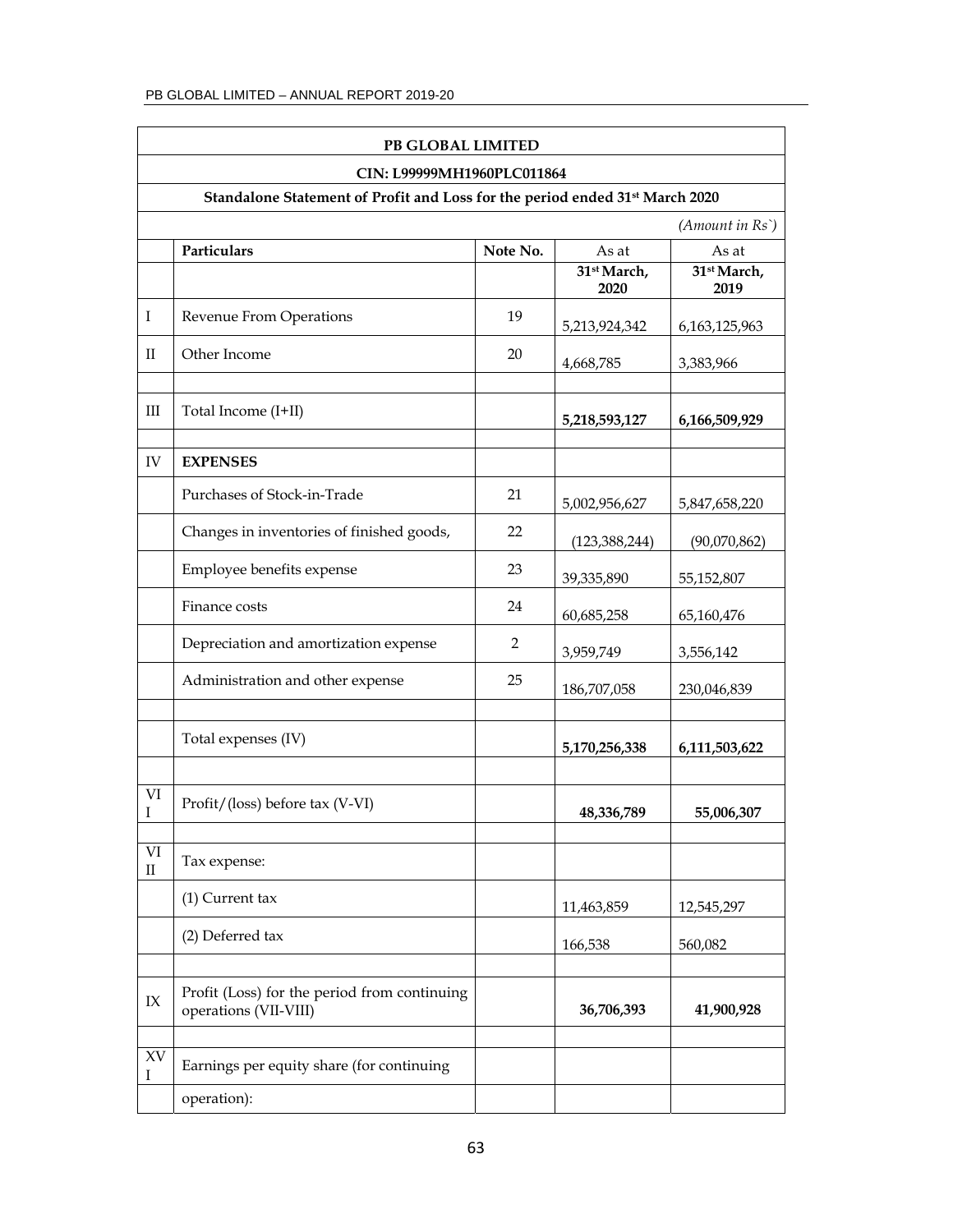| PB GLOBAL LIMITED | | | | |
|---|---|---|---|---|
| CIN: L99999MH1960PLC011864 | | | | |
| Standalone Statement of Profit and Loss for the period ended 31st March 2020 | | | | |
| | | | | *(Amount in Rs`)* |
| | **Particulars** | **Note No.** | As at **31st March, 2020** | As at **31st March, 2019** |
| I | Revenue From Operations | 19 | 5,213,924,342 | 6,163,125,963 |
| II | Other Income | 20 | 4,668,785 | 3,383,966 |
| | | | | |
| III | Total Income (I+II) | | **5,218,593,127** | **6,166,509,929** |
| | | | | |
| IV | **EXPENSES** | | | |
| | Purchases of Stock-in-Trade | 21 | 5,002,956,627 | 5,847,658,220 |
| | Changes in inventories of finished goods, | 22 | (123,388,244) | (90,070,862) |
| | Employee benefits expense | 23 | 39,335,890 | 55,152,807 |
| | Finance costs | 24 | 60,685,258 | 65,160,476 |
| | Depreciation and amortization expense | 2 | 3,959,749 | 3,556,142 |
| | Administration and other expense | 25 | 186,707,058 | 230,046,839 |
| | | | | |
| | Total expenses (IV) | | **5,170,256,338** | **6,111,503,622** |
| | | | | |
| VII | Profit/(loss) before tax (V-VI) | | **48,336,789** | **55,006,307** |
| | | | | |
| VIII | Tax expense: | | | |
| | (1) Current tax | | 11,463,859 | 12,545,297 |
| | (2) Deferred tax | | 166,538 | 560,082 |
| | | | | |
| IX | Profit (Loss) for the period from continuing operations (VII-VIII) | | **36,706,393** | **41,900,928** |
| | | | | |
| XVI | Earnings per equity share (for continuing | | | |
| | operation): | | | |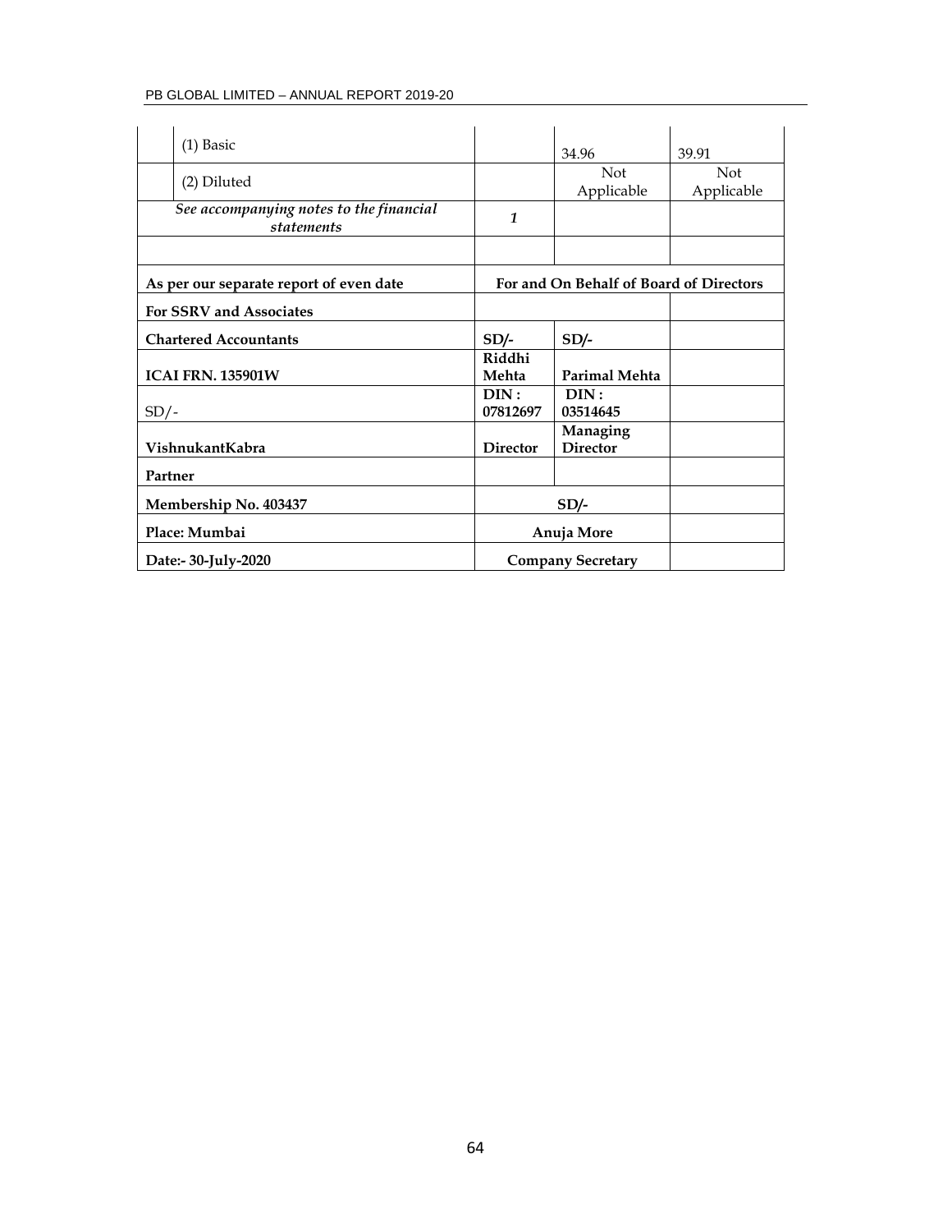|  |  | Note | Current Year | Previous Year |
|---|---|---|---|---|
|  | (1) Basic |  | 34.96 | 39.91 |
|  | (2) Diluted |  | Not Applicable | Not Applicable |
| *See accompanying notes to the financial statements* |  | *1* |  |  |
|  |  |  |  |  |

| **As per our separate report of even date** | **For and On Behalf of Board of Directors** | | |
|---|---|---|---|
| **For SSRV and Associates** |  |  |  |
| **Chartered Accountants** | **SD/-** | **SD/-** |  |
| **ICAI FRN. 135901W** | **Riddhi Mehta** | **Parimal Mehta** |  |
| SD/- | **DIN : 07812697** | **DIN : 03514645** |  |
| **VishnukantKabra** | **Director** | **Managing Director** |  |
| **Partner** |  |  |  |
| **Membership No. 403437** | **SD/-** | |  |
| **Place: Mumbai** | **Anuja More** | |  |
| **Date:- 30-July-2020** | **Company Secretary** | |  |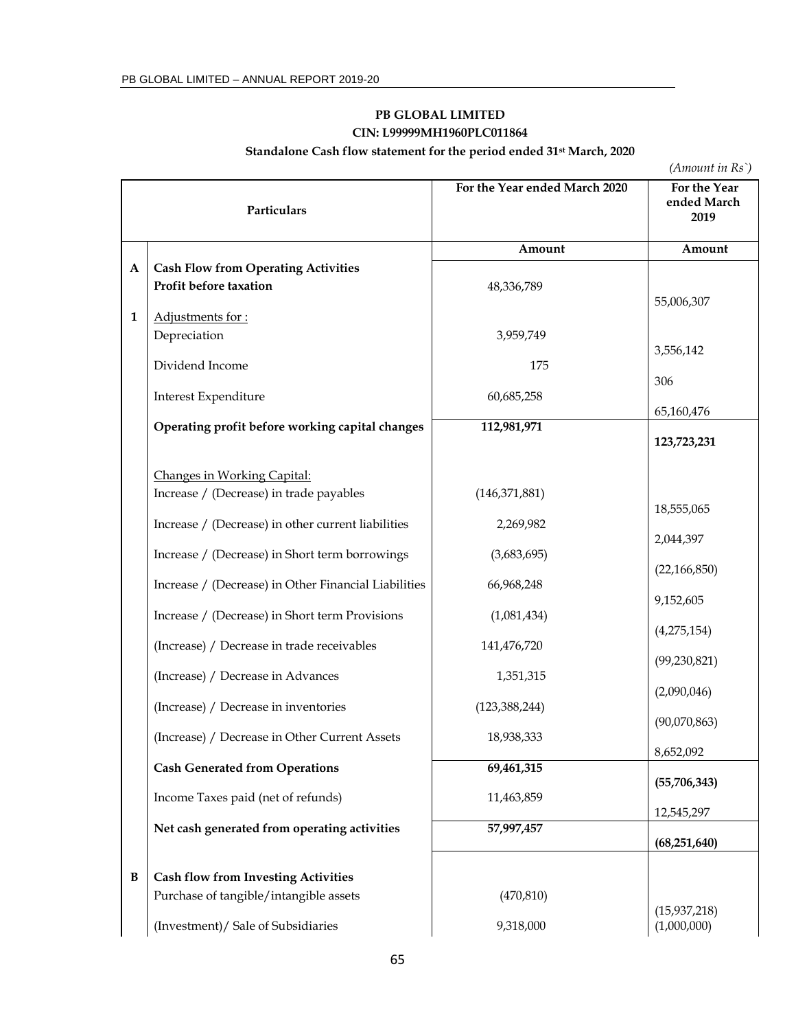**PB GLOBAL LIMITED**

**CIN: L99999MH1960PLC011864**

**Standalone Cash flow statement for the period ended 31st March, 2020**

*(Amount in Rs`)*

| | Particulars | For the Year ended March 2020 | For the Year ended March 2019 |
|---|---|---|---|
| | | **Amount** | **Amount** |
| **A** | **Cash Flow from Operating Activities** | | |
| | **Profit before taxation** | 48,336,789 | 55,006,307 |
| **1** | Adjustments for : | | |
| | Depreciation | 3,959,749 | 3,556,142 |
| | Dividend Income | 175 | 306 |
| | Interest Expenditure | 60,685,258 | 65,160,476 |
| | **Operating profit before working capital changes** | **112,981,971** | **123,723,231** |
| | Changes in Working Capital: | | |
| | Increase / (Decrease) in trade payables | (146,371,881) | 18,555,065 |
| | Increase / (Decrease) in other current liabilities | 2,269,982 | 2,044,397 |
| | Increase / (Decrease) in Short term borrowings | (3,683,695) | (22,166,850) |
| | Increase / (Decrease) in Other Financial Liabilities | 66,968,248 | 9,152,605 |
| | Increase / (Decrease) in Short term Provisions | (1,081,434) | (4,275,154) |
| | (Increase) / Decrease in trade receivables | 141,476,720 | (99,230,821) |
| | (Increase) / Decrease in Advances | 1,351,315 | (2,090,046) |
| | (Increase) / Decrease in inventories | (123,388,244) | (90,070,863) |
| | (Increase) / Decrease in Other Current Assets | 18,938,333 | 8,652,092 |
| | **Cash Generated from Operations** | **69,461,315** | **(55,706,343)** |
| | Income Taxes paid (net of refunds) | 11,463,859 | 12,545,297 |
| | **Net cash generated from operating activities** | **57,997,457** | **(68,251,640)** |
| **B** | **Cash flow from Investing Activities** | | |
| | Purchase of tangible/intangible assets | (470,810) | (15,937,218) |
| | (Investment)/ Sale of Subsidiaries | 9,318,000 | (1,000,000) |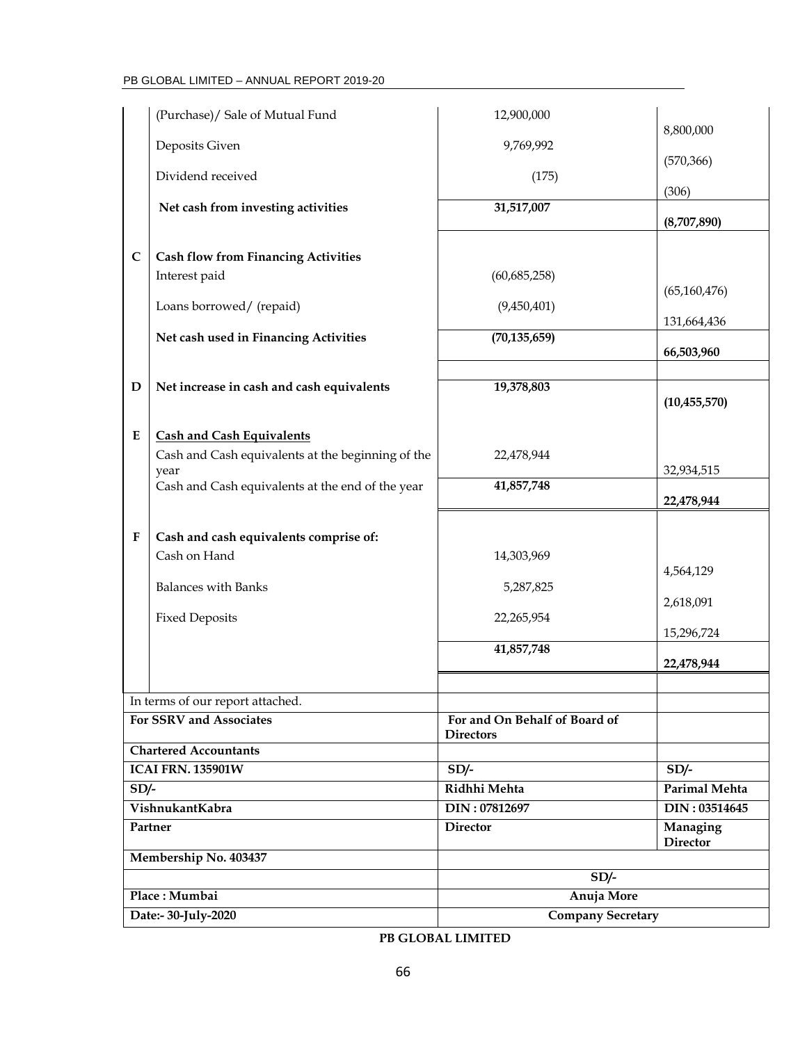| | | | |
|---|---|---|---|
| | (Purchase)/ Sale of Mutual Fund | 12,900,000 | 8,800,000 |
| | Deposits Given | 9,769,992 | (570,366) |
| | Dividend received | (175) | (306) |
| | **Net cash from investing activities** | **31,517,007** | **(8,707,890)** |
| **C** | **Cash flow from Financing Activities** | | |
| | Interest paid | (60,685,258) | (65,160,476) |
| | Loans borrowed/ (repaid) | (9,450,401) | 131,664,436 |
| | **Net cash used in Financing Activities** | **(70,135,659)** | **66,503,960** |
| **D** | **Net increase in cash and cash equivalents** | **19,378,803** | **(10,455,570)** |
| **E** | **Cash and Cash Equivalents** | | |
| | Cash and Cash equivalents at the beginning of the year | 22,478,944 | 32,934,515 |
| | Cash and Cash equivalents at the end of the year | **41,857,748** | **22,478,944** |
| **F** | **Cash and cash equivalents comprise of:** | | |
| | Cash on Hand | 14,303,969 | 4,564,129 |
| | Balances with Banks | 5,287,825 | 2,618,091 |
| | Fixed Deposits | 22,265,954 | 15,296,724 |
| | | **41,857,748** | **22,478,944** |

| | | |
|---|---|---|
| In terms of our report attached. | | |
| **For SSRV and Associates** | **For and On Behalf of Board of Directors** | |
| **Chartered Accountants** | | |
| **ICAI FRN. 135901W** | **SD/-** | **SD/-** |
| **SD/-** | **Ridhhi Mehta** | **Parimal Mehta** |
| **VishnukantKabra** | **DIN : 07812697** | **DIN : 03514645** |
| **Partner** | **Director** | **Managing Director** |
| **Membership No. 403437** | | |
| | **SD/-** | |
| **Place : Mumbai** | **Anuja More** | |
| **Date:- 30-July-2020** | **Company Secretary** | |

**PB GLOBAL LIMITED**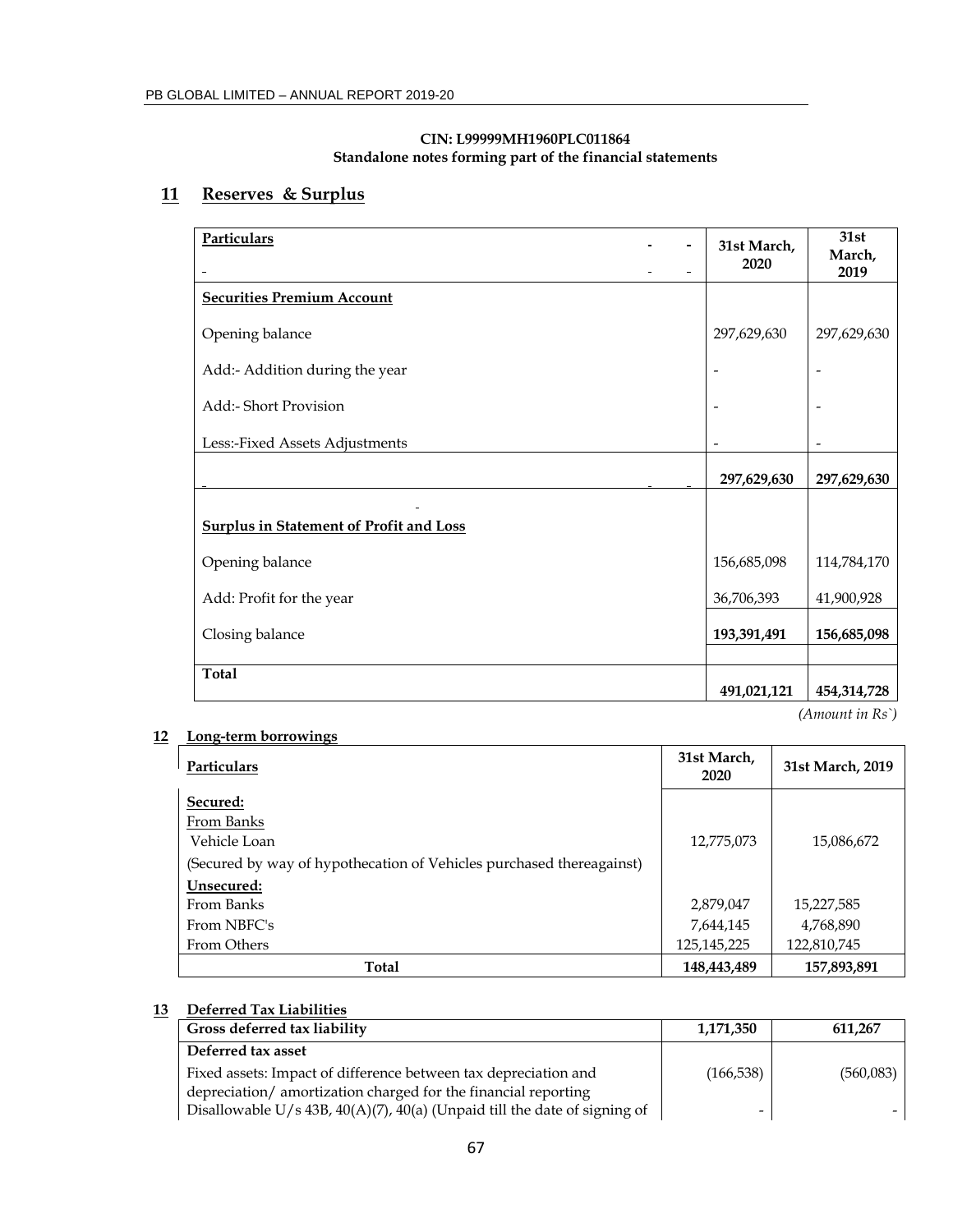CIN: L99999MH1960PLC011864

Standalone notes forming part of the financial statements

## 11 Reserves & Surplus

| Particulars | 31st March, 2020 | 31st March, 2019 |
|---|---|---|
| **Securities Premium Account** | | |
| Opening balance | 297,629,630 | 297,629,630 |
| Add:- Addition during the year | - | - |
| Add:- Short Provision | - | - |
| Less:-Fixed Assets Adjustments | - | - |
| | **297,629,630** | **297,629,630** |
| **Surplus in Statement of Profit and Loss** | | |
| Opening balance | 156,685,098 | 114,784,170 |
| Add: Profit for the year | 36,706,393 | 41,900,928 |
| Closing balance | **193,391,491** | **156,685,098** |
| **Total** | **491,021,121** | **454,314,728** |

*(Amount in Rs`)*

## 12 Long-term borrowings

| Particulars | 31st March, 2020 | 31st March, 2019 |
|---|---|---|
| **Secured:** | | |
| From Banks | | |
| Vehicle Loan | 12,775,073 | 15,086,672 |
| (Secured by way of hypothecation of Vehicles purchased thereagainst) | | |
| **Unsecured:** | | |
| From Banks | 2,879,047 | 15,227,585 |
| From NBFC's | 7,644,145 | 4,768,890 |
| From Others | 125,145,225 | 122,810,745 |
| **Total** | **148,443,489** | **157,893,891** |

## 13 Deferred Tax Liabilities

| Gross deferred tax liability | 1,171,350 | 611,267 |
|---|---|---|
| **Deferred tax asset** | | |
| Fixed assets: Impact of difference between tax depreciation and depreciation/ amortization charged for the financial reporting | (166,538) | (560,083) |
| Disallowable U/s 43B, 40(A)(7), 40(a) (Unpaid till the date of signing of | - | - |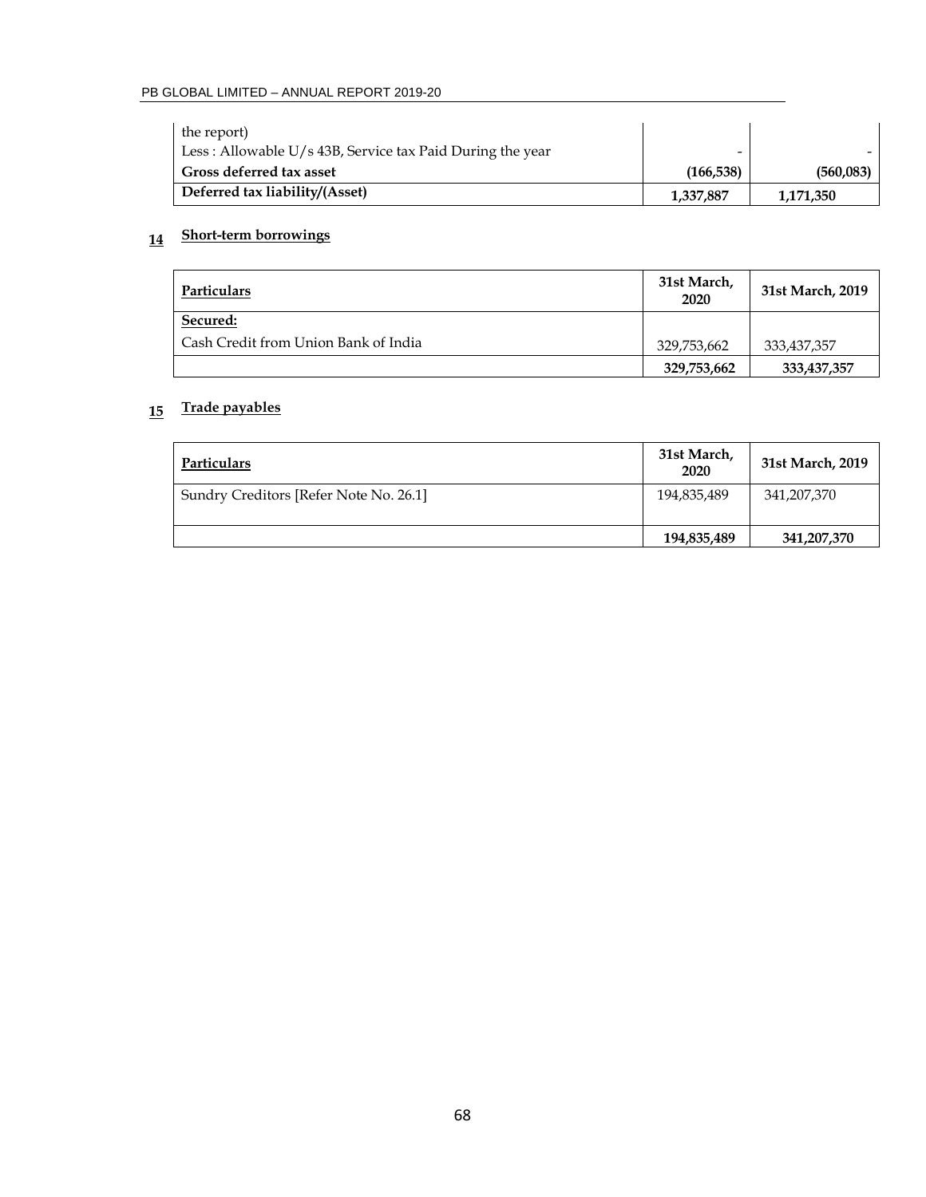| | | |
|---|---|---|
| the report) | | |
| Less : Allowable U/s 43B, Service tax Paid During the year | - | - |
| **Gross deferred tax asset** | **(166,538)** | **(560,083)** |
| **Deferred tax liability/(Asset)** | **1,337,887** | **1,171,350** |

## 14 Short-term borrowings

| Particulars | 31st March, 2020 | 31st March, 2019 |
|---|---|---|
| **Secured:** | | |
| Cash Credit from Union Bank of India | 329,753,662 | 333,437,357 |
| | **329,753,662** | **333,437,357** |

## 15 Trade payables

| Particulars | 31st March, 2020 | 31st March, 2019 |
|---|---|---|
| Sundry Creditors [Refer Note No. 26.1] | 194,835,489 | 341,207,370 |
| | **194,835,489** | **341,207,370** |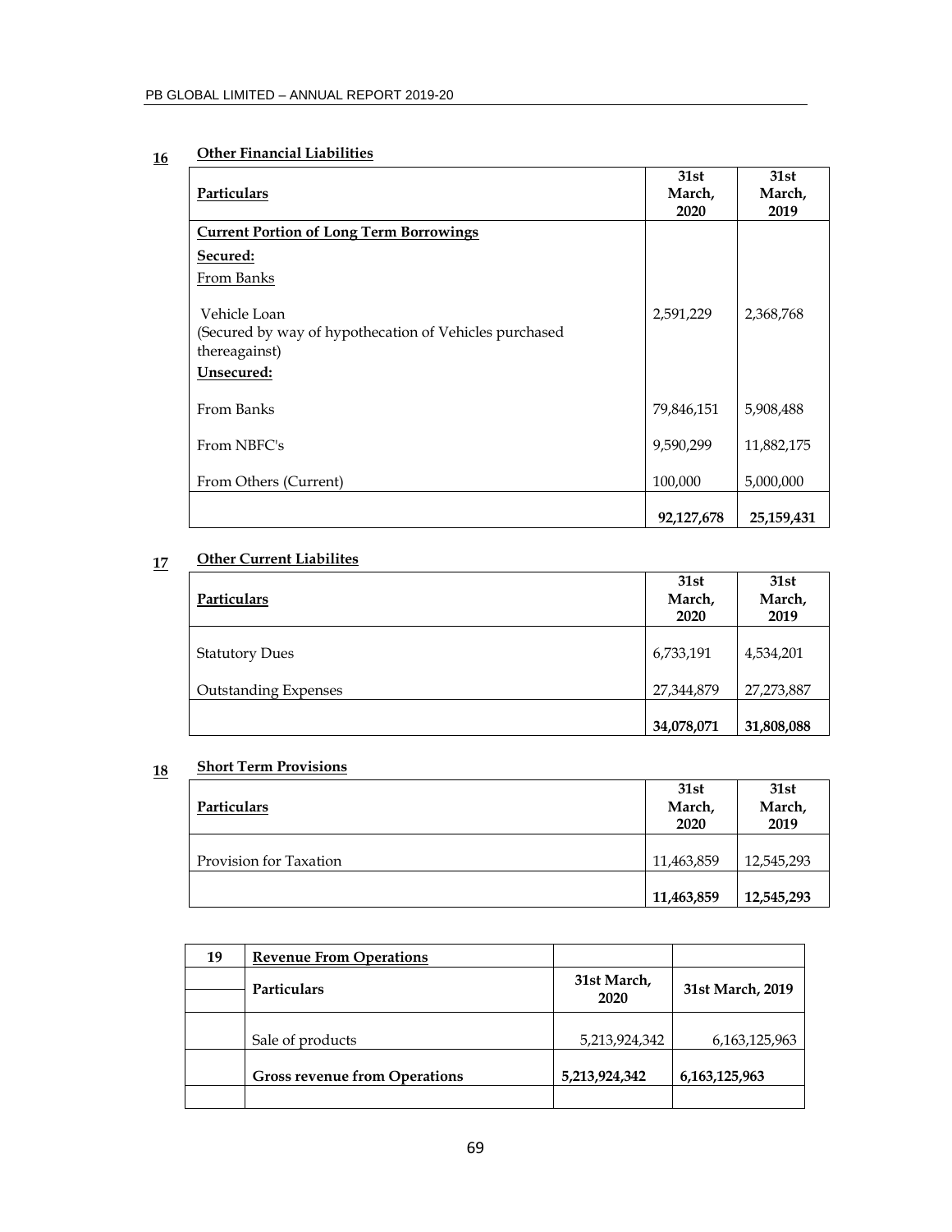## 16 Other Financial Liabilities

| Particulars | 31st March, 2020 | 31st March, 2019 |
|---|---|---|
| **Current Portion of Long Term Borrowings** | | |
| **Secured:** | | |
| From Banks | | |
| Vehicle Loan (Secured by way of hypothecation of Vehicles purchased thereagainst) | 2,591,229 | 2,368,768 |
| **Unsecured:** | | |
| From Banks | 79,846,151 | 5,908,488 |
| From NBFC's | 9,590,299 | 11,882,175 |
| From Others (Current) | 100,000 | 5,000,000 |
| | **92,127,678** | **25,159,431** |

## 17 Other Current Liabilites

| Particulars | 31st March, 2020 | 31st March, 2019 |
|---|---|---|
| Statutory Dues | 6,733,191 | 4,534,201 |
| Outstanding Expenses | 27,344,879 | 27,273,887 |
| | **34,078,071** | **31,808,088** |

## 18 Short Term Provisions

| Particulars | 31st March, 2020 | 31st March, 2019 |
|---|---|---|
| Provision for Taxation | 11,463,859 | 12,545,293 |
| | **11,463,859** | **12,545,293** |

| 19 | **Revenue From Operations** | | |
|---|---|---|---|
| | **Particulars** | **31st March, 2020** | **31st March, 2019** |
| | Sale of products | 5,213,924,342 | 6,163,125,963 |
| | **Gross revenue from Operations** | **5,213,924,342** | **6,163,125,963** |
| | | | |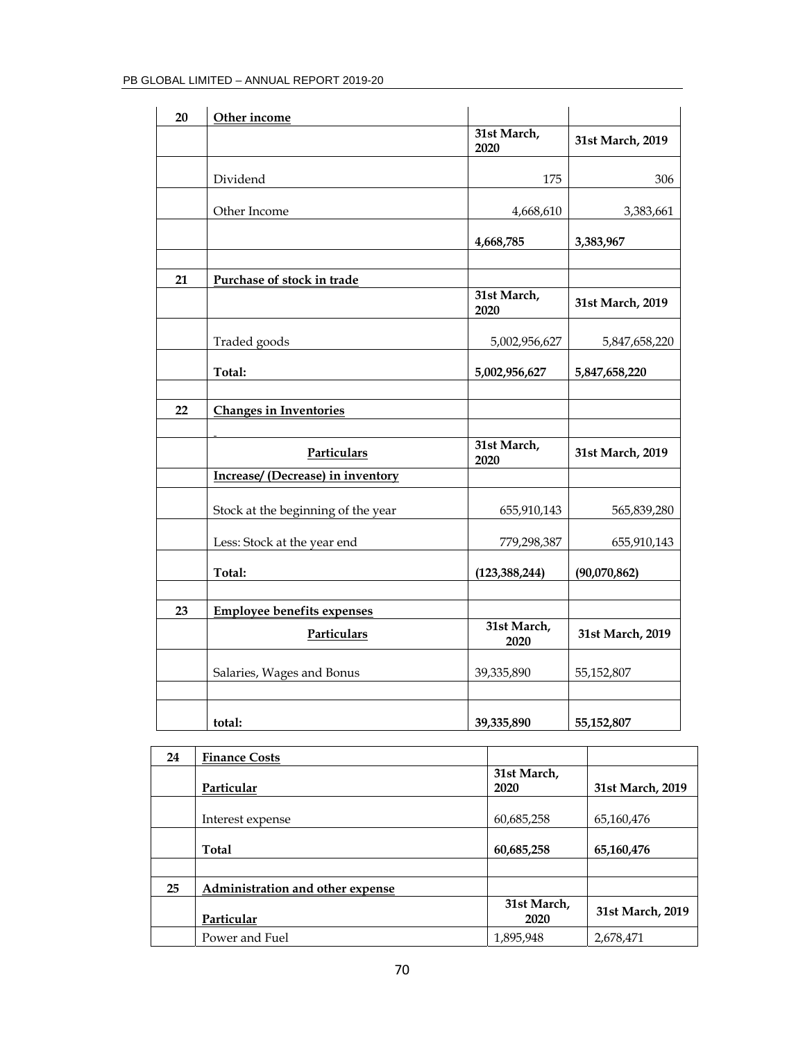| 20 | **Other income** | | |
|---|---|---|---|
| | | **31st March, 2020** | **31st March, 2019** |
| | Dividend | 175 | 306 |
| | Other Income | 4,668,610 | 3,383,661 |
| | | **4,668,785** | **3,383,967** |
| | | | |
| **21** | **Purchase of stock in trade** | | |
| | | **31st March, 2020** | **31st March, 2019** |
| | Traded goods | 5,002,956,627 | 5,847,658,220 |
| | **Total:** | **5,002,956,627** | **5,847,658,220** |
| | | | |
| **22** | **Changes in Inventories** | | |
| | - | | |
| | **Particulars** | **31st March, 2020** | **31st March, 2019** |
| | **Increase/ (Decrease) in inventory** | | |
| | Stock at the beginning of the year | 655,910,143 | 565,839,280 |
| | Less: Stock at the year end | 779,298,387 | 655,910,143 |
| | **Total:** | **(123,388,244)** | **(90,070,862)** |
| | | | |
| **23** | **Employee benefits expenses** | | |
| | **Particulars** | **31st March, 2020** | **31st March, 2019** |
| | Salaries, Wages and Bonus | 39,335,890 | 55,152,807 |
| | | | |
| | **total:** | **39,335,890** | **55,152,807** |

| 24 | **Finance Costs** | | |
|---|---|---|---|
| | **Particular** | **31st March, 2020** | **31st March, 2019** |
| | Interest expense | 60,685,258 | 65,160,476 |
| | **Total** | **60,685,258** | **65,160,476** |
| | | | |
| **25** | **Administration and other expense** | | |
| | **Particular** | **31st March, 2020** | **31st March, 2019** |
| | Power and Fuel | 1,895,948 | 2,678,471 |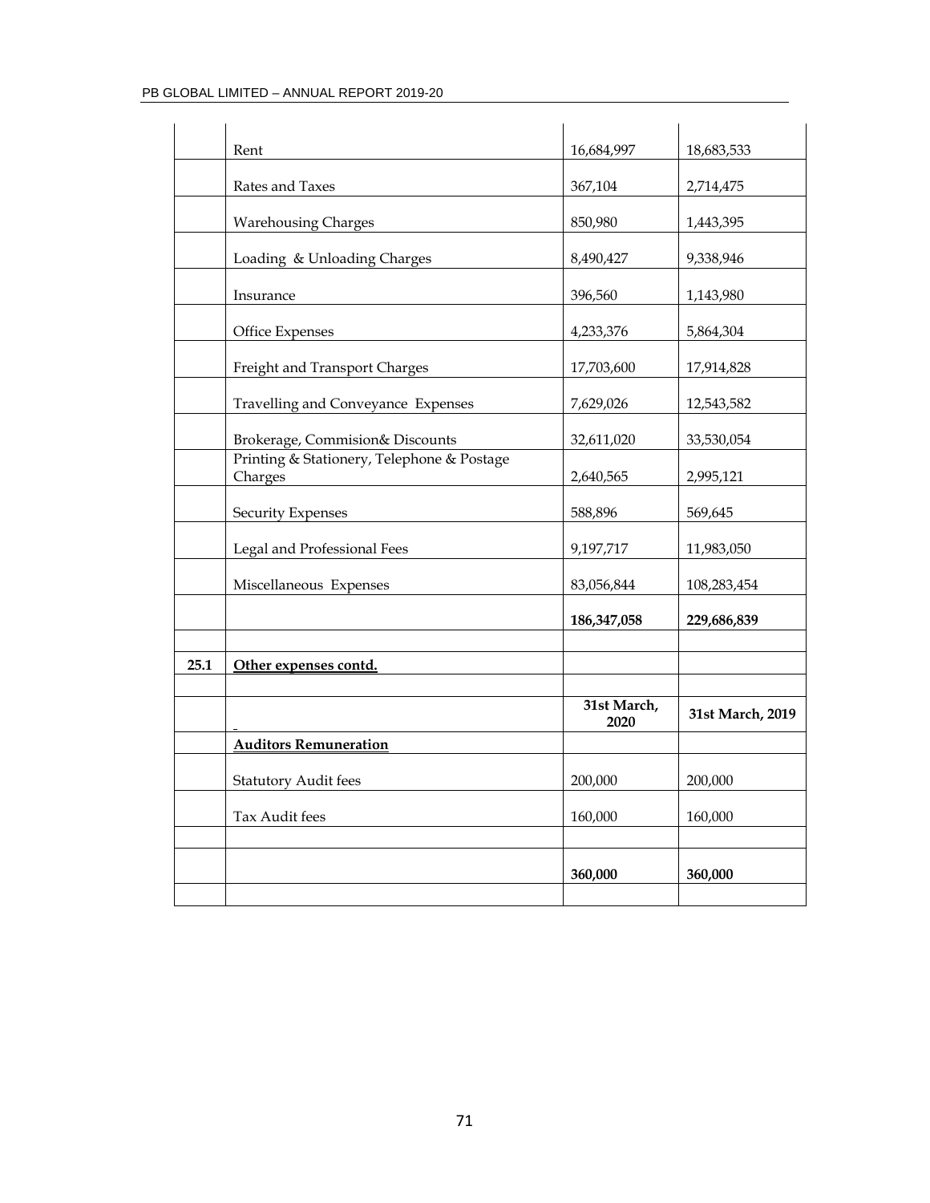| | | | |
|---|---|---|---|
| | Rent | 16,684,997 | 18,683,533 |
| | Rates and Taxes | 367,104 | 2,714,475 |
| | Warehousing Charges | 850,980 | 1,443,395 |
| | Loading & Unloading Charges | 8,490,427 | 9,338,946 |
| | Insurance | 396,560 | 1,143,980 |
| | Office Expenses | 4,233,376 | 5,864,304 |
| | Freight and Transport Charges | 17,703,600 | 17,914,828 |
| | Travelling and Conveyance Expenses | 7,629,026 | 12,543,582 |
| | Brokerage, Commision& Discounts | 32,611,020 | 33,530,054 |
| | Printing & Stationery, Telephone & Postage Charges | 2,640,565 | 2,995,121 |
| | Security Expenses | 588,896 | 569,645 |
| | Legal and Professional Fees | 9,197,717 | 11,983,050 |
| | Miscellaneous Expenses | 83,056,844 | 108,283,454 |
| | | **186,347,058** | **229,686,839** |
| | | | |
| **25.1** | **Other expenses contd.** | | |
| | | | |
| | | **31st March, 2020** | **31st March, 2019** |
| | **Auditors Remuneration** | | |
| | Statutory Audit fees | 200,000 | 200,000 |
| | Tax Audit fees | 160,000 | 160,000 |
| | | | |
| | | **360,000** | **360,000** |
| | | | |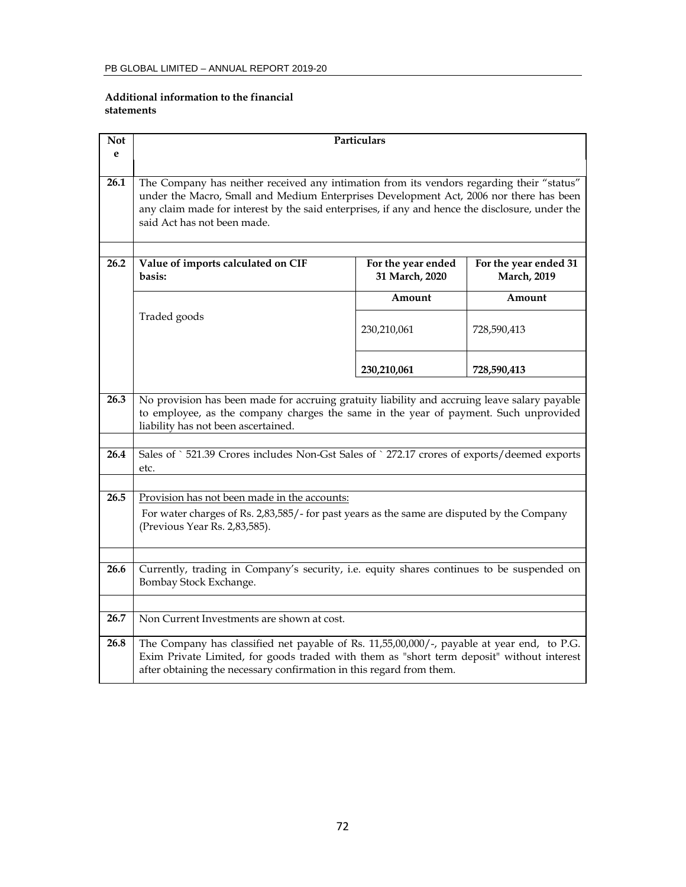**Additional information to the financial statements**

| Note | Particulars | | |
|---|---|---|---|
| 26.1 | The Company has neither received any intimation from its vendors regarding their "status" under the Macro, Small and Medium Enterprises Development Act, 2006 nor there has been any claim made for interest by the said enterprises, if any and hence the disclosure, under the said Act has not been made. | | |
| 26.2 | **Value of imports calculated on CIF basis:** | **For the year ended 31 March, 2020** | **For the year ended 31 March, 2019** |
| | | **Amount** | **Amount** |
| | Traded goods | 230,210,061 | 728,590,413 |
| | | **230,210,061** | **728,590,413** |
| 26.3 | No provision has been made for accruing gratuity liability and accruing leave salary payable to employee, as the company charges the same in the year of payment. Such unprovided liability has not been ascertained. | | |
| 26.4 | Sales of ` 521.39 Crores includes Non-Gst Sales of ` 272.17 crores of exports/deemed exports etc. | | |
| 26.5 | Provision has not been made in the accounts: For water charges of Rs. 2,83,585/- for past years as the same are disputed by the Company (Previous Year Rs. 2,83,585). | | |
| 26.6 | Currently, trading in Company's security, i.e. equity shares continues to be suspended on Bombay Stock Exchange. | | |
| 26.7 | Non Current Investments are shown at cost. | | |
| 26.8 | The Company has classified net payable of Rs. 11,55,00,000/-, payable at year end, to P.G. Exim Private Limited, for goods traded with them as "short term deposit" without interest after obtaining the necessary confirmation in this regard from them. | | |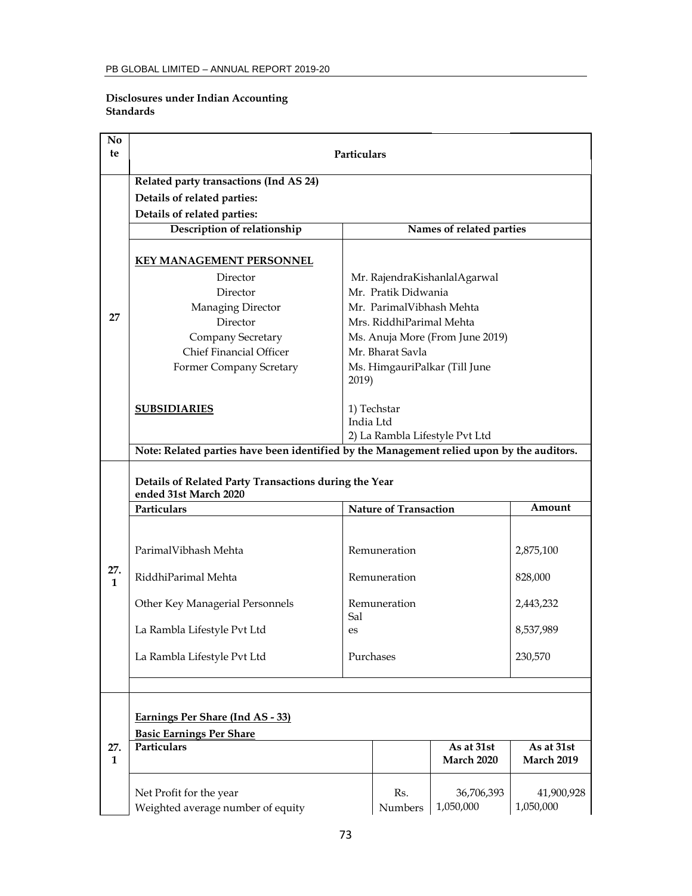**Disclosures under Indian Accounting Standards**

| Note | Particulars | | |
|---|---|---|---|
| 27 | **Related party transactions (Ind AS 24)** | | |
| | **Details of related parties:** | | |
| | **Details of related parties:** | | |
| | **Description of relationship** | **Names of related parties** | |
| | **KEY MANAGEMENT PERSONNEL** | | |
| | Director | Mr. RajendraKishanlalAgarwal | |
| | Director | Mr. Pratik Didwania | |
| | Managing Director | Mr. ParimalVibhash Mehta | |
| | Director | Mrs. RiddhiParimal Mehta | |
| | Company Secretary | Ms. Anuja More (From June 2019) | |
| | Chief Financial Officer | Mr. Bharat Savla | |
| | Former Company Scretary | Ms. HimgauriPalkar (Till June 2019) | |
| | **SUBSIDIARIES** | 1) Techstar India Ltd<br>2) La Rambla Lifestyle Pvt Ltd | |
| | **Note: Related parties have been identified by the Management relied upon by the auditors.** | | |
| 27.1 | **Details of Related Party Transactions during the Year ended 31st March 2020** | | |
| | **Particulars** | **Nature of Transaction** | **Amount** |
| | ParimalVibhash Mehta | Remuneration | 2,875,100 |
| | RiddhiParimal Mehta | Remuneration | 828,000 |
| | Other Key Managerial Personnels | Remuneration | 2,443,232 |
| | La Rambla Lifestyle Pvt Ltd | Sales | 8,537,989 |
| | La Rambla Lifestyle Pvt Ltd | Purchases | 230,570 |

| Note | Particulars | | As at 31st March 2020 | As at 31st March 2019 |
|---|---|---|---|---|
| 27.1 | **Earnings Per Share (Ind AS - 33)** | | | |
| | **Basic Earnings Per Share** | | | |
| | Net Profit for the year | Rs. | 36,706,393 | 41,900,928 |
| | Weighted average number of equity | Numbers | 1,050,000 | 1,050,000 |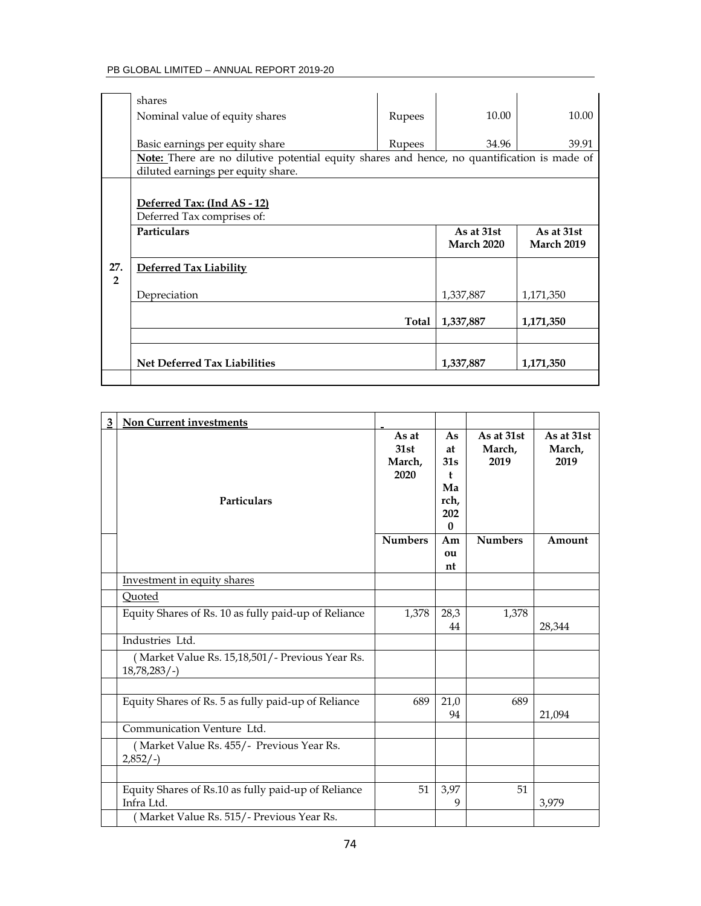| | | | | |
|---|---|---|---|---|
| | shares | | | |
| | Nominal value of equity shares | Rupees | 10.00 | 10.00 |
| | Basic earnings per equity share | Rupees | 34.96 | 39.91 |
| | **Note:** There are no dilutive potential equity shares and hence, no quantification is made of diluted earnings per equity share. | | | |

**Deferred Tax: (Ind AS - 12)**

Deferred Tax comprises of:

| | Particulars | | As at 31st March 2020 | As at 31st March 2019 |
|---|---|---|---|---|
| 27.2 | **Deferred Tax Liability** | | | |
| | Depreciation | | 1,337,887 | 1,171,350 |
| | | **Total** | **1,337,887** | **1,171,350** |
| | | | | |
| | **Net Deferred Tax Liabilities** | | **1,337,887** | **1,171,350** |

| 3 | Non Current investments | | | | |
|---|---|---|---|---|---|
| | Particulars | As at 31st March, 2020 | As at 31st March, 2020 | As at 31st March, 2019 | As at 31st March, 2019 |
| | | Numbers | Amount | Numbers | Amount |
| | Investment in equity shares | | | | |
| | Quoted | | | | |
| | Equity Shares of Rs. 10 as fully paid-up of Reliance | 1,378 | 28,344 | 1,378 | 28,344 |
| | Industries Ltd. | | | | |
| | ( Market Value Rs. 15,18,501/- Previous Year Rs. 18,78,283/-) | | | | |
| | | | | | |
| | Equity Shares of Rs. 5 as fully paid-up of Reliance | 689 | 21,094 | 689 | 21,094 |
| | Communication Venture Ltd. | | | | |
| | ( Market Value Rs. 455/- Previous Year Rs. 2,852/-) | | | | |
| | | | | | |
| | Equity Shares of Rs.10 as fully paid-up of Reliance Infra Ltd. | 51 | 3,979 | 51 | 3,979 |
| | ( Market Value Rs. 515/- Previous Year Rs. | | | | |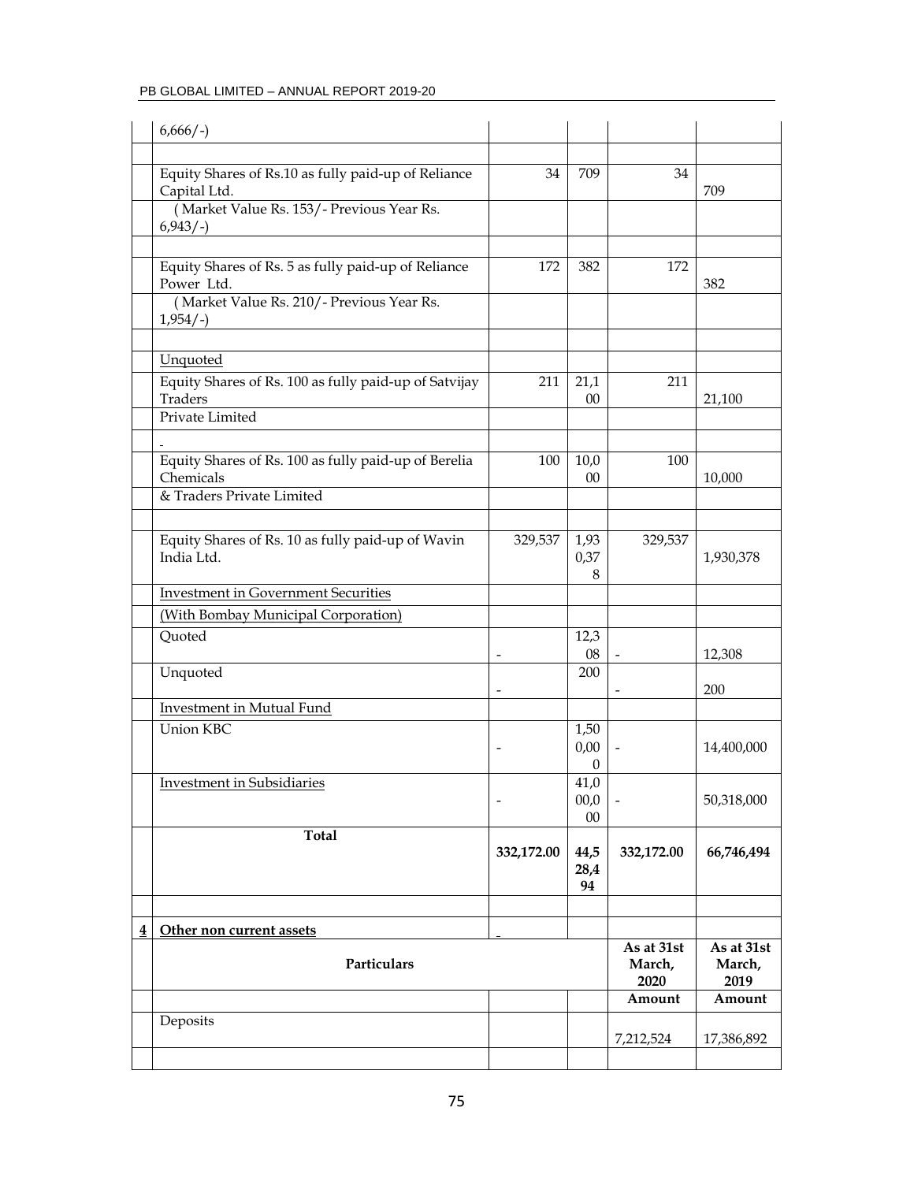| | | | | | |
|---|---|---|---|---|---|
| | 6,666/-) | | | | |
| | | | | | |
| | Equity Shares of Rs.10 as fully paid-up of Reliance Capital Ltd. | 34 | 709 | 34 | 709 |
| | ( Market Value Rs. 153/- Previous Year Rs. 6,943/-) | | | | |
| | | | | | |
| | Equity Shares of Rs. 5 as fully paid-up of Reliance Power Ltd. | 172 | 382 | 172 | 382 |
| | ( Market Value Rs. 210/- Previous Year Rs. 1,954/-) | | | | |
| | | | | | |
| | Unquoted | | | | |
| | Equity Shares of Rs. 100 as fully paid-up of Satvijay Traders | 211 | 21,100 | 211 | 21,100 |
| | Private Limited | | | | |
| | - | | | | |
| | Equity Shares of Rs. 100 as fully paid-up of Berelia Chemicals | 100 | 10,000 | 100 | 10,000 |
| | & Traders Private Limited | | | | |
| | | | | | |
| | Equity Shares of Rs. 10 as fully paid-up of Wavin India Ltd. | 329,537 | 1,930,378 | 329,537 | 1,930,378 |
| | Investment in Government Securities | | | | |
| | (With Bombay Municipal Corporation) | | | | |
| | Quoted | - | 12,308 | - | 12,308 |
| | Unquoted | - | 200 | - | 200 |
| | Investment in Mutual Fund | | | | |
| | Union KBC | - | 1,500,000 | - | 14,400,000 |
| | Investment in Subsidiaries | - | 41,000,000 | - | 50,318,000 |
| | **Total** | **332,172.00** | **44,528,494** | **332,172.00** | **66,746,494** |
| | | | | | |
| **4** | **Other non current assets** | - | | | |
| | **Particulars** | | | **As at 31st March, 2020** | **As at 31st March, 2019** |
| | | | | **Amount** | **Amount** |
| | Deposits | | | 7,212,524 | 17,386,892 |
| | | | | | |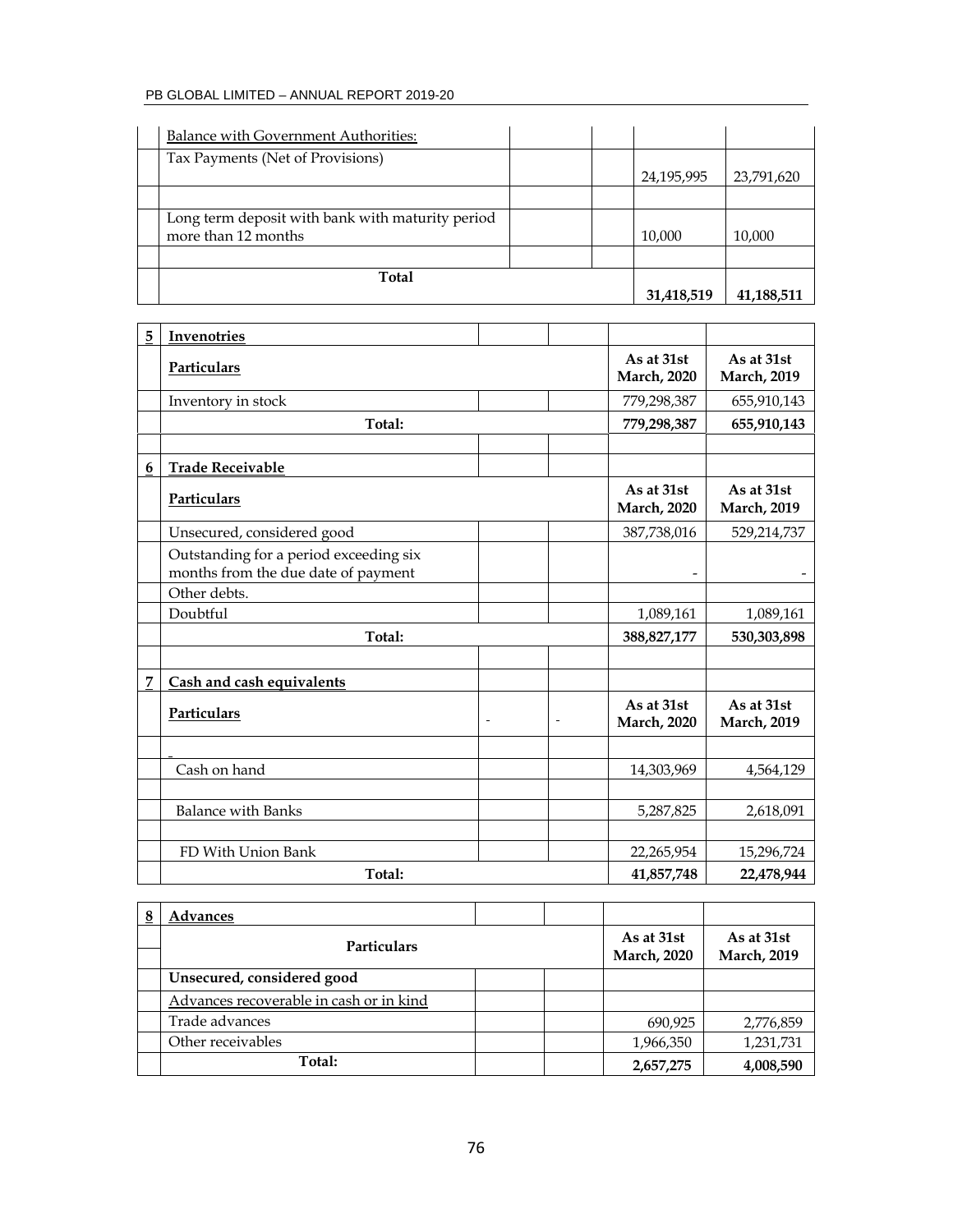| | | | | | |
|---|---|---|---|---|---|
| | Balance with Government Authorities: | | | | |
| | Tax Payments (Net of Provisions) | | | 24,195,995 | 23,791,620 |
| | | | | | |
| | Long term deposit with bank with maturity period more than 12 months | | | 10,000 | 10,000 |
| | | | | | |
| | **Total** | | | **31,418,519** | **41,188,511** |

| 5 | Invenotries | | | | |
|---|---|---|---|---|---|
| | **Particulars** | | | **As at 31st March, 2020** | **As at 31st March, 2019** |
| | Inventory in stock | | | 779,298,387 | 655,910,143 |
| | **Total:** | | | **779,298,387** | **655,910,143** |

| 6 | Trade Receivable | | | | |
|---|---|---|---|---|---|
| | **Particulars** | | | **As at 31st March, 2020** | **As at 31st March, 2019** |
| | Unsecured, considered good | | | 387,738,016 | 529,214,737 |
| | Outstanding for a period exceeding six months from the due date of payment | | | - | - |
| | Other debts. | | | | |
| | Doubtful | | | 1,089,161 | 1,089,161 |
| | **Total:** | | | **388,827,177** | **530,303,898** |

| 7 | Cash and cash equivalents | | | | |
|---|---|---|---|---|---|
| | **Particulars** | - | - | **As at 31st March, 2020** | **As at 31st March, 2019** |
| | - | | | | |
| | Cash on hand | | | 14,303,969 | 4,564,129 |
| | | | | | |
| | Balance with Banks | | | 5,287,825 | 2,618,091 |
| | | | | | |
| | FD With Union Bank | | | 22,265,954 | 15,296,724 |
| | **Total:** | | | **41,857,748** | **22,478,944** |

| 8 | Advances | | | | |
|---|---|---|---|---|---|
| | **Particulars** | | | **As at 31st March, 2020** | **As at 31st March, 2019** |
| | **Unsecured, considered good** | | | | |
| | Advances recoverable in cash or in kind | | | | |
| | Trade advances | | | 690,925 | 2,776,859 |
| | Other receivables | | | 1,966,350 | 1,231,731 |
| | **Total:** | | | **2,657,275** | **4,008,590** |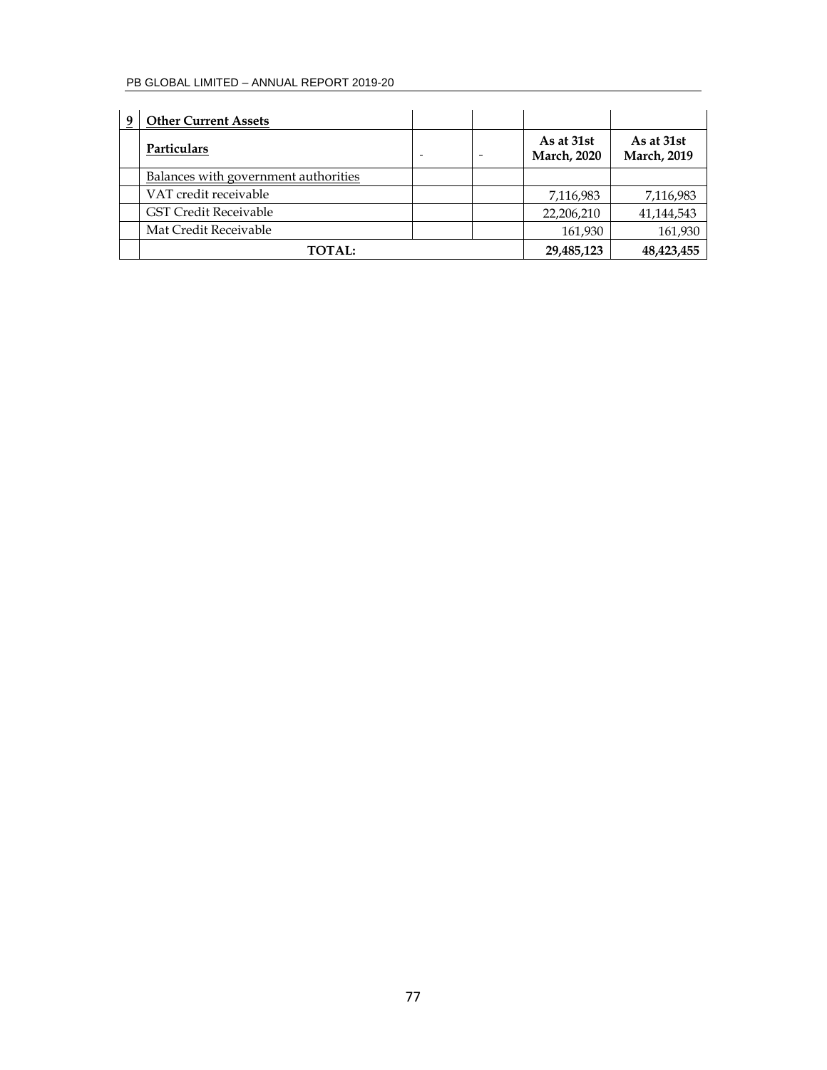| 9 | Other Current Assets | | | | |
|---|---|---|---|---|---|
| | Particulars | - | - | As at 31st March, 2020 | As at 31st March, 2019 |
| | Balances with government authorities | | | | |
| | VAT credit receivable | | | 7,116,983 | 7,116,983 |
| | GST Credit Receivable | | | 22,206,210 | 41,144,543 |
| | Mat Credit Receivable | | | 161,930 | 161,930 |
| | **TOTAL:** | | | **29,485,123** | **48,423,455** |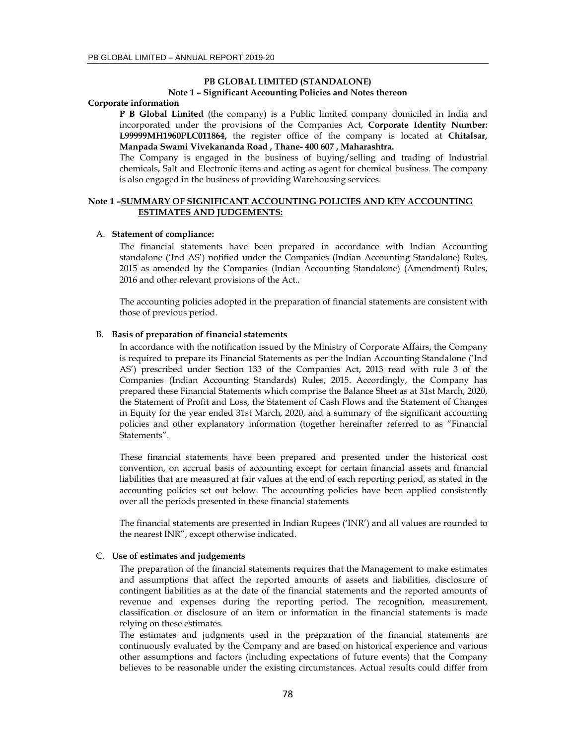## PB GLOBAL LIMITED (STANDALONE)

### Note 1 – Significant Accounting Policies and Notes thereon

**Corporate information**

**P B Global Limited** (the company) is a Public limited company domiciled in India and incorporated under the provisions of the Companies Act, **Corporate Identity Number: L99999MH1960PLC011864,** the register office of the company is located at **Chitalsar, Manpada Swami Vivekananda Road , Thane- 400 607 , Maharashtra.**

The Company is engaged in the business of buying/selling and trading of Industrial chemicals, Salt and Electronic items and acting as agent for chemical business. The company is also engaged in the business of providing Warehousing services.

### Note 1 –SUMMARY OF SIGNIFICANT ACCOUNTING POLICIES AND KEY ACCOUNTING ESTIMATES AND JUDGEMENTS:

A. **Statement of compliance:**

The financial statements have been prepared in accordance with Indian Accounting standalone ('Ind AS') notified under the Companies (Indian Accounting Standalone) Rules, 2015 as amended by the Companies (Indian Accounting Standalone) (Amendment) Rules, 2016 and other relevant provisions of the Act..

The accounting policies adopted in the preparation of financial statements are consistent with those of previous period.

B. **Basis of preparation of financial statements**

In accordance with the notification issued by the Ministry of Corporate Affairs, the Company is required to prepare its Financial Statements as per the Indian Accounting Standalone ('Ind AS') prescribed under Section 133 of the Companies Act, 2013 read with rule 3 of the Companies (Indian Accounting Standards) Rules, 2015. Accordingly, the Company has prepared these Financial Statements which comprise the Balance Sheet as at 31st March, 2020, the Statement of Profit and Loss, the Statement of Cash Flows and the Statement of Changes in Equity for the year ended 31st March, 2020, and a summary of the significant accounting policies and other explanatory information (together hereinafter referred to as "Financial Statements".

These financial statements have been prepared and presented under the historical cost convention, on accrual basis of accounting except for certain financial assets and financial liabilities that are measured at fair values at the end of each reporting period, as stated in the accounting policies set out below. The accounting policies have been applied consistently over all the periods presented in these financial statements

The financial statements are presented in Indian Rupees ('INR') and all values are rounded to the nearest INR", except otherwise indicated.

C. **Use of estimates and judgements**

The preparation of the financial statements requires that the Management to make estimates and assumptions that affect the reported amounts of assets and liabilities, disclosure of contingent liabilities as at the date of the financial statements and the reported amounts of revenue and expenses during the reporting period. The recognition, measurement, classification or disclosure of an item or information in the financial statements is made relying on these estimates.

The estimates and judgments used in the preparation of the financial statements are continuously evaluated by the Company and are based on historical experience and various other assumptions and factors (including expectations of future events) that the Company believes to be reasonable under the existing circumstances. Actual results could differ from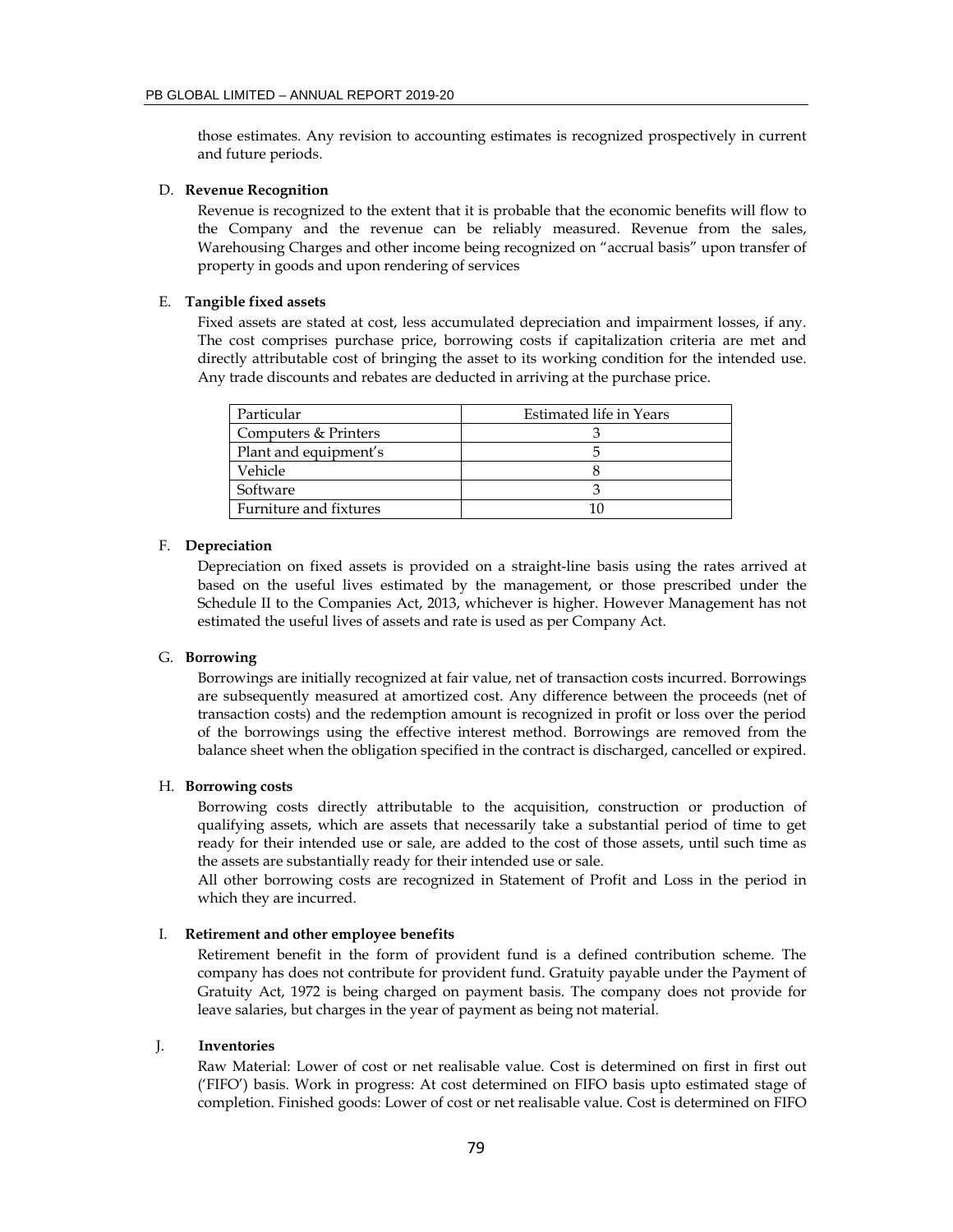those estimates. Any revision to accounting estimates is recognized prospectively in current and future periods.

D. **Revenue Recognition**

Revenue is recognized to the extent that it is probable that the economic benefits will flow to the Company and the revenue can be reliably measured. Revenue from the sales, Warehousing Charges and other income being recognized on "accrual basis" upon transfer of property in goods and upon rendering of services

E. **Tangible fixed assets**

Fixed assets are stated at cost, less accumulated depreciation and impairment losses, if any. The cost comprises purchase price, borrowing costs if capitalization criteria are met and directly attributable cost of bringing the asset to its working condition for the intended use. Any trade discounts and rebates are deducted in arriving at the purchase price.

| Particular | Estimated life in Years |
|---|---|
| Computers & Printers | 3 |
| Plant and equipment's | 5 |
| Vehicle | 8 |
| Software | 3 |
| Furniture and fixtures | 10 |

F. **Depreciation**

Depreciation on fixed assets is provided on a straight-line basis using the rates arrived at based on the useful lives estimated by the management, or those prescribed under the Schedule II to the Companies Act, 2013, whichever is higher. However Management has not estimated the useful lives of assets and rate is used as per Company Act.

G. **Borrowing**

Borrowings are initially recognized at fair value, net of transaction costs incurred. Borrowings are subsequently measured at amortized cost. Any difference between the proceeds (net of transaction costs) and the redemption amount is recognized in profit or loss over the period of the borrowings using the effective interest method. Borrowings are removed from the balance sheet when the obligation specified in the contract is discharged, cancelled or expired.

H. **Borrowing costs**

Borrowing costs directly attributable to the acquisition, construction or production of qualifying assets, which are assets that necessarily take a substantial period of time to get ready for their intended use or sale, are added to the cost of those assets, until such time as the assets are substantially ready for their intended use or sale.

All other borrowing costs are recognized in Statement of Profit and Loss in the period in which they are incurred.

I. **Retirement and other employee benefits**

Retirement benefit in the form of provident fund is a defined contribution scheme. The company has does not contribute for provident fund. Gratuity payable under the Payment of Gratuity Act, 1972 is being charged on payment basis. The company does not provide for leave salaries, but charges in the year of payment as being not material.

J. **Inventories**

Raw Material: Lower of cost or net realisable value. Cost is determined on first in first out ('FIFO') basis. Work in progress: At cost determined on FIFO basis upto estimated stage of completion. Finished goods: Lower of cost or net realisable value. Cost is determined on FIFO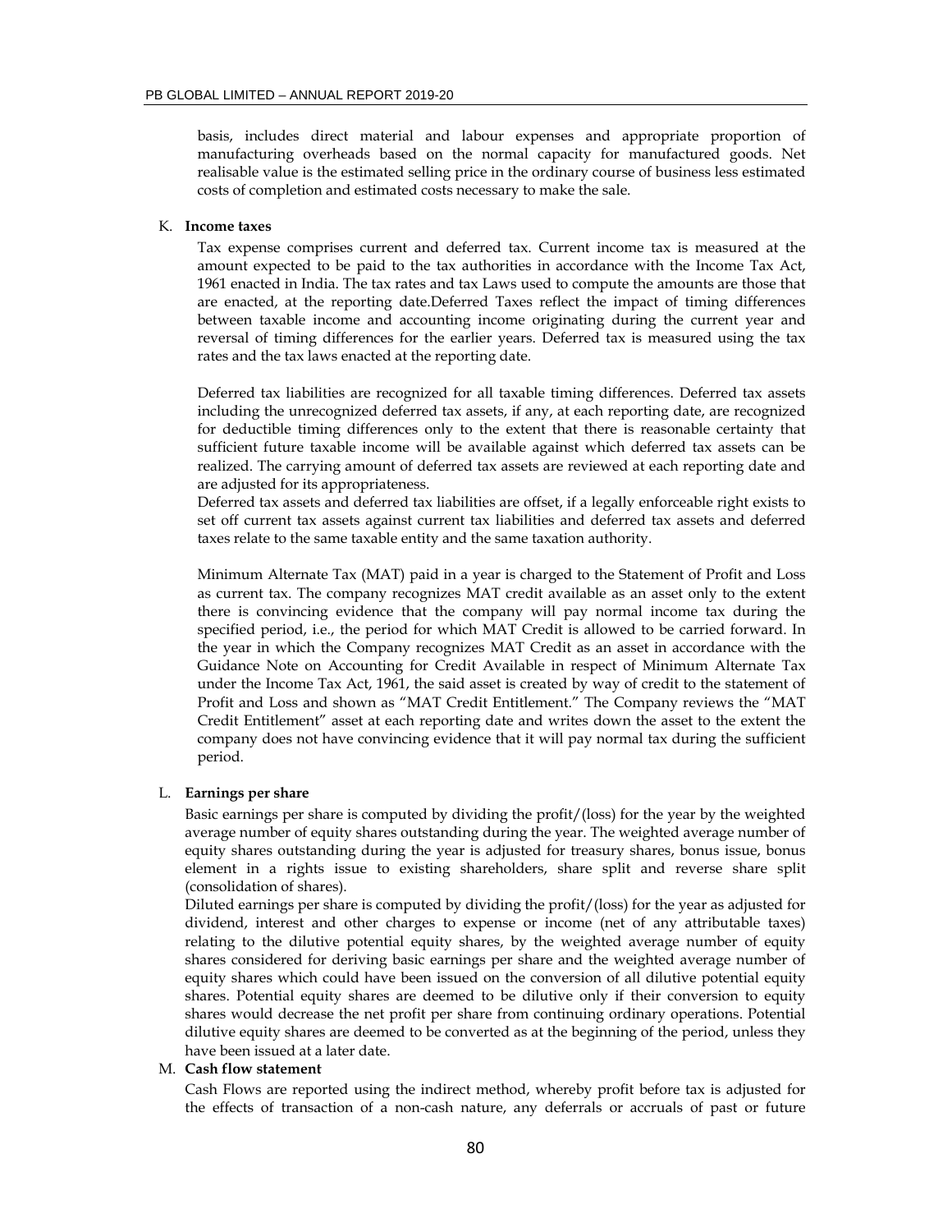basis, includes direct material and labour expenses and appropriate proportion of manufacturing overheads based on the normal capacity for manufactured goods. Net realisable value is the estimated selling price in the ordinary course of business less estimated costs of completion and estimated costs necessary to make the sale.

K. **Income taxes**

Tax expense comprises current and deferred tax. Current income tax is measured at the amount expected to be paid to the tax authorities in accordance with the Income Tax Act, 1961 enacted in India. The tax rates and tax Laws used to compute the amounts are those that are enacted, at the reporting date.Deferred Taxes reflect the impact of timing differences between taxable income and accounting income originating during the current year and reversal of timing differences for the earlier years. Deferred tax is measured using the tax rates and the tax laws enacted at the reporting date.

Deferred tax liabilities are recognized for all taxable timing differences. Deferred tax assets including the unrecognized deferred tax assets, if any, at each reporting date, are recognized for deductible timing differences only to the extent that there is reasonable certainty that sufficient future taxable income will be available against which deferred tax assets can be realized. The carrying amount of deferred tax assets are reviewed at each reporting date and are adjusted for its appropriateness.

Deferred tax assets and deferred tax liabilities are offset, if a legally enforceable right exists to set off current tax assets against current tax liabilities and deferred tax assets and deferred taxes relate to the same taxable entity and the same taxation authority.

Minimum Alternate Tax (MAT) paid in a year is charged to the Statement of Profit and Loss as current tax. The company recognizes MAT credit available as an asset only to the extent there is convincing evidence that the company will pay normal income tax during the specified period, i.e., the period for which MAT Credit is allowed to be carried forward. In the year in which the Company recognizes MAT Credit as an asset in accordance with the Guidance Note on Accounting for Credit Available in respect of Minimum Alternate Tax under the Income Tax Act, 1961, the said asset is created by way of credit to the statement of Profit and Loss and shown as "MAT Credit Entitlement." The Company reviews the "MAT Credit Entitlement" asset at each reporting date and writes down the asset to the extent the company does not have convincing evidence that it will pay normal tax during the sufficient period.

L. **Earnings per share**

Basic earnings per share is computed by dividing the profit/(loss) for the year by the weighted average number of equity shares outstanding during the year. The weighted average number of equity shares outstanding during the year is adjusted for treasury shares, bonus issue, bonus element in a rights issue to existing shareholders, share split and reverse share split (consolidation of shares).

Diluted earnings per share is computed by dividing the profit/(loss) for the year as adjusted for dividend, interest and other charges to expense or income (net of any attributable taxes) relating to the dilutive potential equity shares, by the weighted average number of equity shares considered for deriving basic earnings per share and the weighted average number of equity shares which could have been issued on the conversion of all dilutive potential equity shares. Potential equity shares are deemed to be dilutive only if their conversion to equity shares would decrease the net profit per share from continuing ordinary operations. Potential dilutive equity shares are deemed to be converted as at the beginning of the period, unless they have been issued at a later date.

M. **Cash flow statement**

Cash Flows are reported using the indirect method, whereby profit before tax is adjusted for the effects of transaction of a non-cash nature, any deferrals or accruals of past or future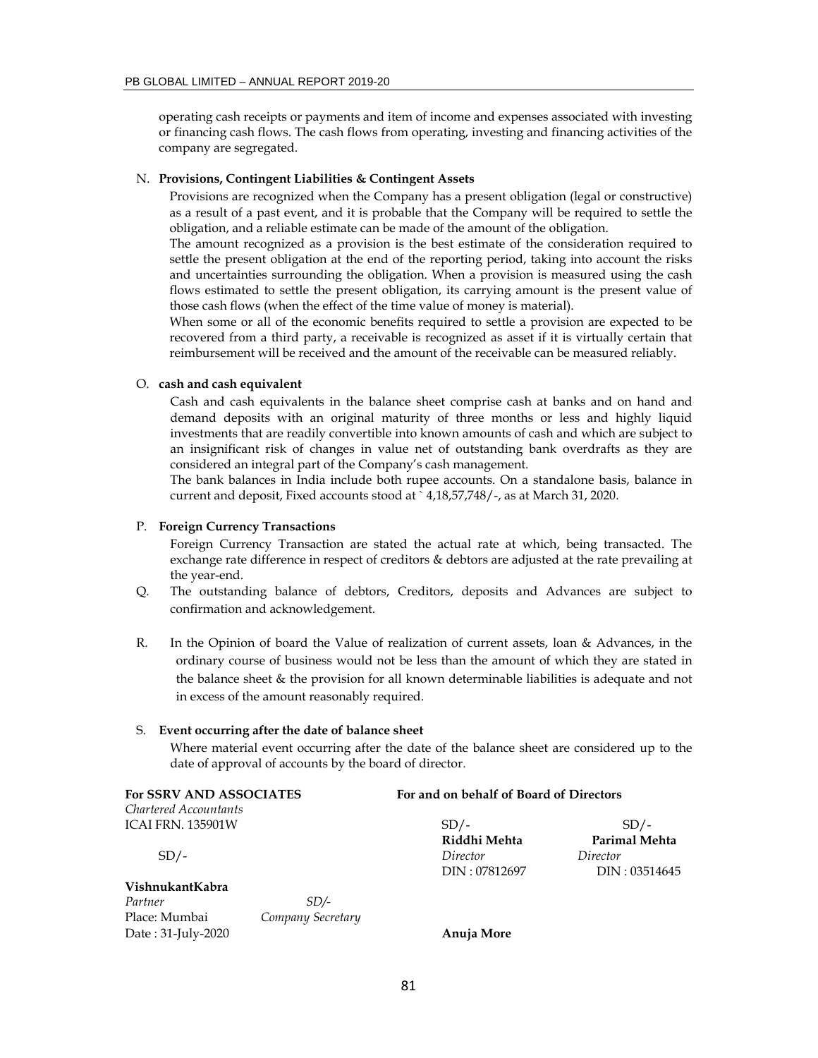operating cash receipts or payments and item of income and expenses associated with investing or financing cash flows. The cash flows from operating, investing and financing activities of the company are segregated.

N. **Provisions, Contingent Liabilities & Contingent Assets**

Provisions are recognized when the Company has a present obligation (legal or constructive) as a result of a past event, and it is probable that the Company will be required to settle the obligation, and a reliable estimate can be made of the amount of the obligation.

The amount recognized as a provision is the best estimate of the consideration required to settle the present obligation at the end of the reporting period, taking into account the risks and uncertainties surrounding the obligation. When a provision is measured using the cash flows estimated to settle the present obligation, its carrying amount is the present value of those cash flows (when the effect of the time value of money is material).

When some or all of the economic benefits required to settle a provision are expected to be recovered from a third party, a receivable is recognized as asset if it is virtually certain that reimbursement will be received and the amount of the receivable can be measured reliably.

O. **cash and cash equivalent**

Cash and cash equivalents in the balance sheet comprise cash at banks and on hand and demand deposits with an original maturity of three months or less and highly liquid investments that are readily convertible into known amounts of cash and which are subject to an insignificant risk of changes in value net of outstanding bank overdrafts as they are considered an integral part of the Company's cash management.

The bank balances in India include both rupee accounts. On a standalone basis, balance in current and deposit, Fixed accounts stood at ` 4,18,57,748/-, as at March 31, 2020.

P. **Foreign Currency Transactions**

Foreign Currency Transaction are stated the actual rate at which, being transacted. The exchange rate difference in respect of creditors & debtors are adjusted at the rate prevailing at the year-end.

Q. The outstanding balance of debtors, Creditors, deposits and Advances are subject to confirmation and acknowledgement.

R. In the Opinion of board the Value of realization of current assets, loan & Advances, in the ordinary course of business would not be less than the amount of which they are stated in the balance sheet & the provision for all known determinable liabilities is adequate and not in excess of the amount reasonably required.

S. **Event occurring after the date of balance sheet**

Where material event occurring after the date of the balance sheet are considered up to the date of approval of accounts by the board of director.

**For SSRV AND ASSOCIATES**
*Chartered Accountants*
ICAI FRN. 135901W

SD/-

**VishnukantKabra**
*Partner*
Place: Mumbai
Date : 31-July-2020

**For and on behalf of Board of Directors**

| SD/- | SD/- |
|---|---|
| **Riddhi Mehta** | **Parimal Mehta** |
| *Director* | *Director* |
| DIN : 07812697 | DIN : 03514645 |

SD/-
*Company Secretary*
**Anuja More**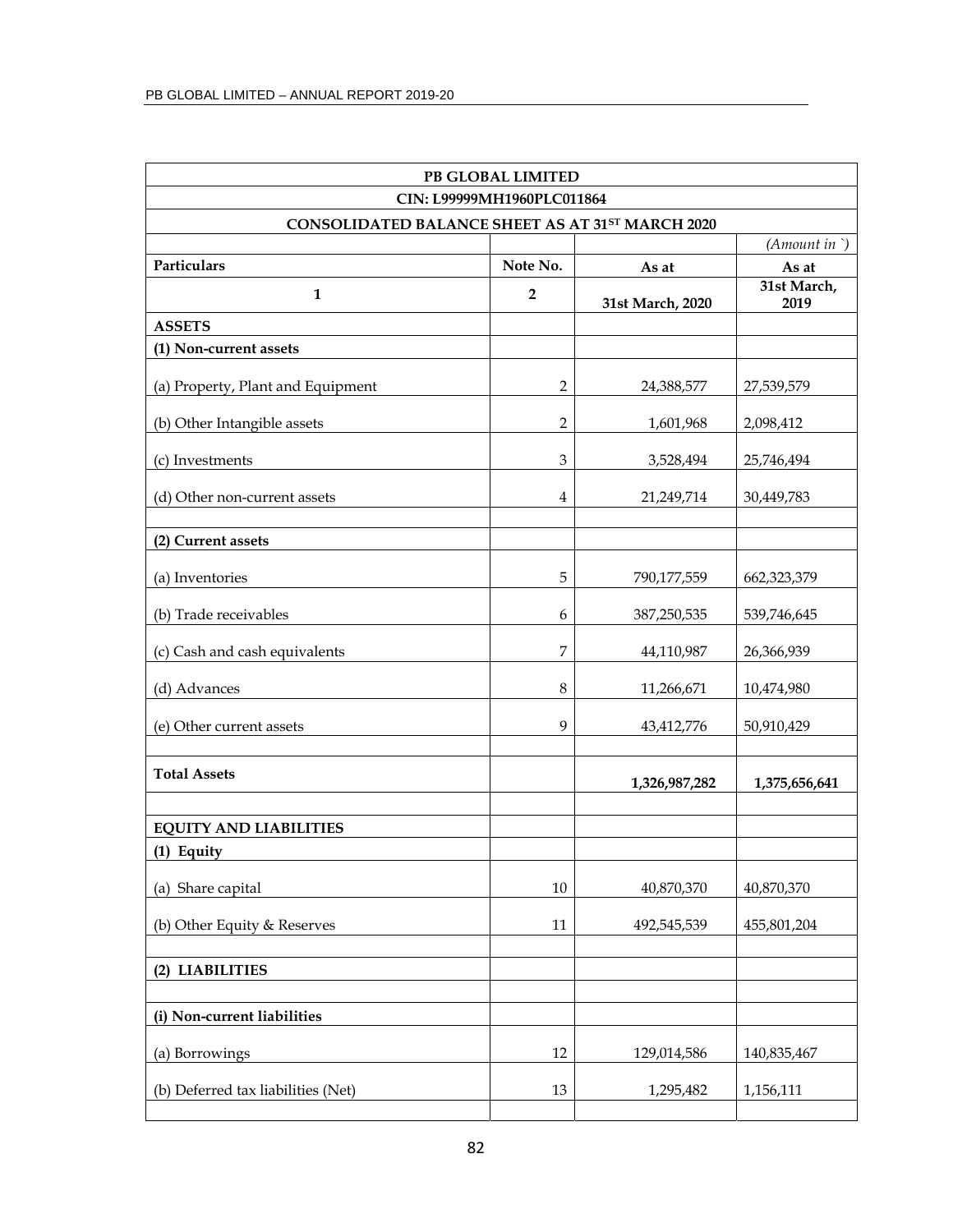| PB GLOBAL LIMITED | | | |
|---|---|---|---|
| CIN: L99999MH1960PLC011864 | | | |
| CONSOLIDATED BALANCE SHEET AS AT 31ST MARCH 2020 | | | |
| | | | *(Amount in `)* |
| **Particulars** | **Note No.** | **As at** | **As at** |
| **1** | **2** | **31st March, 2020** | **31st March, 2019** |
| **ASSETS** | | | |
| **(1) Non-current assets** | | | |
| (a) Property, Plant and Equipment | 2 | 24,388,577 | 27,539,579 |
| (b) Other Intangible assets | 2 | 1,601,968 | 2,098,412 |
| (c) Investments | 3 | 3,528,494 | 25,746,494 |
| (d) Other non-current assets | 4 | 21,249,714 | 30,449,783 |
| | | | |
| **(2) Current assets** | | | |
| (a) Inventories | 5 | 790,177,559 | 662,323,379 |
| (b) Trade receivables | 6 | 387,250,535 | 539,746,645 |
| (c) Cash and cash equivalents | 7 | 44,110,987 | 26,366,939 |
| (d) Advances | 8 | 11,266,671 | 10,474,980 |
| (e) Other current assets | 9 | 43,412,776 | 50,910,429 |
| | | | |
| **Total Assets** | | **1,326,987,282** | **1,375,656,641** |
| | | | |
| **EQUITY AND LIABILITIES** | | | |
| **(1) Equity** | | | |
| (a) Share capital | 10 | 40,870,370 | 40,870,370 |
| (b) Other Equity & Reserves | 11 | 492,545,539 | 455,801,204 |
| | | | |
| **(2) LIABILITIES** | | | |
| | | | |
| **(i) Non-current liabilities** | | | |
| (a) Borrowings | 12 | 129,014,586 | 140,835,467 |
| (b) Deferred tax liabilities (Net) | 13 | 1,295,482 | 1,156,111 |
| | | | |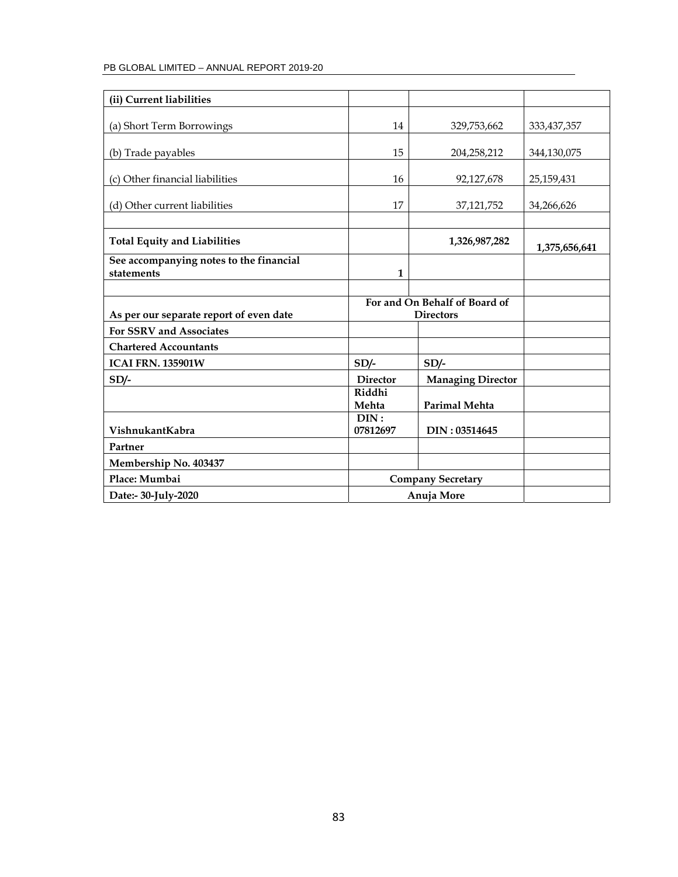| (ii) Current liabilities | | | |
|---|---|---|---|
| (a) Short Term Borrowings | 14 | 329,753,662 | 333,437,357 |
| (b) Trade payables | 15 | 204,258,212 | 344,130,075 |
| (c) Other financial liabilities | 16 | 92,127,678 | 25,159,431 |
| (d) Other current liabilities | 17 | 37,121,752 | 34,266,626 |
| | | | |
| **Total Equity and Liabilities** | | **1,326,987,282** | **1,375,656,641** |
| **See accompanying notes to the financial statements** | **1** | | |

| | | | |
|---|---|---|---|
| **As per our separate report of even date** | **For and On Behalf of Board of Directors** | | |
| **For SSRV and Associates** | | | |
| **Chartered Accountants** | | | |
| **ICAI FRN. 135901W** | **SD/-** | **SD/-** | |
| **SD/-** | **Director** | **Managing Director** | |
| | **Riddhi Mehta** | **Parimal Mehta** | |
| **VishnukantKabra** | **DIN : 07812697** | **DIN : 03514645** | |
| **Partner** | | | |
| **Membership No. 403437** | | | |
| **Place: Mumbai** | **Company Secretary** | | |
| **Date:- 30-July-2020** | **Anuja More** | | |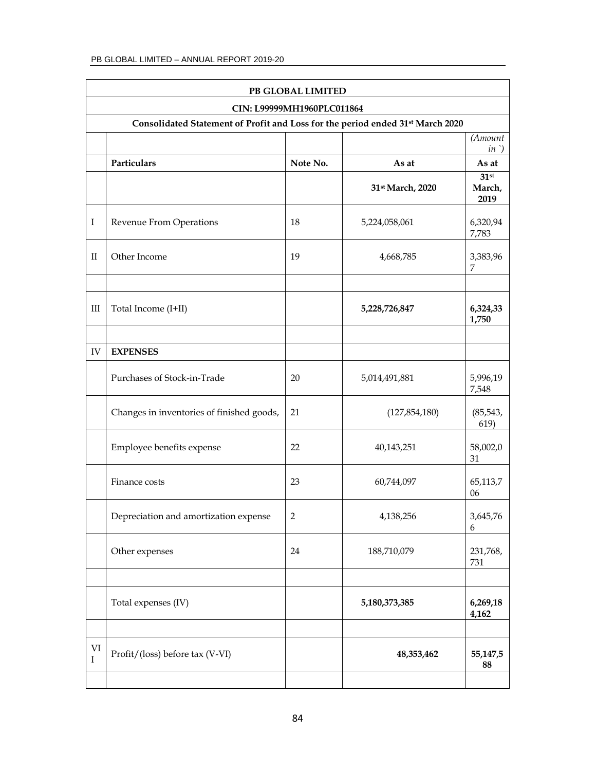| PB GLOBAL LIMITED | | | | |
|---|---|---|---|---|
| CIN: L99999MH1960PLC011864 | | | | |
| Consolidated Statement of Profit and Loss for the period ended 31st March 2020 | | | | |
| | | | | *(Amount in `)* |
| | **Particulars** | **Note No.** | **As at** | **As at** |
| | | | **31st March, 2020** | **31st March, 2019** |
| I | Revenue From Operations | 18 | 5,224,058,061 | 6,320,947,783 |
| II | Other Income | 19 | 4,668,785 | 3,383,967 |
| | | | | |
| III | Total Income (I+II) | | **5,228,726,847** | **6,324,331,750** |
| | | | | |
| IV | **EXPENSES** | | | |
| | Purchases of Stock-in-Trade | 20 | 5,014,491,881 | 5,996,197,548 |
| | Changes in inventories of finished goods, | 21 | (127,854,180) | (85,543,619) |
| | Employee benefits expense | 22 | 40,143,251 | 58,002,031 |
| | Finance costs | 23 | 60,744,097 | 65,113,706 |
| | Depreciation and amortization expense | 2 | 4,138,256 | 3,645,766 |
| | Other expenses | 24 | 188,710,079 | 231,768,731 |
| | | | | |
| | Total expenses (IV) | | **5,180,373,385** | **6,269,184,162** |
| | | | | |
| VII | Profit/(loss) before tax (V-VI) | | **48,353,462** | **55,147,588** |
| | | | | |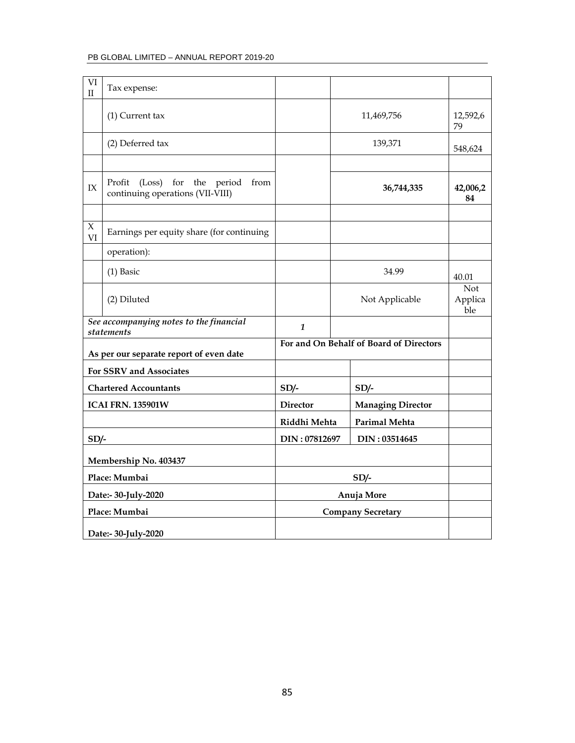| VIII | Tax expense: | | | |
|---|---|---|---|---|
| | (1) Current tax | | 11,469,756 | 12,592,679 |
| | (2) Deferred tax | | 139,371 | 548,624 |
| | | | | |
| IX | Profit (Loss) for the period from continuing operations (VII-VIII) | | **36,744,335** | **42,006,284** |
| | | | | |
| XVI | Earnings per equity share (for continuing | | | |
| | operation): | | | |
| | (1) Basic | | 34.99 | 40.01 |
| | (2) Diluted | | Not Applicable | Not Applicable |
| *See accompanying notes to the financial statements* | | ***1*** | | |

| | | | |
|---|---|---|---|
| **As per our separate report of even date** | **For and On Behalf of Board of Directors** | | |
| **For SSRV and Associates** | | | |
| **Chartered Accountants** | **SD/-** | **SD/-** | |
| **ICAI FRN. 135901W** | **Director** | **Managing Director** | |
| | **Riddhi Mehta** | **Parimal Mehta** | |
| **SD/-** | **DIN : 07812697** | **DIN : 03514645** | |
| **Membership No. 403437** | | | |
| **Place: Mumbai** | **SD/-** | | |
| **Date:- 30-July-2020** | **Anuja More** | | |
| **Place: Mumbai** | **Company Secretary** | | |
| **Date:- 30-July-2020** | | | |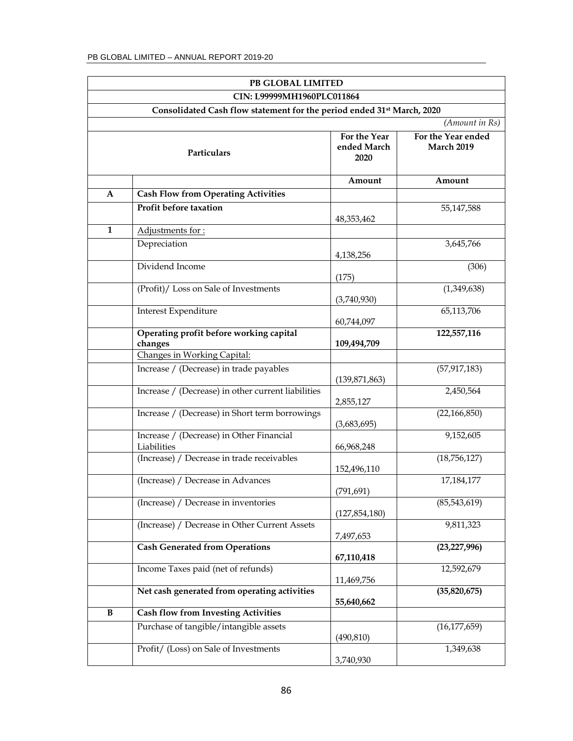| PB GLOBAL LIMITED | | | |
|---|---|---|---|
| CIN: L99999MH1960PLC011864 | | | |
| Consolidated Cash flow statement for the period ended 31st March, 2020 | | | |
| | | | *(Amount in Rs)* |
| | **Particulars** | **For the Year ended March 2020** | **For the Year ended March 2019** |
| | | **Amount** | **Amount** |
| **A** | **Cash Flow from Operating Activities** | | |
| | **Profit before taxation** | 48,353,462 | 55,147,588 |
| **1** | Adjustments for : | | |
| | Depreciation | 4,138,256 | 3,645,766 |
| | Dividend Income | (175) | (306) |
| | (Profit)/ Loss on Sale of Investments | (3,740,930) | (1,349,638) |
| | Interest Expenditure | 60,744,097 | 65,113,706 |
| | **Operating profit before working capital changes** | **109,494,709** | **122,557,116** |
| | Changes in Working Capital: | | |
| | Increase / (Decrease) in trade payables | (139,871,863) | (57,917,183) |
| | Increase / (Decrease) in other current liabilities | 2,855,127 | 2,450,564 |
| | Increase / (Decrease) in Short term borrowings | (3,683,695) | (22,166,850) |
| | Increase / (Decrease) in Other Financial Liabilities | 66,968,248 | 9,152,605 |
| | (Increase) / Decrease in trade receivables | 152,496,110 | (18,756,127) |
| | (Increase) / Decrease in Advances | (791,691) | 17,184,177 |
| | (Increase) / Decrease in inventories | (127,854,180) | (85,543,619) |
| | (Increase) / Decrease in Other Current Assets | 7,497,653 | 9,811,323 |
| | **Cash Generated from Operations** | **67,110,418** | **(23,227,996)** |
| | Income Taxes paid (net of refunds) | 11,469,756 | 12,592,679 |
| | **Net cash generated from operating activities** | **55,640,662** | **(35,820,675)** |
| **B** | **Cash flow from Investing Activities** | | |
| | Purchase of tangible/intangible assets | (490,810) | (16,177,659) |
| | Profit/ (Loss) on Sale of Investments | 3,740,930 | 1,349,638 |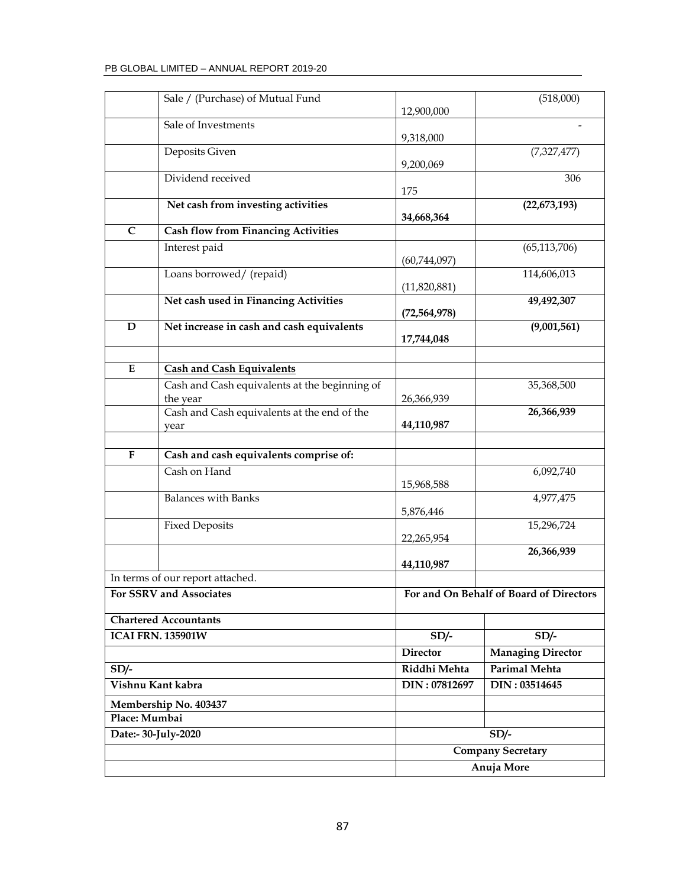| | | | |
|---|---|---|---|
| | Sale / (Purchase) of Mutual Fund | 12,900,000 | (518,000) |
| | Sale of Investments | 9,318,000 | - |
| | Deposits Given | 9,200,069 | (7,327,477) |
| | Dividend received | 175 | 306 |
| | **Net cash from investing activities** | **34,668,364** | **(22,673,193)** |
| **C** | **Cash flow from Financing Activities** | | |
| | Interest paid | (60,744,097) | (65,113,706) |
| | Loans borrowed/ (repaid) | (11,820,881) | 114,606,013 |
| | **Net cash used in Financing Activities** | **(72,564,978)** | **49,492,307** |
| **D** | **Net increase in cash and cash equivalents** | **17,744,048** | **(9,001,561)** |
| | | | |
| **E** | **Cash and Cash Equivalents** | | |
| | Cash and Cash equivalents at the beginning of the year | 26,366,939 | 35,368,500 |
| | Cash and Cash equivalents at the end of the year | **44,110,987** | **26,366,939** |
| | | | |
| **F** | **Cash and cash equivalents comprise of:** | | |
| | Cash on Hand | 15,968,588 | 6,092,740 |
| | Balances with Banks | 5,876,446 | 4,977,475 |
| | Fixed Deposits | 22,265,954 | 15,296,724 |
| | | **44,110,987** | **26,366,939** |

In terms of our report attached.

| | | |
|---|---|---|
| **For SSRV and Associates** | **For and On Behalf of Board of Directors** | |
| **Chartered Accountants** | | |
| **ICAI FRN. 135901W** | **SD/-** | **SD/-** |
| | **Director** | **Managing Director** |
| **SD/-** | **Riddhi Mehta** | **Parimal Mehta** |
| **Vishnu Kant kabra** | **DIN : 07812697** | **DIN : 03514645** |
| **Membership No. 403437** | | |
| **Place: Mumbai** | | |
| **Date:- 30-July-2020** | **SD/-** | |
| | **Company Secretary** | |
| | **Anuja More** | |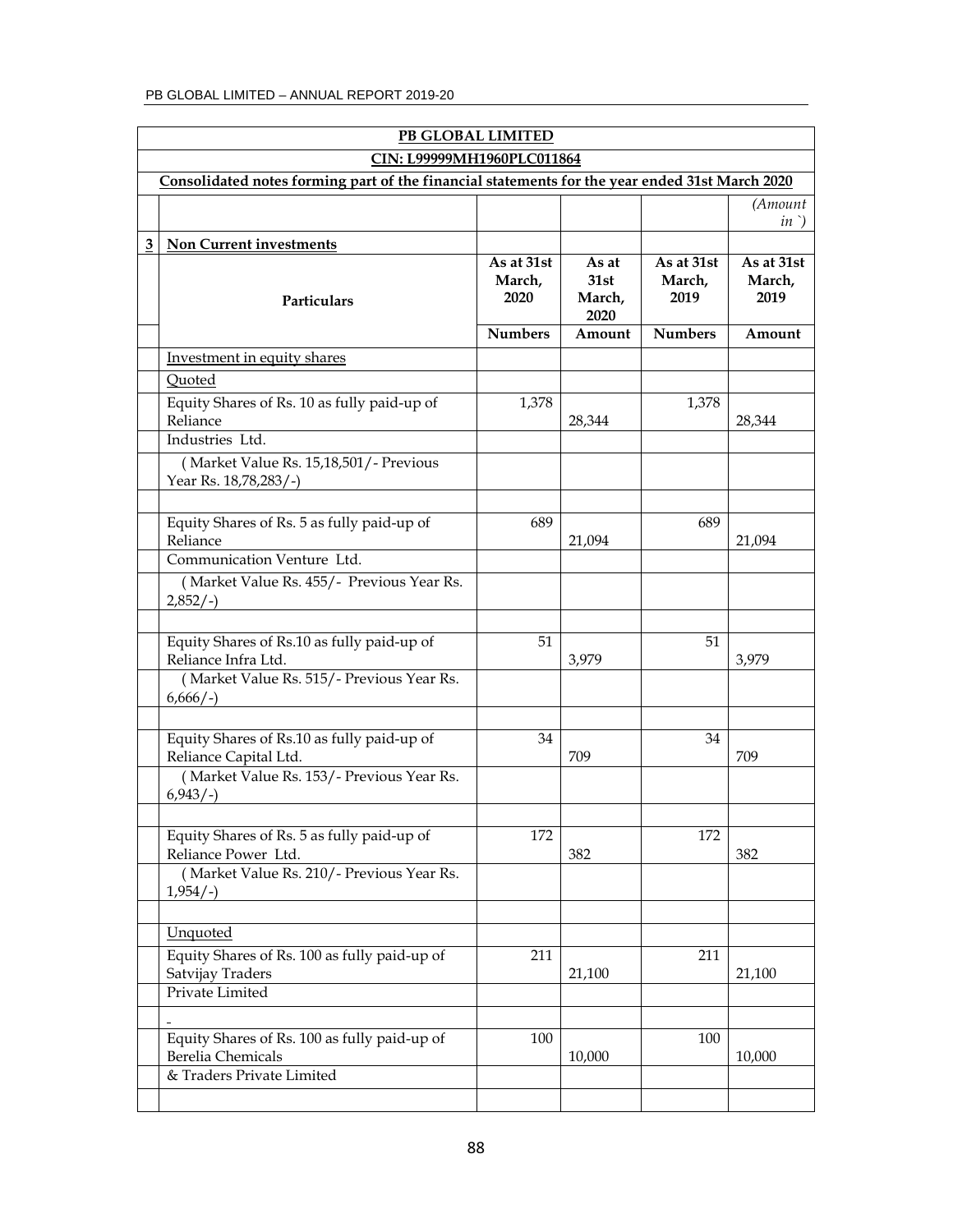**PB GLOBAL LIMITED**

**CIN: L99999MH1960PLC011864**

**Consolidated notes forming part of the financial statements for the year ended 31st March 2020**

*(Amount in `)*

| | Particulars | As at 31st March, 2020 | As at 31st March, 2020 | As at 31st March, 2019 | As at 31st March, 2019 |
|---|---|---|---|---|---|
| **3** | **Non Current investments** | | | | |
| | | **Numbers** | **Amount** | **Numbers** | **Amount** |
| | Investment in equity shares | | | | |
| | Quoted | | | | |
| | Equity Shares of Rs. 10 as fully paid-up of Reliance Industries Ltd. | 1,378 | 28,344 | 1,378 | 28,344 |
| | ( Market Value Rs. 15,18,501/- Previous Year Rs. 18,78,283/-) | | | | |
| | Equity Shares of Rs. 5 as fully paid-up of Reliance Communication Venture Ltd. | 689 | 21,094 | 689 | 21,094 |
| | ( Market Value Rs. 455/- Previous Year Rs. 2,852/-) | | | | |
| | Equity Shares of Rs.10 as fully paid-up of Reliance Infra Ltd. | 51 | 3,979 | 51 | 3,979 |
| | ( Market Value Rs. 515/- Previous Year Rs. 6,666/-) | | | | |
| | Equity Shares of Rs.10 as fully paid-up of Reliance Capital Ltd. | 34 | 709 | 34 | 709 |
| | ( Market Value Rs. 153/- Previous Year Rs. 6,943/-) | | | | |
| | Equity Shares of Rs. 5 as fully paid-up of Reliance Power Ltd. | 172 | 382 | 172 | 382 |
| | ( Market Value Rs. 210/- Previous Year Rs. 1,954/-) | | | | |
| | Unquoted | | | | |
| | Equity Shares of Rs. 100 as fully paid-up of Satvijay Traders Private Limited | 211 | 21,100 | 211 | 21,100 |
| | - | | | | |
| | Equity Shares of Rs. 100 as fully paid-up of Berelia Chemicals & Traders Private Limited | 100 | 10,000 | 100 | 10,000 |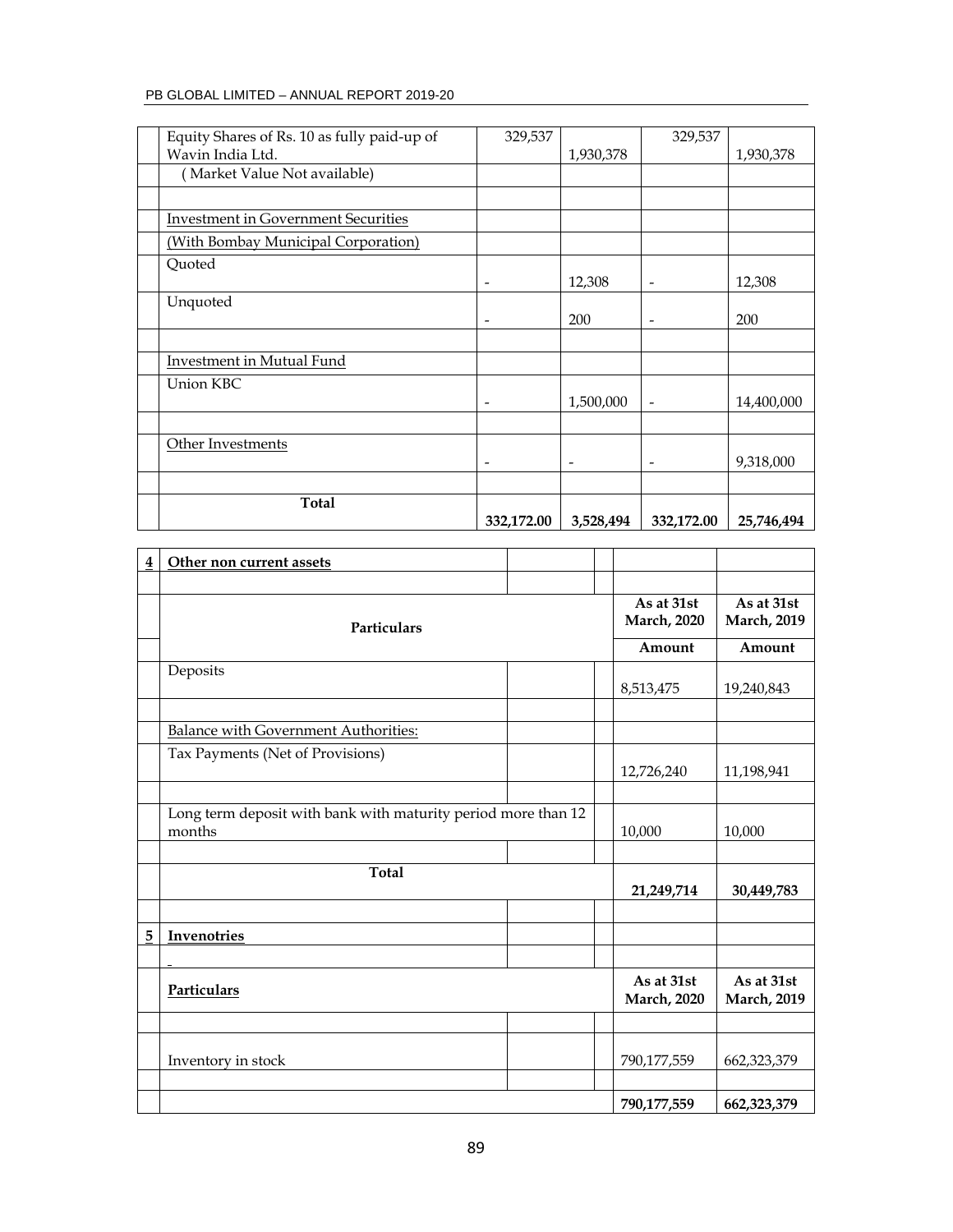| | Particulars | | | | |
|---|---|---|---|---|---|
| | Equity Shares of Rs. 10 as fully paid-up of Wavin India Ltd. | 329,537 | 1,930,378 | 329,537 | 1,930,378 |
| | ( Market Value Not available) | | | | |
| | | | | | |
| | Investment in Government Securities | | | | |
| | (With Bombay Municipal Corporation) | | | | |
| | Quoted | - | 12,308 | - | 12,308 |
| | Unquoted | - | 200 | - | 200 |
| | | | | | |
| | Investment in Mutual Fund | | | | |
| | Union KBC | - | 1,500,000 | - | 14,400,000 |
| | | | | | |
| | Other Investments | - | - | - | 9,318,000 |
| | | | | | |
| | **Total** | **332,172.00** | **3,528,494** | **332,172.00** | **25,746,494** |

| **4** | **Other non current assets** | | |
|---|---|---|---|
| | | | |
| | **Particulars** | **As at 31st March, 2020** | **As at 31st March, 2019** |
| | | **Amount** | **Amount** |
| | Deposits | 8,513,475 | 19,240,843 |
| | | | |
| | Balance with Government Authorities: | | |
| | Tax Payments (Net of Provisions) | 12,726,240 | 11,198,941 |
| | | | |
| | Long term deposit with bank with maturity period more than 12 months | 10,000 | 10,000 |
| | | | |
| | **Total** | **21,249,714** | **30,449,783** |

| **5** | **Invenotries** | | |
|---|---|---|---|
| | - | | |
| | **Particulars** | **As at 31st March, 2020** | **As at 31st March, 2019** |
| | | | |
| | Inventory in stock | 790,177,559 | 662,323,379 |
| | | | |
| | | **790,177,559** | **662,323,379** |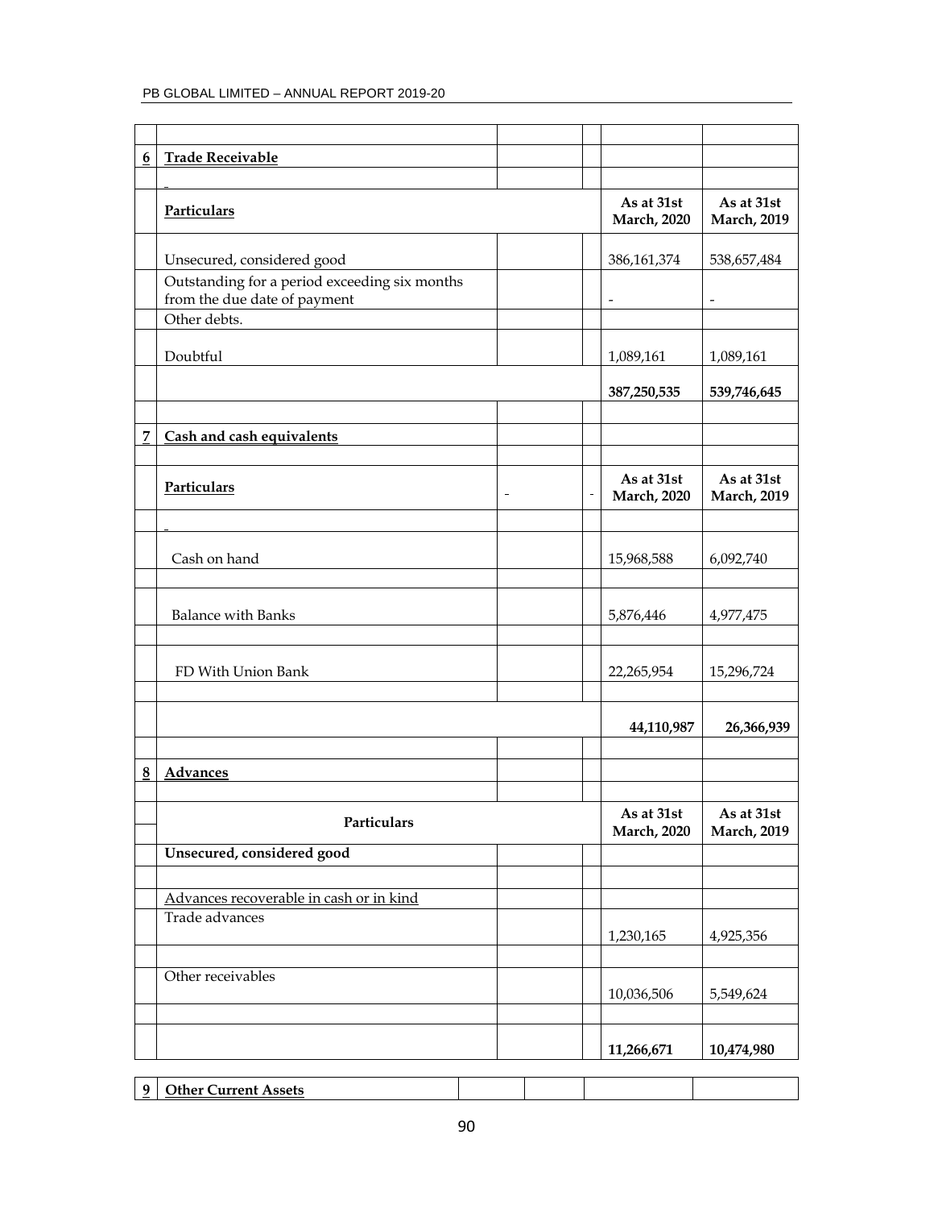## 6 Trade Receivable

| Particulars | As at 31st March, 2020 | As at 31st March, 2019 |
|---|---|---|
| Unsecured, considered good | 386,161,374 | 538,657,484 |
| Outstanding for a period exceeding six months from the due date of payment | - | - |
| Other debts. | | |
| Doubtful | 1,089,161 | 1,089,161 |
| | **387,250,535** | **539,746,645** |

## 7 Cash and cash equivalents

| Particulars | As at 31st March, 2020 | As at 31st March, 2019 |
|---|---|---|
| Cash on hand | 15,968,588 | 6,092,740 |
| Balance with Banks | 5,876,446 | 4,977,475 |
| FD With Union Bank | 22,265,954 | 15,296,724 |
| | **44,110,987** | **26,366,939** |

## 8 Advances

| Particulars | As at 31st March, 2020 | As at 31st March, 2019 |
|---|---|---|
| **Unsecured, considered good** | | |
| Advances recoverable in cash or in kind | | |
| Trade advances | 1,230,165 | 4,925,356 |
| Other receivables | 10,036,506 | 5,549,624 |
| | **11,266,671** | **10,474,980** |

## 9 Other Current Assets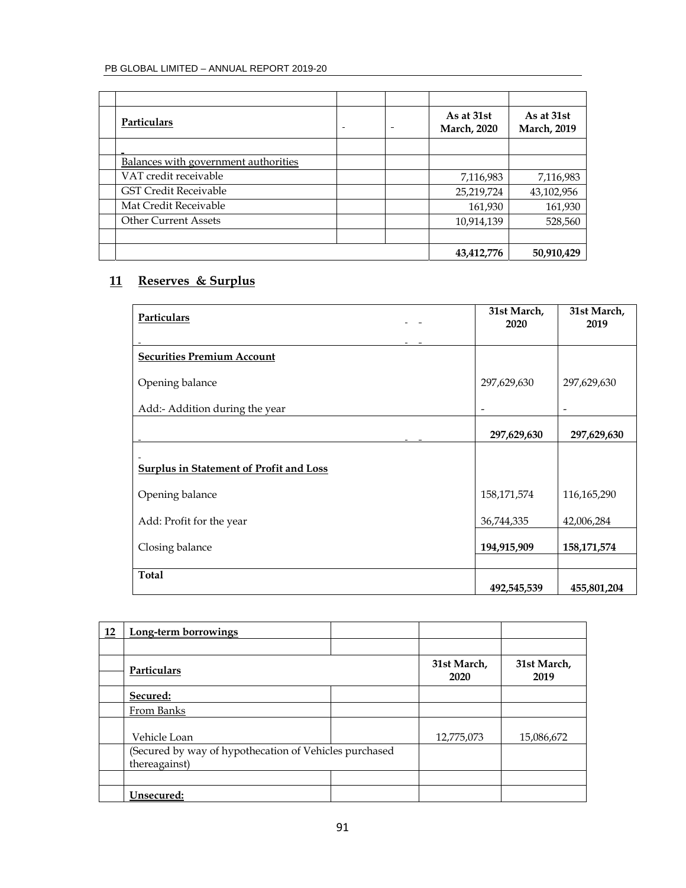| Particulars | - | - | As at 31st March, 2020 | As at 31st March, 2019 |
|---|---|---|---|---|
| - | | | | |
| Balances with government authorities | | | | |
| VAT credit receivable | | | 7,116,983 | 7,116,983 |
| GST Credit Receivable | | | 25,219,724 | 43,102,956 |
| Mat Credit Receivable | | | 161,930 | 161,930 |
| Other Current Assets | | | 10,914,139 | 528,560 |
| | | | | |
| | | | **43,412,776** | **50,910,429** |

## 11 Reserves & Surplus

| Particulars | 31st March, 2020 | 31st March, 2019 |
|---|---|---|
| **Securities Premium Account** | | |
| Opening balance | 297,629,630 | 297,629,630 |
| Add:- Addition during the year | - | - |
| | **297,629,630** | **297,629,630** |
| **Surplus in Statement of Profit and Loss** | | |
| Opening balance | 158,171,574 | 116,165,290 |
| Add: Profit for the year | 36,744,335 | 42,006,284 |
| Closing balance | **194,915,909** | **158,171,574** |
| **Total** | **492,545,539** | **455,801,204** |

| 12 | Long-term borrowings | | |
|---|---|---|---|
| | **Particulars** | **31st March, 2020** | **31st March, 2019** |
| | **Secured:** | | |
| | From Banks | | |
| | Vehicle Loan | 12,775,073 | 15,086,672 |
| | (Secured by way of hypothecation of Vehicles purchased thereagainst) | | |
| | | | |
| | **Unsecured:** | | |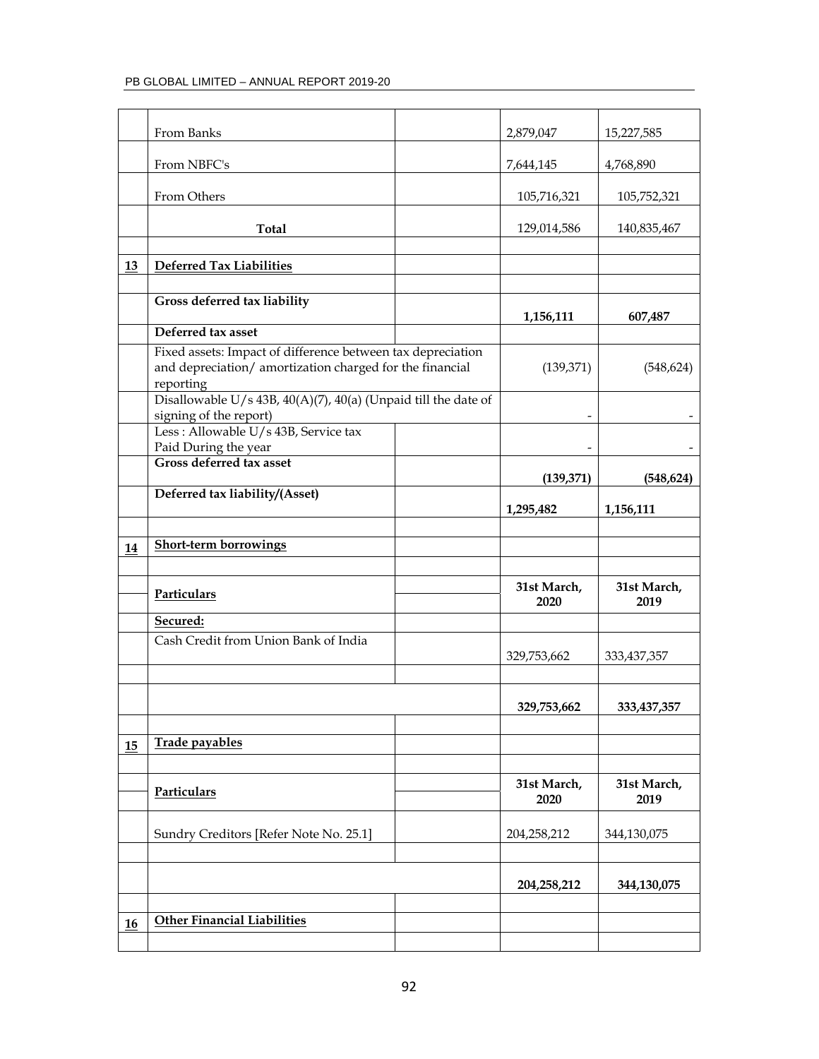| | | | | |
|---|---|---|---|---|
| | From Banks | | 2,879,047 | 15,227,585 |
| | From NBFC's | | 7,644,145 | 4,768,890 |
| | From Others | | 105,716,321 | 105,752,321 |
| | **Total** | | 129,014,586 | 140,835,467 |
| | | | | |
| **13** | **Deferred Tax Liabilities** | | | |
| | | | | |
| | **Gross deferred tax liability** | | **1,156,111** | **607,487** |
| | **Deferred tax asset** | | | |
| | Fixed assets: Impact of difference between tax depreciation and depreciation/ amortization charged for the financial reporting | | (139,371) | (548,624) |
| | Disallowable U/s 43B, 40(A)(7), 40(a) (Unpaid till the date of signing of the report) | | - | - |
| | Less : Allowable U/s 43B, Service tax Paid During the year | | - | - |
| | **Gross deferred tax asset** | | **(139,371)** | **(548,624)** |
| | **Deferred tax liability/(Asset)** | | **1,295,482** | **1,156,111** |
| | | | | |
| **14** | **Short-term borrowings** | | | |
| | | | | |
| | **Particulars** | | **31st March, 2020** | **31st March, 2019** |
| | **Secured:** | | | |
| | Cash Credit from Union Bank of India | | 329,753,662 | 333,437,357 |
| | | | | |
| | | | **329,753,662** | **333,437,357** |
| | | | | |
| **15** | **Trade payables** | | | |
| | | | | |
| | **Particulars** | | **31st March, 2020** | **31st March, 2019** |
| | Sundry Creditors [Refer Note No. 25.1] | | 204,258,212 | 344,130,075 |
| | | | | |
| | | | **204,258,212** | **344,130,075** |
| | | | | |
| **16** | **Other Financial Liabilities** | | | |
| | | | | |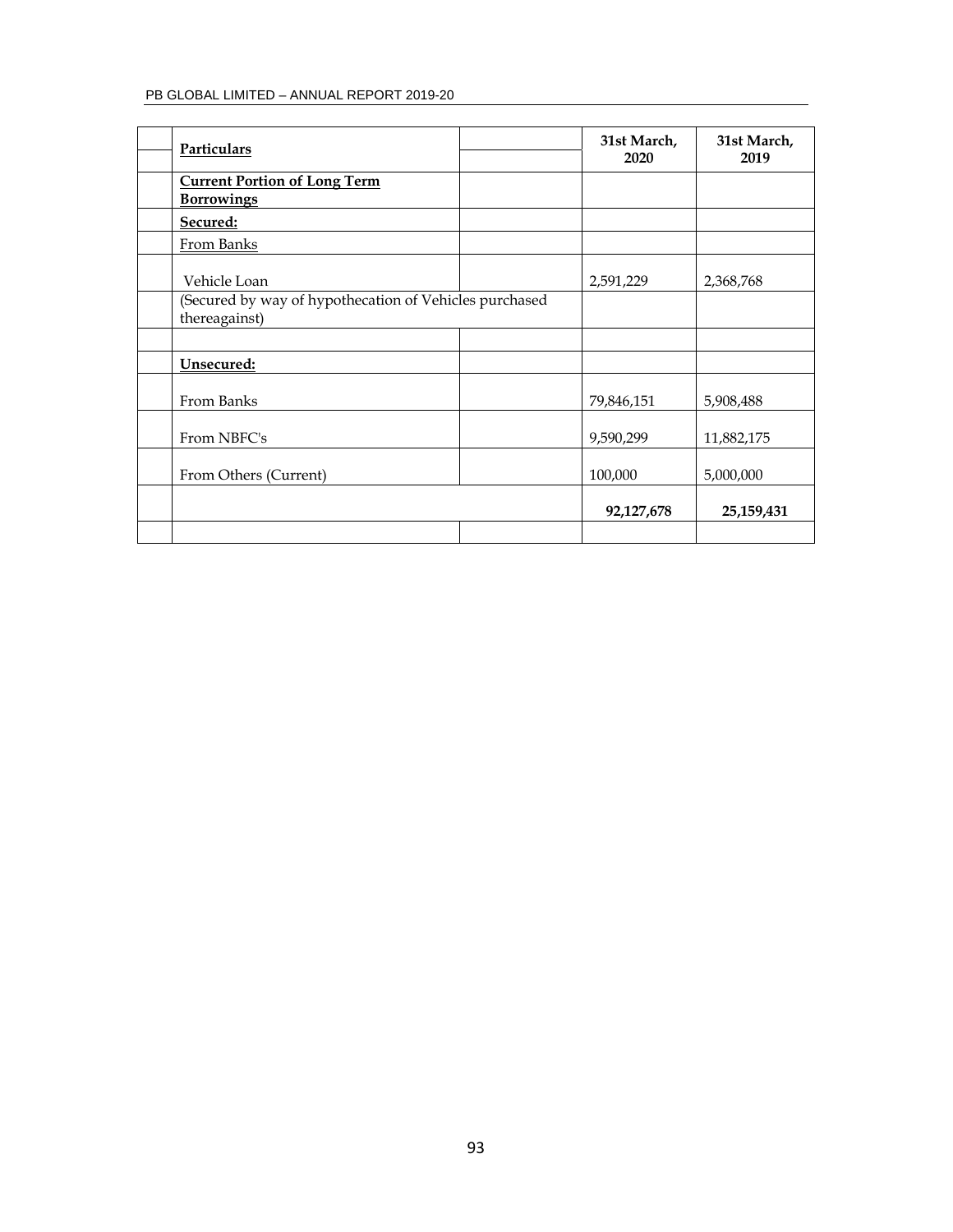| | Particulars | | 31st March, 2020 | 31st March, 2019 |
|---|---|---|---|---|
| | **Current Portion of Long Term Borrowings** | | | |
| | **Secured:** | | | |
| | From Banks | | | |
| | Vehicle Loan | | 2,591,229 | 2,368,768 |
| | (Secured by way of hypothecation of Vehicles purchased thereagainst) | | | |
| | | | | |
| | **Unsecured:** | | | |
| | From Banks | | 79,846,151 | 5,908,488 |
| | From NBFC's | | 9,590,299 | 11,882,175 |
| | From Others (Current) | | 100,000 | 5,000,000 |
| | | | **92,127,678** | **25,159,431** |
| | | | | |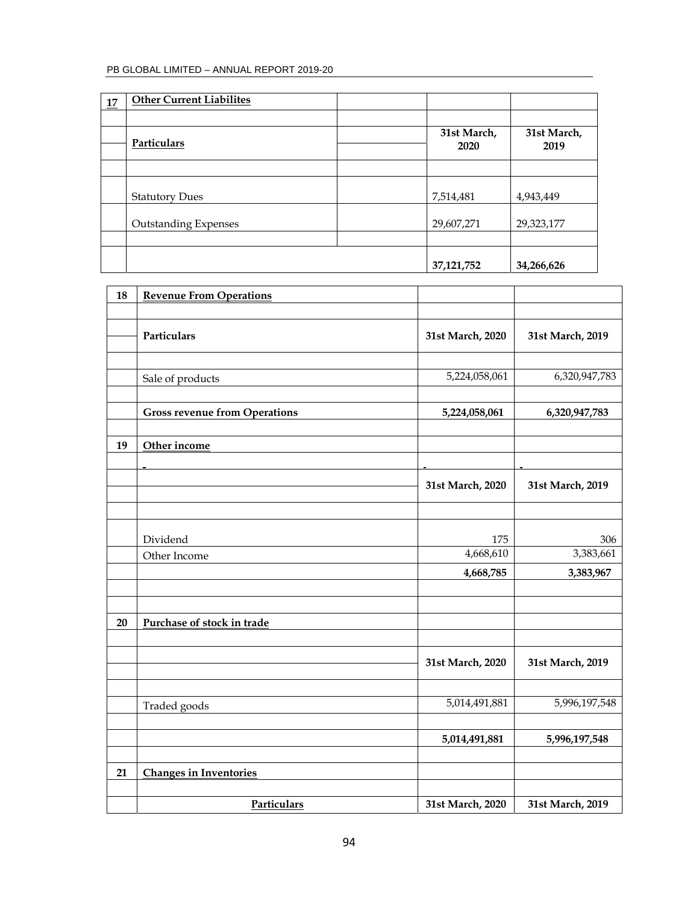| 17 | **Other Current Liabilites** | | |
|---|---|---|---|
| | **Particulars** | **31st March, 2020** | **31st March, 2019** |
| | Statutory Dues | 7,514,481 | 4,943,449 |
| | Outstanding Expenses | 29,607,271 | 29,323,177 |
| | | **37,121,752** | **34,266,626** |

| 18 | **Revenue From Operations** | | |
|---|---|---|---|
| | **Particulars** | **31st March, 2020** | **31st March, 2019** |
| | Sale of products | 5,224,058,061 | 6,320,947,783 |
| | **Gross revenue from Operations** | **5,224,058,061** | **6,320,947,783** |

| 19 | **Other income** | | |
|---|---|---|---|
| | | **31st March, 2020** | **31st March, 2019** |
| | Dividend | 175 | 306 |
| | Other Income | 4,668,610 | 3,383,661 |
| | | **4,668,785** | **3,383,967** |

| 20 | **Purchase of stock in trade** | | |
|---|---|---|---|
| | | **31st March, 2020** | **31st March, 2019** |
| | Traded goods | 5,014,491,881 | 5,996,197,548 |
| | | **5,014,491,881** | **5,996,197,548** |

| 21 | **Changes in Inventories** | | |
|---|---|---|---|
| | **Particulars** | **31st March, 2020** | **31st March, 2019** |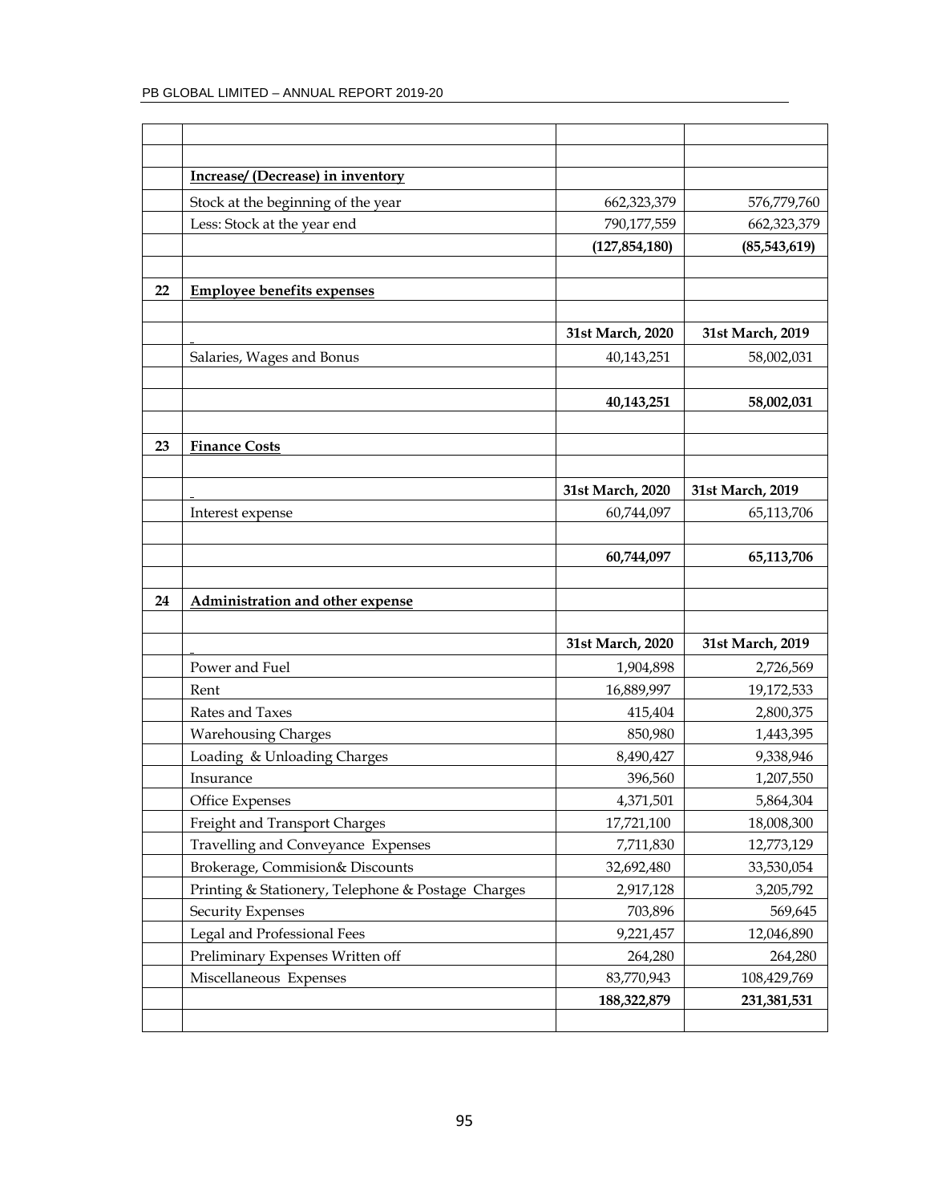| | | | |
|---|---|---|---|
| | | | |
| | **Increase/ (Decrease) in inventory** | | |
| | Stock at the beginning of the year | 662,323,379 | 576,779,760 |
| | Less: Stock at the year end | 790,177,559 | 662,323,379 |
| | | **(127,854,180)** | **(85,543,619)** |
| | | | |
| **22** | **Employee benefits expenses** | | |
| | | | |
| | | **31st March, 2020** | **31st March, 2019** |
| | Salaries, Wages and Bonus | 40,143,251 | 58,002,031 |
| | | | |
| | | **40,143,251** | **58,002,031** |
| | | | |
| **23** | **Finance Costs** | | |
| | | | |
| | | **31st March, 2020** | **31st March, 2019** |
| | Interest expense | 60,744,097 | 65,113,706 |
| | | | |
| | | **60,744,097** | **65,113,706** |
| | | | |
| **24** | **Administration and other expense** | | |
| | | | |
| | | **31st March, 2020** | **31st March, 2019** |
| | Power and Fuel | 1,904,898 | 2,726,569 |
| | Rent | 16,889,997 | 19,172,533 |
| | Rates and Taxes | 415,404 | 2,800,375 |
| | Warehousing Charges | 850,980 | 1,443,395 |
| | Loading & Unloading Charges | 8,490,427 | 9,338,946 |
| | Insurance | 396,560 | 1,207,550 |
| | Office Expenses | 4,371,501 | 5,864,304 |
| | Freight and Transport Charges | 17,721,100 | 18,008,300 |
| | Travelling and Conveyance Expenses | 7,711,830 | 12,773,129 |
| | Brokerage, Commision& Discounts | 32,692,480 | 33,530,054 |
| | Printing & Stationery, Telephone & Postage Charges | 2,917,128 | 3,205,792 |
| | Security Expenses | 703,896 | 569,645 |
| | Legal and Professional Fees | 9,221,457 | 12,046,890 |
| | Preliminary Expenses Written off | 264,280 | 264,280 |
| | Miscellaneous Expenses | 83,770,943 | 108,429,769 |
| | | **188,322,879** | **231,381,531** |
| | | | |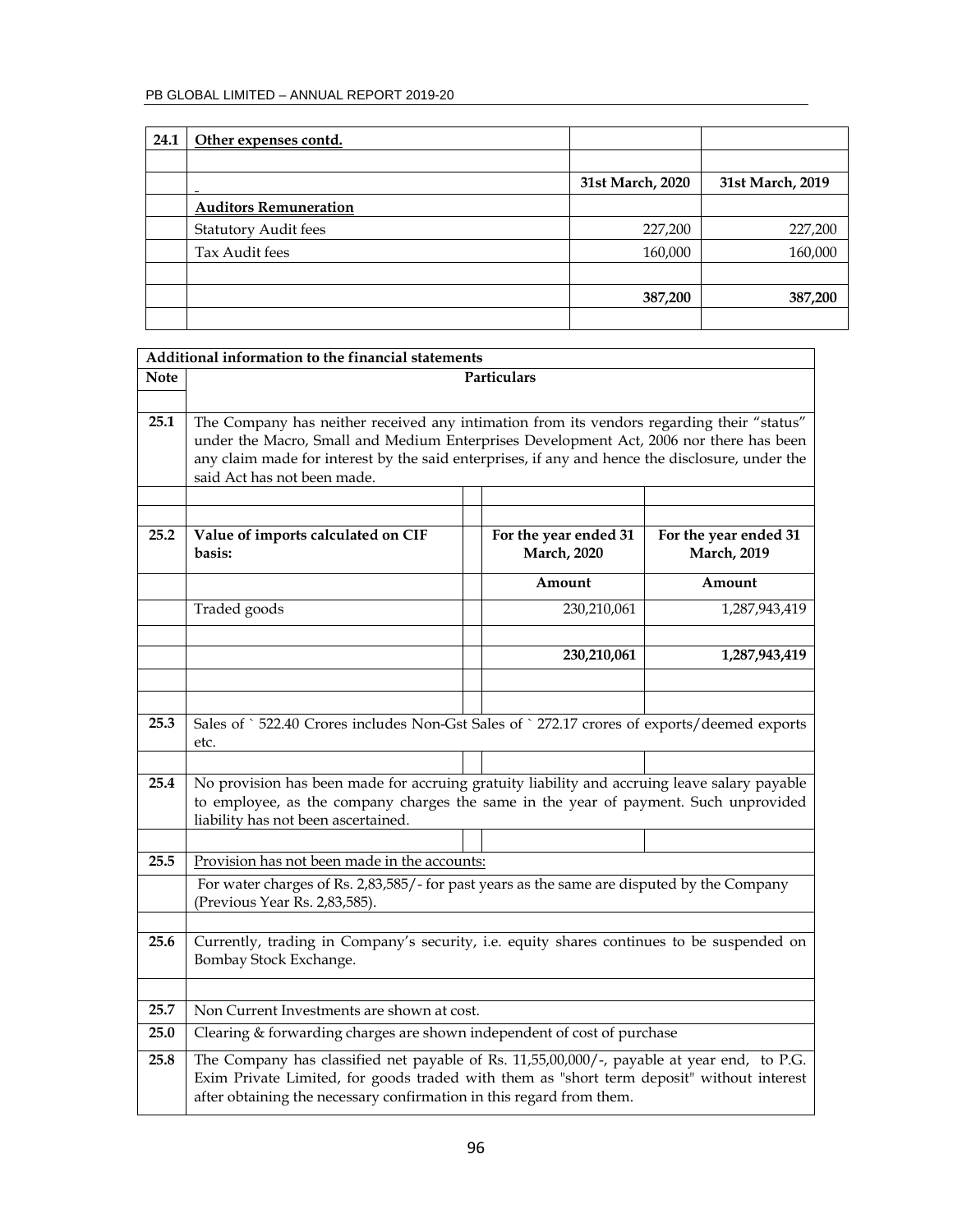| 24.1 | Other expenses contd. | | |
|---|---|---|---|
| | | | |
| | | 31st March, 2020 | 31st March, 2019 |
| | **Auditors Remuneration** | | |
| | Statutory Audit fees | 227,200 | 227,200 |
| | Tax Audit fees | 160,000 | 160,000 |
| | | | |
| | | **387,200** | **387,200** |

| Additional information to the financial statements | | | |
|---|---|---|---|
| **Note** | **Particulars** | | |
| 25.1 | The Company has neither received any intimation from its vendors regarding their "status" under the Macro, Small and Medium Enterprises Development Act, 2006 nor there has been any claim made for interest by the said enterprises, if any and hence the disclosure, under the said Act has not been made. | | |
| | | | |
| 25.2 | **Value of imports calculated on CIF basis:** | **For the year ended 31 March, 2020** | **For the year ended 31 March, 2019** |
| | | **Amount** | **Amount** |
| | Traded goods | 230,210,061 | 1,287,943,419 |
| | | | |
| | | **230,210,061** | **1,287,943,419** |
| | | | |
| 25.3 | Sales of ` 522.40 Crores includes Non-Gst Sales of ` 272.17 crores of exports/deemed exports etc. | | |
| | | | |
| 25.4 | No provision has been made for accruing gratuity liability and accruing leave salary payable to employee, as the company charges the same in the year of payment. Such unprovided liability has not been ascertained. | | |
| | | | |
| 25.5 | Provision has not been made in the accounts: | | |
| | For water charges of Rs. 2,83,585/- for past years as the same are disputed by the Company (Previous Year Rs. 2,83,585). | | |
| | | | |
| 25.6 | Currently, trading in Company's security, i.e. equity shares continues to be suspended on Bombay Stock Exchange. | | |
| | | | |
| 25.7 | Non Current Investments are shown at cost. | | |
| 25.0 | Clearing & forwarding charges are shown independent of cost of purchase | | |
| 25.8 | The Company has classified net payable of Rs. 11,55,00,000/-, payable at year end, to P.G. Exim Private Limited, for goods traded with them as "short term deposit" without interest after obtaining the necessary confirmation in this regard from them. | | |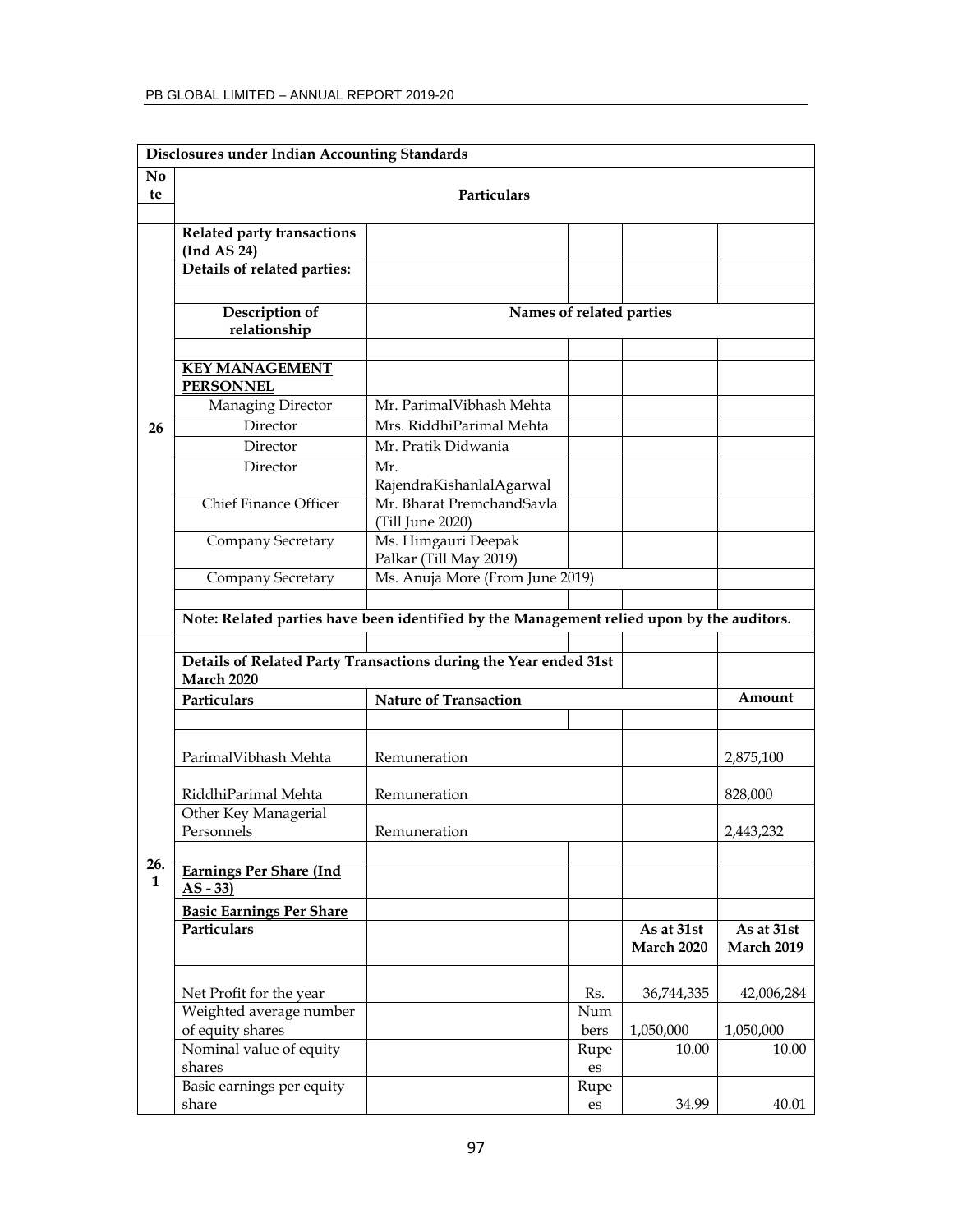## Disclosures under Indian Accounting Standards

| Note | Particulars | | | | |
|---|---|---|---|---|---|
| 26 | **Related party transactions (Ind AS 24)** | | | | |
| | **Details of related parties:** | | | | |
| | | | | | |
| | **Description of relationship** | **Names of related parties** | | | |
| | | | | | |
| | **KEY MANAGEMENT PERSONNEL** | | | | |
| | Managing Director | Mr. ParimalVibhash Mehta | | | |
| | Director | Mrs. RiddhiParimal Mehta | | | |
| | Director | Mr. Pratik Didwania | | | |
| | Director | Mr. RajendraKishanlalAgarwal | | | |
| | Chief Finance Officer | Mr. Bharat PremchandSavla (Till June 2020) | | | |
| | Company Secretary | Ms. Himgauri Deepak Palkar (Till May 2019) | | | |
| | Company Secretary | Ms. Anuja More (From June 2019) | | | |
| | | | | | |
| | **Note: Related parties have been identified by the Management relied upon by the auditors.** | | | | |
| | | | | | |
| | **Details of Related Party Transactions during the Year ended 31st March 2020** | | | | |
| | **Particulars** | **Nature of Transaction** | | | **Amount** |
| | | | | | |
| | ParimalVibhash Mehta | Remuneration | | | 2,875,100 |
| | RiddhiParimal Mehta | Remuneration | | | 828,000 |
| | Other Key Managerial Personnels | Remuneration | | | 2,443,232 |
| | | | | | |
| 26.1 | **Earnings Per Share (Ind AS - 33)** | | | | |
| | **Basic Earnings Per Share** | | | | |
| | **Particulars** | | | **As at 31st March 2020** | **As at 31st March 2019** |
| | Net Profit for the year | | Rs. | 36,744,335 | 42,006,284 |
| | Weighted average number of equity shares | | Numbers | 1,050,000 | 1,050,000 |
| | Nominal value of equity shares | | Rupees | 10.00 | 10.00 |
| | Basic earnings per equity share | | Rupees | 34.99 | 40.01 |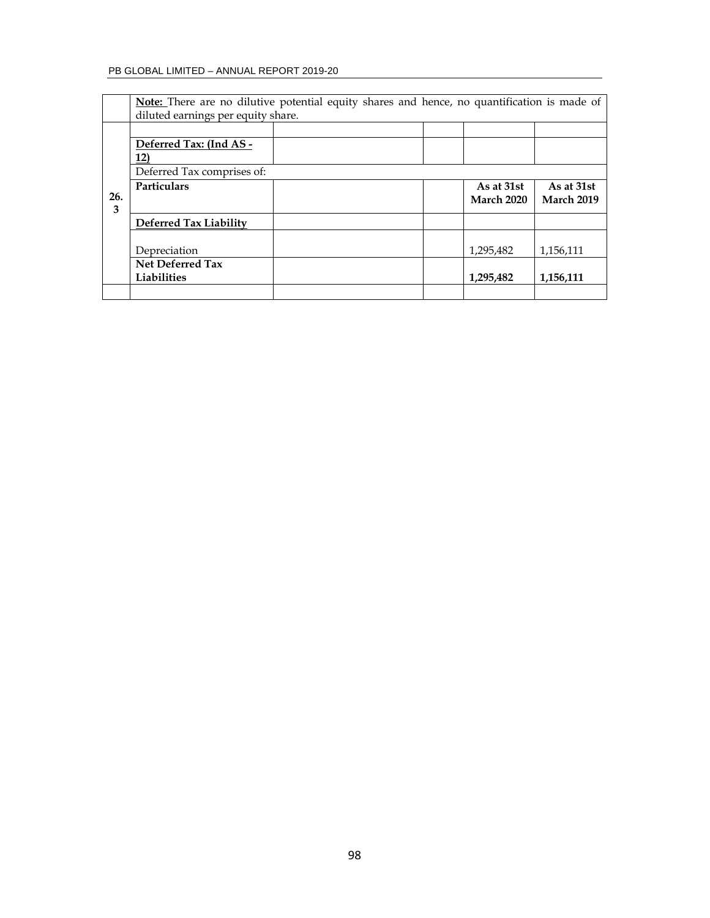**Note:** There are no dilutive potential equity shares and hence, no quantification is made of diluted earnings per equity share.

| | | | | | |
|---|---|---|---|---|---|
| 26.3 | **Deferred Tax: (Ind AS - 12)** | | | | |
| | Deferred Tax comprises of: | | | | |
| | **Particulars** | | | **As at 31st March 2020** | **As at 31st March 2019** |
| | **Deferred Tax Liability** | | | | |
| | Depreciation | | | 1,295,482 | 1,156,111 |
| | **Net Deferred Tax Liabilities** | | | **1,295,482** | **1,156,111** |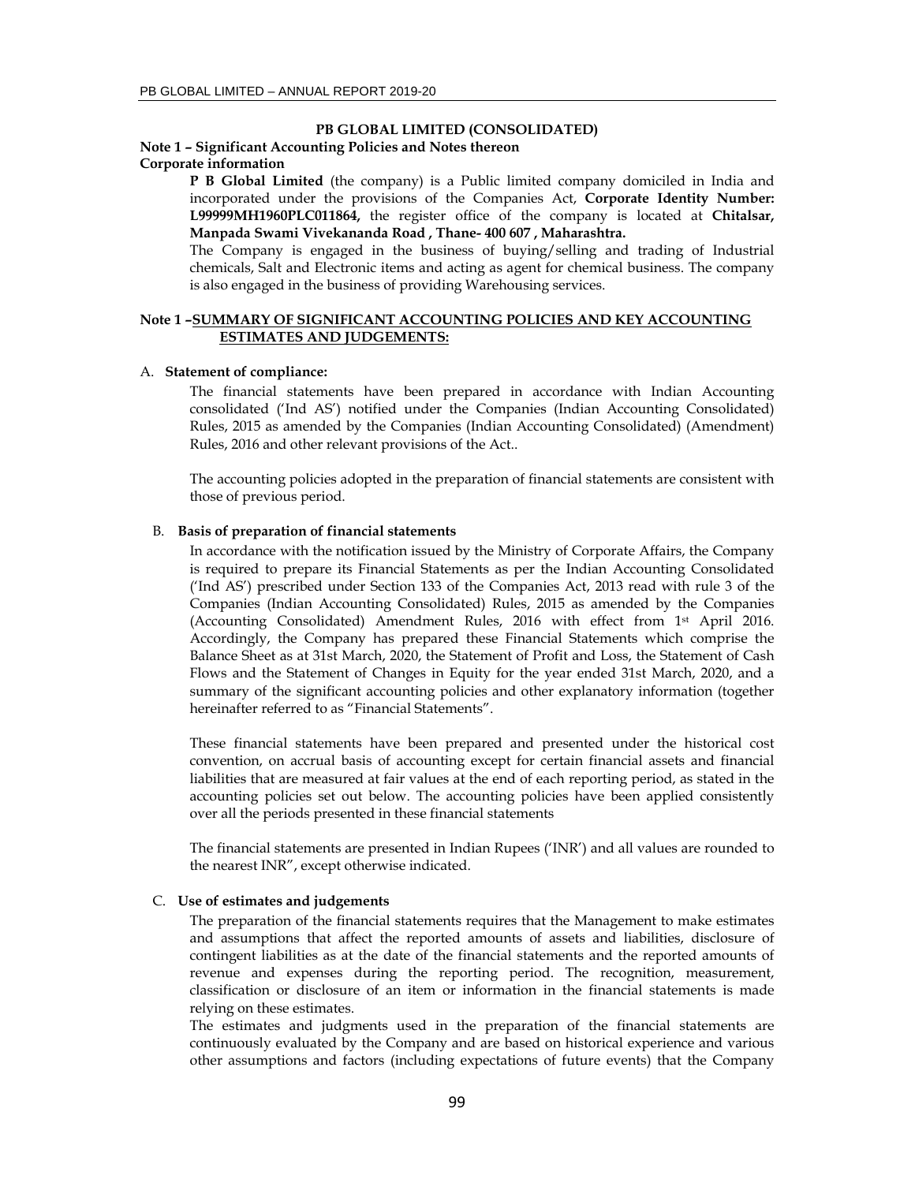**PB GLOBAL LIMITED (CONSOLIDATED)**

**Note 1 – Significant Accounting Policies and Notes thereon**

**Corporate information**

**P B Global Limited** (the company) is a Public limited company domiciled in India and incorporated under the provisions of the Companies Act, **Corporate Identity Number: L99999MH1960PLC011864,** the register office of the company is located at **Chitalsar, Manpada Swami Vivekananda Road , Thane- 400 607 , Maharashtra.**

The Company is engaged in the business of buying/selling and trading of Industrial chemicals, Salt and Electronic items and acting as agent for chemical business. The company is also engaged in the business of providing Warehousing services.

**Note 1 –SUMMARY OF SIGNIFICANT ACCOUNTING POLICIES AND KEY ACCOUNTING ESTIMATES AND JUDGEMENTS:**

A. **Statement of compliance:**

The financial statements have been prepared in accordance with Indian Accounting consolidated ('Ind AS') notified under the Companies (Indian Accounting Consolidated) Rules, 2015 as amended by the Companies (Indian Accounting Consolidated) (Amendment) Rules, 2016 and other relevant provisions of the Act..

The accounting policies adopted in the preparation of financial statements are consistent with those of previous period.

B. **Basis of preparation of financial statements**

In accordance with the notification issued by the Ministry of Corporate Affairs, the Company is required to prepare its Financial Statements as per the Indian Accounting Consolidated ('Ind AS') prescribed under Section 133 of the Companies Act, 2013 read with rule 3 of the Companies (Indian Accounting Consolidated) Rules, 2015 as amended by the Companies (Accounting Consolidated) Amendment Rules, 2016 with effect from 1st April 2016. Accordingly, the Company has prepared these Financial Statements which comprise the Balance Sheet as at 31st March, 2020, the Statement of Profit and Loss, the Statement of Cash Flows and the Statement of Changes in Equity for the year ended 31st March, 2020, and a summary of the significant accounting policies and other explanatory information (together hereinafter referred to as "Financial Statements".

These financial statements have been prepared and presented under the historical cost convention, on accrual basis of accounting except for certain financial assets and financial liabilities that are measured at fair values at the end of each reporting period, as stated in the accounting policies set out below. The accounting policies have been applied consistently over all the periods presented in these financial statements

The financial statements are presented in Indian Rupees ('INR') and all values are rounded to the nearest INR", except otherwise indicated.

C. **Use of estimates and judgements**

The preparation of the financial statements requires that the Management to make estimates and assumptions that affect the reported amounts of assets and liabilities, disclosure of contingent liabilities as at the date of the financial statements and the reported amounts of revenue and expenses during the reporting period. The recognition, measurement, classification or disclosure of an item or information in the financial statements is made relying on these estimates.

The estimates and judgments used in the preparation of the financial statements are continuously evaluated by the Company and are based on historical experience and various other assumptions and factors (including expectations of future events) that the Company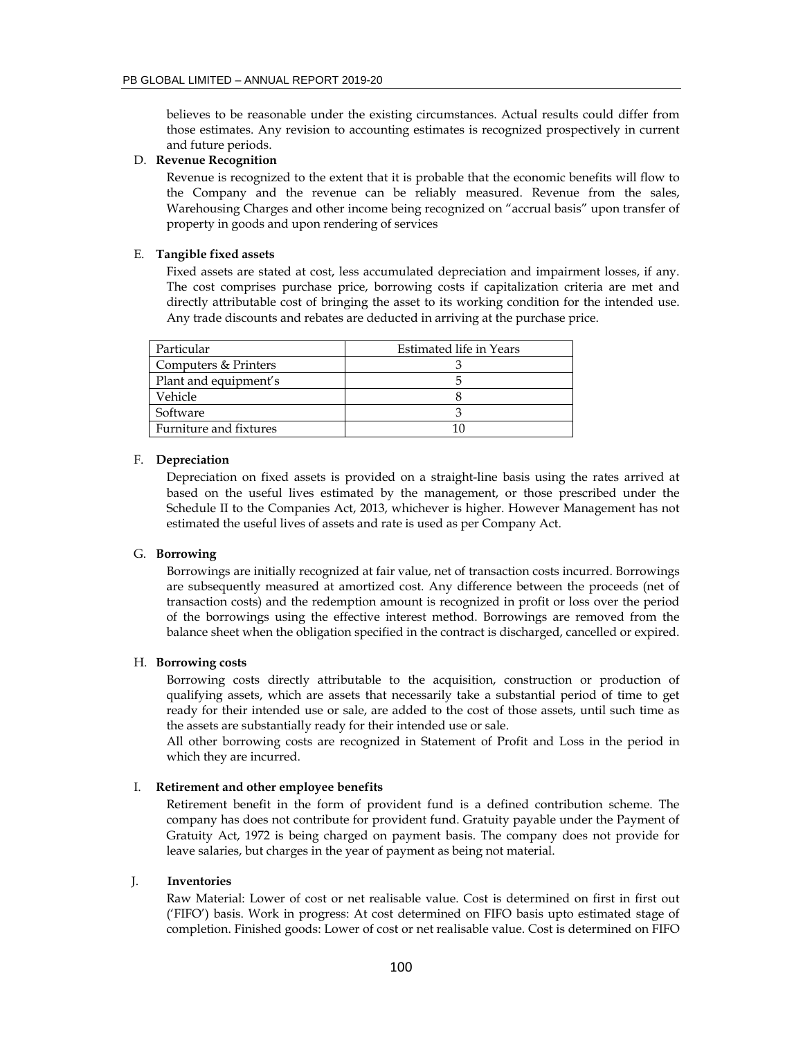believes to be reasonable under the existing circumstances. Actual results could differ from those estimates. Any revision to accounting estimates is recognized prospectively in current and future periods.

D. **Revenue Recognition**

Revenue is recognized to the extent that it is probable that the economic benefits will flow to the Company and the revenue can be reliably measured. Revenue from the sales, Warehousing Charges and other income being recognized on "accrual basis" upon transfer of property in goods and upon rendering of services

E. **Tangible fixed assets**

Fixed assets are stated at cost, less accumulated depreciation and impairment losses, if any. The cost comprises purchase price, borrowing costs if capitalization criteria are met and directly attributable cost of bringing the asset to its working condition for the intended use. Any trade discounts and rebates are deducted in arriving at the purchase price.

| Particular | Estimated life in Years |
|---|---|
| Computers & Printers | 3 |
| Plant and equipment's | 5 |
| Vehicle | 8 |
| Software | 3 |
| Furniture and fixtures | 10 |

F. **Depreciation**

Depreciation on fixed assets is provided on a straight-line basis using the rates arrived at based on the useful lives estimated by the management, or those prescribed under the Schedule II to the Companies Act, 2013, whichever is higher. However Management has not estimated the useful lives of assets and rate is used as per Company Act.

G. **Borrowing**

Borrowings are initially recognized at fair value, net of transaction costs incurred. Borrowings are subsequently measured at amortized cost. Any difference between the proceeds (net of transaction costs) and the redemption amount is recognized in profit or loss over the period of the borrowings using the effective interest method. Borrowings are removed from the balance sheet when the obligation specified in the contract is discharged, cancelled or expired.

H. **Borrowing costs**

Borrowing costs directly attributable to the acquisition, construction or production of qualifying assets, which are assets that necessarily take a substantial period of time to get ready for their intended use or sale, are added to the cost of those assets, until such time as the assets are substantially ready for their intended use or sale.

All other borrowing costs are recognized in Statement of Profit and Loss in the period in which they are incurred.

I. **Retirement and other employee benefits**

Retirement benefit in the form of provident fund is a defined contribution scheme. The company has does not contribute for provident fund. Gratuity payable under the Payment of Gratuity Act, 1972 is being charged on payment basis. The company does not provide for leave salaries, but charges in the year of payment as being not material.

J. **Inventories**

Raw Material: Lower of cost or net realisable value. Cost is determined on first in first out ('FIFO') basis. Work in progress: At cost determined on FIFO basis upto estimated stage of completion. Finished goods: Lower of cost or net realisable value. Cost is determined on FIFO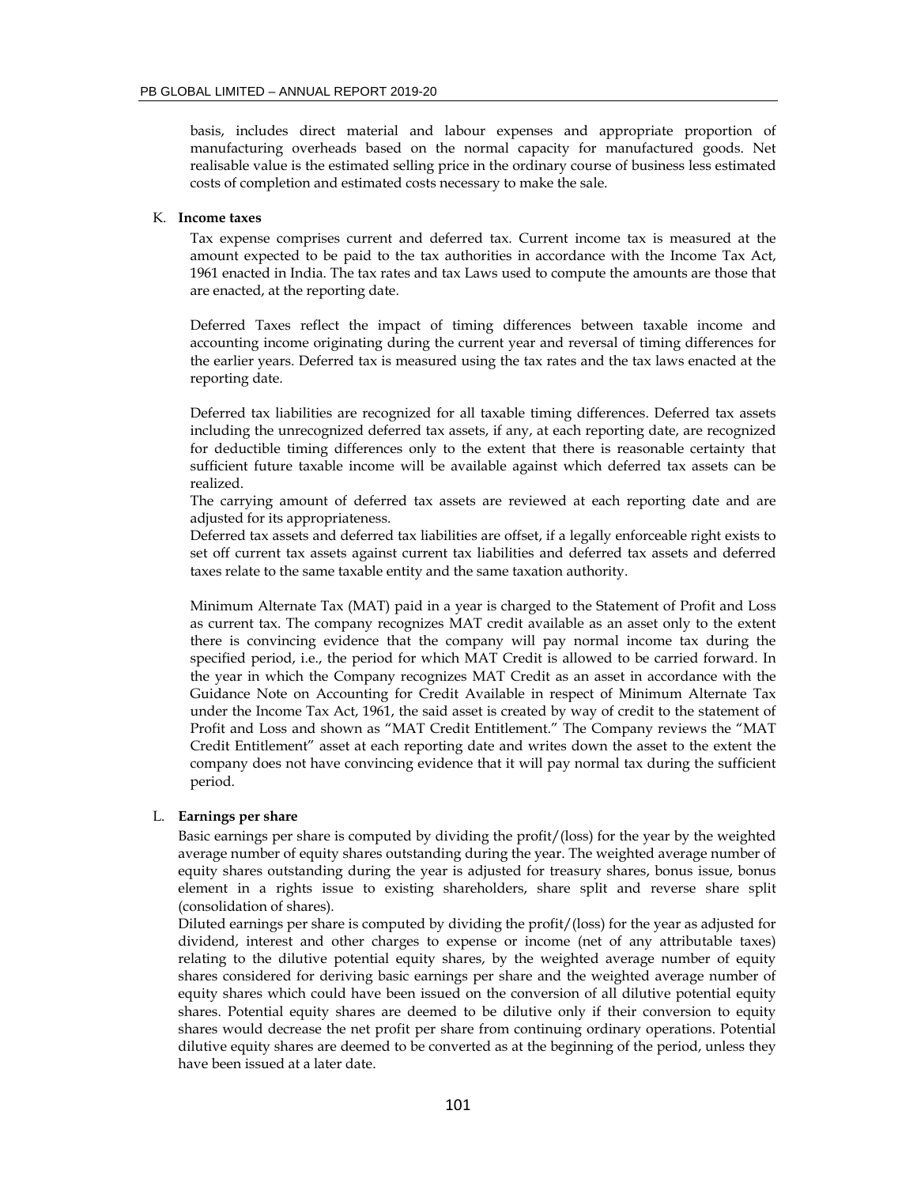basis, includes direct material and labour expenses and appropriate proportion of manufacturing overheads based on the normal capacity for manufactured goods. Net realisable value is the estimated selling price in the ordinary course of business less estimated costs of completion and estimated costs necessary to make the sale.

K. **Income taxes**

Tax expense comprises current and deferred tax. Current income tax is measured at the amount expected to be paid to the tax authorities in accordance with the Income Tax Act, 1961 enacted in India. The tax rates and tax Laws used to compute the amounts are those that are enacted, at the reporting date.

Deferred Taxes reflect the impact of timing differences between taxable income and accounting income originating during the current year and reversal of timing differences for the earlier years. Deferred tax is measured using the tax rates and the tax laws enacted at the reporting date.

Deferred tax liabilities are recognized for all taxable timing differences. Deferred tax assets including the unrecognized deferred tax assets, if any, at each reporting date, are recognized for deductible timing differences only to the extent that there is reasonable certainty that sufficient future taxable income will be available against which deferred tax assets can be realized.

The carrying amount of deferred tax assets are reviewed at each reporting date and are adjusted for its appropriateness.

Deferred tax assets and deferred tax liabilities are offset, if a legally enforceable right exists to set off current tax assets against current tax liabilities and deferred tax assets and deferred taxes relate to the same taxable entity and the same taxation authority.

Minimum Alternate Tax (MAT) paid in a year is charged to the Statement of Profit and Loss as current tax. The company recognizes MAT credit available as an asset only to the extent there is convincing evidence that the company will pay normal income tax during the specified period, i.e., the period for which MAT Credit is allowed to be carried forward. In the year in which the Company recognizes MAT Credit as an asset in accordance with the Guidance Note on Accounting for Credit Available in respect of Minimum Alternate Tax under the Income Tax Act, 1961, the said asset is created by way of credit to the statement of Profit and Loss and shown as "MAT Credit Entitlement." The Company reviews the "MAT Credit Entitlement" asset at each reporting date and writes down the asset to the extent the company does not have convincing evidence that it will pay normal tax during the sufficient period.

L. **Earnings per share**

Basic earnings per share is computed by dividing the profit/(loss) for the year by the weighted average number of equity shares outstanding during the year. The weighted average number of equity shares outstanding during the year is adjusted for treasury shares, bonus issue, bonus element in a rights issue to existing shareholders, share split and reverse share split (consolidation of shares).

Diluted earnings per share is computed by dividing the profit/(loss) for the year as adjusted for dividend, interest and other charges to expense or income (net of any attributable taxes) relating to the dilutive potential equity shares, by the weighted average number of equity shares considered for deriving basic earnings per share and the weighted average number of equity shares which could have been issued on the conversion of all dilutive potential equity shares. Potential equity shares are deemed to be dilutive only if their conversion to equity shares would decrease the net profit per share from continuing ordinary operations. Potential dilutive equity shares are deemed to be converted as at the beginning of the period, unless they have been issued at a later date.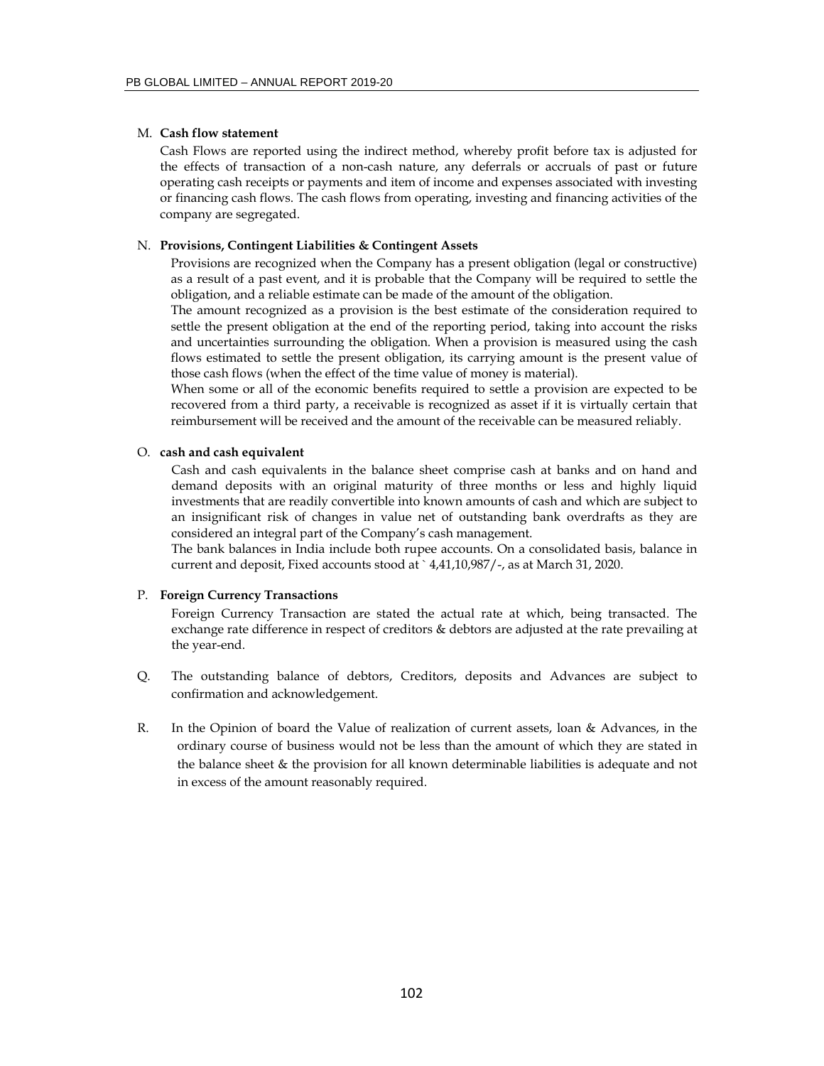M. **Cash flow statement**

Cash Flows are reported using the indirect method, whereby profit before tax is adjusted for the effects of transaction of a non-cash nature, any deferrals or accruals of past or future operating cash receipts or payments and item of income and expenses associated with investing or financing cash flows. The cash flows from operating, investing and financing activities of the company are segregated.

N. **Provisions, Contingent Liabilities & Contingent Assets**

Provisions are recognized when the Company has a present obligation (legal or constructive) as a result of a past event, and it is probable that the Company will be required to settle the obligation, and a reliable estimate can be made of the amount of the obligation.

The amount recognized as a provision is the best estimate of the consideration required to settle the present obligation at the end of the reporting period, taking into account the risks and uncertainties surrounding the obligation. When a provision is measured using the cash flows estimated to settle the present obligation, its carrying amount is the present value of those cash flows (when the effect of the time value of money is material).

When some or all of the economic benefits required to settle a provision are expected to be recovered from a third party, a receivable is recognized as asset if it is virtually certain that reimbursement will be received and the amount of the receivable can be measured reliably.

O. **cash and cash equivalent**

Cash and cash equivalents in the balance sheet comprise cash at banks and on hand and demand deposits with an original maturity of three months or less and highly liquid investments that are readily convertible into known amounts of cash and which are subject to an insignificant risk of changes in value net of outstanding bank overdrafts as they are considered an integral part of the Company's cash management.

The bank balances in India include both rupee accounts. On a consolidated basis, balance in current and deposit, Fixed accounts stood at ` 4,41,10,987/-, as at March 31, 2020.

P. **Foreign Currency Transactions**

Foreign Currency Transaction are stated the actual rate at which, being transacted. The exchange rate difference in respect of creditors & debtors are adjusted at the rate prevailing at the year-end.

Q. The outstanding balance of debtors, Creditors, deposits and Advances are subject to confirmation and acknowledgement.

R. In the Opinion of board the Value of realization of current assets, loan & Advances, in the ordinary course of business would not be less than the amount of which they are stated in the balance sheet & the provision for all known determinable liabilities is adequate and not in excess of the amount reasonably required.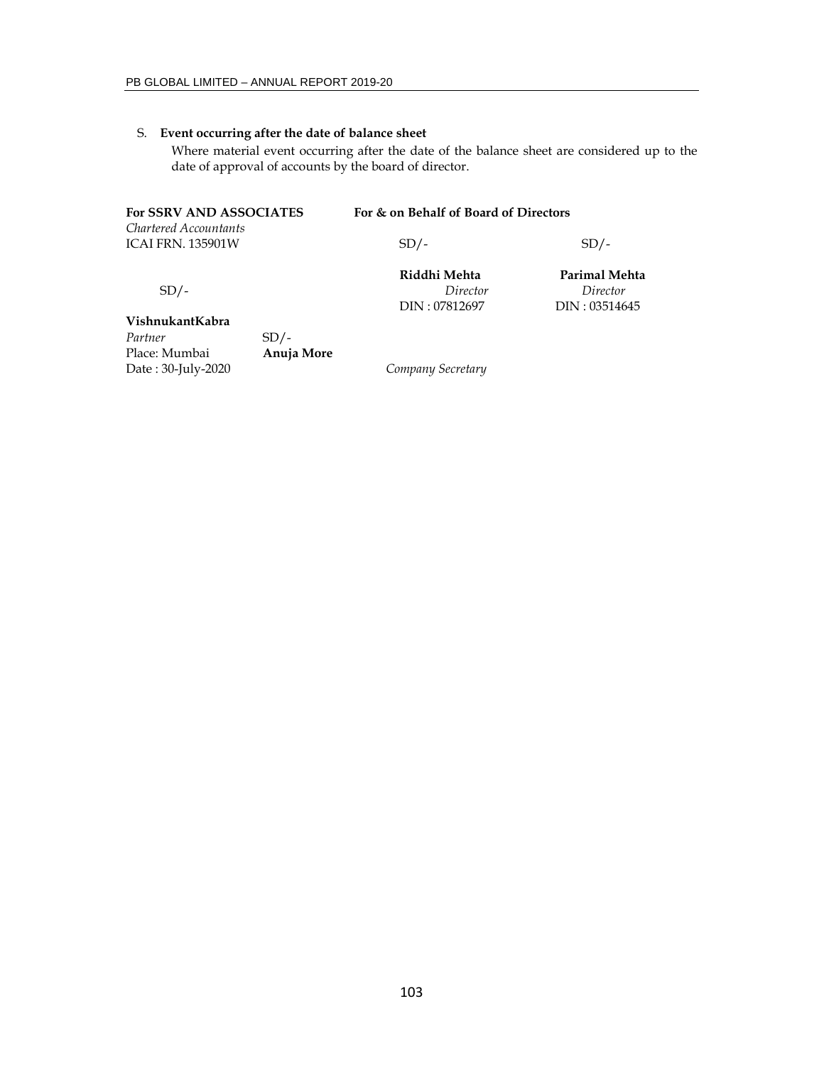S. **Event occurring after the date of balance sheet**

Where material event occurring after the date of the balance sheet are considered up to the date of approval of accounts by the board of director.

**For SSRV AND ASSOCIATES**
*Chartered Accountants*
ICAI FRN. 135901W

SD/-

**VishnukantKabra**
*Partner*
Place: Mumbai
Date : 30-July-2020

**For & on Behalf of Board of Directors**

| SD/- | SD/- |
|---|---|
| **Riddhi Mehta** | **Parimal Mehta** |
| *Director* | *Director* |
| DIN : 07812697 | DIN : 03514645 |

SD/-
**Anuja More**
*Company Secretary*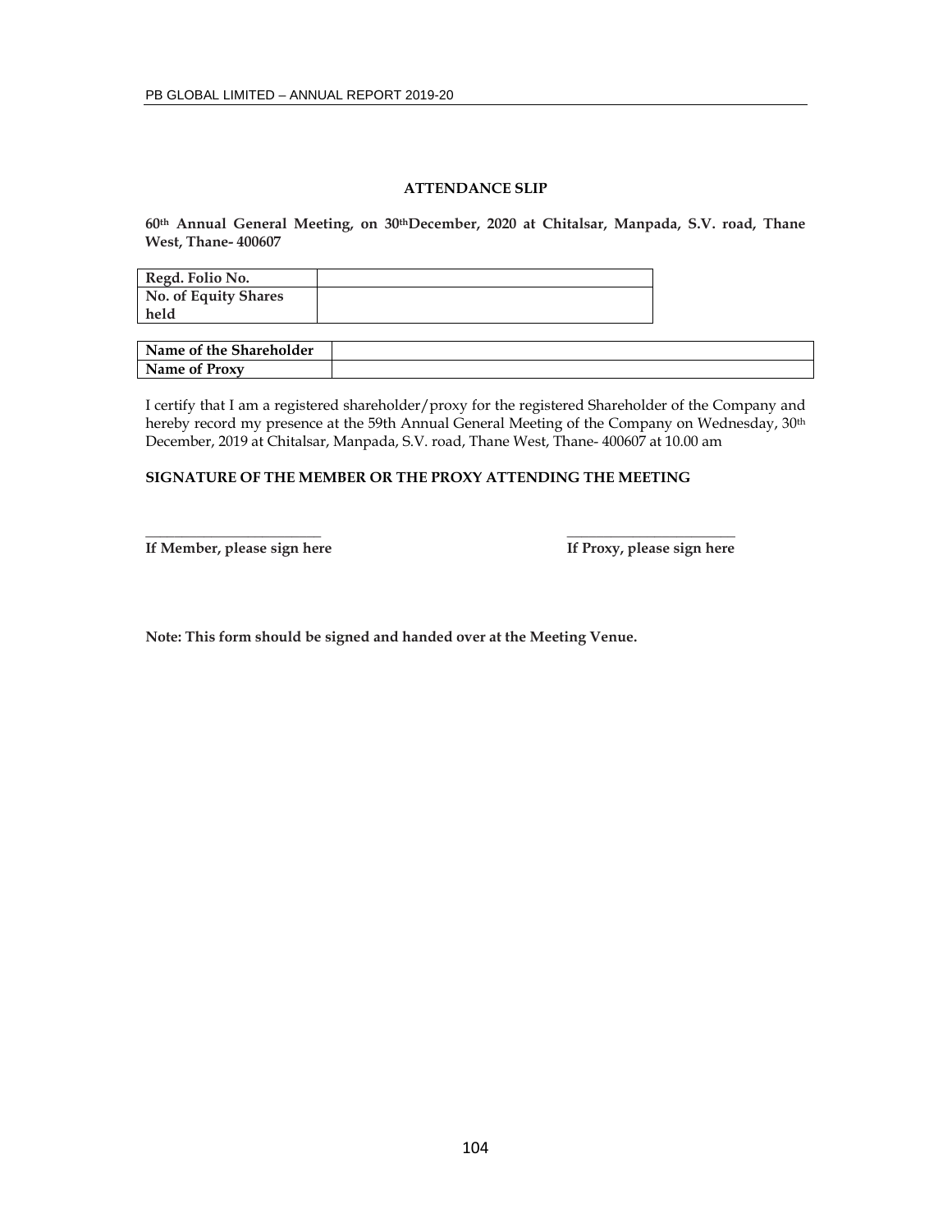## ATTENDANCE SLIP

**60th Annual General Meeting, on 30thDecember, 2020 at Chitalsar, Manpada, S.V. road, Thane West, Thane- 400607**

| **Regd. Folio No.** | |
|---|---|
| **No. of Equity Shares held** | |

| **Name of the Shareholder** | |
|---|---|
| **Name of Proxy** | |

I certify that I am a registered shareholder/proxy for the registered Shareholder of the Company and hereby record my presence at the 59th Annual General Meeting of the Company on Wednesday, 30th December, 2019 at Chitalsar, Manpada, S.V. road, Thane West, Thane- 400607 at 10.00 am

**SIGNATURE OF THE MEMBER OR THE PROXY ATTENDING THE MEETING**

\_\_\_\_\_\_\_\_\_\_\_\_\_\_\_\_\_\_\_\_\_\_\_\_\_ \_\_\_\_\_\_\_\_\_\_\_\_\_\_\_\_\_\_\_\_\_\_\_\_\_

**If Member, please sign here** **If Proxy, please sign here**

**Note: This form should be signed and handed over at the Meeting Venue.**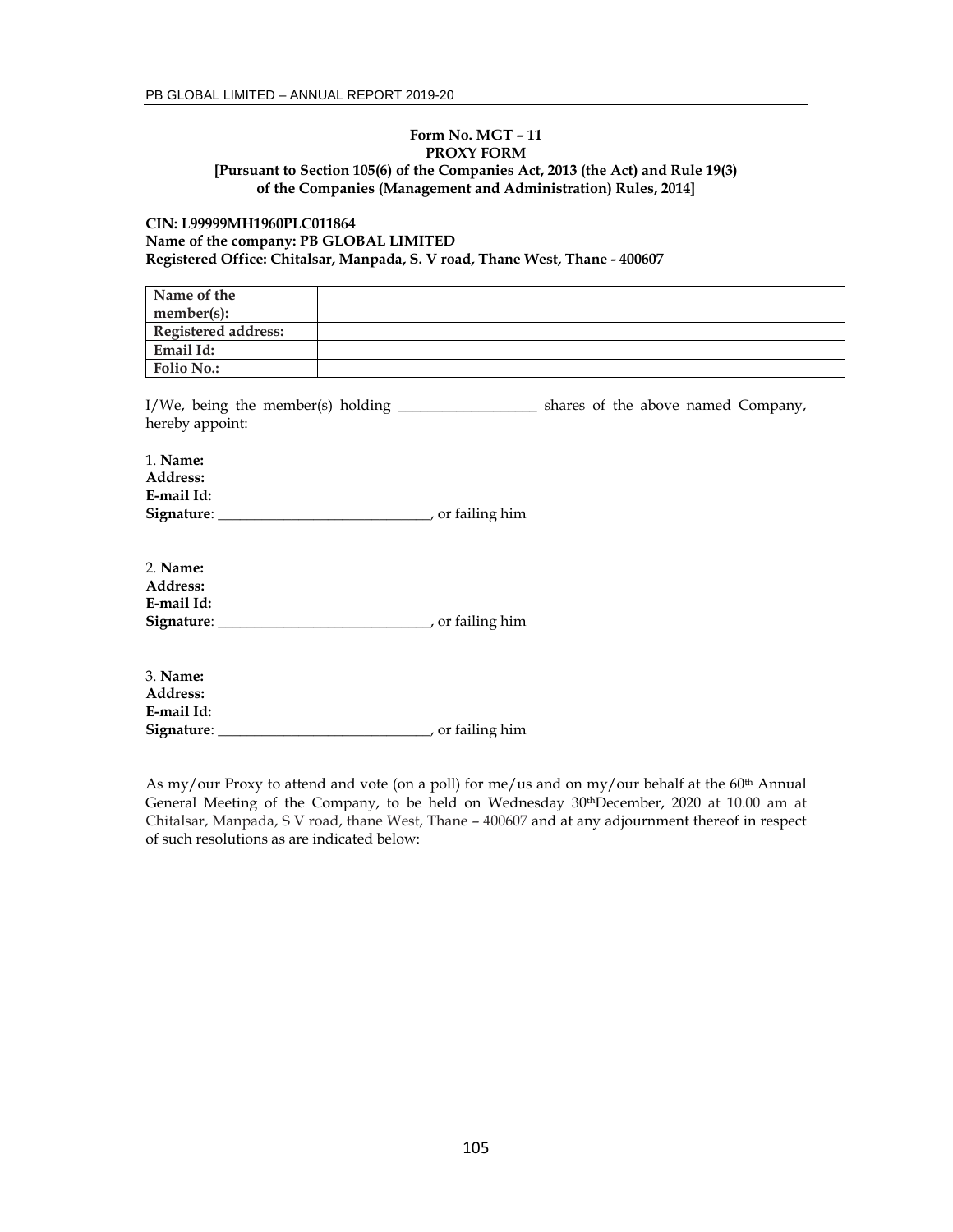**Form No. MGT – 11**
**PROXY FORM**
**[Pursuant to Section 105(6) of the Companies Act, 2013 (the Act) and Rule 19(3) of the Companies (Management and Administration) Rules, 2014]**

**CIN: L99999MH1960PLC011864**
**Name of the company: PB GLOBAL LIMITED**
**Registered Office: Chitalsar, Manpada, S. V road, Thane West, Thane - 400607**

| **Name of the member(s):** | |
|---|---|
| **Registered address:** | |
| **Email Id:** | |
| **Folio No.:** | |

I/We, being the member(s) holding ___________________ shares of the above named Company, hereby appoint:

1. **Name:**
**Address:**
**E-mail Id:**
**Signature**: _____________________________, or failing him

2. **Name:**
**Address:**
**E-mail Id:**
**Signature**: _____________________________, or failing him

3. **Name:**
**Address:**
**E-mail Id:**
**Signature**: _____________________________, or failing him

As my/our Proxy to attend and vote (on a poll) for me/us and on my/our behalf at the 60th Annual General Meeting of the Company, to be held on Wednesday 30th December, 2020 at 10.00 am at Chitalsar, Manpada, S V road, thane West, Thane – 400607 and at any adjournment thereof in respect of such resolutions as are indicated below: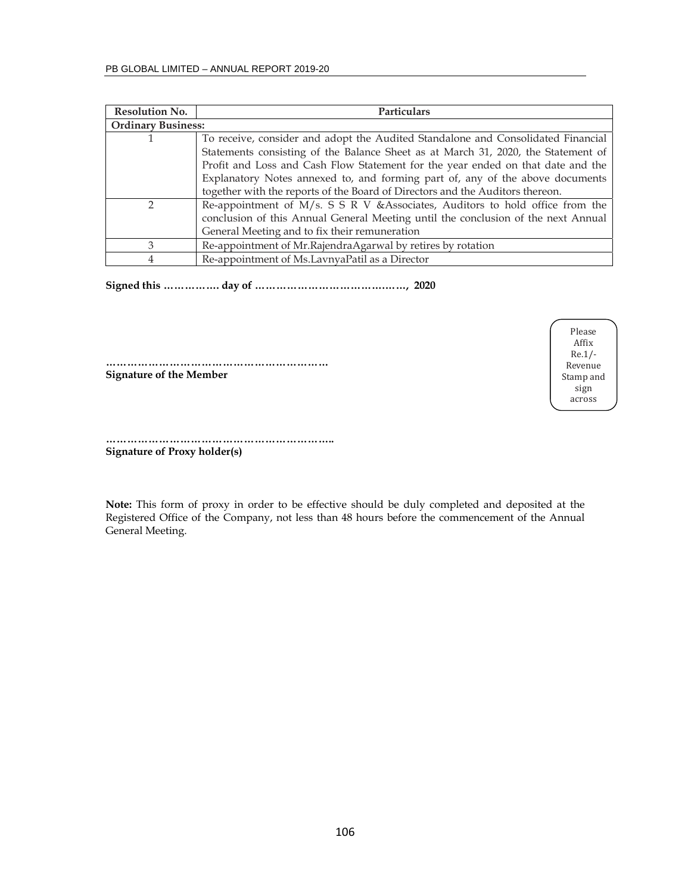| Resolution No. | Particulars |
| --- | --- |
| **Ordinary Business:** | |
| 1 | To receive, consider and adopt the Audited Standalone and Consolidated Financial Statements consisting of the Balance Sheet as at March 31, 2020, the Statement of Profit and Loss and Cash Flow Statement for the year ended on that date and the Explanatory Notes annexed to, and forming part of, any of the above documents together with the reports of the Board of Directors and the Auditors thereon. |
| 2 | Re-appointment of M/s. S S R V &Associates, Auditors to hold office from the conclusion of this Annual General Meeting until the conclusion of the next Annual General Meeting and to fix their remuneration |
| 3 | Re-appointment of Mr.RajendraAgarwal by retires by rotation |
| 4 | Re-appointment of Ms.LavnyaPatil as a Director |

**Signed this ……………. day of ……………………………….…, 2020**

Please Affix Re.1/- Revenue Stamp and sign across

**………………………………………………………**
**Signature of the Member**

**……………………………………………………..**
**Signature of Proxy holder(s)**

**Note:** This form of proxy in order to be effective should be duly completed and deposited at the Registered Office of the Company, not less than 48 hours before the commencement of the Annual General Meeting.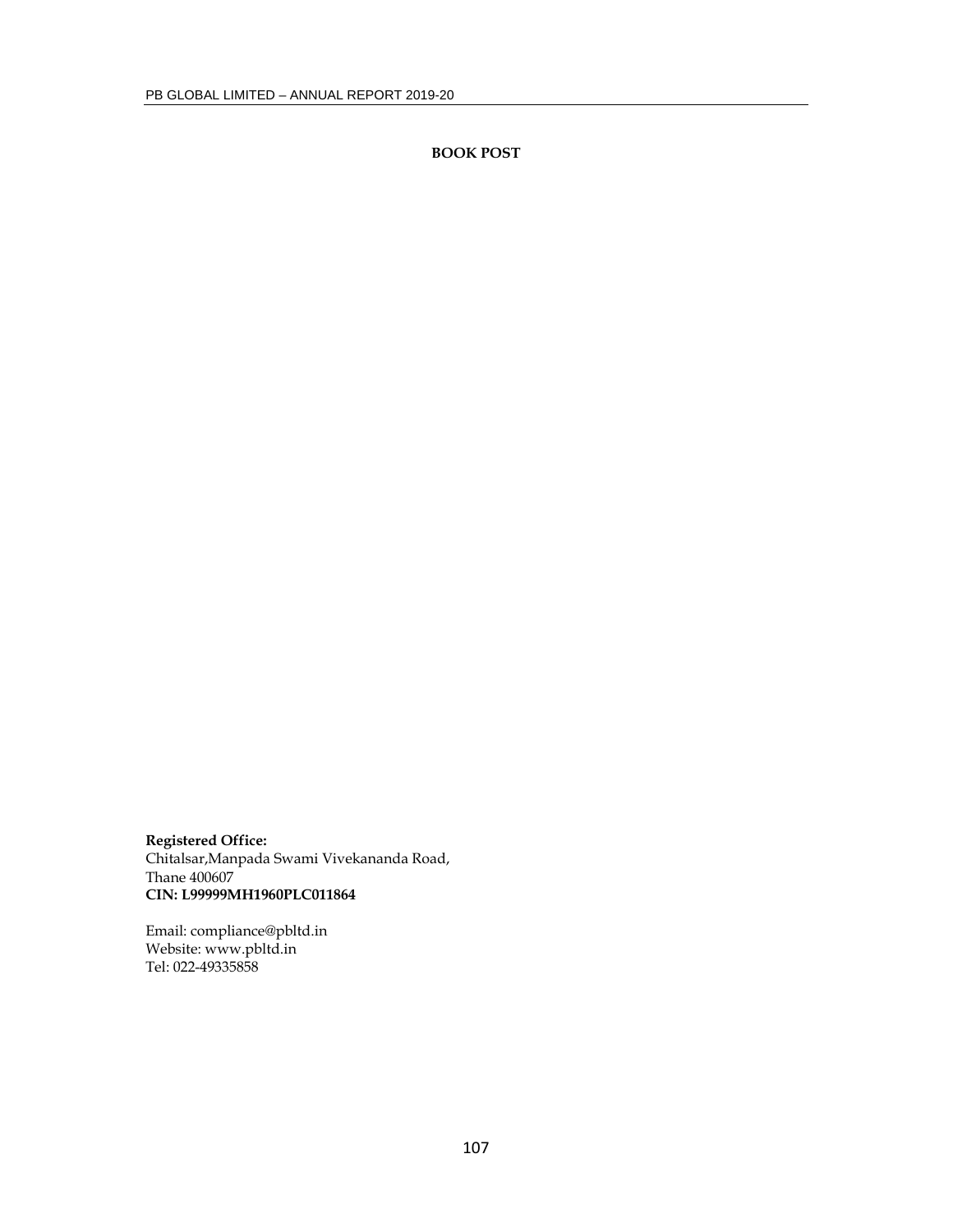**BOOK POST**

**Registered Office:**
Chitalsar,Manpada Swami Vivekananda Road,
Thane 400607
**CIN: L99999MH1960PLC011864**

Email: compliance@pbltd.in
Website: www.pbltd.in
Tel: 022-49335858